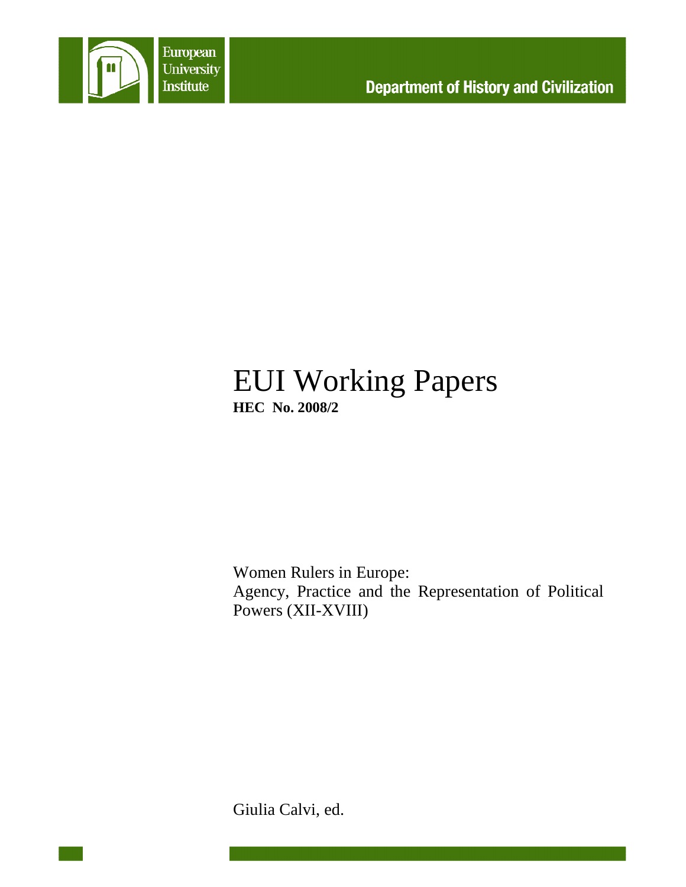European University Institute

Department of History and Civilization

# EUI Working Papers

**HEC No. 2008/2**

Women Rulers in Europe:
Agency, Practice and the Representation of Political Powers (XII-XVIII)

Giulia Calvi, ed.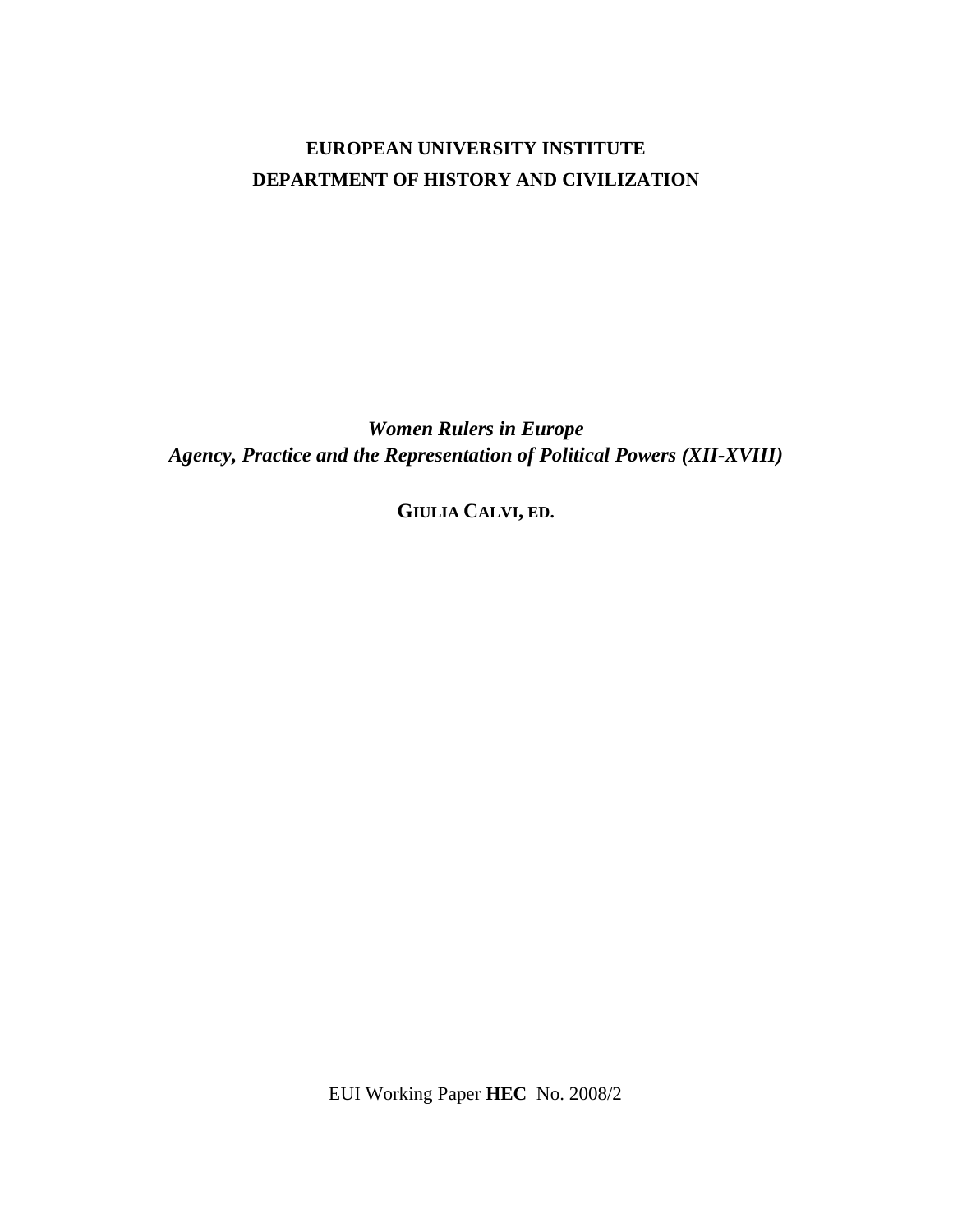**EUROPEAN UNIVERSITY INSTITUTE**
**DEPARTMENT OF HISTORY AND CIVILIZATION**

***Women Rulers in Europe***
***Agency, Practice and the Representation of Political Powers (XII-XVIII)***

**GIULIA CALVI, ED.**

EUI Working Paper **HEC** No. 2008/2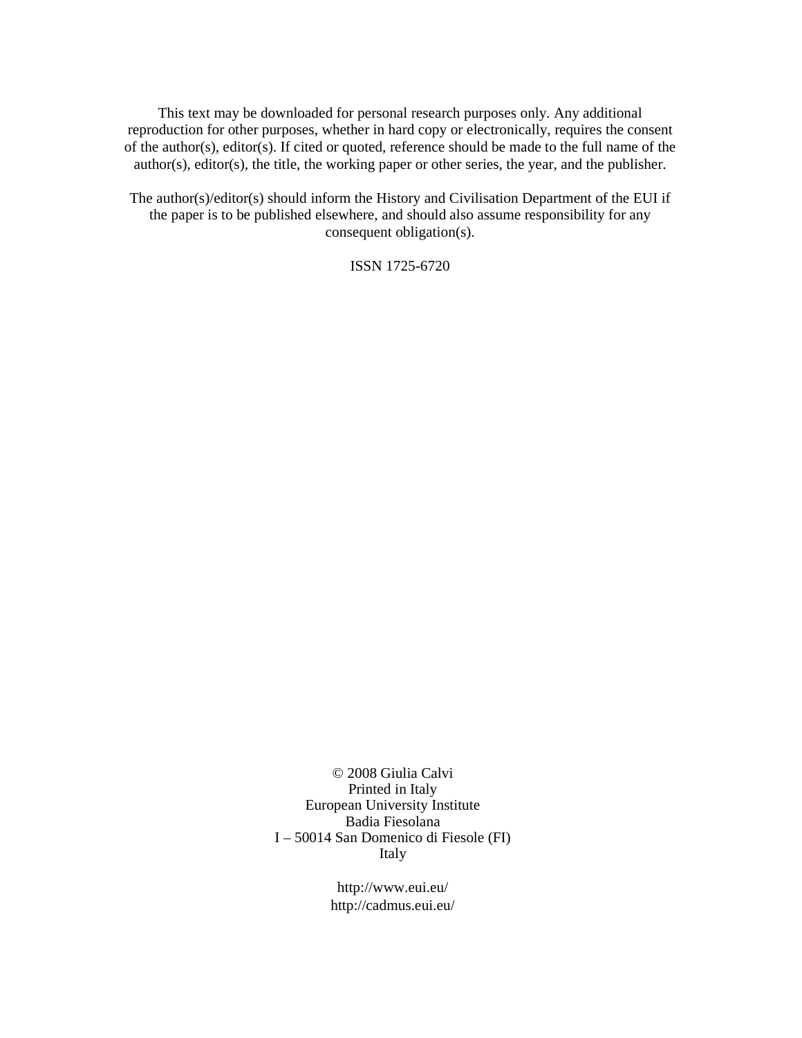This text may be downloaded for personal research purposes only. Any additional reproduction for other purposes, whether in hard copy or electronically, requires the consent of the author(s), editor(s). If cited or quoted, reference should be made to the full name of the author(s), editor(s), the title, the working paper or other series, the year, and the publisher.

The author(s)/editor(s) should inform the History and Civilisation Department of the EUI if the paper is to be published elsewhere, and should also assume responsibility for any consequent obligation(s).

ISSN 1725-6720

© 2008 Giulia Calvi
Printed in Italy
European University Institute
Badia Fiesolana
I – 50014 San Domenico di Fiesole (FI)
Italy

http://www.eui.eu/
http://cadmus.eui.eu/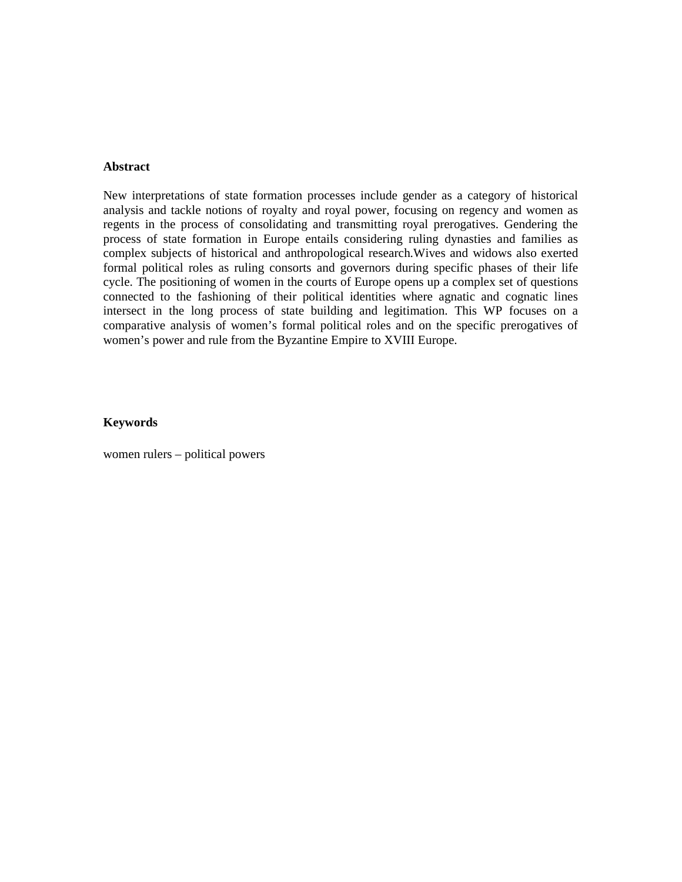**Abstract**

New interpretations of state formation processes include gender as a category of historical analysis and tackle notions of royalty and royal power, focusing on regency and women as regents in the process of consolidating and transmitting royal prerogatives. Gendering the process of state formation in Europe entails considering ruling dynasties and families as complex subjects of historical and anthropological research.Wives and widows also exerted formal political roles as ruling consorts and governors during specific phases of their life cycle. The positioning of women in the courts of Europe opens up a complex set of questions connected to the fashioning of their political identities where agnatic and cognatic lines intersect in the long process of state building and legitimation. This WP focuses on a comparative analysis of women's formal political roles and on the specific prerogatives of women's power and rule from the Byzantine Empire to XVIII Europe.

**Keywords**

women rulers – political powers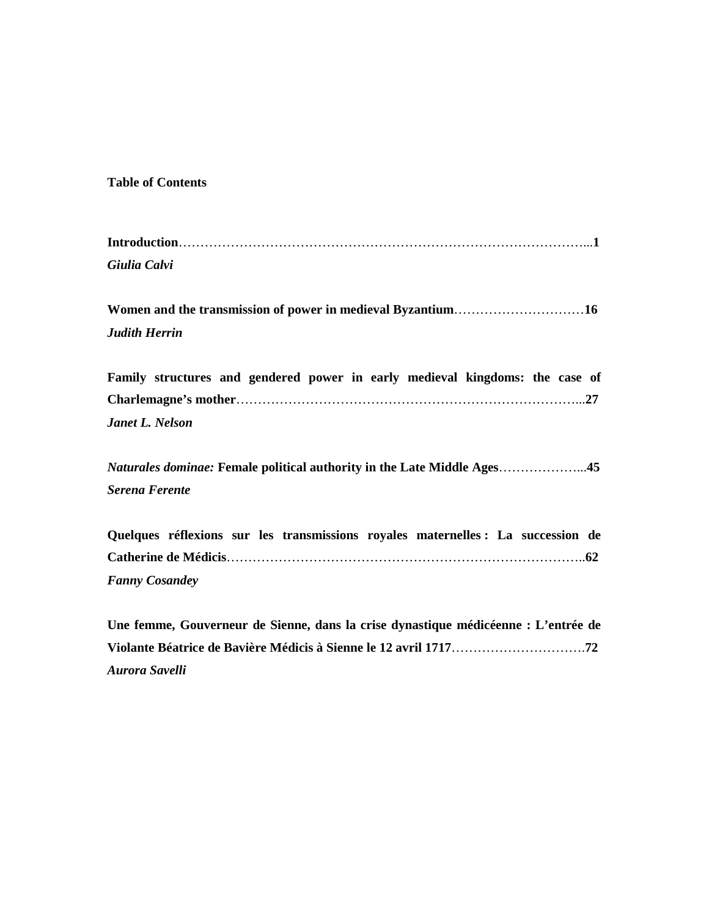**Table of Contents**

**Introduction**……………………………………………………………………………………...**1**
***Giulia Calvi***

**Women and the transmission of power in medieval Byzantium**…………………………**16**
***Judith Herrin***

**Family structures and gendered power in early medieval kingdoms: the case of Charlemagne's mother**………………………………………………………………………...**27**
***Janet L. Nelson***

***Naturales dominae:* Female political authority in the Late Middle Ages**………………...**45**
***Serena Ferente***

**Quelques réflexions sur les transmissions royales maternelles : La succession de Catherine de Médicis**……………………………………………………………………….**62**
***Fanny Cosandey***

**Une femme, Gouverneur de Sienne, dans la crise dynastique médicéenne : L'entrée de Violante Béatrice de Bavière Médicis à Sienne le 12 avril 1717**………………………….**72**
***Aurora Savelli***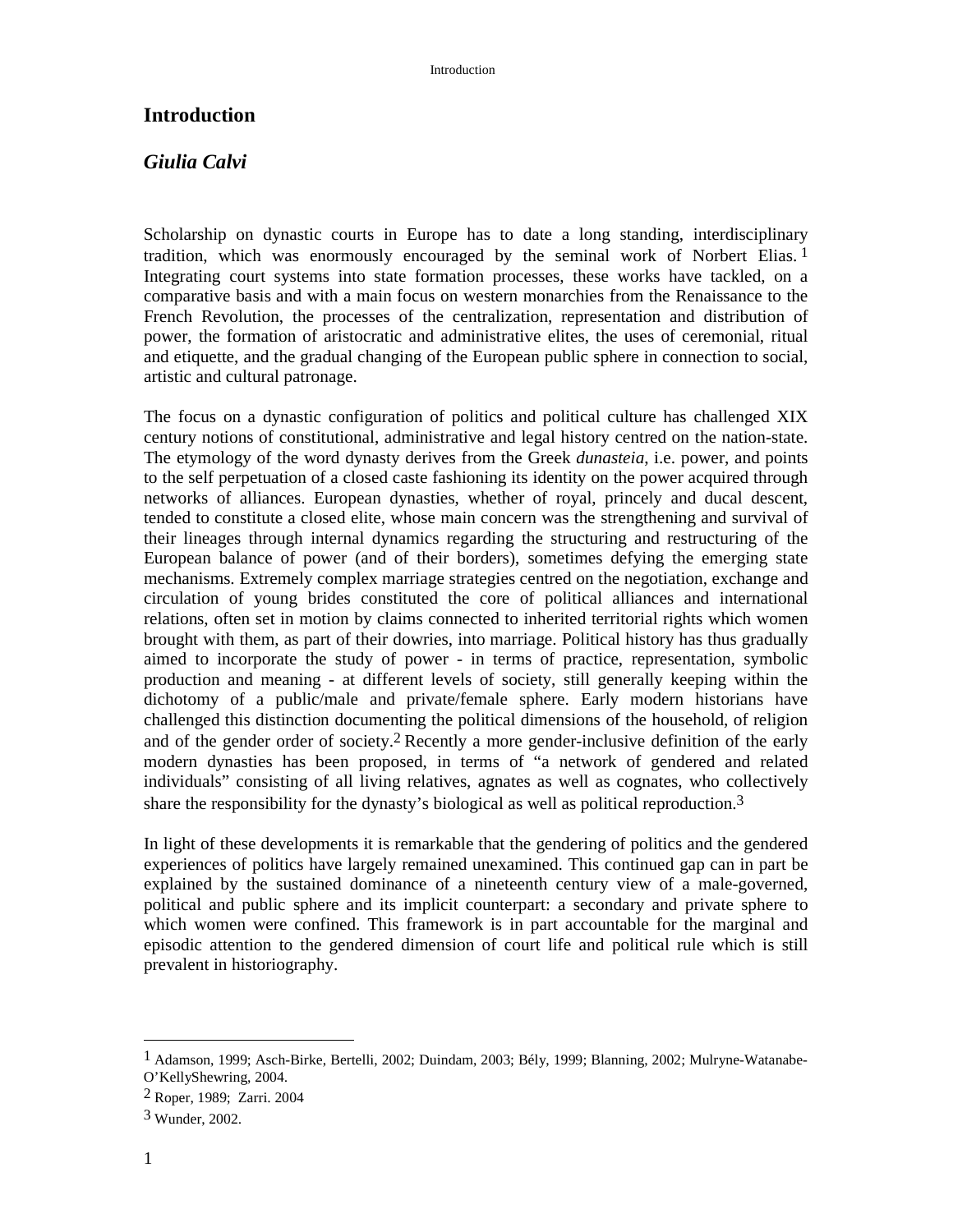# Introduction

## *Giulia Calvi*

Scholarship on dynastic courts in Europe has to date a long standing, interdisciplinary tradition, which was enormously encouraged by the seminal work of Norbert Elias.[1] Integrating court systems into state formation processes, these works have tackled, on a comparative basis and with a main focus on western monarchies from the Renaissance to the French Revolution, the processes of the centralization, representation and distribution of power, the formation of aristocratic and administrative elites, the uses of ceremonial, ritual and etiquette, and the gradual changing of the European public sphere in connection to social, artistic and cultural patronage.

The focus on a dynastic configuration of politics and political culture has challenged XIX century notions of constitutional, administrative and legal history centred on the nation-state. The etymology of the word dynasty derives from the Greek *dunasteia*, i.e. power, and points to the self perpetuation of a closed caste fashioning its identity on the power acquired through networks of alliances. European dynasties, whether of royal, princely and ducal descent, tended to constitute a closed elite, whose main concern was the strengthening and survival of their lineages through internal dynamics regarding the structuring and restructuring of the European balance of power (and of their borders), sometimes defying the emerging state mechanisms. Extremely complex marriage strategies centred on the negotiation, exchange and circulation of young brides constituted the core of political alliances and international relations, often set in motion by claims connected to inherited territorial rights which women brought with them, as part of their dowries, into marriage. Political history has thus gradually aimed to incorporate the study of power - in terms of practice, representation, symbolic production and meaning - at different levels of society, still generally keeping within the dichotomy of a public/male and private/female sphere. Early modern historians have challenged this distinction documenting the political dimensions of the household, of religion and of the gender order of society.[2] Recently a more gender-inclusive definition of the early modern dynasties has been proposed, in terms of "a network of gendered and related individuals" consisting of all living relatives, agnates as well as cognates, who collectively share the responsibility for the dynasty's biological as well as political reproduction.[3]

In light of these developments it is remarkable that the gendering of politics and the gendered experiences of politics have largely remained unexamined. This continued gap can in part be explained by the sustained dominance of a nineteenth century view of a male-governed, political and public sphere and its implicit counterpart: a secondary and private sphere to which women were confined. This framework is in part accountable for the marginal and episodic attention to the gendered dimension of court life and political rule which is still prevalent in historiography.

---

[1] Adamson, 1999; Asch-Birke, Bertelli, 2002; Duindam, 2003; Bély, 1999; Blanning, 2002; Mulryne-Watanabe-O'KellyShewring, 2004.

[2] Roper, 1989; Zarri. 2004

[3] Wunder, 2002.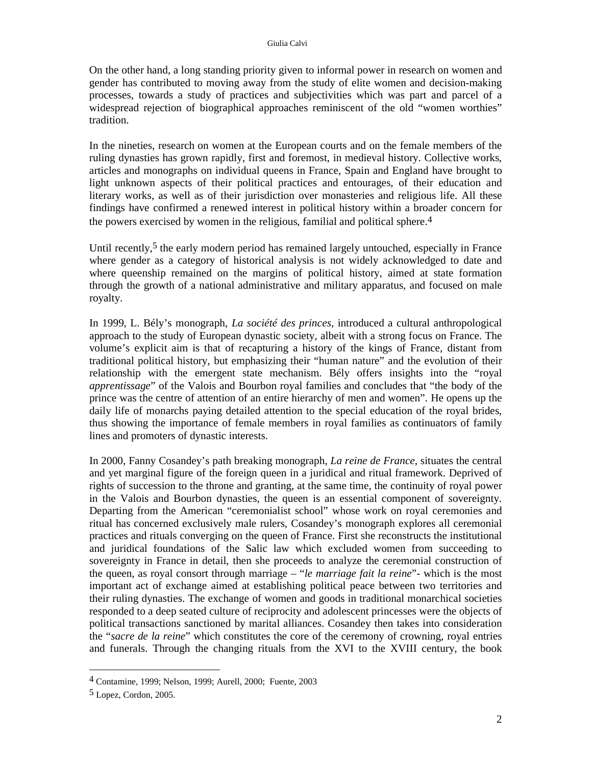On the other hand, a long standing priority given to informal power in research on women and gender has contributed to moving away from the study of elite women and decision-making processes, towards a study of practices and subjectivities which was part and parcel of a widespread rejection of biographical approaches reminiscent of the old "women worthies" tradition.

In the nineties, research on women at the European courts and on the female members of the ruling dynasties has grown rapidly, first and foremost, in medieval history. Collective works, articles and monographs on individual queens in France, Spain and England have brought to light unknown aspects of their political practices and entourages, of their education and literary works, as well as of their jurisdiction over monasteries and religious life. All these findings have confirmed a renewed interest in political history within a broader concern for the powers exercised by women in the religious, familial and political sphere.[4]

Until recently,[5] the early modern period has remained largely untouched, especially in France where gender as a category of historical analysis is not widely acknowledged to date and where queenship remained on the margins of political history, aimed at state formation through the growth of a national administrative and military apparatus, and focused on male royalty.

In 1999, L. Bély's monograph, *La société des princes*, introduced a cultural anthropological approach to the study of European dynastic society, albeit with a strong focus on France. The volume's explicit aim is that of recapturing a history of the kings of France, distant from traditional political history, but emphasizing their "human nature" and the evolution of their relationship with the emergent state mechanism. Bély offers insights into the "royal *apprentissage*" of the Valois and Bourbon royal families and concludes that "the body of the prince was the centre of attention of an entire hierarchy of men and women". He opens up the daily life of monarchs paying detailed attention to the special education of the royal brides, thus showing the importance of female members in royal families as continuators of family lines and promoters of dynastic interests.

In 2000, Fanny Cosandey's path breaking monograph, *La reine de France*, situates the central and yet marginal figure of the foreign queen in a juridical and ritual framework. Deprived of rights of succession to the throne and granting, at the same time, the continuity of royal power in the Valois and Bourbon dynasties, the queen is an essential component of sovereignty. Departing from the American "ceremonialist school" whose work on royal ceremonies and ritual has concerned exclusively male rulers, Cosandey's monograph explores all ceremonial practices and rituals converging on the queen of France. First she reconstructs the institutional and juridical foundations of the Salic law which excluded women from succeeding to sovereignty in France in detail, then she proceeds to analyze the ceremonial construction of the queen, as royal consort through marriage – "*le marriage fait la reine*"- which is the most important act of exchange aimed at establishing political peace between two territories and their ruling dynasties. The exchange of women and goods in traditional monarchical societies responded to a deep seated culture of reciprocity and adolescent princesses were the objects of political transactions sanctioned by marital alliances. Cosandey then takes into consideration the "*sacre de la reine*" which constitutes the core of the ceremony of crowning, royal entries and funerals. Through the changing rituals from the XVI to the XVIII century, the book

---

[4] Contamine, 1999; Nelson, 1999; Aurell, 2000; Fuente, 2003

[5] Lopez, Cordon, 2005.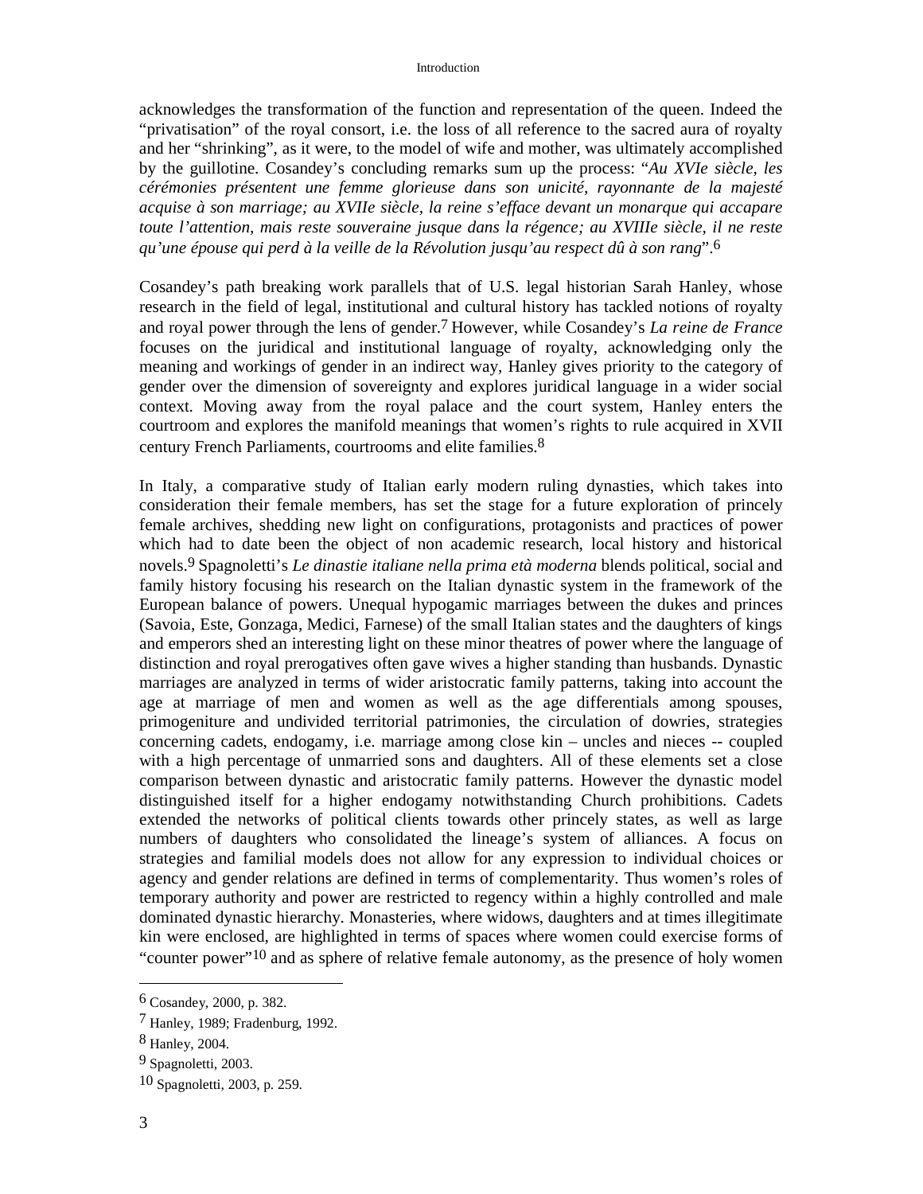acknowledges the transformation of the function and representation of the queen. Indeed the "privatisation" of the royal consort, i.e. the loss of all reference to the sacred aura of royalty and her "shrinking", as it were, to the model of wife and mother, was ultimately accomplished by the guillotine. Cosandey's concluding remarks sum up the process: "*Au XVIe siècle, les cérémonies présentent une femme glorieuse dans son unicité, rayonnante de la majesté acquise à son marriage; au XVIIe siècle, la reine s'efface devant un monarque qui accapare toute l'attention, mais reste souveraine jusque dans la régence; au XVIIIe siècle, il ne reste qu'une épouse qui perd à la veille de la Révolution jusqu'au respect dû à son rang*".[6]

Cosandey's path breaking work parallels that of U.S. legal historian Sarah Hanley, whose research in the field of legal, institutional and cultural history has tackled notions of royalty and royal power through the lens of gender.[7] However, while Cosandey's *La reine de France* focuses on the juridical and institutional language of royalty, acknowledging only the meaning and workings of gender in an indirect way, Hanley gives priority to the category of gender over the dimension of sovereignty and explores juridical language in a wider social context. Moving away from the royal palace and the court system, Hanley enters the courtroom and explores the manifold meanings that women's rights to rule acquired in XVII century French Parliaments, courtrooms and elite families.[8]

In Italy, a comparative study of Italian early modern ruling dynasties, which takes into consideration their female members, has set the stage for a future exploration of princely female archives, shedding new light on configurations, protagonists and practices of power which had to date been the object of non academic research, local history and historical novels.[9] Spagnoletti's *Le dinastie italiane nella prima età moderna* blends political, social and family history focusing his research on the Italian dynastic system in the framework of the European balance of powers. Unequal hypogamic marriages between the dukes and princes (Savoia, Este, Gonzaga, Medici, Farnese) of the small Italian states and the daughters of kings and emperors shed an interesting light on these minor theatres of power where the language of distinction and royal prerogatives often gave wives a higher standing than husbands. Dynastic marriages are analyzed in terms of wider aristocratic family patterns, taking into account the age at marriage of men and women as well as the age differentials among spouses, primogeniture and undivided territorial patrimonies, the circulation of dowries, strategies concerning cadets, endogamy, i.e. marriage among close kin – uncles and nieces -- coupled with a high percentage of unmarried sons and daughters. All of these elements set a close comparison between dynastic and aristocratic family patterns. However the dynastic model distinguished itself for a higher endogamy notwithstanding Church prohibitions. Cadets extended the networks of political clients towards other princely states, as well as large numbers of daughters who consolidated the lineage's system of alliances. A focus on strategies and familial models does not allow for any expression to individual choices or agency and gender relations are defined in terms of complementarity. Thus women's roles of temporary authority and power are restricted to regency within a highly controlled and male dominated dynastic hierarchy. Monasteries, where widows, daughters and at times illegitimate kin were enclosed, are highlighted in terms of spaces where women could exercise forms of "counter power"[10] and as sphere of relative female autonomy, as the presence of holy women

---

[6] Cosandey, 2000, p. 382.

[7] Hanley, 1989; Fradenburg, 1992.

[8] Hanley, 2004.

[9] Spagnoletti, 2003.

[10] Spagnoletti, 2003, p. 259.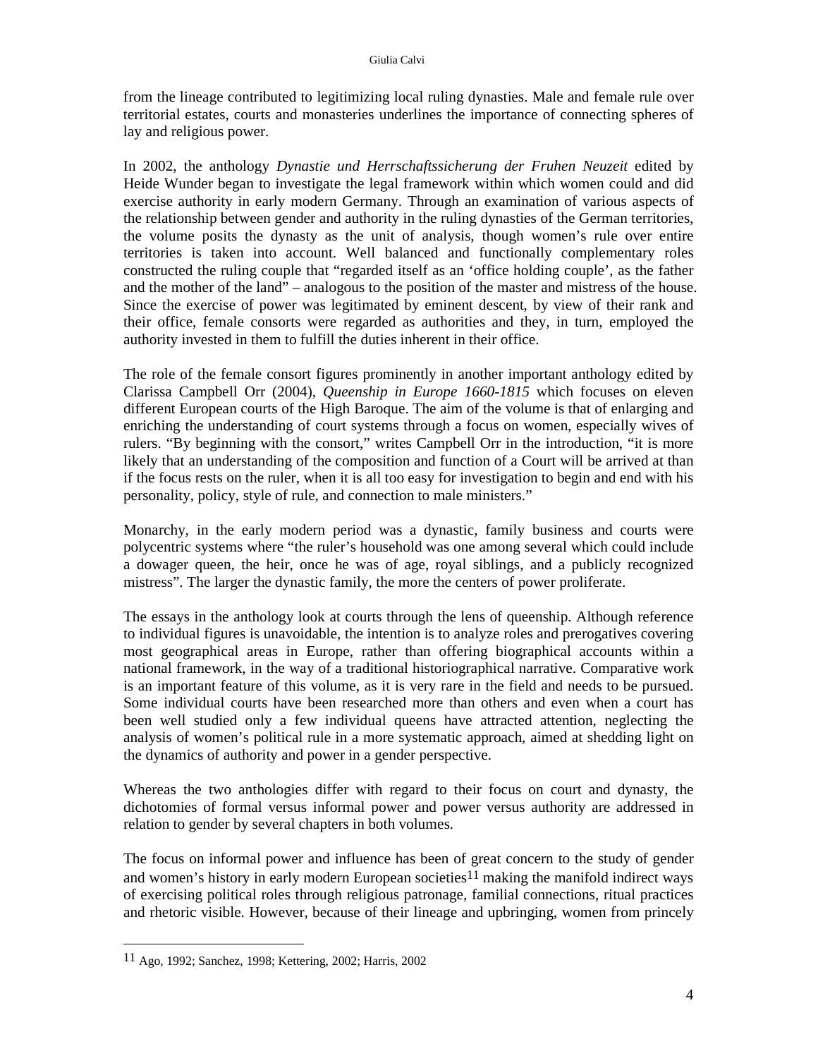from the lineage contributed to legitimizing local ruling dynasties. Male and female rule over territorial estates, courts and monasteries underlines the importance of connecting spheres of lay and religious power.

In 2002, the anthology *Dynastie und Herrschaftssicherung der Fruhen Neuzeit* edited by Heide Wunder began to investigate the legal framework within which women could and did exercise authority in early modern Germany. Through an examination of various aspects of the relationship between gender and authority in the ruling dynasties of the German territories, the volume posits the dynasty as the unit of analysis, though women's rule over entire territories is taken into account. Well balanced and functionally complementary roles constructed the ruling couple that "regarded itself as an 'office holding couple', as the father and the mother of the land" – analogous to the position of the master and mistress of the house. Since the exercise of power was legitimated by eminent descent, by view of their rank and their office, female consorts were regarded as authorities and they, in turn, employed the authority invested in them to fulfill the duties inherent in their office.

The role of the female consort figures prominently in another important anthology edited by Clarissa Campbell Orr (2004), *Queenship in Europe 1660-1815* which focuses on eleven different European courts of the High Baroque. The aim of the volume is that of enlarging and enriching the understanding of court systems through a focus on women, especially wives of rulers. "By beginning with the consort," writes Campbell Orr in the introduction, "it is more likely that an understanding of the composition and function of a Court will be arrived at than if the focus rests on the ruler, when it is all too easy for investigation to begin and end with his personality, policy, style of rule, and connection to male ministers."

Monarchy, in the early modern period was a dynastic, family business and courts were polycentric systems where "the ruler's household was one among several which could include a dowager queen, the heir, once he was of age, royal siblings, and a publicly recognized mistress". The larger the dynastic family, the more the centers of power proliferate.

The essays in the anthology look at courts through the lens of queenship. Although reference to individual figures is unavoidable, the intention is to analyze roles and prerogatives covering most geographical areas in Europe, rather than offering biographical accounts within a national framework, in the way of a traditional historiographical narrative. Comparative work is an important feature of this volume, as it is very rare in the field and needs to be pursued. Some individual courts have been researched more than others and even when a court has been well studied only a few individual queens have attracted attention, neglecting the analysis of women's political rule in a more systematic approach, aimed at shedding light on the dynamics of authority and power in a gender perspective.

Whereas the two anthologies differ with regard to their focus on court and dynasty, the dichotomies of formal versus informal power and power versus authority are addressed in relation to gender by several chapters in both volumes.

The focus on informal power and influence has been of great concern to the study of gender and women's history in early modern European societies[11] making the manifold indirect ways of exercising political roles through religious patronage, familial connections, ritual practices and rhetoric visible. However, because of their lineage and upbringing, women from princely

[11] Ago, 1992; Sanchez, 1998; Kettering, 2002; Harris, 2002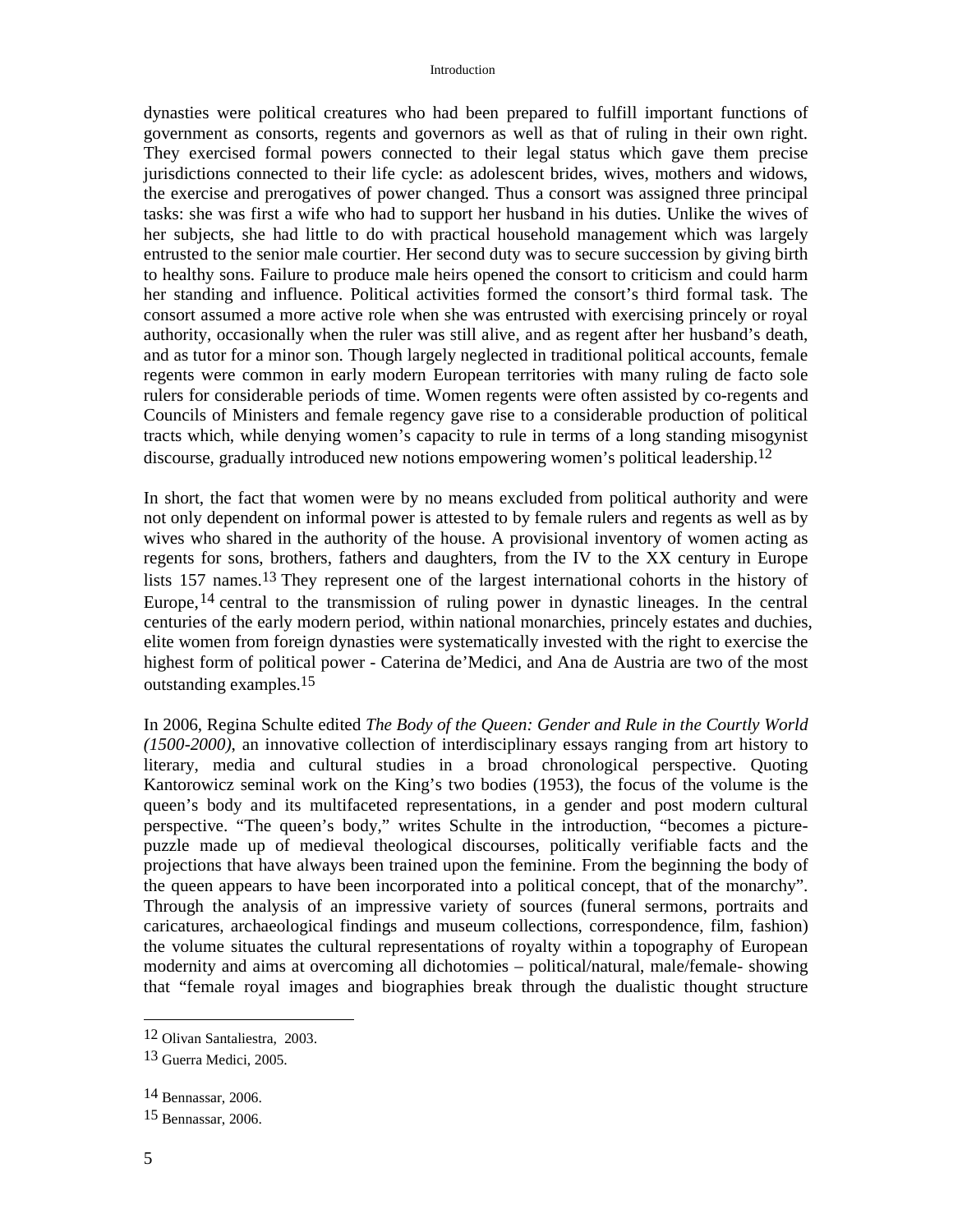dynasties were political creatures who had been prepared to fulfill important functions of government as consorts, regents and governors as well as that of ruling in their own right. They exercised formal powers connected to their legal status which gave them precise jurisdictions connected to their life cycle: as adolescent brides, wives, mothers and widows, the exercise and prerogatives of power changed. Thus a consort was assigned three principal tasks: she was first a wife who had to support her husband in his duties. Unlike the wives of her subjects, she had little to do with practical household management which was largely entrusted to the senior male courtier. Her second duty was to secure succession by giving birth to healthy sons. Failure to produce male heirs opened the consort to criticism and could harm her standing and influence. Political activities formed the consort's third formal task. The consort assumed a more active role when she was entrusted with exercising princely or royal authority, occasionally when the ruler was still alive, and as regent after her husband's death, and as tutor for a minor son. Though largely neglected in traditional political accounts, female regents were common in early modern European territories with many ruling de facto sole rulers for considerable periods of time. Women regents were often assisted by co-regents and Councils of Ministers and female regency gave rise to a considerable production of political tracts which, while denying women's capacity to rule in terms of a long standing misogynist discourse, gradually introduced new notions empowering women's political leadership.[12]

In short, the fact that women were by no means excluded from political authority and were not only dependent on informal power is attested to by female rulers and regents as well as by wives who shared in the authority of the house. A provisional inventory of women acting as regents for sons, brothers, fathers and daughters, from the IV to the XX century in Europe lists 157 names.[13] They represent one of the largest international cohorts in the history of Europe,[14] central to the transmission of ruling power in dynastic lineages. In the central centuries of the early modern period, within national monarchies, princely estates and duchies, elite women from foreign dynasties were systematically invested with the right to exercise the highest form of political power - Caterina de'Medici, and Ana de Austria are two of the most outstanding examples.[15]

In 2006, Regina Schulte edited *The Body of the Queen: Gender and Rule in the Courtly World (1500-2000)*, an innovative collection of interdisciplinary essays ranging from art history to literary, media and cultural studies in a broad chronological perspective. Quoting Kantorowicz seminal work on the King's two bodies (1953), the focus of the volume is the queen's body and its multifaceted representations, in a gender and post modern cultural perspective. "The queen's body," writes Schulte in the introduction, "becomes a picture-puzzle made up of medieval theological discourses, politically verifiable facts and the projections that have always been trained upon the feminine. From the beginning the body of the queen appears to have been incorporated into a political concept, that of the monarchy". Through the analysis of an impressive variety of sources (funeral sermons, portraits and caricatures, archaeological findings and museum collections, correspondence, film, fashion) the volume situates the cultural representations of royalty within a topography of European modernity and aims at overcoming all dichotomies – political/natural, male/female- showing that "female royal images and biographies break through the dualistic thought structure

---

[12] Olivan Santaliestra, 2003.

[13] Guerra Medici, 2005.

[14] Bennassar, 2006.

[15] Bennassar, 2006.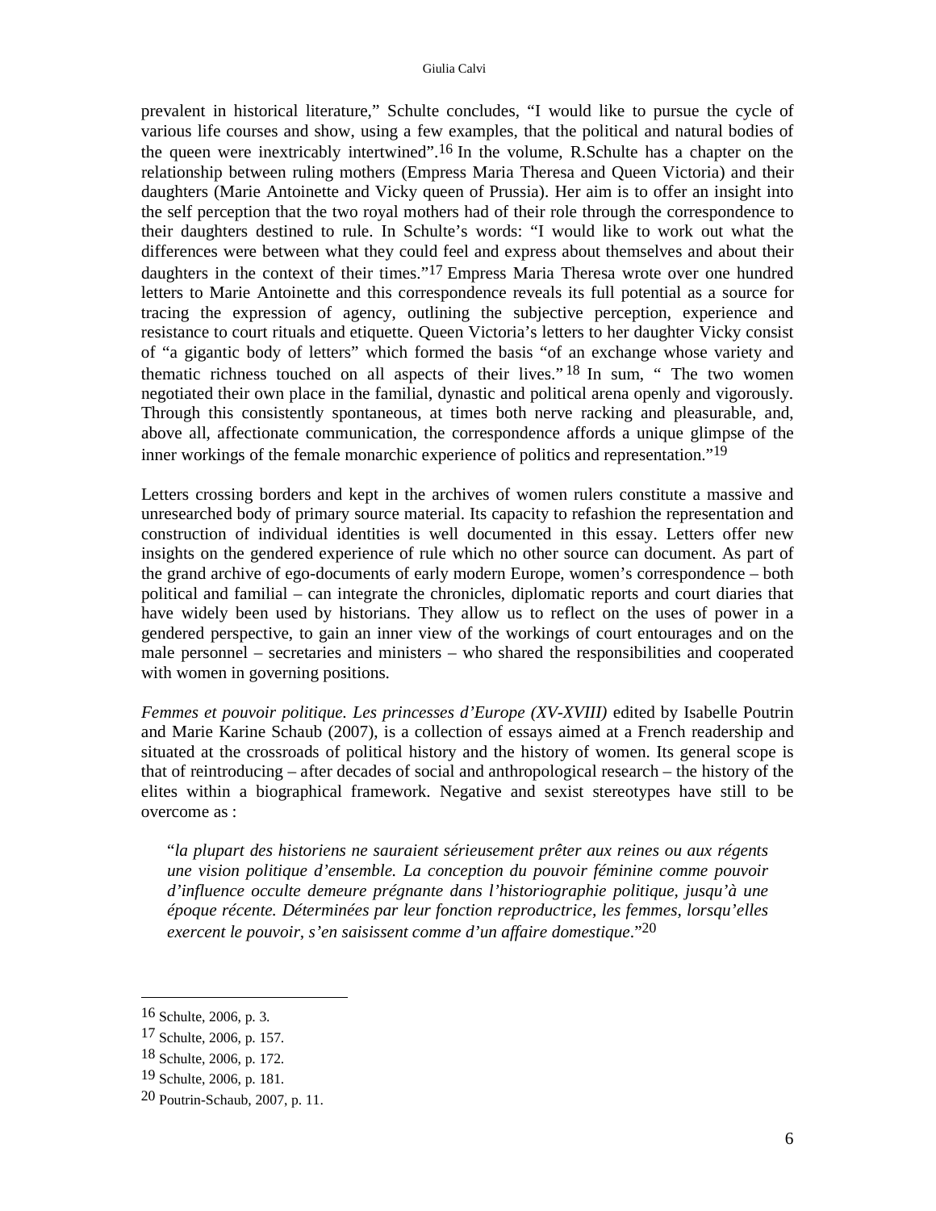prevalent in historical literature," Schulte concludes, "I would like to pursue the cycle of various life courses and show, using a few examples, that the political and natural bodies of the queen were inextricably intertwined".[16] In the volume, R.Schulte has a chapter on the relationship between ruling mothers (Empress Maria Theresa and Queen Victoria) and their daughters (Marie Antoinette and Vicky queen of Prussia). Her aim is to offer an insight into the self perception that the two royal mothers had of their role through the correspondence to their daughters destined to rule. In Schulte's words: "I would like to work out what the differences were between what they could feel and express about themselves and about their daughters in the context of their times."[17] Empress Maria Theresa wrote over one hundred letters to Marie Antoinette and this correspondence reveals its full potential as a source for tracing the expression of agency, outlining the subjective perception, experience and resistance to court rituals and etiquette. Queen Victoria's letters to her daughter Vicky consist of "a gigantic body of letters" which formed the basis "of an exchange whose variety and thematic richness touched on all aspects of their lives."[18] In sum, " The two women negotiated their own place in the familial, dynastic and political arena openly and vigorously. Through this consistently spontaneous, at times both nerve racking and pleasurable, and, above all, affectionate communication, the correspondence affords a unique glimpse of the inner workings of the female monarchic experience of politics and representation."[19]

Letters crossing borders and kept in the archives of women rulers constitute a massive and unresearched body of primary source material. Its capacity to refashion the representation and construction of individual identities is well documented in this essay. Letters offer new insights on the gendered experience of rule which no other source can document. As part of the grand archive of ego-documents of early modern Europe, women's correspondence – both political and familial – can integrate the chronicles, diplomatic reports and court diaries that have widely been used by historians. They allow us to reflect on the uses of power in a gendered perspective, to gain an inner view of the workings of court entourages and on the male personnel – secretaries and ministers – who shared the responsibilities and cooperated with women in governing positions.

*Femmes et pouvoir politique. Les princesses d'Europe (XV-XVIII)* edited by Isabelle Poutrin and Marie Karine Schaub (2007), is a collection of essays aimed at a French readership and situated at the crossroads of political history and the history of women. Its general scope is that of reintroducing – after decades of social and anthropological research – the history of the elites within a biographical framework. Negative and sexist stereotypes have still to be overcome as :

> "*la plupart des historiens ne sauraient sérieusement prêter aux reines ou aux régents une vision politique d'ensemble. La conception du pouvoir féminine comme pouvoir d'influence occulte demeure prégnante dans l'historiographie politique, jusqu'à une époque récente. Déterminées par leur fonction reproductrice, les femmes, lorsqu'elles exercent le pouvoir, s'en saisissent comme d'un affaire domestique*."[20]

---

[16] Schulte, 2006, p. 3.

[17] Schulte, 2006, p. 157.

[18] Schulte, 2006, p. 172.

[19] Schulte, 2006, p. 181.

[20] Poutrin-Schaub, 2007, p. 11.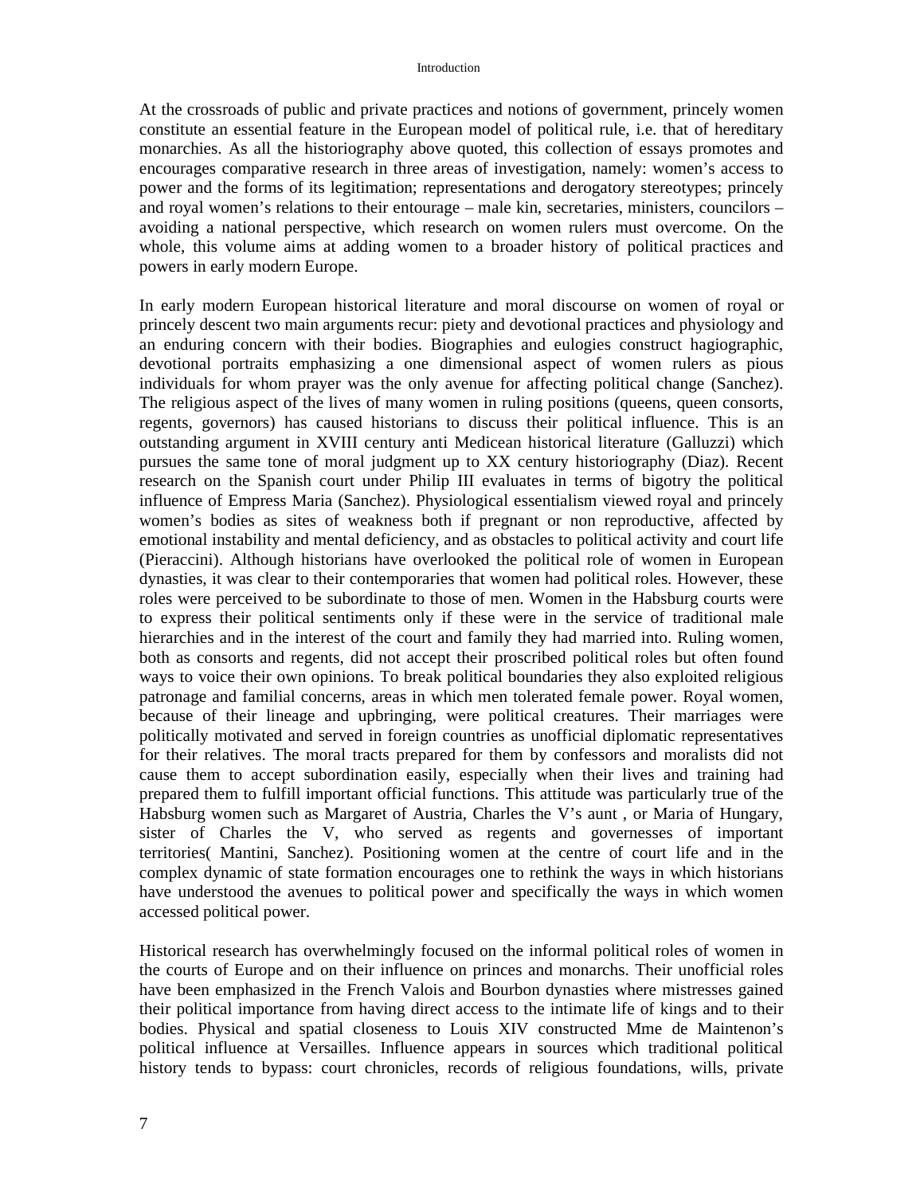At the crossroads of public and private practices and notions of government, princely women constitute an essential feature in the European model of political rule, i.e. that of hereditary monarchies. As all the historiography above quoted, this collection of essays promotes and encourages comparative research in three areas of investigation, namely: women's access to power and the forms of its legitimation; representations and derogatory stereotypes; princely and royal women's relations to their entourage – male kin, secretaries, ministers, councilors – avoiding a national perspective, which research on women rulers must overcome. On the whole, this volume aims at adding women to a broader history of political practices and powers in early modern Europe.

In early modern European historical literature and moral discourse on women of royal or princely descent two main arguments recur: piety and devotional practices and physiology and an enduring concern with their bodies. Biographies and eulogies construct hagiographic, devotional portraits emphasizing a one dimensional aspect of women rulers as pious individuals for whom prayer was the only avenue for affecting political change (Sanchez). The religious aspect of the lives of many women in ruling positions (queens, queen consorts, regents, governors) has caused historians to discuss their political influence. This is an outstanding argument in XVIII century anti Medicean historical literature (Galluzzi) which pursues the same tone of moral judgment up to XX century historiography (Diaz). Recent research on the Spanish court under Philip III evaluates in terms of bigotry the political influence of Empress Maria (Sanchez). Physiological essentialism viewed royal and princely women's bodies as sites of weakness both if pregnant or non reproductive, affected by emotional instability and mental deficiency, and as obstacles to political activity and court life (Pieraccini). Although historians have overlooked the political role of women in European dynasties, it was clear to their contemporaries that women had political roles. However, these roles were perceived to be subordinate to those of men. Women in the Habsburg courts were to express their political sentiments only if these were in the service of traditional male hierarchies and in the interest of the court and family they had married into. Ruling women, both as consorts and regents, did not accept their proscribed political roles but often found ways to voice their own opinions. To break political boundaries they also exploited religious patronage and familial concerns, areas in which men tolerated female power. Royal women, because of their lineage and upbringing, were political creatures. Their marriages were politically motivated and served in foreign countries as unofficial diplomatic representatives for their relatives. The moral tracts prepared for them by confessors and moralists did not cause them to accept subordination easily, especially when their lives and training had prepared them to fulfill important official functions. This attitude was particularly true of the Habsburg women such as Margaret of Austria, Charles the V's aunt , or Maria of Hungary, sister of Charles the V, who served as regents and governesses of important territories( Mantini, Sanchez). Positioning women at the centre of court life and in the complex dynamic of state formation encourages one to rethink the ways in which historians have understood the avenues to political power and specifically the ways in which women accessed political power.

Historical research has overwhelmingly focused on the informal political roles of women in the courts of Europe and on their influence on princes and monarchs. Their unofficial roles have been emphasized in the French Valois and Bourbon dynasties where mistresses gained their political importance from having direct access to the intimate life of kings and to their bodies. Physical and spatial closeness to Louis XIV constructed Mme de Maintenon's political influence at Versailles. Influence appears in sources which traditional political history tends to bypass: court chronicles, records of religious foundations, wills, private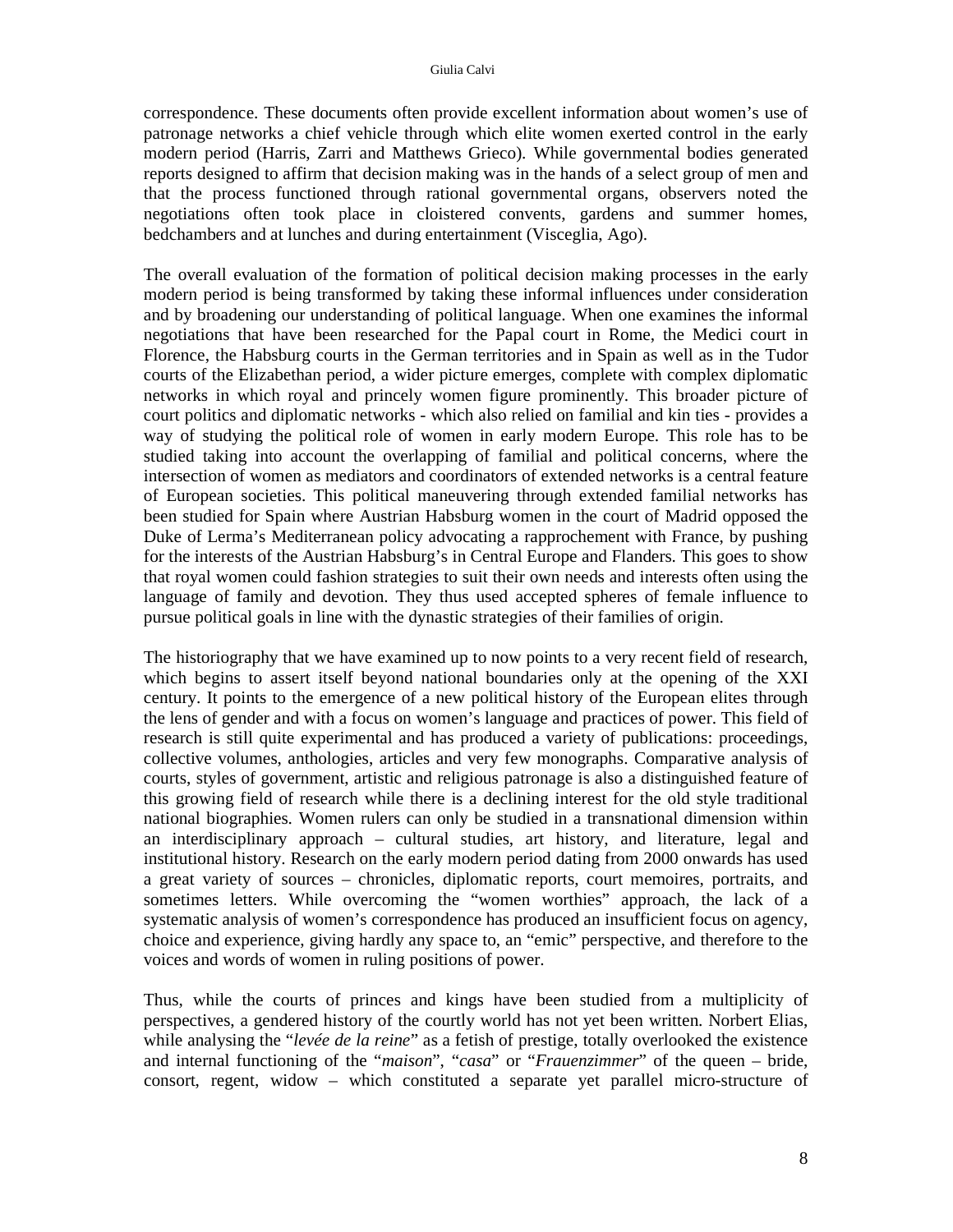correspondence. These documents often provide excellent information about women's use of patronage networks a chief vehicle through which elite women exerted control in the early modern period (Harris, Zarri and Matthews Grieco). While governmental bodies generated reports designed to affirm that decision making was in the hands of a select group of men and that the process functioned through rational governmental organs, observers noted the negotiations often took place in cloistered convents, gardens and summer homes, bedchambers and at lunches and during entertainment (Visceglia, Ago).

The overall evaluation of the formation of political decision making processes in the early modern period is being transformed by taking these informal influences under consideration and by broadening our understanding of political language. When one examines the informal negotiations that have been researched for the Papal court in Rome, the Medici court in Florence, the Habsburg courts in the German territories and in Spain as well as in the Tudor courts of the Elizabethan period, a wider picture emerges, complete with complex diplomatic networks in which royal and princely women figure prominently. This broader picture of court politics and diplomatic networks - which also relied on familial and kin ties - provides a way of studying the political role of women in early modern Europe. This role has to be studied taking into account the overlapping of familial and political concerns, where the intersection of women as mediators and coordinators of extended networks is a central feature of European societies. This political maneuvering through extended familial networks has been studied for Spain where Austrian Habsburg women in the court of Madrid opposed the Duke of Lerma's Mediterranean policy advocating a rapprochement with France, by pushing for the interests of the Austrian Habsburg's in Central Europe and Flanders. This goes to show that royal women could fashion strategies to suit their own needs and interests often using the language of family and devotion. They thus used accepted spheres of female influence to pursue political goals in line with the dynastic strategies of their families of origin.

The historiography that we have examined up to now points to a very recent field of research, which begins to assert itself beyond national boundaries only at the opening of the XXI century. It points to the emergence of a new political history of the European elites through the lens of gender and with a focus on women's language and practices of power. This field of research is still quite experimental and has produced a variety of publications: proceedings, collective volumes, anthologies, articles and very few monographs. Comparative analysis of courts, styles of government, artistic and religious patronage is also a distinguished feature of this growing field of research while there is a declining interest for the old style traditional national biographies. Women rulers can only be studied in a transnational dimension within an interdisciplinary approach – cultural studies, art history, and literature, legal and institutional history. Research on the early modern period dating from 2000 onwards has used a great variety of sources – chronicles, diplomatic reports, court memoires, portraits, and sometimes letters. While overcoming the "women worthies" approach, the lack of a systematic analysis of women's correspondence has produced an insufficient focus on agency, choice and experience, giving hardly any space to, an "emic" perspective, and therefore to the voices and words of women in ruling positions of power.

Thus, while the courts of princes and kings have been studied from a multiplicity of perspectives, a gendered history of the courtly world has not yet been written. Norbert Elias, while analysing the "*levée de la reine*" as a fetish of prestige, totally overlooked the existence and internal functioning of the "*maison*", "*casa*" or "*Frauenzimmer*" of the queen – bride, consort, regent, widow – which constituted a separate yet parallel micro-structure of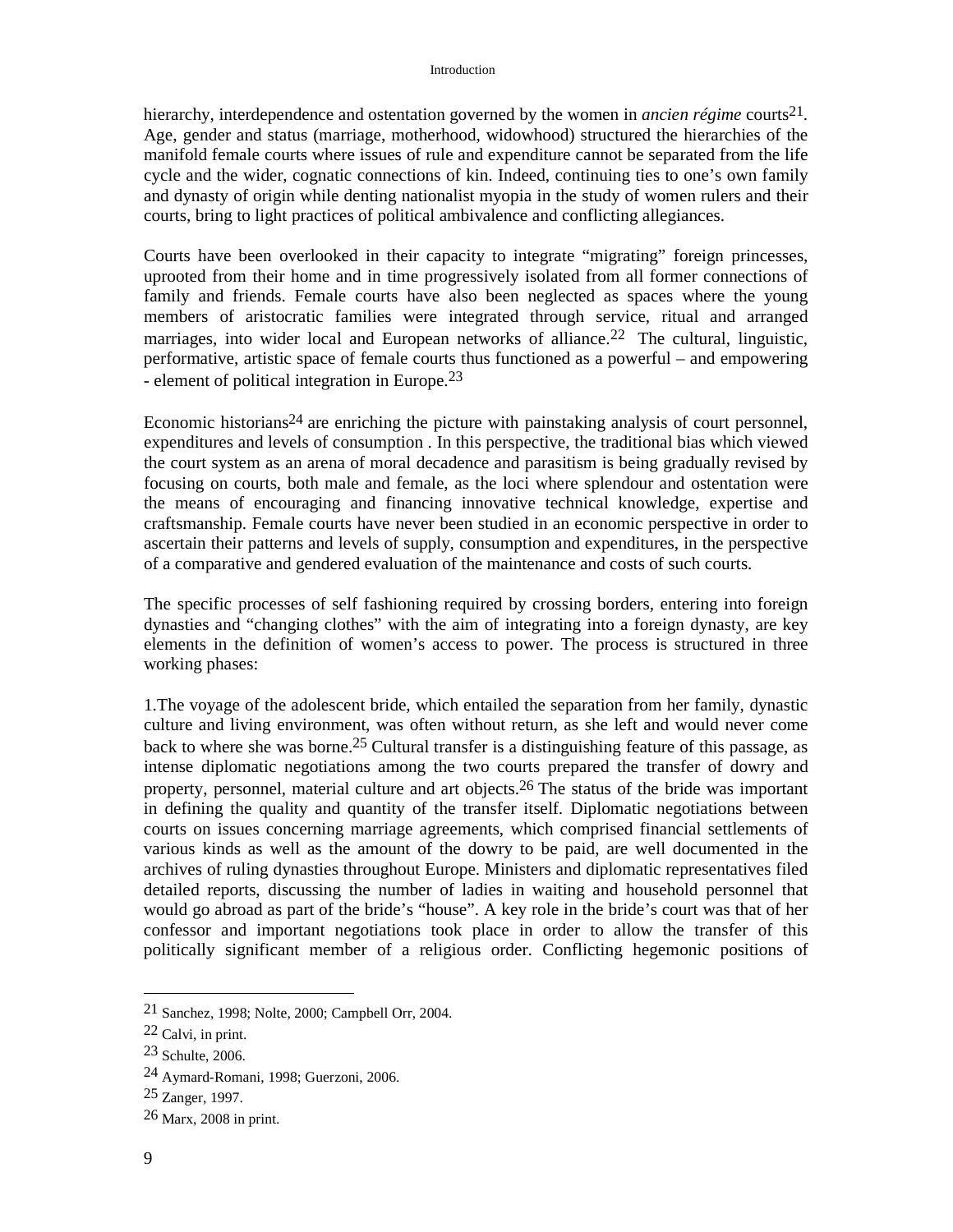hierarchy, interdependence and ostentation governed by the women in *ancien régime* courts[21]. Age, gender and status (marriage, motherhood, widowhood) structured the hierarchies of the manifold female courts where issues of rule and expenditure cannot be separated from the life cycle and the wider, cognatic connections of kin. Indeed, continuing ties to one's own family and dynasty of origin while denting nationalist myopia in the study of women rulers and their courts, bring to light practices of political ambivalence and conflicting allegiances.

Courts have been overlooked in their capacity to integrate "migrating" foreign princesses, uprooted from their home and in time progressively isolated from all former connections of family and friends. Female courts have also been neglected as spaces where the young members of aristocratic families were integrated through service, ritual and arranged marriages, into wider local and European networks of alliance.[22] The cultural, linguistic, performative, artistic space of female courts thus functioned as a powerful – and empowering - element of political integration in Europe.[23]

Economic historians[24] are enriching the picture with painstaking analysis of court personnel, expenditures and levels of consumption . In this perspective, the traditional bias which viewed the court system as an arena of moral decadence and parasitism is being gradually revised by focusing on courts, both male and female, as the loci where splendour and ostentation were the means of encouraging and financing innovative technical knowledge, expertise and craftsmanship. Female courts have never been studied in an economic perspective in order to ascertain their patterns and levels of supply, consumption and expenditures, in the perspective of a comparative and gendered evaluation of the maintenance and costs of such courts.

The specific processes of self fashioning required by crossing borders, entering into foreign dynasties and "changing clothes" with the aim of integrating into a foreign dynasty, are key elements in the definition of women's access to power. The process is structured in three working phases:

1.The voyage of the adolescent bride, which entailed the separation from her family, dynastic culture and living environment, was often without return, as she left and would never come back to where she was borne.[25] Cultural transfer is a distinguishing feature of this passage, as intense diplomatic negotiations among the two courts prepared the transfer of dowry and property, personnel, material culture and art objects.[26] The status of the bride was important in defining the quality and quantity of the transfer itself. Diplomatic negotiations between courts on issues concerning marriage agreements, which comprised financial settlements of various kinds as well as the amount of the dowry to be paid, are well documented in the archives of ruling dynasties throughout Europe. Ministers and diplomatic representatives filed detailed reports, discussing the number of ladies in waiting and household personnel that would go abroad as part of the bride's "house". A key role in the bride's court was that of her confessor and important negotiations took place in order to allow the transfer of this politically significant member of a religious order. Conflicting hegemonic positions of

---

21 Sanchez, 1998; Nolte, 2000; Campbell Orr, 2004.

22 Calvi, in print.

23 Schulte, 2006.

24 Aymard-Romani, 1998; Guerzoni, 2006.

25 Zanger, 1997.

26 Marx, 2008 in print.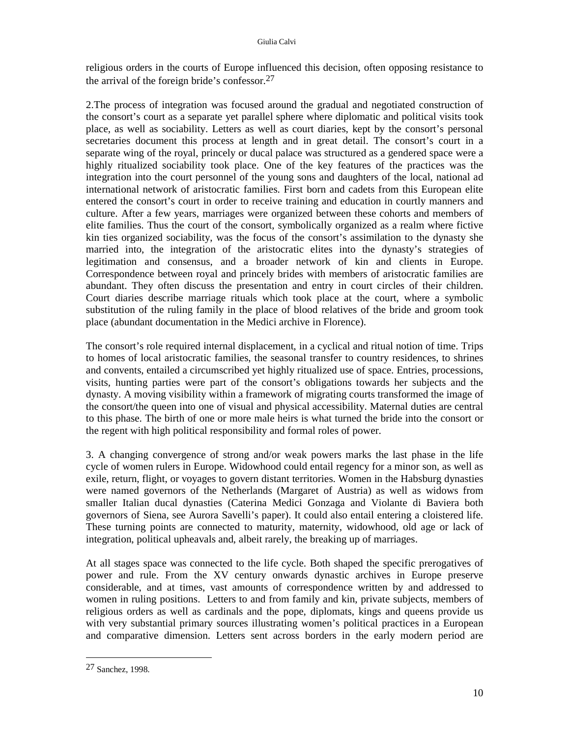religious orders in the courts of Europe influenced this decision, often opposing resistance to the arrival of the foreign bride's confessor.[27]

2.The process of integration was focused around the gradual and negotiated construction of the consort's court as a separate yet parallel sphere where diplomatic and political visits took place, as well as sociability. Letters as well as court diaries, kept by the consort's personal secretaries document this process at length and in great detail. The consort's court in a separate wing of the royal, princely or ducal palace was structured as a gendered space were a highly ritualized sociability took place. One of the key features of the practices was the integration into the court personnel of the young sons and daughters of the local, national ad international network of aristocratic families. First born and cadets from this European elite entered the consort's court in order to receive training and education in courtly manners and culture. After a few years, marriages were organized between these cohorts and members of elite families. Thus the court of the consort, symbolically organized as a realm where fictive kin ties organized sociability, was the focus of the consort's assimilation to the dynasty she married into, the integration of the aristocratic elites into the dynasty's strategies of legitimation and consensus, and a broader network of kin and clients in Europe. Correspondence between royal and princely brides with members of aristocratic families are abundant. They often discuss the presentation and entry in court circles of their children. Court diaries describe marriage rituals which took place at the court, where a symbolic substitution of the ruling family in the place of blood relatives of the bride and groom took place (abundant documentation in the Medici archive in Florence).

The consort's role required internal displacement, in a cyclical and ritual notion of time. Trips to homes of local aristocratic families, the seasonal transfer to country residences, to shrines and convents, entailed a circumscribed yet highly ritualized use of space. Entries, processions, visits, hunting parties were part of the consort's obligations towards her subjects and the dynasty. A moving visibility within a framework of migrating courts transformed the image of the consort/the queen into one of visual and physical accessibility. Maternal duties are central to this phase. The birth of one or more male heirs is what turned the bride into the consort or the regent with high political responsibility and formal roles of power.

3. A changing convergence of strong and/or weak powers marks the last phase in the life cycle of women rulers in Europe. Widowhood could entail regency for a minor son, as well as exile, return, flight, or voyages to govern distant territories. Women in the Habsburg dynasties were named governors of the Netherlands (Margaret of Austria) as well as widows from smaller Italian ducal dynasties (Caterina Medici Gonzaga and Violante di Baviera both governors of Siena, see Aurora Savelli's paper). It could also entail entering a cloistered life. These turning points are connected to maturity, maternity, widowhood, old age or lack of integration, political upheavals and, albeit rarely, the breaking up of marriages.

At all stages space was connected to the life cycle. Both shaped the specific prerogatives of power and rule. From the XV century onwards dynastic archives in Europe preserve considerable, and at times, vast amounts of correspondence written by and addressed to women in ruling positions. Letters to and from family and kin, private subjects, members of religious orders as well as cardinals and the pope, diplomats, kings and queens provide us with very substantial primary sources illustrating women's political practices in a European and comparative dimension. Letters sent across borders in the early modern period are

[27] Sanchez, 1998.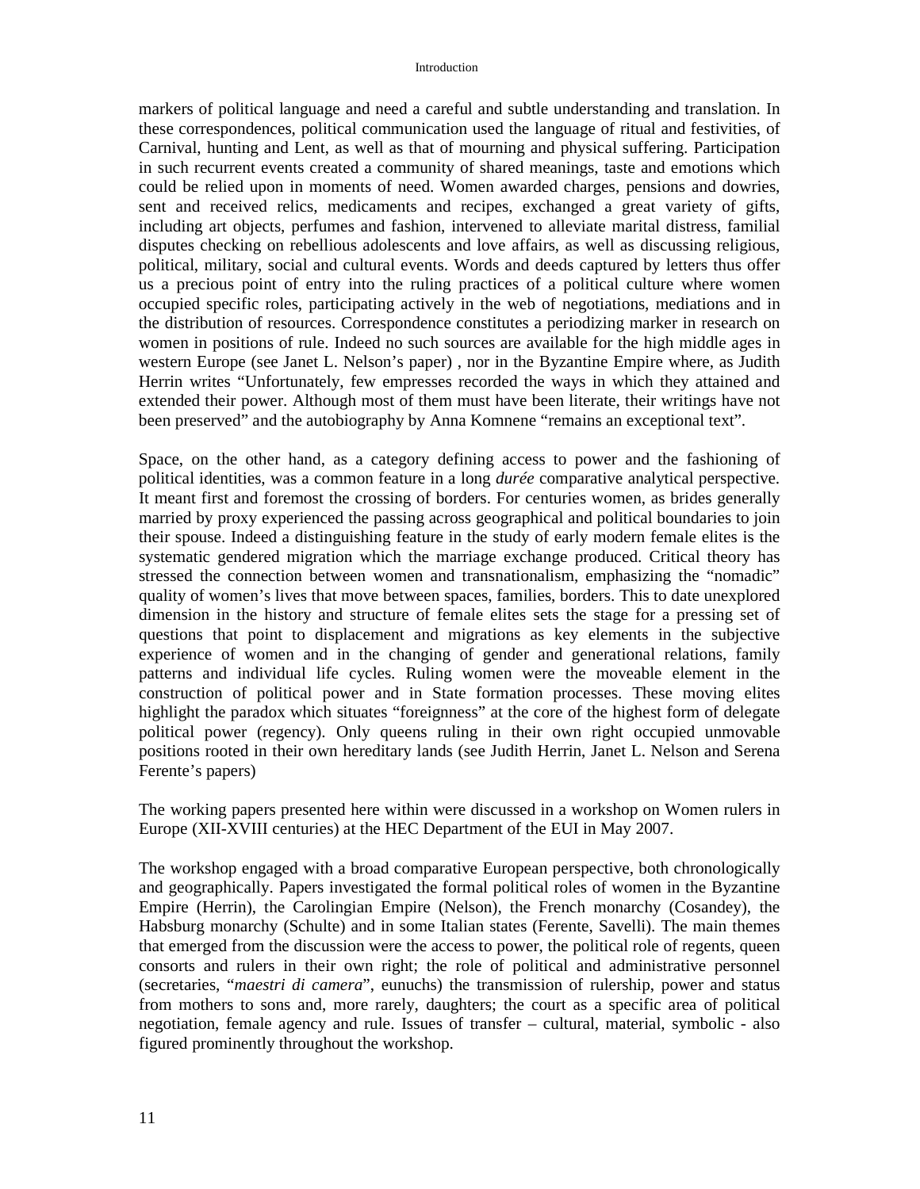markers of political language and need a careful and subtle understanding and translation. In these correspondences, political communication used the language of ritual and festivities, of Carnival, hunting and Lent, as well as that of mourning and physical suffering. Participation in such recurrent events created a community of shared meanings, taste and emotions which could be relied upon in moments of need. Women awarded charges, pensions and dowries, sent and received relics, medicaments and recipes, exchanged a great variety of gifts, including art objects, perfumes and fashion, intervened to alleviate marital distress, familial disputes checking on rebellious adolescents and love affairs, as well as discussing religious, political, military, social and cultural events. Words and deeds captured by letters thus offer us a precious point of entry into the ruling practices of a political culture where women occupied specific roles, participating actively in the web of negotiations, mediations and in the distribution of resources. Correspondence constitutes a periodizing marker in research on women in positions of rule. Indeed no such sources are available for the high middle ages in western Europe (see Janet L. Nelson's paper) , nor in the Byzantine Empire where, as Judith Herrin writes "Unfortunately, few empresses recorded the ways in which they attained and extended their power. Although most of them must have been literate, their writings have not been preserved" and the autobiography by Anna Komnene "remains an exceptional text".

Space, on the other hand, as a category defining access to power and the fashioning of political identities, was a common feature in a long *durée* comparative analytical perspective. It meant first and foremost the crossing of borders. For centuries women, as brides generally married by proxy experienced the passing across geographical and political boundaries to join their spouse. Indeed a distinguishing feature in the study of early modern female elites is the systematic gendered migration which the marriage exchange produced. Critical theory has stressed the connection between women and transnationalism, emphasizing the "nomadic" quality of women's lives that move between spaces, families, borders. This to date unexplored dimension in the history and structure of female elites sets the stage for a pressing set of questions that point to displacement and migrations as key elements in the subjective experience of women and in the changing of gender and generational relations, family patterns and individual life cycles. Ruling women were the moveable element in the construction of political power and in State formation processes. These moving elites highlight the paradox which situates "foreignness" at the core of the highest form of delegate political power (regency). Only queens ruling in their own right occupied unmovable positions rooted in their own hereditary lands (see Judith Herrin, Janet L. Nelson and Serena Ferente's papers)

The working papers presented here within were discussed in a workshop on Women rulers in Europe (XII-XVIII centuries) at the HEC Department of the EUI in May 2007.

The workshop engaged with a broad comparative European perspective, both chronologically and geographically. Papers investigated the formal political roles of women in the Byzantine Empire (Herrin), the Carolingian Empire (Nelson), the French monarchy (Cosandey), the Habsburg monarchy (Schulte) and in some Italian states (Ferente, Savelli). The main themes that emerged from the discussion were the access to power, the political role of regents, queen consorts and rulers in their own right; the role of political and administrative personnel (secretaries, "*maestri di camera*", eunuchs) the transmission of rulership, power and status from mothers to sons and, more rarely, daughters; the court as a specific area of political negotiation, female agency and rule. Issues of transfer – cultural, material, symbolic - also figured prominently throughout the workshop.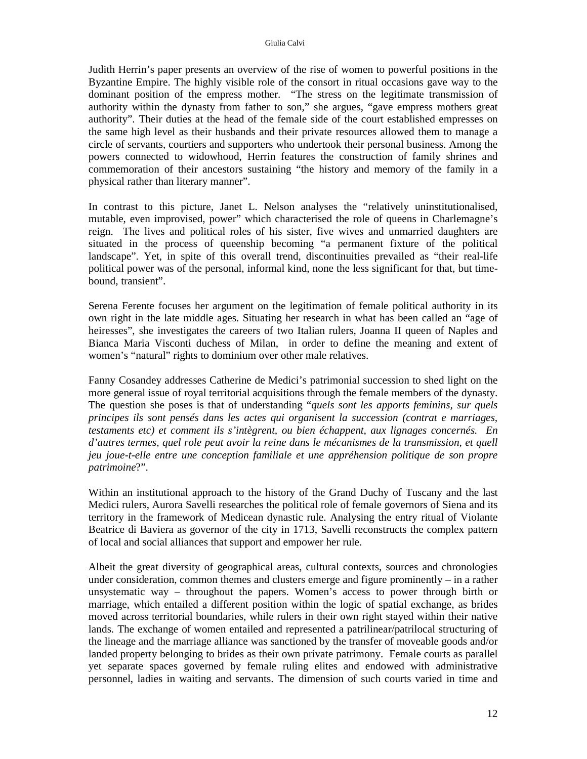Judith Herrin's paper presents an overview of the rise of women to powerful positions in the Byzantine Empire. The highly visible role of the consort in ritual occasions gave way to the dominant position of the empress mother. "The stress on the legitimate transmission of authority within the dynasty from father to son," she argues, "gave empress mothers great authority". Their duties at the head of the female side of the court established empresses on the same high level as their husbands and their private resources allowed them to manage a circle of servants, courtiers and supporters who undertook their personal business. Among the powers connected to widowhood, Herrin features the construction of family shrines and commemoration of their ancestors sustaining "the history and memory of the family in a physical rather than literary manner".

In contrast to this picture, Janet L. Nelson analyses the "relatively uninstitutionalised, mutable, even improvised, power" which characterised the role of queens in Charlemagne's reign. The lives and political roles of his sister, five wives and unmarried daughters are situated in the process of queenship becoming "a permanent fixture of the political landscape". Yet, in spite of this overall trend, discontinuities prevailed as "their real-life political power was of the personal, informal kind, none the less significant for that, but time-bound, transient".

Serena Ferente focuses her argument on the legitimation of female political authority in its own right in the late middle ages. Situating her research in what has been called an "age of heiresses", she investigates the careers of two Italian rulers, Joanna II queen of Naples and Bianca Maria Visconti duchess of Milan, in order to define the meaning and extent of women's "natural" rights to dominium over other male relatives.

Fanny Cosandey addresses Catherine de Medici's patrimonial succession to shed light on the more general issue of royal territorial acquisitions through the female members of the dynasty. The question she poses is that of understanding "*quels sont les apports feminins, sur quels principes ils sont pensés dans les actes qui organisent la succession (contrat e marriages, testaments etc) et comment ils s'intègrent, ou bien échappent, aux lignages concernés. En d'autres termes, quel role peut avoir la reine dans le mécanismes de la transmission, et quell jeu joue-t-elle entre une conception familiale et une appréhension politique de son propre patrimoine*?".

Within an institutional approach to the history of the Grand Duchy of Tuscany and the last Medici rulers, Aurora Savelli researches the political role of female governors of Siena and its territory in the framework of Medicean dynastic rule. Analysing the entry ritual of Violante Beatrice di Baviera as governor of the city in 1713, Savelli reconstructs the complex pattern of local and social alliances that support and empower her rule.

Albeit the great diversity of geographical areas, cultural contexts, sources and chronologies under consideration, common themes and clusters emerge and figure prominently – in a rather unsystematic way – throughout the papers. Women's access to power through birth or marriage, which entailed a different position within the logic of spatial exchange, as brides moved across territorial boundaries, while rulers in their own right stayed within their native lands. The exchange of women entailed and represented a patrilinear/patrilocal structuring of the lineage and the marriage alliance was sanctioned by the transfer of moveable goods and/or landed property belonging to brides as their own private patrimony. Female courts as parallel yet separate spaces governed by female ruling elites and endowed with administrative personnel, ladies in waiting and servants. The dimension of such courts varied in time and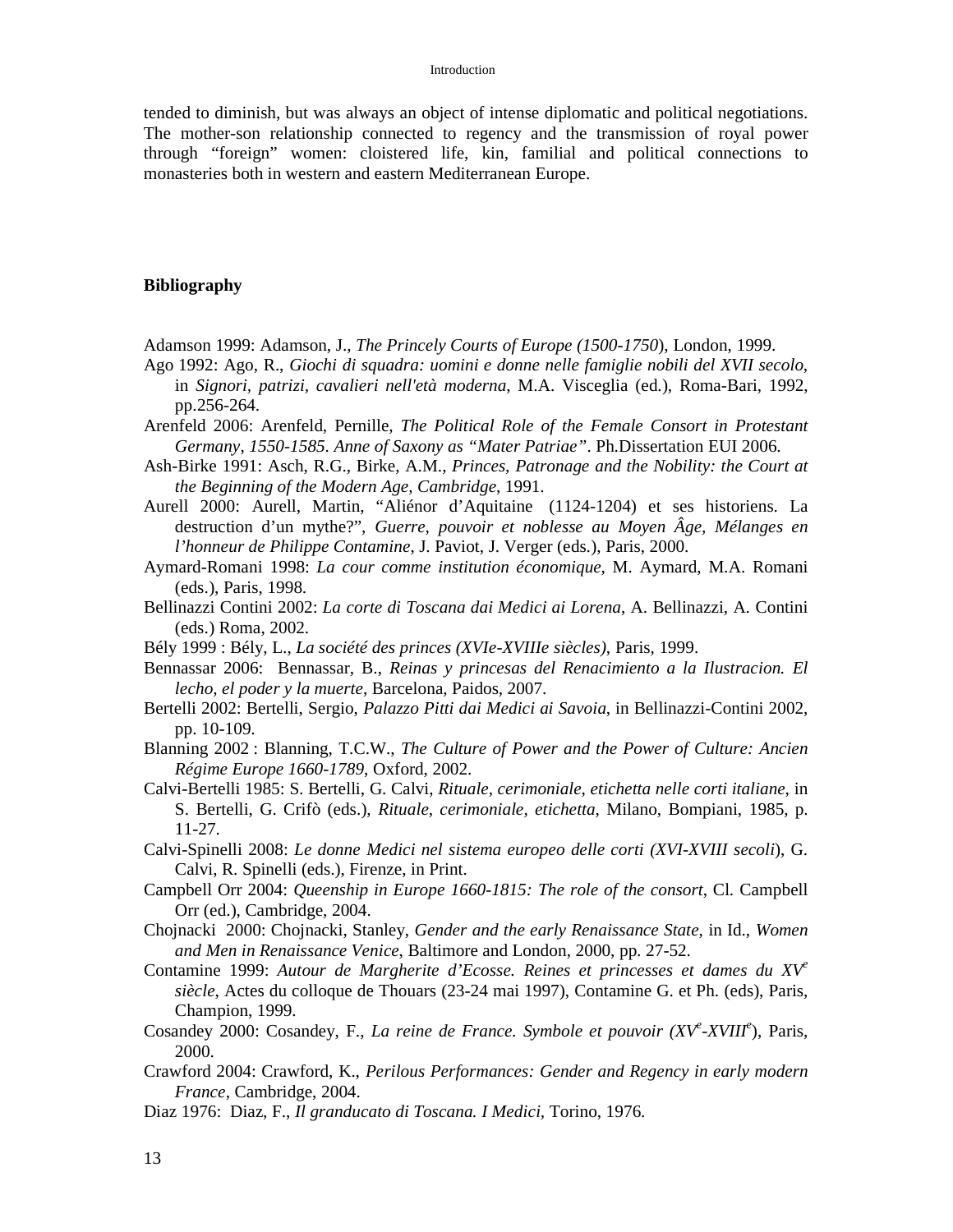tended to diminish, but was always an object of intense diplomatic and political negotiations. The mother-son relationship connected to regency and the transmission of royal power through "foreign" women: cloistered life, kin, familial and political connections to monasteries both in western and eastern Mediterranean Europe.

## Bibliography

Adamson 1999: Adamson, J., *The Princely Courts of Europe (1500-1750*), London, 1999.

Ago 1992: Ago, R., *Giochi di squadra: uomini e donne nelle famiglie nobili del XVII secolo*, in *Signori, patrizi, cavalieri nell'età moderna*, M.A. Visceglia (ed.), Roma-Bari, 1992, pp.256-264.

Arenfeld 2006: Arenfeld, Pernille, *The Political Role of the Female Consort in Protestant Germany, 1550-1585. Anne of Saxony as "Mater Patriae"*. Ph.Dissertation EUI 2006.

Ash-Birke 1991: Asch, R.G., Birke, A.M., *Princes, Patronage and the Nobility: the Court at the Beginning of the Modern Age, Cambridge*, 1991.

Aurell 2000: Aurell, Martin, "Aliénor d'Aquitaine (1124-1204) et ses historiens. La destruction d'un mythe?", *Guerre, pouvoir et noblesse au Moyen Âge, Mélanges en l'honneur de Philippe Contamine*, J. Paviot, J. Verger (eds.), Paris, 2000.

Aymard-Romani 1998: *La cour comme institution économique*, M. Aymard, M.A. Romani (eds.), Paris, 1998.

Bellinazzi Contini 2002: *La corte di Toscana dai Medici ai Lorena*, A. Bellinazzi, A. Contini (eds.) Roma, 2002.

Bély 1999 : Bély, L., *La société des princes (XVIe-XVIIIe siècles)*, Paris, 1999.

Bennassar 2006: Bennassar, B., *Reinas y princesas del Renacimiento a la Ilustracion. El lecho, el poder y la muerte*, Barcelona, Paidos, 2007.

Bertelli 2002: Bertelli, Sergio, *Palazzo Pitti dai Medici ai Savoia*, in Bellinazzi-Contini 2002, pp. 10-109.

Blanning 2002 : Blanning, T.C.W., *The Culture of Power and the Power of Culture: Ancien Régime Europe 1660-1789*, Oxford, 2002.

Calvi-Bertelli 1985: S. Bertelli, G. Calvi, *Rituale, cerimoniale, etichetta nelle corti italiane*, in S. Bertelli, G. Crifò (eds.), *Rituale, cerimoniale, etichetta*, Milano, Bompiani, 1985, p. 11-27.

Calvi-Spinelli 2008: *Le donne Medici nel sistema europeo delle corti (XVI-XVIII secoli*), G. Calvi, R. Spinelli (eds.), Firenze, in Print.

Campbell Orr 2004: *Queenship in Europe 1660-1815: The role of the consort*, Cl. Campbell Orr (ed.), Cambridge, 2004.

Chojnacki 2000: Chojnacki, Stanley, *Gender and the early Renaissance State*, in Id., *Women and Men in Renaissance Venice*, Baltimore and London, 2000, pp. 27-52.

Contamine 1999: *Autour de Margherite d'Ecosse. Reines et princesses et dames du XV^e^ siècle*, Actes du colloque de Thouars (23-24 mai 1997), Contamine G. et Ph. (eds), Paris, Champion, 1999.

Cosandey 2000: Cosandey, F., *La reine de France. Symbole et pouvoir (XV^e^-XVIII^e^*), Paris, 2000.

Crawford 2004: Crawford, K., *Perilous Performances: Gender and Regency in early modern France*, Cambridge, 2004.

Diaz 1976: Diaz, F., *Il granducato di Toscana. I Medici*, Torino, 1976.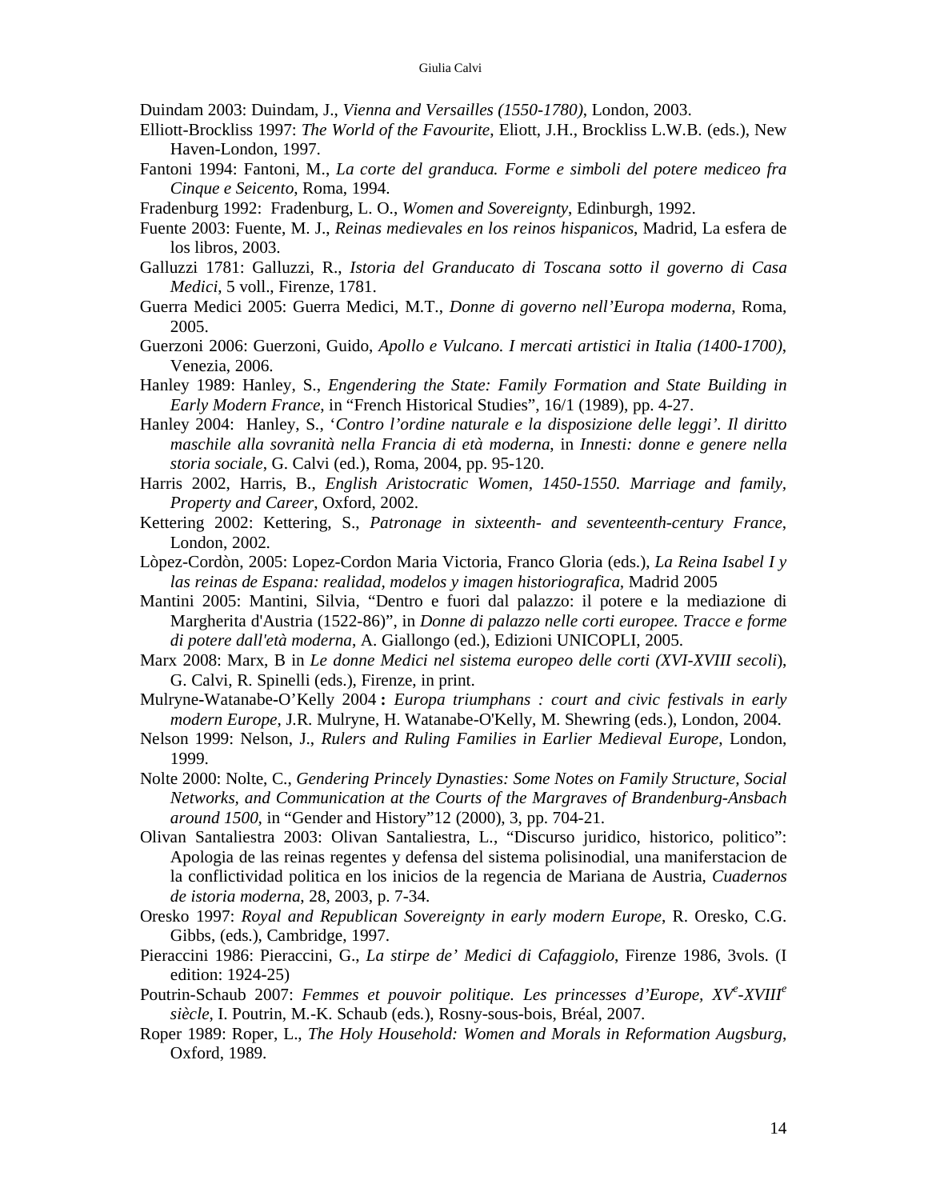Duindam 2003: Duindam, J., *Vienna and Versailles (1550-1780)*, London, 2003.

Elliott-Brockliss 1997: *The World of the Favourite*, Eliott, J.H., Brockliss L.W.B. (eds.), New Haven-London, 1997.

Fantoni 1994: Fantoni, M., *La corte del granduca. Forme e simboli del potere mediceo fra Cinque e Seicento*, Roma, 1994.

Fradenburg 1992: Fradenburg, L. O., *Women and Sovereignty*, Edinburgh, 1992.

Fuente 2003: Fuente, M. J., *Reinas medievales en los reinos hispanicos*, Madrid, La esfera de los libros, 2003.

Galluzzi 1781: Galluzzi, R., *Istoria del Granducato di Toscana sotto il governo di Casa Medici*, 5 voll., Firenze, 1781.

Guerra Medici 2005: Guerra Medici, M.T., *Donne di governo nell'Europa moderna*, Roma, 2005.

Guerzoni 2006: Guerzoni, Guido, *Apollo e Vulcano. I mercati artistici in Italia (1400-1700)*, Venezia, 2006.

Hanley 1989: Hanley, S., *Engendering the State: Family Formation and State Building in Early Modern France*, in "French Historical Studies", 16/1 (1989), pp. 4-27.

Hanley 2004: Hanley, S., *'Contro l'ordine naturale e la disposizione delle leggi'. Il diritto maschile alla sovranità nella Francia di età moderna*, in *Innesti: donne e genere nella storia sociale*, G. Calvi (ed.), Roma, 2004, pp. 95-120.

Harris 2002, Harris, B., *English Aristocratic Women, 1450-1550. Marriage and family, Property and Career*, Oxford, 2002.

Kettering 2002: Kettering, S., *Patronage in sixteenth- and seventeenth-century France*, London, 2002.

Lòpez-Cordòn, 2005: Lopez-Cordon Maria Victoria, Franco Gloria (eds.), *La Reina Isabel I y las reinas de Espana: realidad, modelos y imagen historiografica*, Madrid 2005

Mantini 2005: Mantini, Silvia, "Dentro e fuori dal palazzo: il potere e la mediazione di Margherita d'Austria (1522-86)", in *Donne di palazzo nelle corti europee. Tracce e forme di potere dall'età moderna*, A. Giallongo (ed.), Edizioni UNICOPLI, 2005.

Marx 2008: Marx, B in *Le donne Medici nel sistema europeo delle corti (XVI-XVIII secoli*), G. Calvi, R. Spinelli (eds.), Firenze, in print.

Mulryne-Watanabe-O'Kelly 2004 **:** *Europa triumphans : court and civic festivals in early modern Europe*, J.R. Mulryne, H. Watanabe-O'Kelly, M. Shewring (eds.), London, 2004.

Nelson 1999: Nelson, J., *Rulers and Ruling Families in Earlier Medieval Europe*, London, 1999.

Nolte 2000: Nolte, C., *Gendering Princely Dynasties: Some Notes on Family Structure, Social Networks, and Communication at the Courts of the Margraves of Brandenburg-Ansbach around 1500*, in "Gender and History"12 (2000), 3, pp. 704-21.

Olivan Santaliestra 2003: Olivan Santaliestra, L., "Discurso juridico, historico, politico": Apologia de las reinas regentes y defensa del sistema polisinodial, una maniferstacion de la conflictividad politica en los inicios de la regencia de Mariana de Austria, *Cuadernos de istoria moderna*, 28, 2003, p. 7-34.

Oresko 1997: *Royal and Republican Sovereignty in early modern Europe*, R. Oresko, C.G. Gibbs, (eds.), Cambridge, 1997.

Pieraccini 1986: Pieraccini, G., *La stirpe de' Medici di Cafaggiolo*, Firenze 1986, 3vols. (I edition: 1924-25)

Poutrin-Schaub 2007: *Femmes et pouvoir politique. Les princesses d'Europe, XV^e^-XVIII^e^ siècle*, I. Poutrin, M.-K. Schaub (eds.), Rosny-sous-bois, Bréal, 2007.

Roper 1989: Roper, L., *The Holy Household: Women and Morals in Reformation Augsburg*, Oxford, 1989.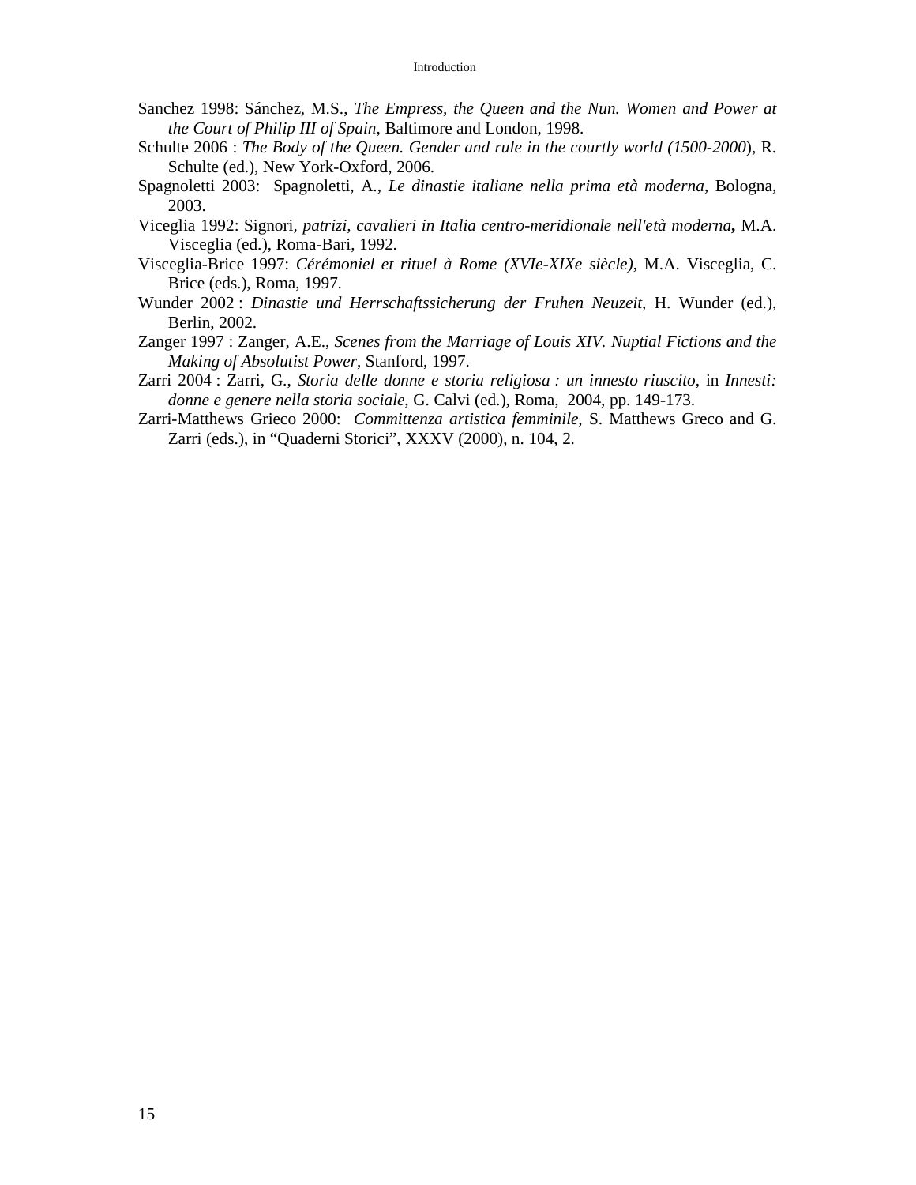Sanchez 1998: Sánchez, M.S., *The Empress, the Queen and the Nun. Women and Power at the Court of Philip III of Spain*, Baltimore and London, 1998.

Schulte 2006 : *The Body of the Queen. Gender and rule in the courtly world (1500-2000*), R. Schulte (ed.), New York-Oxford, 2006.

Spagnoletti 2003: Spagnoletti, A., *Le dinastie italiane nella prima età moderna*, Bologna, 2003.

Viceglia 1992: Signori*, patrizi, cavalieri in Italia centro-meridionale nell'età moderna***,** M.A. Visceglia (ed.), Roma-Bari, 1992*.*

Visceglia-Brice 1997: *Cérémoniel et rituel à Rome (XVIe-XIXe siècle)*, M.A. Visceglia, C. Brice (eds.), Roma, 1997.

Wunder 2002 : *Dinastie und Herrschaftssicherung der Fruhen Neuzeit*, H. Wunder (ed.), Berlin, 2002.

Zanger 1997 : Zanger, A.E., *Scenes from the Marriage of Louis XIV. Nuptial Fictions and the Making of Absolutist Power*, Stanford, 1997.

Zarri 2004 : Zarri, G., *Storia delle donne e storia religiosa : un innesto riuscito*, in *Innesti: donne e genere nella storia sociale*, G. Calvi (ed.), Roma, 2004, pp. 149-173.

Zarri-Matthews Grieco 2000: *Committenza artistica femminile*, S. Matthews Greco and G. Zarri (eds.), in "Quaderni Storici", XXXV (2000), n. 104, 2.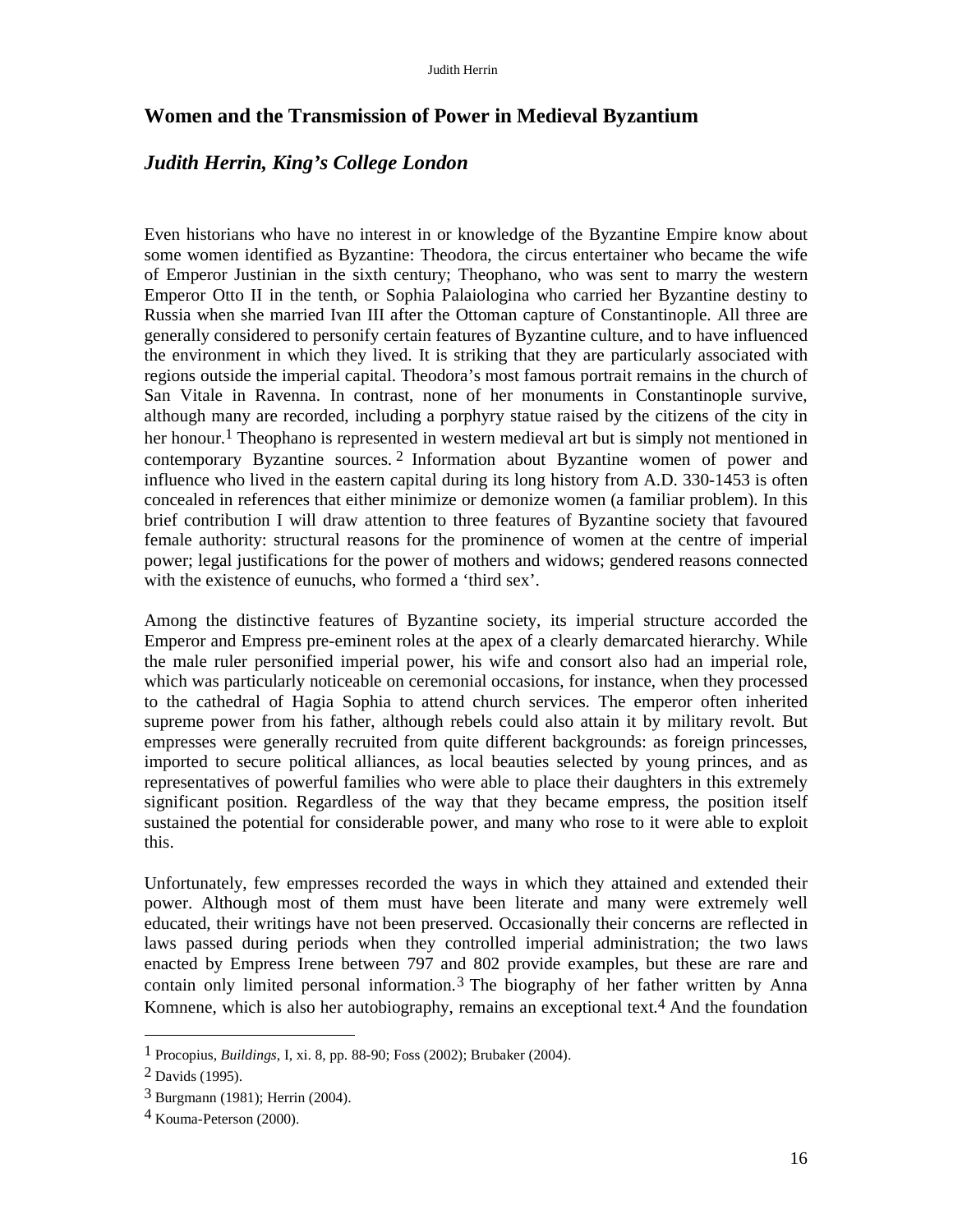## Women and the Transmission of Power in Medieval Byzantium

### *Judith Herrin, King's College London*

Even historians who have no interest in or knowledge of the Byzantine Empire know about some women identified as Byzantine: Theodora, the circus entertainer who became the wife of Emperor Justinian in the sixth century; Theophano, who was sent to marry the western Emperor Otto II in the tenth, or Sophia Palaiologina who carried her Byzantine destiny to Russia when she married Ivan III after the Ottoman capture of Constantinople. All three are generally considered to personify certain features of Byzantine culture, and to have influenced the environment in which they lived. It is striking that they are particularly associated with regions outside the imperial capital. Theodora's most famous portrait remains in the church of San Vitale in Ravenna. In contrast, none of her monuments in Constantinople survive, although many are recorded, including a porphyry statue raised by the citizens of the city in her honour.[1] Theophano is represented in western medieval art but is simply not mentioned in contemporary Byzantine sources.[2] Information about Byzantine women of power and influence who lived in the eastern capital during its long history from A.D. 330-1453 is often concealed in references that either minimize or demonize women (a familiar problem). In this brief contribution I will draw attention to three features of Byzantine society that favoured female authority: structural reasons for the prominence of women at the centre of imperial power; legal justifications for the power of mothers and widows; gendered reasons connected with the existence of eunuchs, who formed a 'third sex'.

Among the distinctive features of Byzantine society, its imperial structure accorded the Emperor and Empress pre-eminent roles at the apex of a clearly demarcated hierarchy. While the male ruler personified imperial power, his wife and consort also had an imperial role, which was particularly noticeable on ceremonial occasions, for instance, when they processed to the cathedral of Hagia Sophia to attend church services. The emperor often inherited supreme power from his father, although rebels could also attain it by military revolt. But empresses were generally recruited from quite different backgrounds: as foreign princesses, imported to secure political alliances, as local beauties selected by young princes, and as representatives of powerful families who were able to place their daughters in this extremely significant position. Regardless of the way that they became empress, the position itself sustained the potential for considerable power, and many who rose to it were able to exploit this.

Unfortunately, few empresses recorded the ways in which they attained and extended their power. Although most of them must have been literate and many were extremely well educated, their writings have not been preserved. Occasionally their concerns are reflected in laws passed during periods when they controlled imperial administration; the two laws enacted by Empress Irene between 797 and 802 provide examples, but these are rare and contain only limited personal information.[3] The biography of her father written by Anna Komnene, which is also her autobiography, remains an exceptional text.[4] And the foundation

---

[1] Procopius, *Buildings*, I, xi. 8, pp. 88-90; Foss (2002); Brubaker (2004).

[2] Davids (1995).

[3] Burgmann (1981); Herrin (2004).

[4] Kouma-Peterson (2000).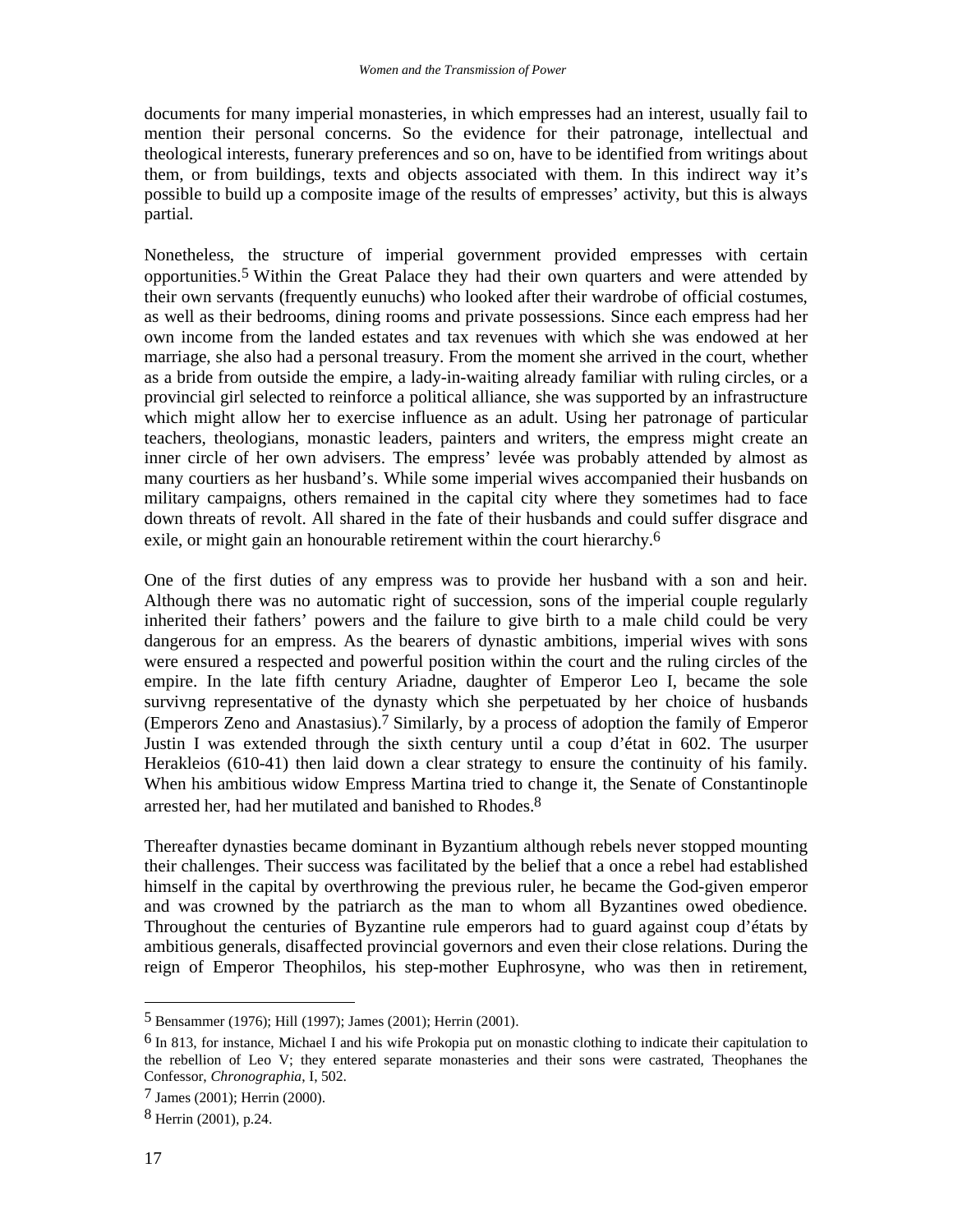documents for many imperial monasteries, in which empresses had an interest, usually fail to mention their personal concerns. So the evidence for their patronage, intellectual and theological interests, funerary preferences and so on, have to be identified from writings about them, or from buildings, texts and objects associated with them. In this indirect way it's possible to build up a composite image of the results of empresses' activity, but this is always partial.

Nonetheless, the structure of imperial government provided empresses with certain opportunities.[5] Within the Great Palace they had their own quarters and were attended by their own servants (frequently eunuchs) who looked after their wardrobe of official costumes, as well as their bedrooms, dining rooms and private possessions. Since each empress had her own income from the landed estates and tax revenues with which she was endowed at her marriage, she also had a personal treasury. From the moment she arrived in the court, whether as a bride from outside the empire, a lady-in-waiting already familiar with ruling circles, or a provincial girl selected to reinforce a political alliance, she was supported by an infrastructure which might allow her to exercise influence as an adult. Using her patronage of particular teachers, theologians, monastic leaders, painters and writers, the empress might create an inner circle of her own advisers. The empress' levée was probably attended by almost as many courtiers as her husband's. While some imperial wives accompanied their husbands on military campaigns, others remained in the capital city where they sometimes had to face down threats of revolt. All shared in the fate of their husbands and could suffer disgrace and exile, or might gain an honourable retirement within the court hierarchy.[6]

One of the first duties of any empress was to provide her husband with a son and heir. Although there was no automatic right of succession, sons of the imperial couple regularly inherited their fathers' powers and the failure to give birth to a male child could be very dangerous for an empress. As the bearers of dynastic ambitions, imperial wives with sons were ensured a respected and powerful position within the court and the ruling circles of the empire. In the late fifth century Ariadne, daughter of Emperor Leo I, became the sole survivng representative of the dynasty which she perpetuated by her choice of husbands (Emperors Zeno and Anastasius).[7] Similarly, by a process of adoption the family of Emperor Justin I was extended through the sixth century until a coup d'état in 602. The usurper Herakleios (610-41) then laid down a clear strategy to ensure the continuity of his family. When his ambitious widow Empress Martina tried to change it, the Senate of Constantinople arrested her, had her mutilated and banished to Rhodes.[8]

Thereafter dynasties became dominant in Byzantium although rebels never stopped mounting their challenges. Their success was facilitated by the belief that a once a rebel had established himself in the capital by overthrowing the previous ruler, he became the God-given emperor and was crowned by the patriarch as the man to whom all Byzantines owed obedience. Throughout the centuries of Byzantine rule emperors had to guard against coup d'états by ambitious generals, disaffected provincial governors and even their close relations. During the reign of Emperor Theophilos, his step-mother Euphrosyne, who was then in retirement,

---

[5] Bensammer (1976); Hill (1997); James (2001); Herrin (2001).

[6] In 813, for instance, Michael I and his wife Prokopia put on monastic clothing to indicate their capitulation to the rebellion of Leo V; they entered separate monasteries and their sons were castrated, Theophanes the Confessor, *Chronographia*, I, 502.

[7] James (2001); Herrin (2000).

[8] Herrin (2001), p.24.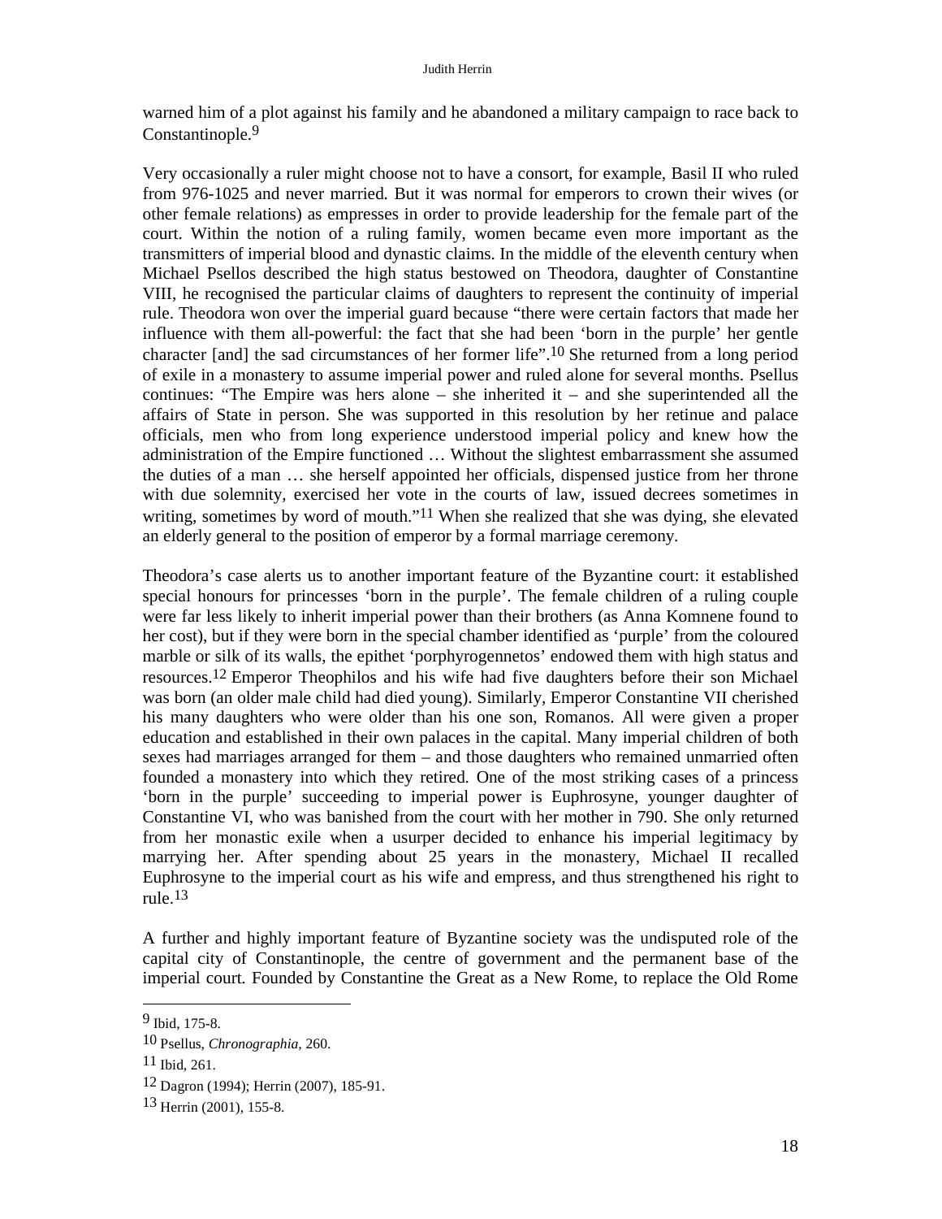warned him of a plot against his family and he abandoned a military campaign to race back to Constantinople.[9]

Very occasionally a ruler might choose not to have a consort, for example, Basil II who ruled from 976-1025 and never married. But it was normal for emperors to crown their wives (or other female relations) as empresses in order to provide leadership for the female part of the court. Within the notion of a ruling family, women became even more important as the transmitters of imperial blood and dynastic claims. In the middle of the eleventh century when Michael Psellos described the high status bestowed on Theodora, daughter of Constantine VIII, he recognised the particular claims of daughters to represent the continuity of imperial rule. Theodora won over the imperial guard because "there were certain factors that made her influence with them all-powerful: the fact that she had been 'born in the purple' her gentle character [and] the sad circumstances of her former life".[10] She returned from a long period of exile in a monastery to assume imperial power and ruled alone for several months. Psellus continues: "The Empire was hers alone – she inherited it – and she superintended all the affairs of State in person. She was supported in this resolution by her retinue and palace officials, men who from long experience understood imperial policy and knew how the administration of the Empire functioned … Without the slightest embarrassment she assumed the duties of a man … she herself appointed her officials, dispensed justice from her throne with due solemnity, exercised her vote in the courts of law, issued decrees sometimes in writing, sometimes by word of mouth."[11] When she realized that she was dying, she elevated an elderly general to the position of emperor by a formal marriage ceremony.

Theodora's case alerts us to another important feature of the Byzantine court: it established special honours for princesses 'born in the purple'. The female children of a ruling couple were far less likely to inherit imperial power than their brothers (as Anna Komnene found to her cost), but if they were born in the special chamber identified as 'purple' from the coloured marble or silk of its walls, the epithet 'porphyrogennetos' endowed them with high status and resources.[12] Emperor Theophilos and his wife had five daughters before their son Michael was born (an older male child had died young). Similarly, Emperor Constantine VII cherished his many daughters who were older than his one son, Romanos. All were given a proper education and established in their own palaces in the capital. Many imperial children of both sexes had marriages arranged for them – and those daughters who remained unmarried often founded a monastery into which they retired. One of the most striking cases of a princess 'born in the purple' succeeding to imperial power is Euphrosyne, younger daughter of Constantine VI, who was banished from the court with her mother in 790. She only returned from her monastic exile when a usurper decided to enhance his imperial legitimacy by marrying her. After spending about 25 years in the monastery, Michael II recalled Euphrosyne to the imperial court as his wife and empress, and thus strengthened his right to rule.[13]

A further and highly important feature of Byzantine society was the undisputed role of the capital city of Constantinople, the centre of government and the permanent base of the imperial court. Founded by Constantine the Great as a New Rome, to replace the Old Rome

---

[9] Ibid, 175-8.

[10] Psellus, *Chronographia*, 260.

[11] Ibid, 261.

[12] Dagron (1994); Herrin (2007), 185-91.

[13] Herrin (2001), 155-8.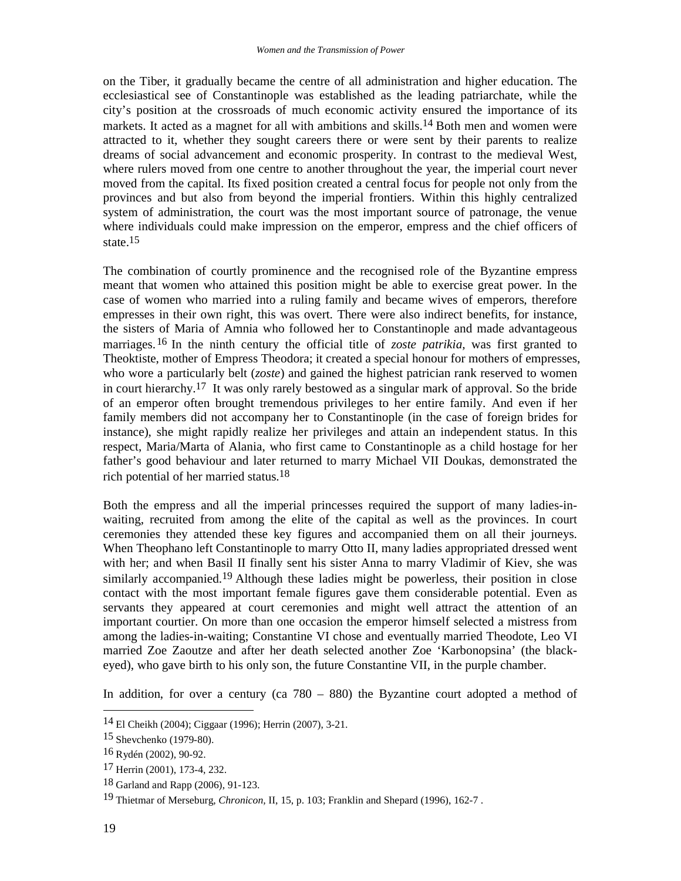on the Tiber, it gradually became the centre of all administration and higher education. The ecclesiastical see of Constantinople was established as the leading patriarchate, while the city's position at the crossroads of much economic activity ensured the importance of its markets. It acted as a magnet for all with ambitions and skills.[14] Both men and women were attracted to it, whether they sought careers there or were sent by their parents to realize dreams of social advancement and economic prosperity. In contrast to the medieval West, where rulers moved from one centre to another throughout the year, the imperial court never moved from the capital. Its fixed position created a central focus for people not only from the provinces and but also from beyond the imperial frontiers. Within this highly centralized system of administration, the court was the most important source of patronage, the venue where individuals could make impression on the emperor, empress and the chief officers of state.[15]

The combination of courtly prominence and the recognised role of the Byzantine empress meant that women who attained this position might be able to exercise great power. In the case of women who married into a ruling family and became wives of emperors, therefore empresses in their own right, this was overt. There were also indirect benefits, for instance, the sisters of Maria of Amnia who followed her to Constantinople and made advantageous marriages.[16] In the ninth century the official title of *zoste patrikia,* was first granted to Theoktiste, mother of Empress Theodora; it created a special honour for mothers of empresses, who wore a particularly belt (*zoste*) and gained the highest patrician rank reserved to women in court hierarchy.[17] It was only rarely bestowed as a singular mark of approval. So the bride of an emperor often brought tremendous privileges to her entire family. And even if her family members did not accompany her to Constantinople (in the case of foreign brides for instance), she might rapidly realize her privileges and attain an independent status. In this respect, Maria/Marta of Alania, who first came to Constantinople as a child hostage for her father's good behaviour and later returned to marry Michael VII Doukas, demonstrated the rich potential of her married status.[18]

Both the empress and all the imperial princesses required the support of many ladies-in-waiting, recruited from among the elite of the capital as well as the provinces. In court ceremonies they attended these key figures and accompanied them on all their journeys. When Theophano left Constantinople to marry Otto II, many ladies appropriated dressed went with her; and when Basil II finally sent his sister Anna to marry Vladimir of Kiev, she was similarly accompanied.[19] Although these ladies might be powerless, their position in close contact with the most important female figures gave them considerable potential. Even as servants they appeared at court ceremonies and might well attract the attention of an important courtier. On more than one occasion the emperor himself selected a mistress from among the ladies-in-waiting; Constantine VI chose and eventually married Theodote, Leo VI married Zoe Zaoutze and after her death selected another Zoe 'Karbonopsina' (the black-eyed), who gave birth to his only son, the future Constantine VII, in the purple chamber.

In addition, for over a century (ca 780 – 880) the Byzantine court adopted a method of

---

[14] El Cheikh (2004); Ciggaar (1996); Herrin (2007), 3-21.

[15] Shevchenko (1979-80).

[16] Rydén (2002), 90-92.

[17] Herrin (2001), 173-4, 232.

[18] Garland and Rapp (2006), 91-123.

[19] Thietmar of Merseburg, *Chronicon,* II, 15, p. 103; Franklin and Shepard (1996), 162-7 .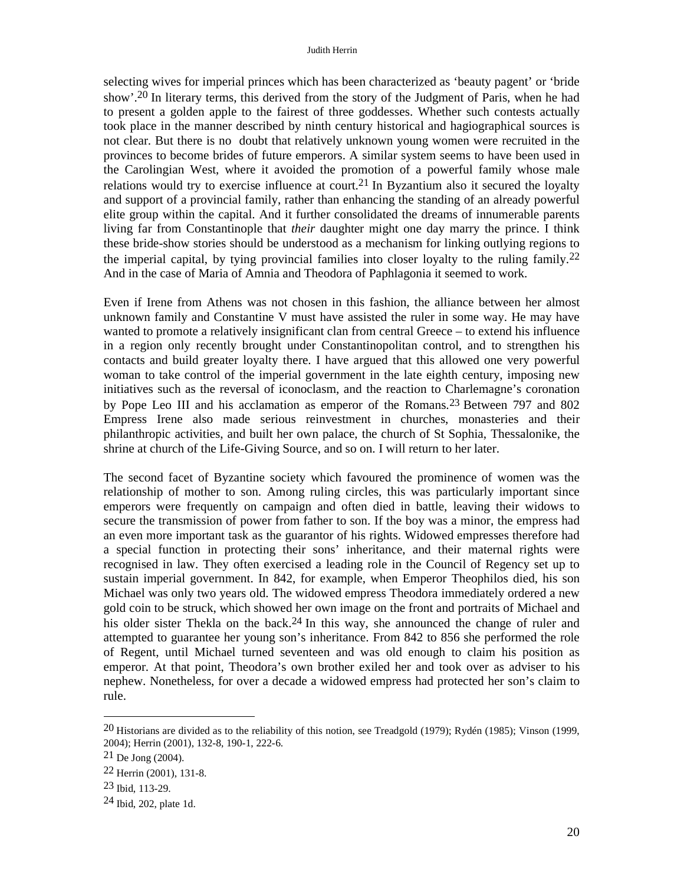selecting wives for imperial princes which has been characterized as 'beauty pagent' or 'bride show'.[20] In literary terms, this derived from the story of the Judgment of Paris, when he had to present a golden apple to the fairest of three goddesses. Whether such contests actually took place in the manner described by ninth century historical and hagiographical sources is not clear. But there is no doubt that relatively unknown young women were recruited in the provinces to become brides of future emperors. A similar system seems to have been used in the Carolingian West, where it avoided the promotion of a powerful family whose male relations would try to exercise influence at court.[21] In Byzantium also it secured the loyalty and support of a provincial family, rather than enhancing the standing of an already powerful elite group within the capital. And it further consolidated the dreams of innumerable parents living far from Constantinople that *their* daughter might one day marry the prince. I think these bride-show stories should be understood as a mechanism for linking outlying regions to the imperial capital, by tying provincial families into closer loyalty to the ruling family.[22] And in the case of Maria of Amnia and Theodora of Paphlagonia it seemed to work.

Even if Irene from Athens was not chosen in this fashion, the alliance between her almost unknown family and Constantine V must have assisted the ruler in some way. He may have wanted to promote a relatively insignificant clan from central Greece – to extend his influence in a region only recently brought under Constantinopolitan control, and to strengthen his contacts and build greater loyalty there. I have argued that this allowed one very powerful woman to take control of the imperial government in the late eighth century, imposing new initiatives such as the reversal of iconoclasm, and the reaction to Charlemagne's coronation by Pope Leo III and his acclamation as emperor of the Romans.[23] Between 797 and 802 Empress Irene also made serious reinvestment in churches, monasteries and their philanthropic activities, and built her own palace, the church of St Sophia, Thessalonike, the shrine at church of the Life-Giving Source, and so on. I will return to her later.

The second facet of Byzantine society which favoured the prominence of women was the relationship of mother to son. Among ruling circles, this was particularly important since emperors were frequently on campaign and often died in battle, leaving their widows to secure the transmission of power from father to son. If the boy was a minor, the empress had an even more important task as the guarantor of his rights. Widowed empresses therefore had a special function in protecting their sons' inheritance, and their maternal rights were recognised in law. They often exercised a leading role in the Council of Regency set up to sustain imperial government. In 842, for example, when Emperor Theophilos died, his son Michael was only two years old. The widowed empress Theodora immediately ordered a new gold coin to be struck, which showed her own image on the front and portraits of Michael and his older sister Thekla on the back.[24] In this way, she announced the change of ruler and attempted to guarantee her young son's inheritance. From 842 to 856 she performed the role of Regent, until Michael turned seventeen and was old enough to claim his position as emperor. At that point, Theodora's own brother exiled her and took over as adviser to his nephew. Nonetheless, for over a decade a widowed empress had protected her son's claim to rule.

---

[20] Historians are divided as to the reliability of this notion, see Treadgold (1979); Rydén (1985); Vinson (1999, 2004); Herrin (2001), 132-8, 190-1, 222-6.

[21] De Jong (2004).

[22] Herrin (2001), 131-8.

[23] Ibid, 113-29.

[24] Ibid, 202, plate 1d.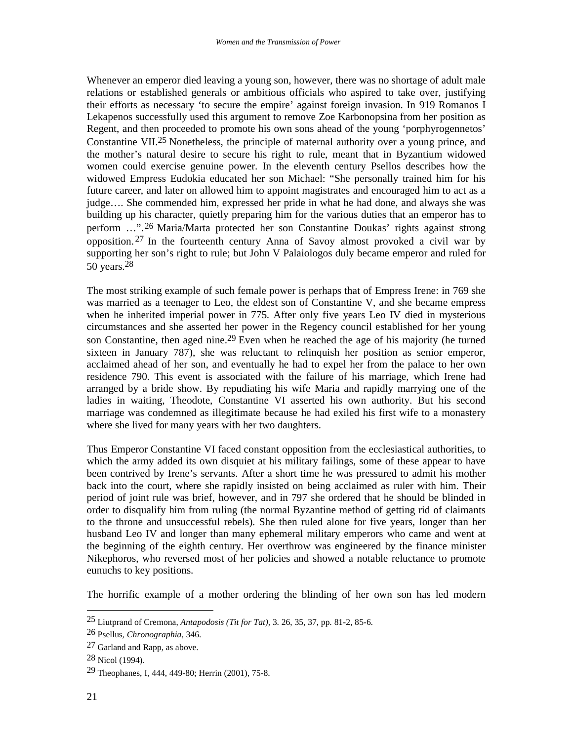Whenever an emperor died leaving a young son, however, there was no shortage of adult male relations or established generals or ambitious officials who aspired to take over, justifying their efforts as necessary 'to secure the empire' against foreign invasion. In 919 Romanos I Lekapenos successfully used this argument to remove Zoe Karbonopsina from her position as Regent, and then proceeded to promote his own sons ahead of the young 'porphyrogennetos' Constantine VII.[25] Nonetheless, the principle of maternal authority over a young prince, and the mother's natural desire to secure his right to rule, meant that in Byzantium widowed women could exercise genuine power. In the eleventh century Psellos describes how the widowed Empress Eudokia educated her son Michael: "She personally trained him for his future career, and later on allowed him to appoint magistrates and encouraged him to act as a judge…. She commended him, expressed her pride in what he had done, and always she was building up his character, quietly preparing him for the various duties that an emperor has to perform …".[26] Maria/Marta protected her son Constantine Doukas' rights against strong opposition.[27] In the fourteenth century Anna of Savoy almost provoked a civil war by supporting her son's right to rule; but John V Palaiologos duly became emperor and ruled for 50 years.[28]

The most striking example of such female power is perhaps that of Empress Irene: in 769 she was married as a teenager to Leo, the eldest son of Constantine V, and she became empress when he inherited imperial power in 775. After only five years Leo IV died in mysterious circumstances and she asserted her power in the Regency council established for her young son Constantine, then aged nine.[29] Even when he reached the age of his majority (he turned sixteen in January 787), she was reluctant to relinquish her position as senior emperor, acclaimed ahead of her son, and eventually he had to expel her from the palace to her own residence 790. This event is associated with the failure of his marriage, which Irene had arranged by a bride show. By repudiating his wife Maria and rapidly marrying one of the ladies in waiting, Theodote, Constantine VI asserted his own authority. But his second marriage was condemned as illegitimate because he had exiled his first wife to a monastery where she lived for many years with her two daughters.

Thus Emperor Constantine VI faced constant opposition from the ecclesiastical authorities, to which the army added its own disquiet at his military failings, some of these appear to have been contrived by Irene's servants. After a short time he was pressured to admit his mother back into the court, where she rapidly insisted on being acclaimed as ruler with him. Their period of joint rule was brief, however, and in 797 she ordered that he should be blinded in order to disqualify him from ruling (the normal Byzantine method of getting rid of claimants to the throne and unsuccessful rebels). She then ruled alone for five years, longer than her husband Leo IV and longer than many ephemeral military emperors who came and went at the beginning of the eighth century. Her overthrow was engineered by the finance minister Nikephoros, who reversed most of her policies and showed a notable reluctance to promote eunuchs to key positions.

The horrific example of a mother ordering the blinding of her own son has led modern

---

[25] Liutprand of Cremona, *Antapodosis (Tit for Tat)*, 3. 26, 35, 37, pp. 81-2, 85-6.

[26] Psellus, *Chronographia*, 346.

[27] Garland and Rapp, as above.

[28] Nicol (1994).

[29] Theophanes, I, 444, 449-80; Herrin (2001), 75-8.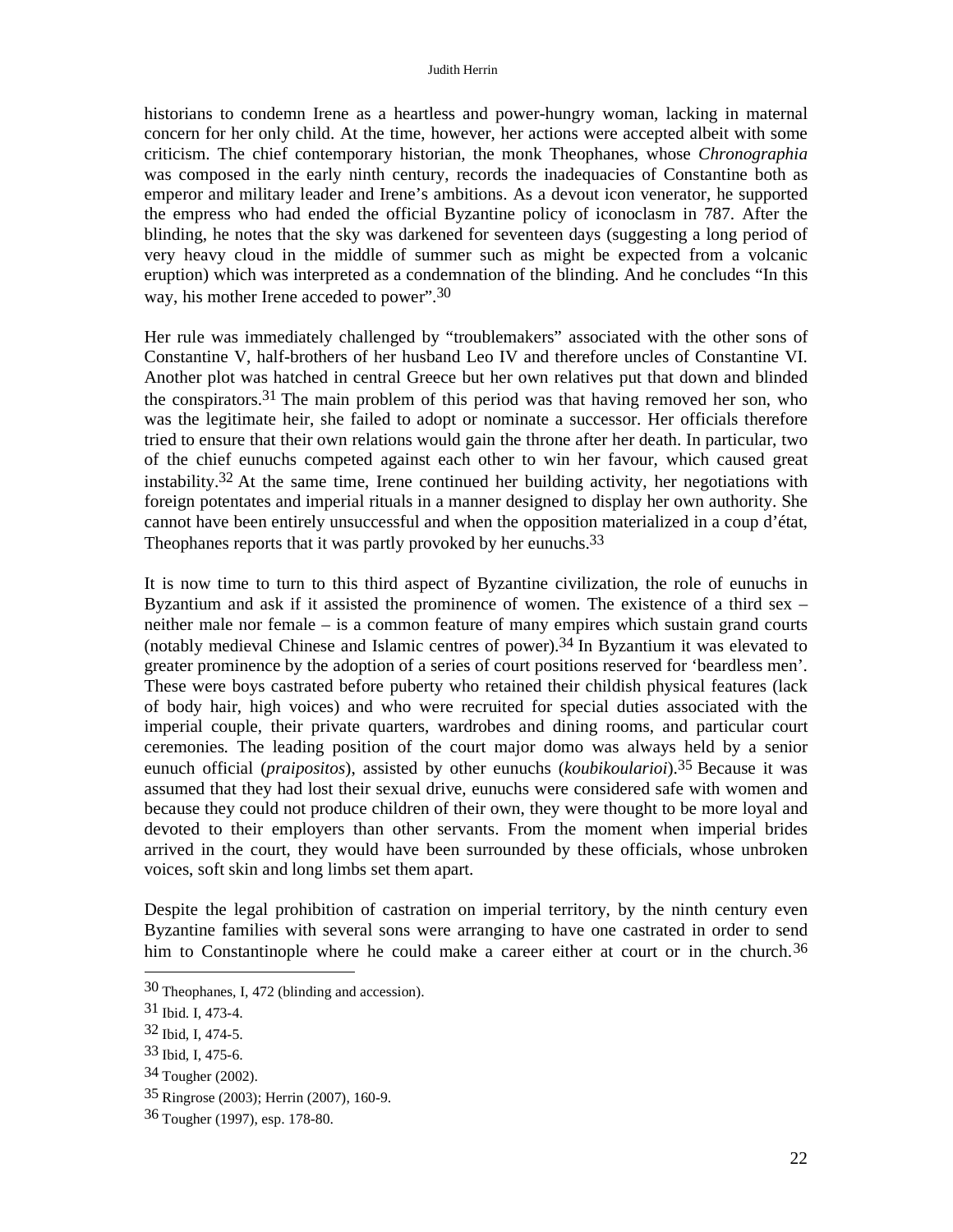historians to condemn Irene as a heartless and power-hungry woman, lacking in maternal concern for her only child. At the time, however, her actions were accepted albeit with some criticism. The chief contemporary historian, the monk Theophanes, whose *Chronographia* was composed in the early ninth century, records the inadequacies of Constantine both as emperor and military leader and Irene's ambitions. As a devout icon venerator, he supported the empress who had ended the official Byzantine policy of iconoclasm in 787. After the blinding, he notes that the sky was darkened for seventeen days (suggesting a long period of very heavy cloud in the middle of summer such as might be expected from a volcanic eruption) which was interpreted as a condemnation of the blinding. And he concludes "In this way, his mother Irene acceded to power".[30]

Her rule was immediately challenged by "troublemakers" associated with the other sons of Constantine V, half-brothers of her husband Leo IV and therefore uncles of Constantine VI. Another plot was hatched in central Greece but her own relatives put that down and blinded the conspirators.[31] The main problem of this period was that having removed her son, who was the legitimate heir, she failed to adopt or nominate a successor. Her officials therefore tried to ensure that their own relations would gain the throne after her death. In particular, two of the chief eunuchs competed against each other to win her favour, which caused great instability.[32] At the same time, Irene continued her building activity, her negotiations with foreign potentates and imperial rituals in a manner designed to display her own authority. She cannot have been entirely unsuccessful and when the opposition materialized in a coup d'état, Theophanes reports that it was partly provoked by her eunuchs.[33]

It is now time to turn to this third aspect of Byzantine civilization, the role of eunuchs in Byzantium and ask if it assisted the prominence of women. The existence of a third sex – neither male nor female – is a common feature of many empires which sustain grand courts (notably medieval Chinese and Islamic centres of power).[34] In Byzantium it was elevated to greater prominence by the adoption of a series of court positions reserved for 'beardless men'. These were boys castrated before puberty who retained their childish physical features (lack of body hair, high voices) and who were recruited for special duties associated with the imperial couple, their private quarters, wardrobes and dining rooms, and particular court ceremonies. The leading position of the court major domo was always held by a senior eunuch official (*praipositos*), assisted by other eunuchs (*koubikoularioi*).[35] Because it was assumed that they had lost their sexual drive, eunuchs were considered safe with women and because they could not produce children of their own, they were thought to be more loyal and devoted to their employers than other servants. From the moment when imperial brides arrived in the court, they would have been surrounded by these officials, whose unbroken voices, soft skin and long limbs set them apart.

Despite the legal prohibition of castration on imperial territory, by the ninth century even Byzantine families with several sons were arranging to have one castrated in order to send him to Constantinople where he could make a career either at court or in the church.[36]

---

[30] Theophanes, I, 472 (blinding and accession).

[31] Ibid. I, 473-4.

[32] Ibid, I, 474-5.

[33] Ibid, I, 475-6.

[34] Tougher (2002).

[35] Ringrose (2003); Herrin (2007), 160-9.

[36] Tougher (1997), esp. 178-80.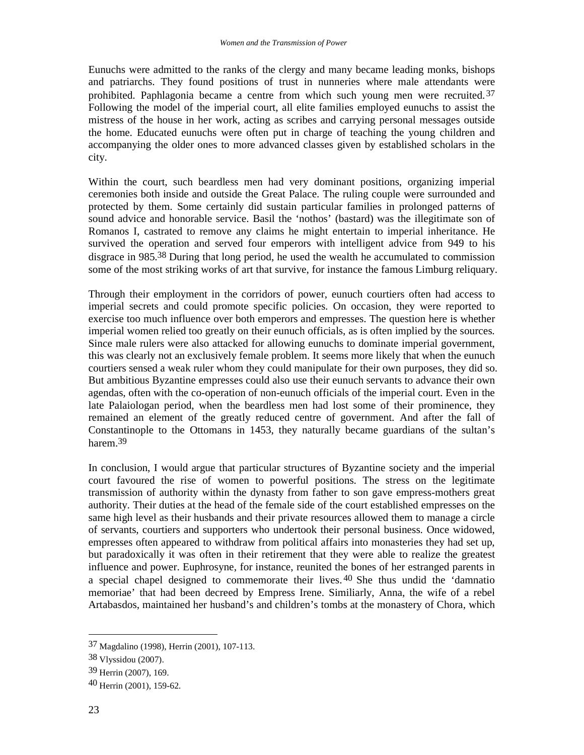Eunuchs were admitted to the ranks of the clergy and many became leading monks, bishops and patriarchs. They found positions of trust in nunneries where male attendants were prohibited. Paphlagonia became a centre from which such young men were recruited.[37] Following the model of the imperial court, all elite families employed eunuchs to assist the mistress of the house in her work, acting as scribes and carrying personal messages outside the home. Educated eunuchs were often put in charge of teaching the young children and accompanying the older ones to more advanced classes given by established scholars in the city.

Within the court, such beardless men had very dominant positions, organizing imperial ceremonies both inside and outside the Great Palace. The ruling couple were surrounded and protected by them. Some certainly did sustain particular families in prolonged patterns of sound advice and honorable service. Basil the 'nothos' (bastard) was the illegitimate son of Romanos I, castrated to remove any claims he might entertain to imperial inheritance. He survived the operation and served four emperors with intelligent advice from 949 to his disgrace in 985.[38] During that long period, he used the wealth he accumulated to commission some of the most striking works of art that survive, for instance the famous Limburg reliquary.

Through their employment in the corridors of power, eunuch courtiers often had access to imperial secrets and could promote specific policies. On occasion, they were reported to exercise too much influence over both emperors and empresses. The question here is whether imperial women relied too greatly on their eunuch officials, as is often implied by the sources. Since male rulers were also attacked for allowing eunuchs to dominate imperial government, this was clearly not an exclusively female problem. It seems more likely that when the eunuch courtiers sensed a weak ruler whom they could manipulate for their own purposes, they did so. But ambitious Byzantine empresses could also use their eunuch servants to advance their own agendas, often with the co-operation of non-eunuch officials of the imperial court. Even in the late Palaiologan period, when the beardless men had lost some of their prominence, they remained an element of the greatly reduced centre of government. And after the fall of Constantinople to the Ottomans in 1453, they naturally became guardians of the sultan's harem.[39]

In conclusion, I would argue that particular structures of Byzantine society and the imperial court favoured the rise of women to powerful positions. The stress on the legitimate transmission of authority within the dynasty from father to son gave empress-mothers great authority. Their duties at the head of the female side of the court established empresses on the same high level as their husbands and their private resources allowed them to manage a circle of servants, courtiers and supporters who undertook their personal business. Once widowed, empresses often appeared to withdraw from political affairs into monasteries they had set up, but paradoxically it was often in their retirement that they were able to realize the greatest influence and power. Euphrosyne, for instance, reunited the bones of her estranged parents in a special chapel designed to commemorate their lives.[40] She thus undid the 'damnatio memoriae' that had been decreed by Empress Irene. Similiarly, Anna, the wife of a rebel Artabasdos, maintained her husband's and children's tombs at the monastery of Chora, which

---

[37] Magdalino (1998), Herrin (2001), 107-113.

[38] Vlyssidou (2007).

[39] Herrin (2007), 169.

[40] Herrin (2001), 159-62.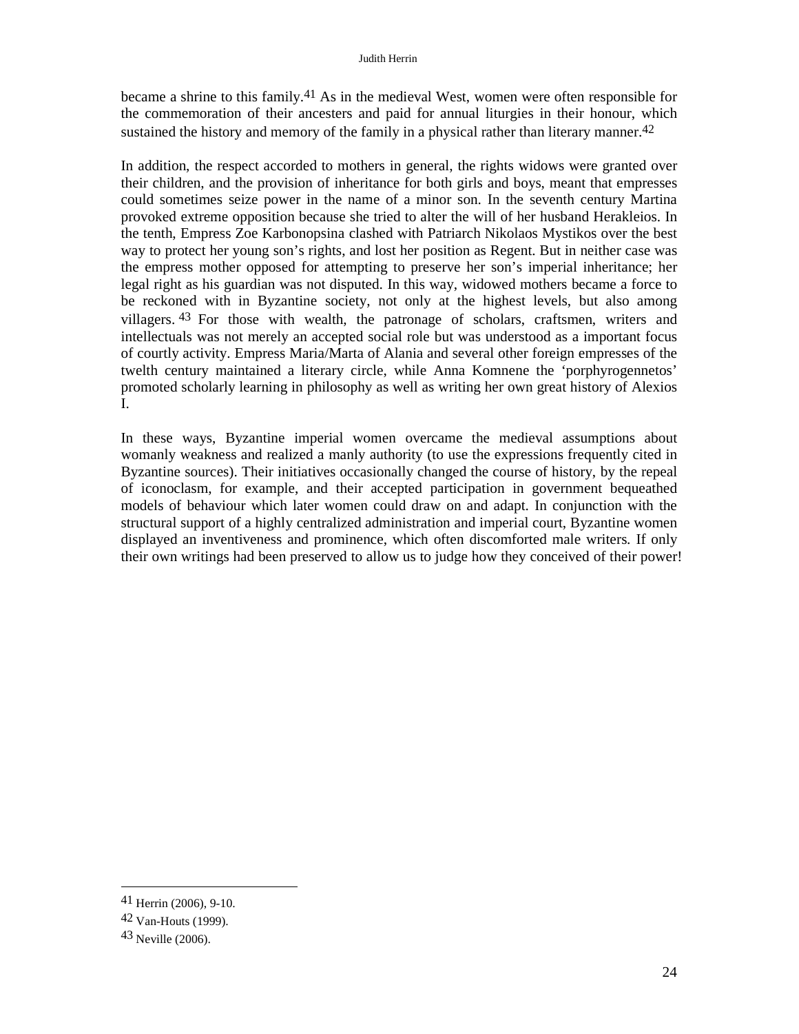became a shrine to this family.[41] As in the medieval West, women were often responsible for the commemoration of their ancesters and paid for annual liturgies in their honour, which sustained the history and memory of the family in a physical rather than literary manner.[42]

In addition, the respect accorded to mothers in general, the rights widows were granted over their children, and the provision of inheritance for both girls and boys, meant that empresses could sometimes seize power in the name of a minor son. In the seventh century Martina provoked extreme opposition because she tried to alter the will of her husband Herakleios. In the tenth, Empress Zoe Karbonopsina clashed with Patriarch Nikolaos Mystikos over the best way to protect her young son's rights, and lost her position as Regent. But in neither case was the empress mother opposed for attempting to preserve her son's imperial inheritance; her legal right as his guardian was not disputed. In this way, widowed mothers became a force to be reckoned with in Byzantine society, not only at the highest levels, but also among villagers.[43] For those with wealth, the patronage of scholars, craftsmen, writers and intellectuals was not merely an accepted social role but was understood as a important focus of courtly activity. Empress Maria/Marta of Alania and several other foreign empresses of the twelth century maintained a literary circle, while Anna Komnene the 'porphyrogennetos' promoted scholarly learning in philosophy as well as writing her own great history of Alexios I.

In these ways, Byzantine imperial women overcame the medieval assumptions about womanly weakness and realized a manly authority (to use the expressions frequently cited in Byzantine sources). Their initiatives occasionally changed the course of history, by the repeal of iconoclasm, for example, and their accepted participation in government bequeathed models of behaviour which later women could draw on and adapt. In conjunction with the structural support of a highly centralized administration and imperial court, Byzantine women displayed an inventiveness and prominence, which often discomforted male writers. If only their own writings had been preserved to allow us to judge how they conceived of their power!

---

[41] Herrin (2006), 9-10.

[42] Van-Houts (1999).

[43] Neville (2006).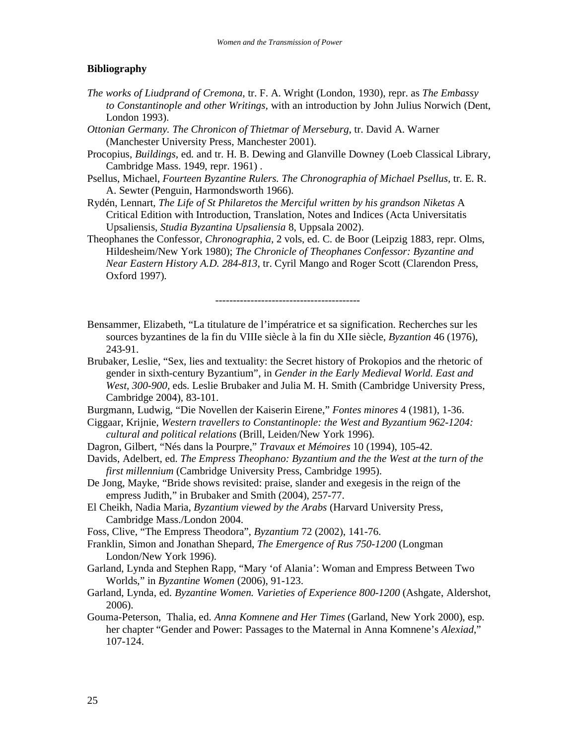## Bibliography

*The works of Liudprand of Cremona*, tr. F. A. Wright (London, 1930), repr. as *The Embassy to Constantinople and other Writings*, with an introduction by John Julius Norwich (Dent, London 1993).

*Ottonian Germany. The Chronicon of Thietmar of Merseburg*, tr. David A. Warner (Manchester University Press, Manchester 2001).

Procopius, *Buildings*, ed. and tr. H. B. Dewing and Glanville Downey (Loeb Classical Library, Cambridge Mass. 1949, repr. 1961) .

Psellus, Michael, *Fourteen Byzantine Rulers. The Chronographia of Michael Psellus*, tr. E. R. A. Sewter (Penguin, Harmondsworth 1966).

Rydén, Lennart, *The Life of St Philaretos the Merciful written by his grandson Niketas* A Critical Edition with Introduction, Translation, Notes and Indices (Acta Universitatis Upsaliensis, *Studia Byzantina Upsaliensia* 8, Uppsala 2002).

Theophanes the Confessor, *Chronographia*, 2 vols, ed. C. de Boor (Leipzig 1883, repr. Olms, Hildesheim/New York 1980); *The Chronicle of Theophanes Confessor: Byzantine and Near Eastern History A.D. 284-813*, tr. Cyril Mango and Roger Scott (Clarendon Press, Oxford 1997).

-----------------------------------------

Bensammer, Elizabeth, "La titulature de l'impératrice et sa signification. Recherches sur les sources byzantines de la fin du VIIIe siècle à la fin du XIIe siècle, *Byzantion* 46 (1976), 243-91.

Brubaker, Leslie, "Sex, lies and textuality: the Secret history of Prokopios and the rhetoric of gender in sixth-century Byzantium", in *Gender in the Early Medieval World. East and West, 300-900*, eds. Leslie Brubaker and Julia M. H. Smith (Cambridge University Press, Cambridge 2004), 83-101.

Burgmann, Ludwig, "Die Novellen der Kaiserin Eirene," *Fontes minores* 4 (1981), 1-36.

Ciggaar, Krijnie, *Western travellers to Constantinople: the West and Byzantium 962-1204: cultural and political relations* (Brill, Leiden/New York 1996).

Dagron, Gilbert, "Nés dans la Pourpre," *Travaux et Mémoires* 10 (1994), 105-42.

Davids, Adelbert, ed. *The Empress Theophano: Byzantium and the the West at the turn of the first millennium* (Cambridge University Press, Cambridge 1995).

De Jong, Mayke, "Bride shows revisited: praise, slander and exegesis in the reign of the empress Judith," in Brubaker and Smith (2004), 257-77.

El Cheikh, Nadia Maria, *Byzantium viewed by the Arabs* (Harvard University Press, Cambridge Mass./London 2004.

Foss, Clive, "The Empress Theodora", *Byzantium* 72 (2002), 141-76.

Franklin, Simon and Jonathan Shepard, *The Emergence of Rus 750-1200* (Longman London/New York 1996).

Garland, Lynda and Stephen Rapp, "Mary 'of Alania': Woman and Empress Between Two Worlds," in *Byzantine Women* (2006), 91-123.

Garland, Lynda, ed. *Byzantine Women. Varieties of Experience 800-1200* (Ashgate, Aldershot, 2006).

Gouma-Peterson, Thalia, ed. *Anna Komnene and Her Times* (Garland, New York 2000), esp. her chapter "Gender and Power: Passages to the Maternal in Anna Komnene's *Alexiad*," 107-124.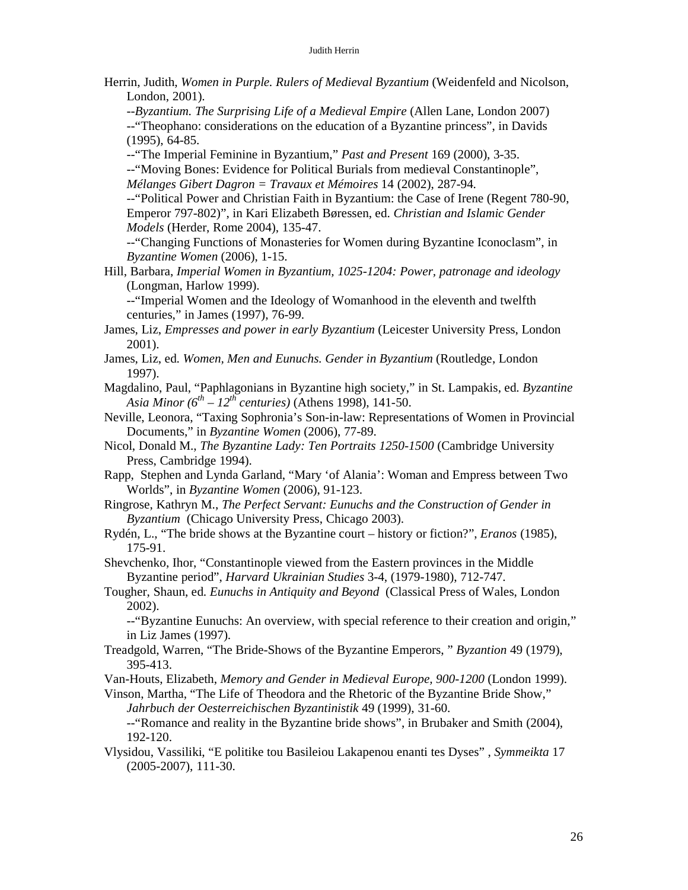Herrin, Judith, *Women in Purple. Rulers of Medieval Byzantium* (Weidenfeld and Nicolson, London, 2001).

--*Byzantium. The Surprising Life of a Medieval Empire* (Allen Lane, London 2007)

--"Theophano: considerations on the education of a Byzantine princess", in Davids (1995), 64-85.

--"The Imperial Feminine in Byzantium," *Past and Present* 169 (2000), 3-35.

--"Moving Bones: Evidence for Political Burials from medieval Constantinople", *Mélanges Gibert Dagron = Travaux et Mémoires* 14 (2002), 287-94.

--"Political Power and Christian Faith in Byzantium: the Case of Irene (Regent 780-90, Emperor 797-802)", in Kari Elizabeth Børessen, ed. *Christian and Islamic Gender Models* (Herder, Rome 2004), 135-47.

--"Changing Functions of Monasteries for Women during Byzantine Iconoclasm", in *Byzantine Women* (2006), 1-15.

Hill, Barbara, *Imperial Women in Byzantium, 1025-1204: Power, patronage and ideology* (Longman, Harlow 1999).

--"Imperial Women and the Ideology of Womanhood in the eleventh and twelfth centuries," in James (1997), 76-99.

James, Liz, *Empresses and power in early Byzantium* (Leicester University Press, London 2001).

James, Liz, ed. *Women, Men and Eunuchs. Gender in Byzantium* (Routledge, London 1997).

Magdalino, Paul, "Paphlagonians in Byzantine high society," in St. Lampakis, ed. *Byzantine Asia Minor (6th – 12th centuries)* (Athens 1998), 141-50.

Neville, Leonora, "Taxing Sophronia's Son-in-law: Representations of Women in Provincial Documents," in *Byzantine Women* (2006), 77-89.

Nicol, Donald M., *The Byzantine Lady: Ten Portraits 1250-1500* (Cambridge University Press, Cambridge 1994).

Rapp, Stephen and Lynda Garland, "Mary 'of Alania': Woman and Empress between Two Worlds", in *Byzantine Women* (2006), 91-123.

Ringrose, Kathryn M., *The Perfect Servant: Eunuchs and the Construction of Gender in Byzantium* (Chicago University Press, Chicago 2003).

Rydén, L., "The bride shows at the Byzantine court – history or fiction?", *Eranos* (1985), 175-91.

Shevchenko, Ihor, "Constantinople viewed from the Eastern provinces in the Middle Byzantine period", *Harvard Ukrainian Studies* 3-4, (1979-1980), 712-747.

Tougher, Shaun, ed. *Eunuchs in Antiquity and Beyond* (Classical Press of Wales, London 2002).

--"Byzantine Eunuchs: An overview, with special reference to their creation and origin," in Liz James (1997).

Treadgold, Warren, "The Bride-Shows of the Byzantine Emperors, " *Byzantion* 49 (1979), 395-413.

Van-Houts, Elizabeth, *Memory and Gender in Medieval Europe, 900-1200* (London 1999).

Vinson, Martha, "The Life of Theodora and the Rhetoric of the Byzantine Bride Show," *Jahrbuch der Oesterreichischen Byzantinistik* 49 (1999), 31-60.

--"Romance and reality in the Byzantine bride shows", in Brubaker and Smith (2004), 192-120.

Vlysidou, Vassiliki, "E politike tou Basileiou Lakapenou enanti tes Dyses" , *Symmeikta* 17 (2005-2007), 111-30.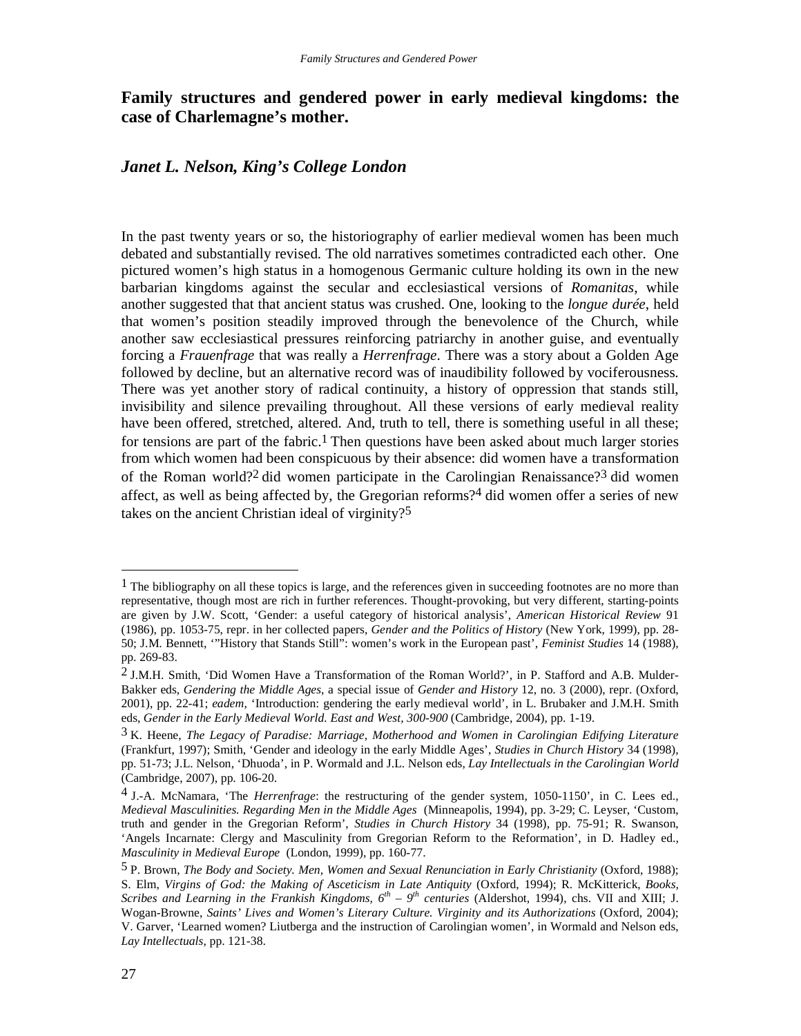## Family structures and gendered power in early medieval kingdoms: the case of Charlemagne's mother.

### *Janet L. Nelson, King's College London*

In the past twenty years or so, the historiography of earlier medieval women has been much debated and substantially revised. The old narratives sometimes contradicted each other. One pictured women's high status in a homogenous Germanic culture holding its own in the new barbarian kingdoms against the secular and ecclesiastical versions of *Romanitas*, while another suggested that that ancient status was crushed. One, looking to the *longue durée*, held that women's position steadily improved through the benevolence of the Church, while another saw ecclesiastical pressures reinforcing patriarchy in another guise, and eventually forcing a *Frauenfrage* that was really a *Herrenfrage*. There was a story about a Golden Age followed by decline, but an alternative record was of inaudibility followed by vociferousness. There was yet another story of radical continuity, a history of oppression that stands still, invisibility and silence prevailing throughout. All these versions of early medieval reality have been offered, stretched, altered. And, truth to tell, there is something useful in all these; for tensions are part of the fabric.[1] Then questions have been asked about much larger stories from which women had been conspicuous by their absence: did women have a transformation of the Roman world?[2] did women participate in the Carolingian Renaissance?[3] did women affect, as well as being affected by, the Gregorian reforms?[4] did women offer a series of new takes on the ancient Christian ideal of virginity?[5]

---

[1] The bibliography on all these topics is large, and the references given in succeeding footnotes are no more than representative, though most are rich in further references. Thought-provoking, but very different, starting-points are given by J.W. Scott, 'Gender: a useful category of historical analysis', *American Historical Review* 91 (1986), pp. 1053-75, repr. in her collected papers, *Gender and the Politics of History* (New York, 1999), pp. 28-50; J.M. Bennett, '"History that Stands Still": women's work in the European past', *Feminist Studies* 14 (1988), pp. 269-83.

[2] J.M.H. Smith, 'Did Women Have a Transformation of the Roman World?', in P. Stafford and A.B. Mulder-Bakker eds, *Gendering the Middle Ages*, a special issue of *Gender and History* 12, no. 3 (2000), repr. (Oxford, 2001), pp. 22-41; *eadem*, 'Introduction: gendering the early medieval world', in L. Brubaker and J.M.H. Smith eds, *Gender in the Early Medieval World. East and West, 300-900* (Cambridge, 2004), pp. 1-19.

[3] K. Heene, *The Legacy of Paradise: Marriage, Motherhood and Women in Carolingian Edifying Literature* (Frankfurt, 1997); Smith, 'Gender and ideology in the early Middle Ages', *Studies in Church History* 34 (1998), pp. 51-73; J.L. Nelson, 'Dhuoda', in P. Wormald and J.L. Nelson eds, *Lay Intellectuals in the Carolingian World* (Cambridge, 2007), pp. 106-20.

[4] J.-A. McNamara, 'The *Herrenfrage*: the restructuring of the gender system, 1050-1150', in C. Lees ed., *Medieval Masculinities. Regarding Men in the Middle Ages* (Minneapolis, 1994), pp. 3-29; C. Leyser, 'Custom, truth and gender in the Gregorian Reform', *Studies in Church History* 34 (1998), pp. 75-91; R. Swanson, 'Angels Incarnate: Clergy and Masculinity from Gregorian Reform to the Reformation', in D. Hadley ed., *Masculinity in Medieval Europe* (London, 1999), pp. 160-77.

[5] P. Brown, *The Body and Society. Men, Women and Sexual Renunciation in Early Christianity* (Oxford, 1988); S. Elm, *Virgins of God: the Making of Asceticism in Late Antiquity* (Oxford, 1994); R. McKitterick, *Books, Scribes and Learning in the Frankish Kingdoms, 6th – 9th centuries* (Aldershot, 1994), chs. VII and XIII; J. Wogan-Browne, *Saints' Lives and Women's Literary Culture. Virginity and its Authorizations* (Oxford, 2004); V. Garver, 'Learned women? Liutberga and the instruction of Carolingian women', in Wormald and Nelson eds, *Lay Intellectuals*, pp. 121-38.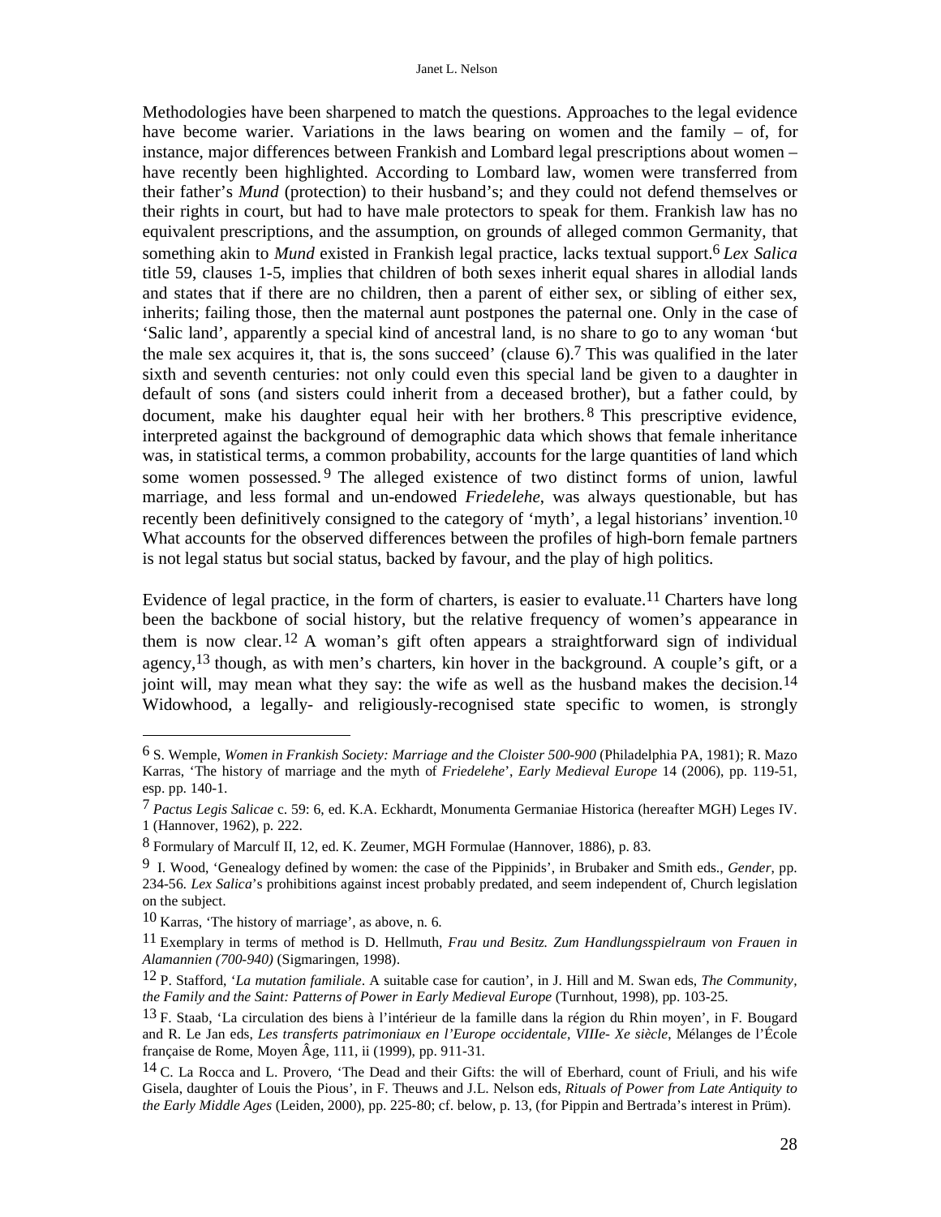Methodologies have been sharpened to match the questions. Approaches to the legal evidence have become warier. Variations in the laws bearing on women and the family – of, for instance, major differences between Frankish and Lombard legal prescriptions about women – have recently been highlighted. According to Lombard law, women were transferred from their father's *Mund* (protection) to their husband's; and they could not defend themselves or their rights in court, but had to have male protectors to speak for them. Frankish law has no equivalent prescriptions, and the assumption, on grounds of alleged common Germanity, that something akin to *Mund* existed in Frankish legal practice, lacks textual support.[6] *Lex Salica* title 59, clauses 1-5, implies that children of both sexes inherit equal shares in allodial lands and states that if there are no children, then a parent of either sex, or sibling of either sex, inherits; failing those, then the maternal aunt postpones the paternal one. Only in the case of 'Salic land', apparently a special kind of ancestral land, is no share to go to any woman 'but the male sex acquires it, that is, the sons succeed' (clause 6).[7] This was qualified in the later sixth and seventh centuries: not only could even this special land be given to a daughter in default of sons (and sisters could inherit from a deceased brother), but a father could, by document, make his daughter equal heir with her brothers.[8] This prescriptive evidence, interpreted against the background of demographic data which shows that female inheritance was, in statistical terms, a common probability, accounts for the large quantities of land which some women possessed.[9] The alleged existence of two distinct forms of union, lawful marriage, and less formal and un-endowed *Friedelehe*, was always questionable, but has recently been definitively consigned to the category of 'myth', a legal historians' invention.[10] What accounts for the observed differences between the profiles of high-born female partners is not legal status but social status, backed by favour, and the play of high politics.

Evidence of legal practice, in the form of charters, is easier to evaluate.[11] Charters have long been the backbone of social history, but the relative frequency of women's appearance in them is now clear.[12] A woman's gift often appears a straightforward sign of individual agency,[13] though, as with men's charters, kin hover in the background. A couple's gift, or a joint will, may mean what they say: the wife as well as the husband makes the decision.[14] Widowhood, a legally- and religiously-recognised state specific to women, is strongly

---

[6] S. Wemple, *Women in Frankish Society: Marriage and the Cloister 500-900* (Philadelphia PA, 1981); R. Mazo Karras, 'The history of marriage and the myth of *Friedelehe*', *Early Medieval Europe* 14 (2006), pp. 119-51, esp. pp. 140-1.

[7] *Pactus Legis Salicae* c. 59: 6, ed. K.A. Eckhardt, Monumenta Germaniae Historica (hereafter MGH) Leges IV. 1 (Hannover, 1962), p. 222.

[8] Formulary of Marculf II, 12, ed. K. Zeumer, MGH Formulae (Hannover, 1886), p. 83.

[9] I. Wood, 'Genealogy defined by women: the case of the Pippinids', in Brubaker and Smith eds., *Gender*, pp. 234-56. *Lex Salica*'s prohibitions against incest probably predated, and seem independent of, Church legislation on the subject.

[10] Karras, 'The history of marriage', as above, n. 6.

[11] Exemplary in terms of method is D. Hellmuth, *Frau und Besitz. Zum Handlungsspielraum von Frauen in Alamannien (700-940)* (Sigmaringen, 1998).

[12] P. Stafford, '*La mutation familiale*. A suitable case for caution', in J. Hill and M. Swan eds, *The Community, the Family and the Saint: Patterns of Power in Early Medieval Europe* (Turnhout, 1998), pp. 103-25.

[13] F. Staab, 'La circulation des biens à l'intérieur de la famille dans la région du Rhin moyen', in F. Bougard and R. Le Jan eds, *Les transferts patrimoniaux en l'Europe occidentale, VIIIe- Xe siècle*, Mélanges de l'École française de Rome, Moyen Âge, 111, ii (1999), pp. 911-31.

[14] C. La Rocca and L. Provero, 'The Dead and their Gifts: the will of Eberhard, count of Friuli, and his wife Gisela, daughter of Louis the Pious', in F. Theuws and J.L. Nelson eds, *Rituals of Power from Late Antiquity to the Early Middle Ages* (Leiden, 2000), pp. 225-80; cf. below, p. 13, (for Pippin and Bertrada's interest in Prüm).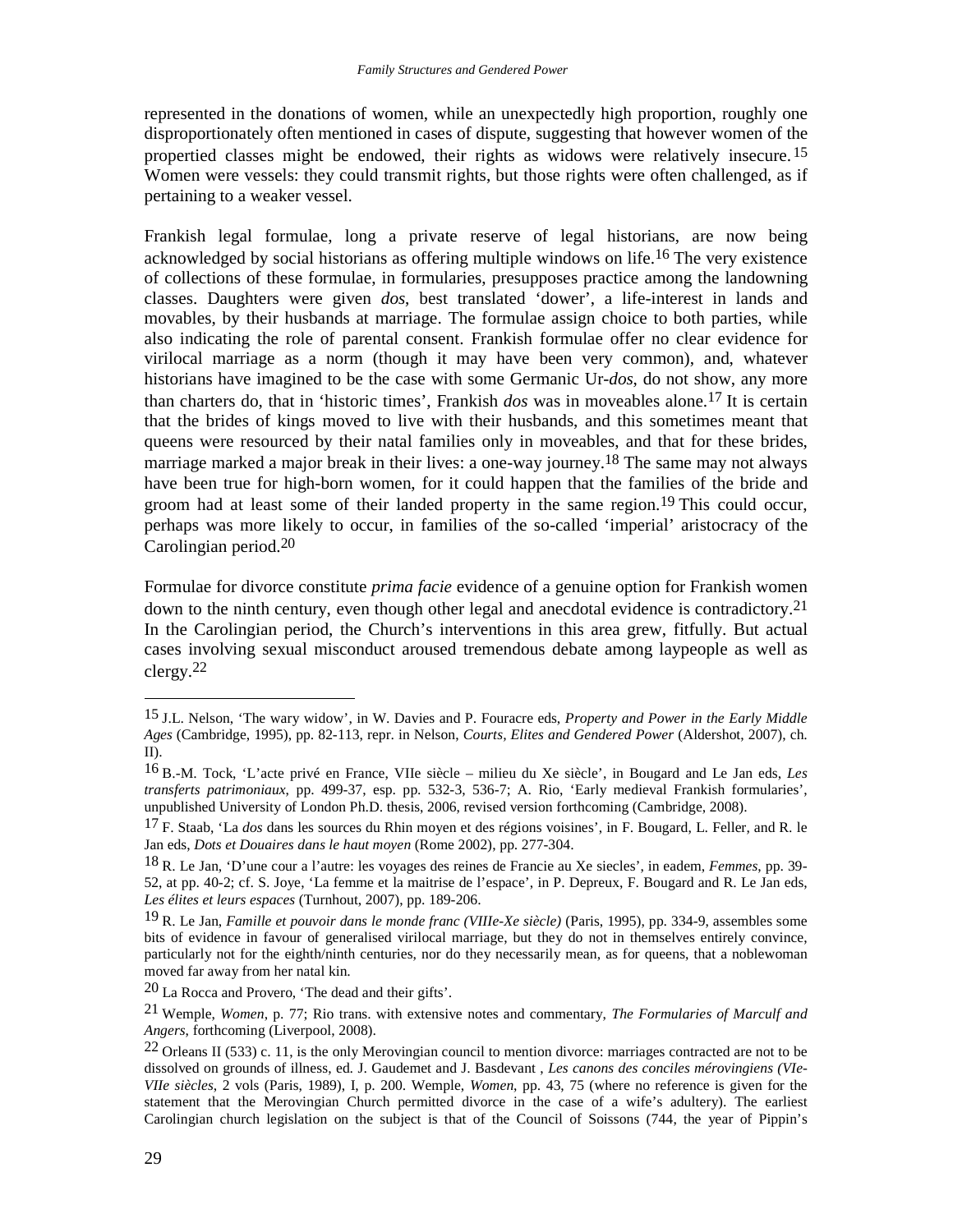represented in the donations of women, while an unexpectedly high proportion, roughly one disproportionately often mentioned in cases of dispute, suggesting that however women of the propertied classes might be endowed, their rights as widows were relatively insecure.[15] Women were vessels: they could transmit rights, but those rights were often challenged, as if pertaining to a weaker vessel.

Frankish legal formulae, long a private reserve of legal historians, are now being acknowledged by social historians as offering multiple windows on life.[16] The very existence of collections of these formulae, in formularies, presupposes practice among the landowning classes. Daughters were given *dos*, best translated 'dower', a life-interest in lands and movables, by their husbands at marriage. The formulae assign choice to both parties, while also indicating the role of parental consent. Frankish formulae offer no clear evidence for virilocal marriage as a norm (though it may have been very common), and, whatever historians have imagined to be the case with some Germanic Ur-*dos*, do not show, any more than charters do, that in 'historic times', Frankish *dos* was in moveables alone.[17] It is certain that the brides of kings moved to live with their husbands, and this sometimes meant that queens were resourced by their natal families only in moveables, and that for these brides, marriage marked a major break in their lives: a one-way journey.[18] The same may not always have been true for high-born women, for it could happen that the families of the bride and groom had at least some of their landed property in the same region.[19] This could occur, perhaps was more likely to occur, in families of the so-called 'imperial' aristocracy of the Carolingian period.[20]

Formulae for divorce constitute *prima facie* evidence of a genuine option for Frankish women down to the ninth century, even though other legal and anecdotal evidence is contradictory.[21] In the Carolingian period, the Church's interventions in this area grew, fitfully. But actual cases involving sexual misconduct aroused tremendous debate among laypeople as well as clergy.[22]

---

[15] J.L. Nelson, 'The wary widow', in W. Davies and P. Fouracre eds, *Property and Power in the Early Middle Ages* (Cambridge, 1995), pp. 82-113, repr. in Nelson, *Courts, Elites and Gendered Power* (Aldershot, 2007), ch. II).

[16] B.-M. Tock, 'L'acte privé en France, VIIe siècle – milieu du Xe siècle', in Bougard and Le Jan eds, *Les transferts patrimoniaux*, pp. 499-37, esp. pp. 532-3, 536-7; A. Rio, 'Early medieval Frankish formularies', unpublished University of London Ph.D. thesis, 2006, revised version forthcoming (Cambridge, 2008).

[17] F. Staab, 'La *dos* dans les sources du Rhin moyen et des régions voisines', in F. Bougard, L. Feller, and R. le Jan eds, *Dots et Douaires dans le haut moyen* (Rome 2002), pp. 277-304.

[18] R. Le Jan, 'D'une cour a l'autre: les voyages des reines de Francie au Xe siecles', in eadem, *Femmes*, pp. 39-52, at pp. 40-2; cf. S. Joye, 'La femme et la maitrise de l'espace', in P. Depreux, F. Bougard and R. Le Jan eds, *Les élites et leurs espaces* (Turnhout, 2007), pp. 189-206.

[19] R. Le Jan, *Famille et pouvoir dans le monde franc (VIIIe-Xe siècle)* (Paris, 1995), pp. 334-9, assembles some bits of evidence in favour of generalised virilocal marriage, but they do not in themselves entirely convince, particularly not for the eighth/ninth centuries, nor do they necessarily mean, as for queens, that a noblewoman moved far away from her natal kin.

[20] La Rocca and Provero, 'The dead and their gifts'.

[21] Wemple, *Women*, p. 77; Rio trans. with extensive notes and commentary, *The Formularies of Marculf and Angers*, forthcoming (Liverpool, 2008).

[22] Orleans II (533) c. 11, is the only Merovingian council to mention divorce: marriages contracted are not to be dissolved on grounds of illness, ed. J. Gaudemet and J. Basdevant , *Les canons des conciles mérovingiens (VIe-VIIe siècles*, 2 vols (Paris, 1989), I, p. 200. Wemple, *Women*, pp. 43, 75 (where no reference is given for the statement that the Merovingian Church permitted divorce in the case of a wife's adultery). The earliest Carolingian church legislation on the subject is that of the Council of Soissons (744, the year of Pippin's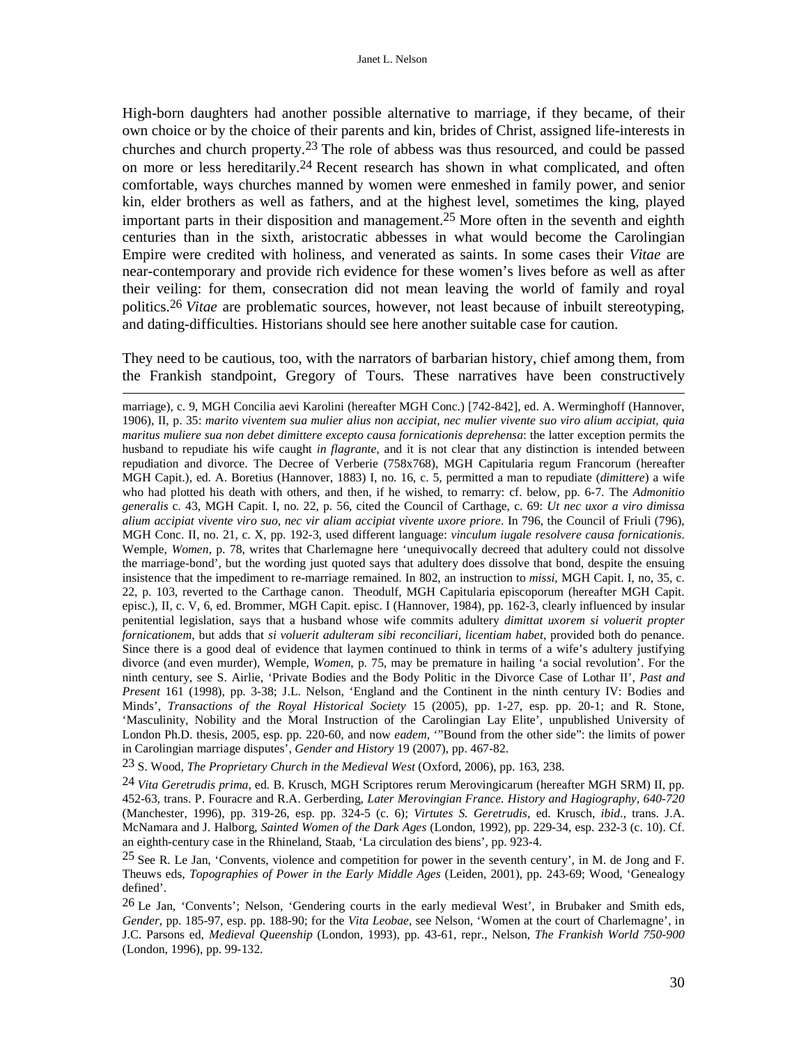High-born daughters had another possible alternative to marriage, if they became, of their own choice or by the choice of their parents and kin, brides of Christ, assigned life-interests in churches and church property.[23] The role of abbess was thus resourced, and could be passed on more or less hereditarily.[24] Recent research has shown in what complicated, and often comfortable, ways churches manned by women were enmeshed in family power, and senior kin, elder brothers as well as fathers, and at the highest level, sometimes the king, played important parts in their disposition and management.[25] More often in the seventh and eighth centuries than in the sixth, aristocratic abbesses in what would become the Carolingian Empire were credited with holiness, and venerated as saints. In some cases their *Vitae* are near-contemporary and provide rich evidence for these women's lives before as well as after their veiling: for them, consecration did not mean leaving the world of family and royal politics.[26] *Vitae* are problematic sources, however, not least because of inbuilt stereotyping, and dating-difficulties. Historians should see here another suitable case for caution.

They need to be cautious, too, with the narrators of barbarian history, chief among them, from the Frankish standpoint, Gregory of Tours. These narratives have been constructively

---

marriage), c. 9, MGH Concilia aevi Karolini (hereafter MGH Conc.) [742-842], ed. A. Werminghoff (Hannover, 1906), II, p. 35: *marito viventem sua mulier alius non accipiat, nec mulier vivente suo viro alium accipiat, quia maritus muliere sua non debet dimittere excepto causa fornicationis deprehensa*: the latter exception permits the husband to repudiate his wife caught *in flagrante*, and it is not clear that any distinction is intended between repudiation and divorce. The Decree of Verberie (758x768), MGH Capitularia regum Francorum (hereafter MGH Capit.), ed. A. Boretius (Hannover, 1883) I, no. 16, c. 5, permitted a man to repudiate (*dimittere*) a wife who had plotted his death with others, and then, if he wished, to remarry: cf. below, pp. 6-7. The *Admonitio generalis* c. 43, MGH Capit. I, no. 22, p. 56, cited the Council of Carthage, c. 69: *Ut nec uxor a viro dimissa alium accipiat vivente viro suo, nec vir aliam accipiat vivente uxore priore*. In 796, the Council of Friuli (796), MGH Conc. II, no. 21, c. X, pp. 192-3, used different language: *vinculum iugale resolvere causa fornicationis*. Wemple, *Women*, p. 78, writes that Charlemagne here 'unequivocally decreed that adultery could not dissolve the marriage-bond', but the wording just quoted says that adultery does dissolve that bond, despite the ensuing insistence that the impediment to re-marriage remained. In 802, an instruction to *missi*, MGH Capit. I, no, 35, c. 22, p. 103, reverted to the Carthage canon. Theodulf, MGH Capitularia episcoporum (hereafter MGH Capit. episc.), II, c. V, 6, ed. Brommer, MGH Capit. episc. I (Hannover, 1984), pp. 162-3, clearly influenced by insular penitential legislation, says that a husband whose wife commits adultery *dimittat uxorem si voluerit propter fornicationem*, but adds that *si voluerit adulteram sibi reconciliari, licentiam habet*, provided both do penance. Since there is a good deal of evidence that laymen continued to think in terms of a wife's adultery justifying divorce (and even murder), Wemple, *Women*, p. 75, may be premature in hailing 'a social revolution'. For the ninth century, see S. Airlie, 'Private Bodies and the Body Politic in the Divorce Case of Lothar II', *Past and Present* 161 (1998), pp. 3-38; J.L. Nelson, 'England and the Continent in the ninth century IV: Bodies and Minds', *Transactions of the Royal Historical Society* 15 (2005), pp. 1-27, esp. pp. 20-1; and R. Stone, 'Masculinity, Nobility and the Moral Instruction of the Carolingian Lay Elite', unpublished University of London Ph.D. thesis, 2005, esp. pp. 220-60, and now *eadem*, '"Bound from the other side": the limits of power in Carolingian marriage disputes', *Gender and History* 19 (2007), pp. 467-82.

[23] S. Wood, *The Proprietary Church in the Medieval West* (Oxford, 2006), pp. 163, 238.

[24] *Vita Geretrudis prima*, ed. B. Krusch, MGH Scriptores rerum Merovingicarum (hereafter MGH SRM) II, pp. 452-63, trans. P. Fouracre and R.A. Gerberding, *Later Merovingian France. History and Hagiography, 640-720* (Manchester, 1996), pp. 319-26, esp. pp. 324-5 (c. 6); *Virtutes S. Geretrudis*, ed. Krusch, *ibid*., trans. J.A. McNamara and J. Halborg, *Sainted Women of the Dark Ages* (London, 1992), pp. 229-34, esp. 232-3 (c. 10). Cf. an eighth-century case in the Rhineland, Staab, 'La circulation des biens', pp. 923-4.

[25] See R. Le Jan, 'Convents, violence and competition for power in the seventh century', in M. de Jong and F. Theuws eds, *Topographies of Power in the Early Middle Ages* (Leiden, 2001), pp. 243-69; Wood, 'Genealogy defined'.

[26] Le Jan, 'Convents'; Nelson, 'Gendering courts in the early medieval West', in Brubaker and Smith eds, *Gender*, pp. 185-97, esp. pp. 188-90; for the *Vita Leobae*, see Nelson, 'Women at the court of Charlemagne', in J.C. Parsons ed, *Medieval Queenship* (London, 1993), pp. 43-61, repr., Nelson, *The Frankish World 750-900* (London, 1996), pp. 99-132.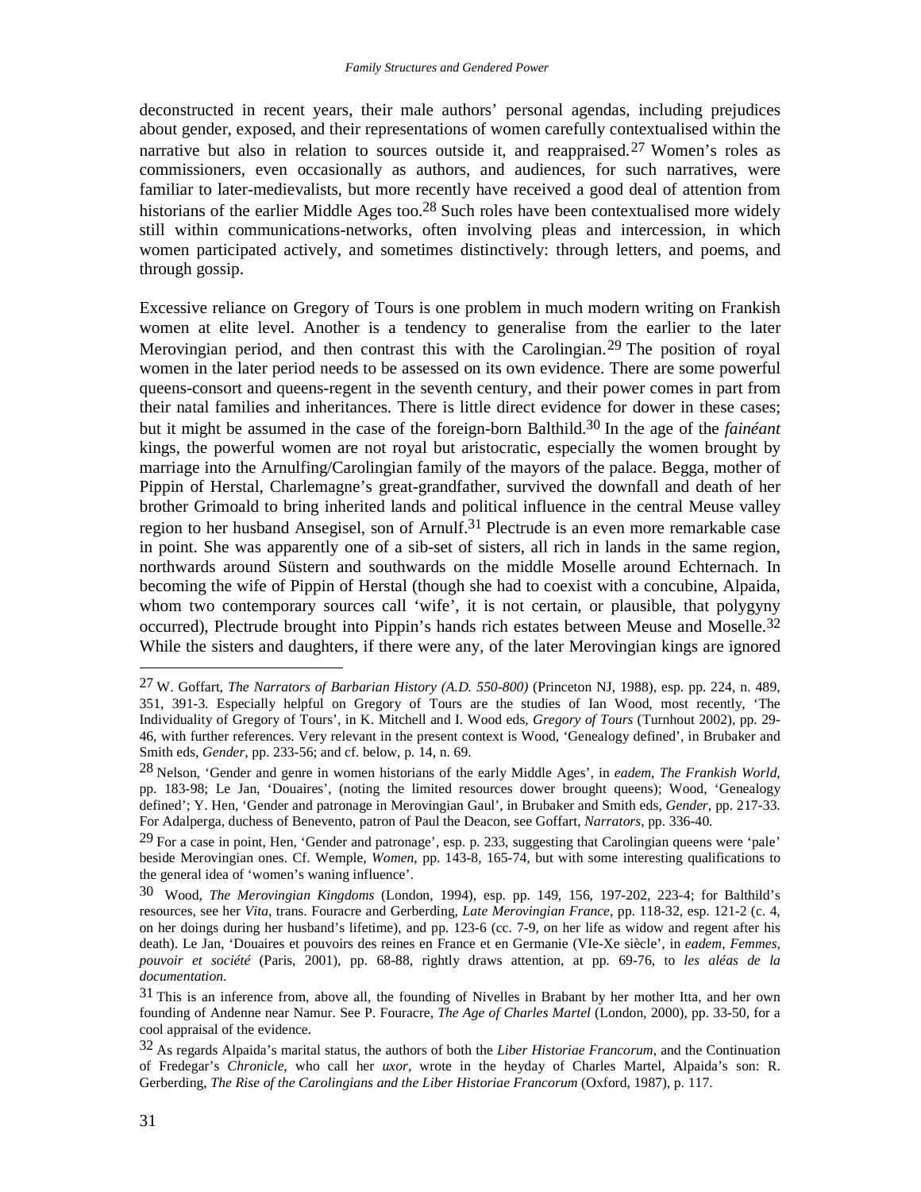deconstructed in recent years, their male authors' personal agendas, including prejudices about gender, exposed, and their representations of women carefully contextualised within the narrative but also in relation to sources outside it, and reappraised.[27] Women's roles as commissioners, even occasionally as authors, and audiences, for such narratives, were familiar to later-medievalists, but more recently have received a good deal of attention from historians of the earlier Middle Ages too.[28] Such roles have been contextualised more widely still within communications-networks, often involving pleas and intercession, in which women participated actively, and sometimes distinctively: through letters, and poems, and through gossip.

Excessive reliance on Gregory of Tours is one problem in much modern writing on Frankish women at elite level. Another is a tendency to generalise from the earlier to the later Merovingian period, and then contrast this with the Carolingian.[29] The position of royal women in the later period needs to be assessed on its own evidence. There are some powerful queens-consort and queens-regent in the seventh century, and their power comes in part from their natal families and inheritances. There is little direct evidence for dower in these cases; but it might be assumed in the case of the foreign-born Balthild.[30] In the age of the *fainéant* kings, the powerful women are not royal but aristocratic, especially the women brought by marriage into the Arnulfing/Carolingian family of the mayors of the palace. Begga, mother of Pippin of Herstal, Charlemagne's great-grandfather, survived the downfall and death of her brother Grimoald to bring inherited lands and political influence in the central Meuse valley region to her husband Ansegisel, son of Arnulf.[31] Plectrude is an even more remarkable case in point. She was apparently one of a sib-set of sisters, all rich in lands in the same region, northwards around Süstern and southwards on the middle Moselle around Echternach. In becoming the wife of Pippin of Herstal (though she had to coexist with a concubine, Alpaida, whom two contemporary sources call 'wife', it is not certain, or plausible, that polygyny occurred), Plectrude brought into Pippin's hands rich estates between Meuse and Moselle.[32] While the sisters and daughters, if there were any, of the later Merovingian kings are ignored

---

[27] W. Goffart, *The Narrators of Barbarian History (A.D. 550-800)* (Princeton NJ, 1988), esp. pp. 224, n. 489, 351, 391-3. Especially helpful on Gregory of Tours are the studies of Ian Wood, most recently, 'The Individuality of Gregory of Tours', in K. Mitchell and I. Wood eds, *Gregory of Tours* (Turnhout 2002), pp. 29-46, with further references. Very relevant in the present context is Wood, 'Genealogy defined', in Brubaker and Smith eds, *Gender*, pp. 233-56; and cf. below, p. 14, n. 69.

[28] Nelson, 'Gender and genre in women historians of the early Middle Ages', in *eadem*, *The Frankish World*, pp. 183-98; Le Jan, 'Douaires', (noting the limited resources dower brought queens); Wood, 'Genealogy defined'; Y. Hen, 'Gender and patronage in Merovingian Gaul', in Brubaker and Smith eds, *Gender*, pp. 217-33. For Adalperga, duchess of Benevento, patron of Paul the Deacon, see Goffart, *Narrators*, pp. 336-40.

[29] For a case in point, Hen, 'Gender and patronage', esp. p. 233, suggesting that Carolingian queens were 'pale' beside Merovingian ones. Cf. Wemple, *Women*, pp. 143-8, 165-74, but with some interesting qualifications to the general idea of 'women's waning influence'.

[30] Wood, *The Merovingian Kingdoms* (London, 1994), esp. pp. 149, 156, 197-202, 223-4; for Balthild's resources, see her *Vita*, trans. Fouracre and Gerberding, *Late Merovingian France*, pp. 118-32, esp. 121-2 (c. 4, on her doings during her husband's lifetime), and pp. 123-6 (cc. 7-9, on her life as widow and regent after his death). Le Jan, 'Douaires et pouvoirs des reines en France et en Germanie (VIe-Xe siècle', in *eadem*, *Femmes, pouvoir et société* (Paris, 2001), pp. 68-88, rightly draws attention, at pp. 69-76, to *les aléas de la documentation*.

[31] This is an inference from, above all, the founding of Nivelles in Brabant by her mother Itta, and her own founding of Andenne near Namur. See P. Fouracre, *The Age of Charles Martel* (London, 2000), pp. 33-50, for a cool appraisal of the evidence.

[32] As regards Alpaida's marital status, the authors of both the *Liber Historiae Francorum*, and the Continuation of Fredegar's *Chronicle*, who call her *uxor*, wrote in the heyday of Charles Martel, Alpaida's son: R. Gerberding, *The Rise of the Carolingians and the Liber Historiae Francorum* (Oxford, 1987), p. 117.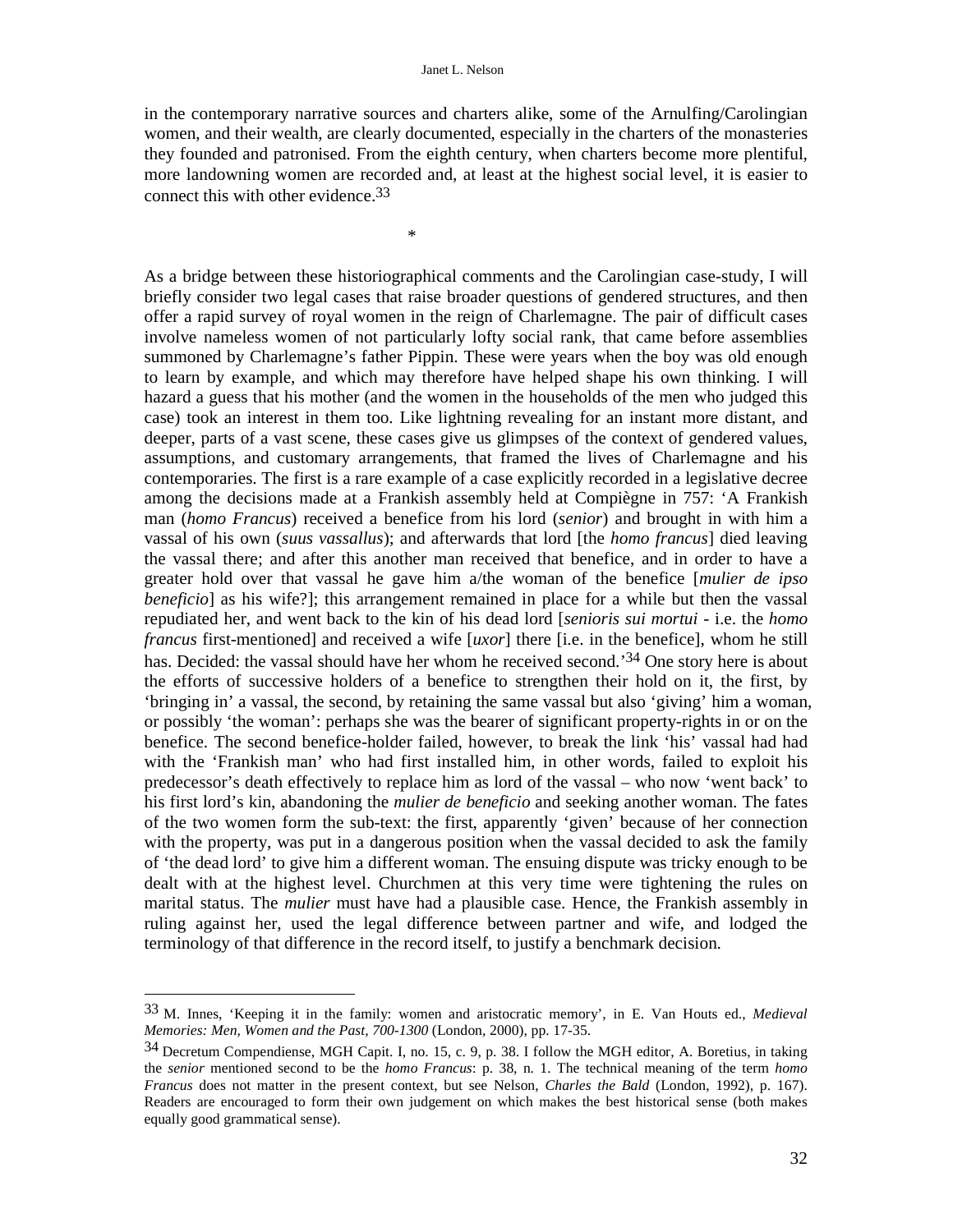in the contemporary narrative sources and charters alike, some of the Arnulfing/Carolingian women, and their wealth, are clearly documented, especially in the charters of the monasteries they founded and patronised. From the eighth century, when charters become more plentiful, more landowning women are recorded and, at least at the highest social level, it is easier to connect this with other evidence.[33]

*

As a bridge between these historiographical comments and the Carolingian case-study, I will briefly consider two legal cases that raise broader questions of gendered structures, and then offer a rapid survey of royal women in the reign of Charlemagne. The pair of difficult cases involve nameless women of not particularly lofty social rank, that came before assemblies summoned by Charlemagne's father Pippin. These were years when the boy was old enough to learn by example, and which may therefore have helped shape his own thinking. I will hazard a guess that his mother (and the women in the households of the men who judged this case) took an interest in them too. Like lightning revealing for an instant more distant, and deeper, parts of a vast scene, these cases give us glimpses of the context of gendered values, assumptions, and customary arrangements, that framed the lives of Charlemagne and his contemporaries. The first is a rare example of a case explicitly recorded in a legislative decree among the decisions made at a Frankish assembly held at Compiègne in 757: 'A Frankish man (*homo Francus*) received a benefice from his lord (*senior*) and brought in with him a vassal of his own (*suus vassallus*); and afterwards that lord [the *homo francus*] died leaving the vassal there; and after this another man received that benefice, and in order to have a greater hold over that vassal he gave him a/the woman of the benefice [*mulier de ipso beneficio*] as his wife?]; this arrangement remained in place for a while but then the vassal repudiated her, and went back to the kin of his dead lord [*senioris sui mortui* - i.e. the *homo francus* first-mentioned] and received a wife [*uxor*] there [i.e. in the benefice], whom he still has. Decided: the vassal should have her whom he received second.'[34] One story here is about the efforts of successive holders of a benefice to strengthen their hold on it, the first, by 'bringing in' a vassal, the second, by retaining the same vassal but also 'giving' him a woman, or possibly 'the woman': perhaps she was the bearer of significant property-rights in or on the benefice. The second benefice-holder failed, however, to break the link 'his' vassal had had with the 'Frankish man' who had first installed him, in other words, failed to exploit his predecessor's death effectively to replace him as lord of the vassal – who now 'went back' to his first lord's kin, abandoning the *mulier de beneficio* and seeking another woman. The fates of the two women form the sub-text: the first, apparently 'given' because of her connection with the property, was put in a dangerous position when the vassal decided to ask the family of 'the dead lord' to give him a different woman. The ensuing dispute was tricky enough to be dealt with at the highest level. Churchmen at this very time were tightening the rules on marital status. The *mulier* must have had a plausible case. Hence, the Frankish assembly in ruling against her, used the legal difference between partner and wife, and lodged the terminology of that difference in the record itself, to justify a benchmark decision.

---

[33] M. Innes, 'Keeping it in the family: women and aristocratic memory', in E. Van Houts ed., *Medieval Memories: Men, Women and the Past, 700-1300* (London, 2000), pp. 17-35.

[34] Decretum Compendiense, MGH Capit. I, no. 15, c. 9, p. 38. I follow the MGH editor, A. Boretius, in taking the *senior* mentioned second to be the *homo Francus*: p. 38, n. 1. The technical meaning of the term *homo Francus* does not matter in the present context, but see Nelson, *Charles the Bald* (London, 1992), p. 167). Readers are encouraged to form their own judgement on which makes the best historical sense (both makes equally good grammatical sense).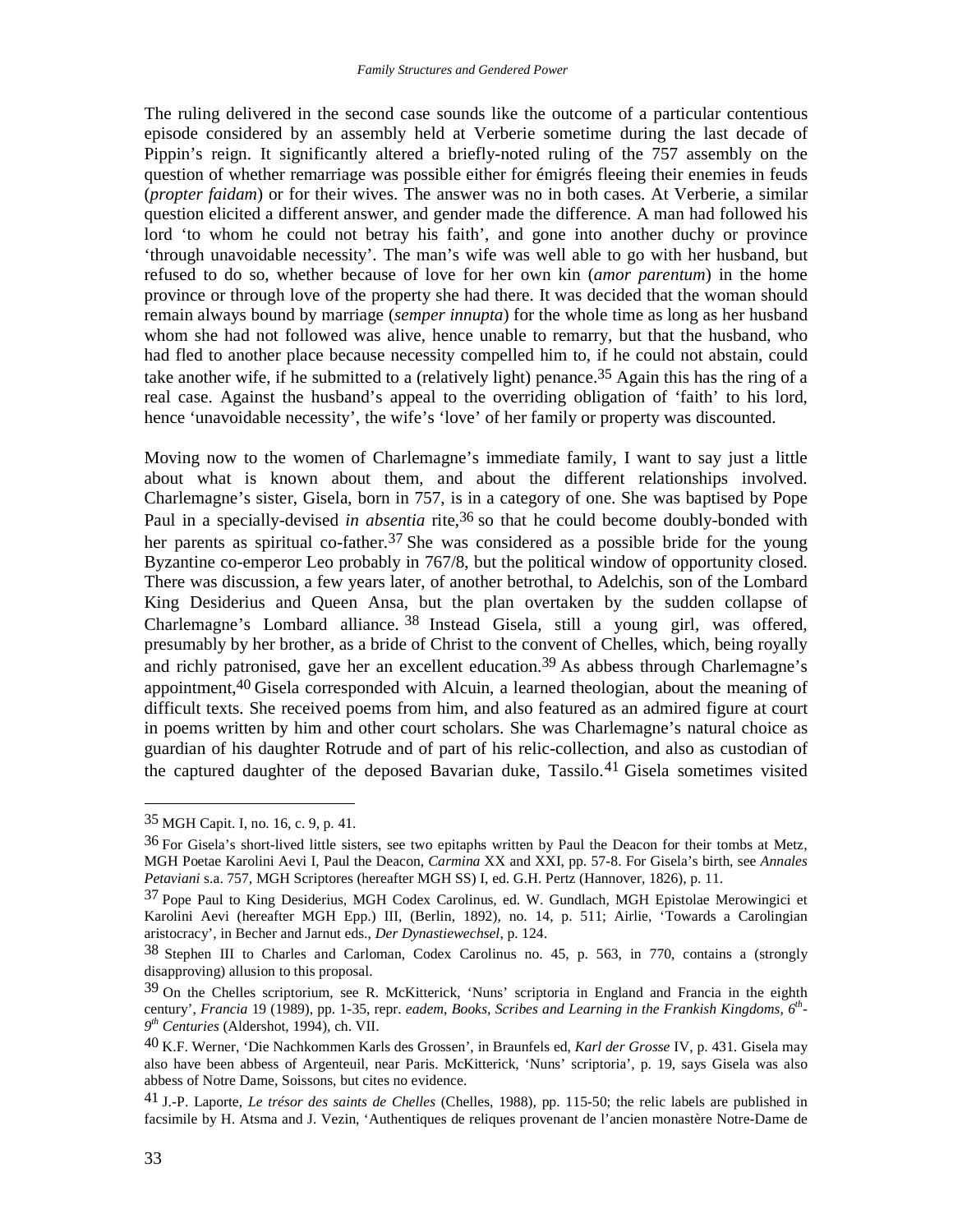The ruling delivered in the second case sounds like the outcome of a particular contentious episode considered by an assembly held at Verberie sometime during the last decade of Pippin's reign. It significantly altered a briefly-noted ruling of the 757 assembly on the question of whether remarriage was possible either for émigrés fleeing their enemies in feuds (*propter faidam*) or for their wives. The answer was no in both cases. At Verberie, a similar question elicited a different answer, and gender made the difference. A man had followed his lord 'to whom he could not betray his faith', and gone into another duchy or province 'through unavoidable necessity'. The man's wife was well able to go with her husband, but refused to do so, whether because of love for her own kin (*amor parentum*) in the home province or through love of the property she had there. It was decided that the woman should remain always bound by marriage (*semper innupta*) for the whole time as long as her husband whom she had not followed was alive, hence unable to remarry, but that the husband, who had fled to another place because necessity compelled him to, if he could not abstain, could take another wife, if he submitted to a (relatively light) penance.[35] Again this has the ring of a real case. Against the husband's appeal to the overriding obligation of 'faith' to his lord, hence 'unavoidable necessity', the wife's 'love' of her family or property was discounted.

Moving now to the women of Charlemagne's immediate family, I want to say just a little about what is known about them, and about the different relationships involved. Charlemagne's sister, Gisela, born in 757, is in a category of one. She was baptised by Pope Paul in a specially-devised *in absentia* rite,[36] so that he could become doubly-bonded with her parents as spiritual co-father.[37] She was considered as a possible bride for the young Byzantine co-emperor Leo probably in 767/8, but the political window of opportunity closed. There was discussion, a few years later, of another betrothal, to Adelchis, son of the Lombard King Desiderius and Queen Ansa, but the plan overtaken by the sudden collapse of Charlemagne's Lombard alliance.[38] Instead Gisela, still a young girl, was offered, presumably by her brother, as a bride of Christ to the convent of Chelles, which, being royally and richly patronised, gave her an excellent education.[39] As abbess through Charlemagne's appointment,[40] Gisela corresponded with Alcuin, a learned theologian, about the meaning of difficult texts. She received poems from him, and also featured as an admired figure at court in poems written by him and other court scholars. She was Charlemagne's natural choice as guardian of his daughter Rotrude and of part of his relic-collection, and also as custodian of the captured daughter of the deposed Bavarian duke, Tassilo.[41] Gisela sometimes visited

---

[35] MGH Capit. I, no. 16, c. 9, p. 41.

[36] For Gisela's short-lived little sisters, see two epitaphs written by Paul the Deacon for their tombs at Metz, MGH Poetae Karolini Aevi I, Paul the Deacon, *Carmina* XX and XXI, pp. 57-8. For Gisela's birth, see *Annales Petaviani* s.a. 757, MGH Scriptores (hereafter MGH SS) I, ed. G.H. Pertz (Hannover, 1826), p. 11.

[37] Pope Paul to King Desiderius, MGH Codex Carolinus, ed. W. Gundlach, MGH Epistolae Merowingici et Karolini Aevi (hereafter MGH Epp.) III, (Berlin, 1892), no. 14, p. 511; Airlie, 'Towards a Carolingian aristocracy', in Becher and Jarnut eds., *Der Dynastiewechsel*, p. 124.

[38] Stephen III to Charles and Carloman, Codex Carolinus no. 45, p. 563, in 770, contains a (strongly disapproving) allusion to this proposal.

[39] On the Chelles scriptorium, see R. McKitterick, 'Nuns' scriptoria in England and Francia in the eighth century', *Francia* 19 (1989), pp. 1-35, repr. *eadem*, *Books, Scribes and Learning in the Frankish Kingdoms, 6th-9th Centuries* (Aldershot, 1994), ch. VII.

[40] K.F. Werner, 'Die Nachkommen Karls des Grossen', in Braunfels ed, *Karl der Grosse* IV, p. 431. Gisela may also have been abbess of Argenteuil, near Paris. McKitterick, 'Nuns' scriptoria', p. 19, says Gisela was also abbess of Notre Dame, Soissons, but cites no evidence.

[41] J.-P. Laporte, *Le trésor des saints de Chelles* (Chelles, 1988), pp. 115-50; the relic labels are published in facsimile by H. Atsma and J. Vezin, 'Authentiques de reliques provenant de l'ancien monastère Notre-Dame de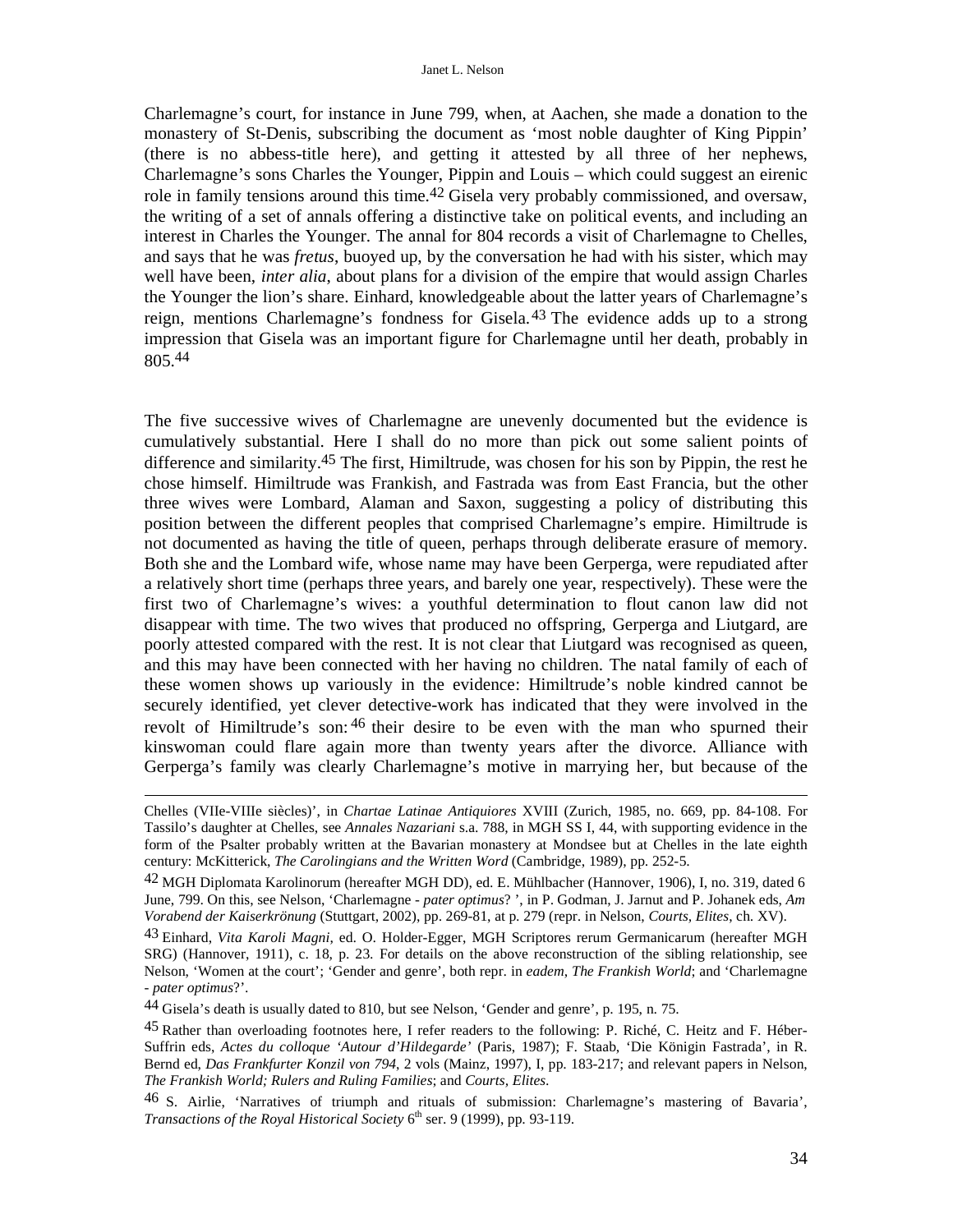Charlemagne's court, for instance in June 799, when, at Aachen, she made a donation to the monastery of St-Denis, subscribing the document as 'most noble daughter of King Pippin' (there is no abbess-title here), and getting it attested by all three of her nephews, Charlemagne's sons Charles the Younger, Pippin and Louis – which could suggest an eirenic role in family tensions around this time.[42] Gisela very probably commissioned, and oversaw, the writing of a set of annals offering a distinctive take on political events, and including an interest in Charles the Younger. The annal for 804 records a visit of Charlemagne to Chelles, and says that he was *fretus*, buoyed up, by the conversation he had with his sister, which may well have been, *inter alia*, about plans for a division of the empire that would assign Charles the Younger the lion's share. Einhard, knowledgeable about the latter years of Charlemagne's reign, mentions Charlemagne's fondness for Gisela.[43] The evidence adds up to a strong impression that Gisela was an important figure for Charlemagne until her death, probably in 805.[44]

The five successive wives of Charlemagne are unevenly documented but the evidence is cumulatively substantial. Here I shall do no more than pick out some salient points of difference and similarity.[45] The first, Himiltrude, was chosen for his son by Pippin, the rest he chose himself. Himiltrude was Frankish, and Fastrada was from East Francia, but the other three wives were Lombard, Alaman and Saxon, suggesting a policy of distributing this position between the different peoples that comprised Charlemagne's empire. Himiltrude is not documented as having the title of queen, perhaps through deliberate erasure of memory. Both she and the Lombard wife, whose name may have been Gerperga, were repudiated after a relatively short time (perhaps three years, and barely one year, respectively). These were the first two of Charlemagne's wives: a youthful determination to flout canon law did not disappear with time. The two wives that produced no offspring, Gerperga and Liutgard, are poorly attested compared with the rest. It is not clear that Liutgard was recognised as queen, and this may have been connected with her having no children. The natal family of each of these women shows up variously in the evidence: Himiltrude's noble kindred cannot be securely identified, yet clever detective-work has indicated that they were involved in the revolt of Himiltrude's son:[46] their desire to be even with the man who spurned their kinswoman could flare again more than twenty years after the divorce. Alliance with Gerperga's family was clearly Charlemagne's motive in marrying her, but because of the

---

Chelles (VIIe-VIIIe siècles)', in *Chartae Latinae Antiquiores* XVIII (Zurich, 1985, no. 669, pp. 84-108. For Tassilo's daughter at Chelles, see *Annales Nazariani* s.a. 788, in MGH SS I, 44, with supporting evidence in the form of the Psalter probably written at the Bavarian monastery at Mondsee but at Chelles in the late eighth century: McKitterick, *The Carolingians and the Written Word* (Cambridge, 1989), pp. 252-5.

[42] MGH Diplomata Karolinorum (hereafter MGH DD), ed. E. Mühlbacher (Hannover, 1906), I, no. 319, dated 6 June, 799. On this, see Nelson, 'Charlemagne - *pater optimus*? ', in P. Godman, J. Jarnut and P. Johanek eds, *Am Vorabend der Kaiserkrönung* (Stuttgart, 2002), pp. 269-81, at p. 279 (repr. in Nelson, *Courts, Elites*, ch. XV).

[43] Einhard, *Vita Karoli Magni*, ed. O. Holder-Egger, MGH Scriptores rerum Germanicarum (hereafter MGH SRG) (Hannover, 1911), c. 18, p. 23. For details on the above reconstruction of the sibling relationship, see Nelson, 'Women at the court'; 'Gender and genre', both repr. in *eadem*, *The Frankish World*; and 'Charlemagne - *pater optimus*?'.

[44] Gisela's death is usually dated to 810, but see Nelson, 'Gender and genre', p. 195, n. 75.

[45] Rather than overloading footnotes here, I refer readers to the following: P. Riché, C. Heitz and F. Héber-Suffrin eds, *Actes du colloque 'Autour d'Hildegarde'* (Paris, 1987); F. Staab, 'Die Königin Fastrada', in R. Bernd ed, *Das Frankfurter Konzil von 794*, 2 vols (Mainz, 1997), I, pp. 183-217; and relevant papers in Nelson, *The Frankish World; Rulers and Ruling Families*; and *Courts, Elites*.

[46] S. Airlie, 'Narratives of triumph and rituals of submission: Charlemagne's mastering of Bavaria', *Transactions of the Royal Historical Society* 6th ser. 9 (1999), pp. 93-119.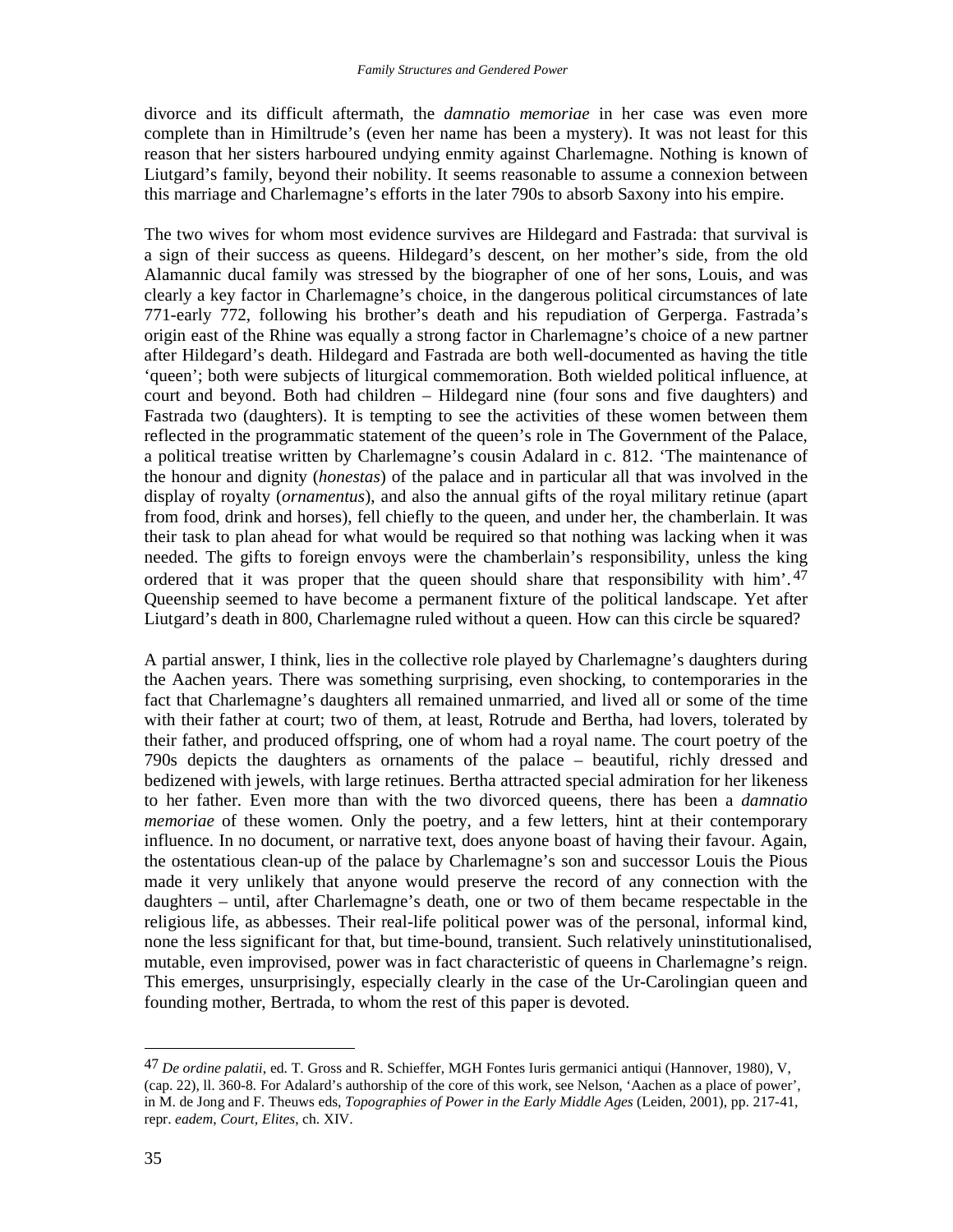divorce and its difficult aftermath, the *damnatio memoriae* in her case was even more complete than in Himiltrude's (even her name has been a mystery). It was not least for this reason that her sisters harboured undying enmity against Charlemagne. Nothing is known of Liutgard's family, beyond their nobility. It seems reasonable to assume a connexion between this marriage and Charlemagne's efforts in the later 790s to absorb Saxony into his empire.

The two wives for whom most evidence survives are Hildegard and Fastrada: that survival is a sign of their success as queens. Hildegard's descent, on her mother's side, from the old Alamannic ducal family was stressed by the biographer of one of her sons, Louis, and was clearly a key factor in Charlemagne's choice, in the dangerous political circumstances of late 771-early 772, following his brother's death and his repudiation of Gerperga. Fastrada's origin east of the Rhine was equally a strong factor in Charlemagne's choice of a new partner after Hildegard's death. Hildegard and Fastrada are both well-documented as having the title 'queen'; both were subjects of liturgical commemoration. Both wielded political influence, at court and beyond. Both had children – Hildegard nine (four sons and five daughters) and Fastrada two (daughters). It is tempting to see the activities of these women between them reflected in the programmatic statement of the queen's role in The Government of the Palace, a political treatise written by Charlemagne's cousin Adalard in c. 812. 'The maintenance of the honour and dignity (*honestas*) of the palace and in particular all that was involved in the display of royalty (*ornamentus*), and also the annual gifts of the royal military retinue (apart from food, drink and horses), fell chiefly to the queen, and under her, the chamberlain. It was their task to plan ahead for what would be required so that nothing was lacking when it was needed. The gifts to foreign envoys were the chamberlain's responsibility, unless the king ordered that it was proper that the queen should share that responsibility with him'.[47] Queenship seemed to have become a permanent fixture of the political landscape. Yet after Liutgard's death in 800, Charlemagne ruled without a queen. How can this circle be squared?

A partial answer, I think, lies in the collective role played by Charlemagne's daughters during the Aachen years. There was something surprising, even shocking, to contemporaries in the fact that Charlemagne's daughters all remained unmarried, and lived all or some of the time with their father at court; two of them, at least, Rotrude and Bertha, had lovers, tolerated by their father, and produced offspring, one of whom had a royal name. The court poetry of the 790s depicts the daughters as ornaments of the palace – beautiful, richly dressed and bedizened with jewels, with large retinues. Bertha attracted special admiration for her likeness to her father. Even more than with the two divorced queens, there has been a *damnatio memoriae* of these women. Only the poetry, and a few letters, hint at their contemporary influence. In no document, or narrative text, does anyone boast of having their favour. Again, the ostentatious clean-up of the palace by Charlemagne's son and successor Louis the Pious made it very unlikely that anyone would preserve the record of any connection with the daughters – until, after Charlemagne's death, one or two of them became respectable in the religious life, as abbesses. Their real-life political power was of the personal, informal kind, none the less significant for that, but time-bound, transient. Such relatively uninstitutionalised, mutable, even improvised, power was in fact characteristic of queens in Charlemagne's reign. This emerges, unsurprisingly, especially clearly in the case of the Ur-Carolingian queen and founding mother, Bertrada, to whom the rest of this paper is devoted.

---

[47] *De ordine palatii*, ed. T. Gross and R. Schieffer, MGH Fontes Iuris germanici antiqui (Hannover, 1980), V, (cap. 22), ll. 360-8. For Adalard's authorship of the core of this work, see Nelson, 'Aachen as a place of power', in M. de Jong and F. Theuws eds, *Topographies of Power in the Early Middle Ages* (Leiden, 2001), pp. 217-41, repr. *eadem*, *Court, Elites*, ch. XIV.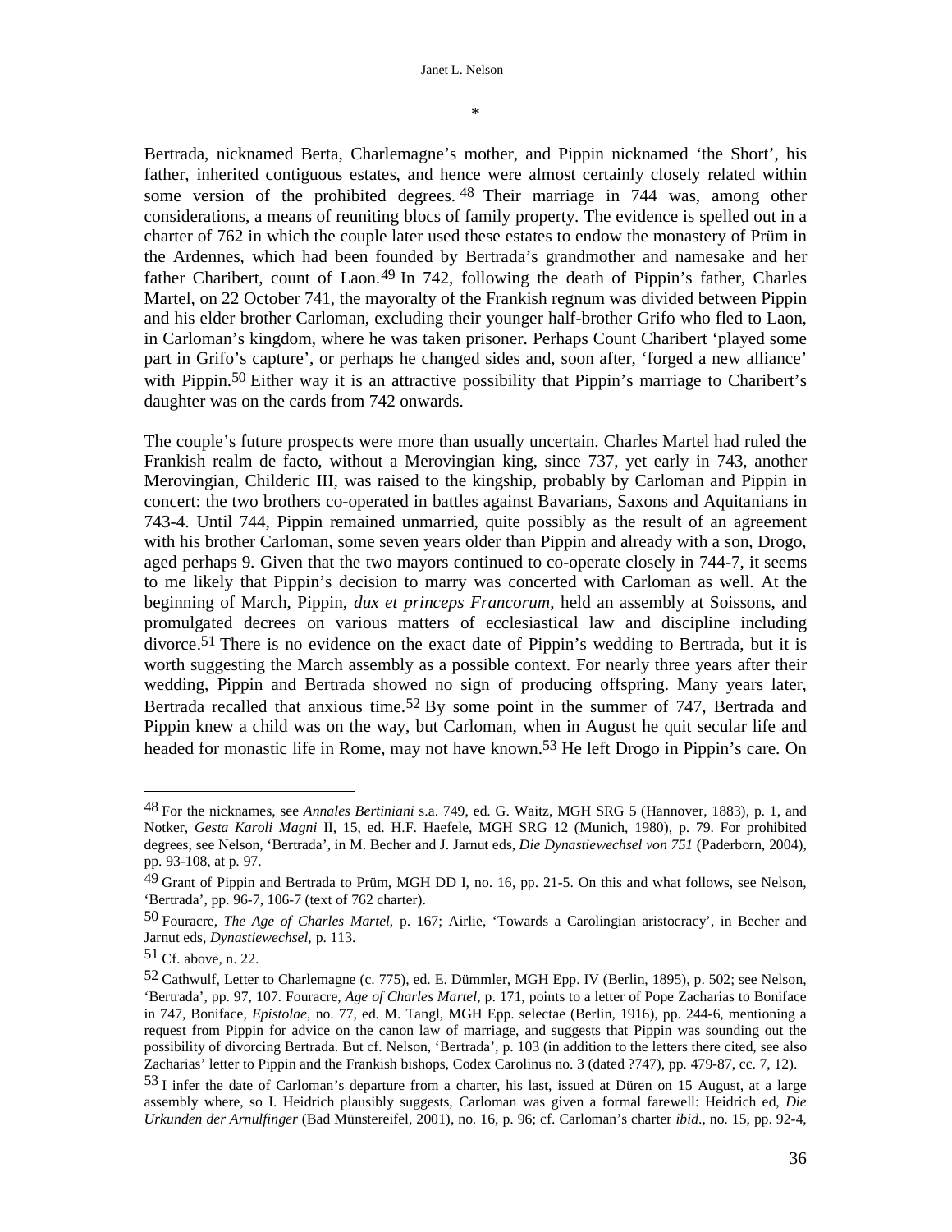*

Bertrada, nicknamed Berta, Charlemagne's mother, and Pippin nicknamed 'the Short', his father, inherited contiguous estates, and hence were almost certainly closely related within some version of the prohibited degrees.[48] Their marriage in 744 was, among other considerations, a means of reuniting blocs of family property. The evidence is spelled out in a charter of 762 in which the couple later used these estates to endow the monastery of Prüm in the Ardennes, which had been founded by Bertrada's grandmother and namesake and her father Charibert, count of Laon.[49] In 742, following the death of Pippin's father, Charles Martel, on 22 October 741, the mayoralty of the Frankish regnum was divided between Pippin and his elder brother Carloman, excluding their younger half-brother Grifo who fled to Laon, in Carloman's kingdom, where he was taken prisoner. Perhaps Count Charibert 'played some part in Grifo's capture', or perhaps he changed sides and, soon after, 'forged a new alliance' with Pippin.[50] Either way it is an attractive possibility that Pippin's marriage to Charibert's daughter was on the cards from 742 onwards.

The couple's future prospects were more than usually uncertain. Charles Martel had ruled the Frankish realm de facto, without a Merovingian king, since 737, yet early in 743, another Merovingian, Childeric III, was raised to the kingship, probably by Carloman and Pippin in concert: the two brothers co-operated in battles against Bavarians, Saxons and Aquitanians in 743-4. Until 744, Pippin remained unmarried, quite possibly as the result of an agreement with his brother Carloman, some seven years older than Pippin and already with a son, Drogo, aged perhaps 9. Given that the two mayors continued to co-operate closely in 744-7, it seems to me likely that Pippin's decision to marry was concerted with Carloman as well. At the beginning of March, Pippin, *dux et princeps Francorum*, held an assembly at Soissons, and promulgated decrees on various matters of ecclesiastical law and discipline including divorce.[51] There is no evidence on the exact date of Pippin's wedding to Bertrada, but it is worth suggesting the March assembly as a possible context. For nearly three years after their wedding, Pippin and Bertrada showed no sign of producing offspring. Many years later, Bertrada recalled that anxious time.[52] By some point in the summer of 747, Bertrada and Pippin knew a child was on the way, but Carloman, when in August he quit secular life and headed for monastic life in Rome, may not have known.[53] He left Drogo in Pippin's care. On

---

[48] For the nicknames, see *Annales Bertiniani* s.a. 749, ed. G. Waitz, MGH SRG 5 (Hannover, 1883), p. 1, and Notker, *Gesta Karoli Magni* II, 15, ed. H.F. Haefele, MGH SRG 12 (Munich, 1980), p. 79. For prohibited degrees, see Nelson, 'Bertrada', in M. Becher and J. Jarnut eds, *Die Dynastiewechsel von 751* (Paderborn, 2004), pp. 93-108, at p. 97.

[49] Grant of Pippin and Bertrada to Prüm, MGH DD I, no. 16, pp. 21-5. On this and what follows, see Nelson, 'Bertrada', pp. 96-7, 106-7 (text of 762 charter).

[50] Fouracre, *The Age of Charles Martel*, p. 167; Airlie, 'Towards a Carolingian aristocracy', in Becher and Jarnut eds, *Dynastiewechsel*, p. 113.

[51] Cf. above, n. 22.

[52] Cathwulf, Letter to Charlemagne (c. 775), ed. E. Dümmler, MGH Epp. IV (Berlin, 1895), p. 502; see Nelson, 'Bertrada', pp. 97, 107. Fouracre, *Age of Charles Martel*, p. 171, points to a letter of Pope Zacharias to Boniface in 747, Boniface, *Epistolae*, no. 77, ed. M. Tangl, MGH Epp. selectae (Berlin, 1916), pp. 244-6, mentioning a request from Pippin for advice on the canon law of marriage, and suggests that Pippin was sounding out the possibility of divorcing Bertrada. But cf. Nelson, 'Bertrada', p. 103 (in addition to the letters there cited, see also Zacharias' letter to Pippin and the Frankish bishops, Codex Carolinus no. 3 (dated ?747), pp. 479-87, cc. 7, 12).

[53] I infer the date of Carloman's departure from a charter, his last, issued at Düren on 15 August, at a large assembly where, so I. Heidrich plausibly suggests, Carloman was given a formal farewell: Heidrich ed, *Die Urkunden der Arnulfinger* (Bad Münstereifel, 2001), no. 16, p. 96; cf. Carloman's charter *ibid*., no. 15, pp. 92-4,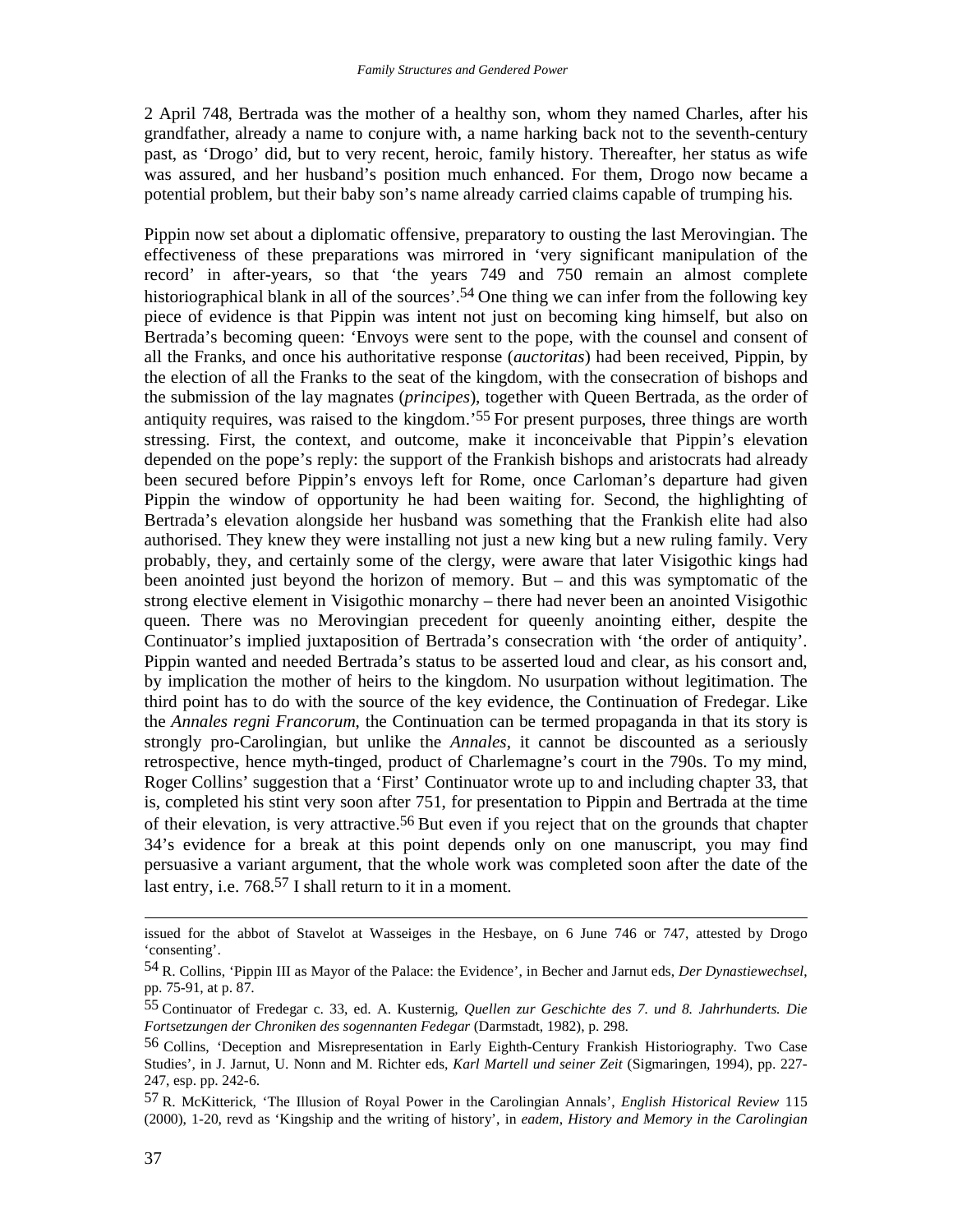2 April 748, Bertrada was the mother of a healthy son, whom they named Charles, after his grandfather, already a name to conjure with, a name harking back not to the seventh-century past, as 'Drogo' did, but to very recent, heroic, family history. Thereafter, her status as wife was assured, and her husband's position much enhanced. For them, Drogo now became a potential problem, but their baby son's name already carried claims capable of trumping his.

Pippin now set about a diplomatic offensive, preparatory to ousting the last Merovingian. The effectiveness of these preparations was mirrored in 'very significant manipulation of the record' in after-years, so that 'the years 749 and 750 remain an almost complete historiographical blank in all of the sources'.[54] One thing we can infer from the following key piece of evidence is that Pippin was intent not just on becoming king himself, but also on Bertrada's becoming queen: 'Envoys were sent to the pope, with the counsel and consent of all the Franks, and once his authoritative response (*auctoritas*) had been received, Pippin, by the election of all the Franks to the seat of the kingdom, with the consecration of bishops and the submission of the lay magnates (*principes*), together with Queen Bertrada, as the order of antiquity requires, was raised to the kingdom.'[55] For present purposes, three things are worth stressing. First, the context, and outcome, make it inconceivable that Pippin's elevation depended on the pope's reply: the support of the Frankish bishops and aristocrats had already been secured before Pippin's envoys left for Rome, once Carloman's departure had given Pippin the window of opportunity he had been waiting for. Second, the highlighting of Bertrada's elevation alongside her husband was something that the Frankish elite had also authorised. They knew they were installing not just a new king but a new ruling family. Very probably, they, and certainly some of the clergy, were aware that later Visigothic kings had been anointed just beyond the horizon of memory. But – and this was symptomatic of the strong elective element in Visigothic monarchy – there had never been an anointed Visigothic queen. There was no Merovingian precedent for queenly anointing either, despite the Continuator's implied juxtaposition of Bertrada's consecration with 'the order of antiquity'. Pippin wanted and needed Bertrada's status to be asserted loud and clear, as his consort and, by implication the mother of heirs to the kingdom. No usurpation without legitimation. The third point has to do with the source of the key evidence, the Continuation of Fredegar. Like the *Annales regni Francorum*, the Continuation can be termed propaganda in that its story is strongly pro-Carolingian, but unlike the *Annales*, it cannot be discounted as a seriously retrospective, hence myth-tinged, product of Charlemagne's court in the 790s. To my mind, Roger Collins' suggestion that a 'First' Continuator wrote up to and including chapter 33, that is, completed his stint very soon after 751, for presentation to Pippin and Bertrada at the time of their elevation, is very attractive.[56] But even if you reject that on the grounds that chapter 34's evidence for a break at this point depends only on one manuscript, you may find persuasive a variant argument, that the whole work was completed soon after the date of the last entry, i.e. 768.[57] I shall return to it in a moment.

---

issued for the abbot of Stavelot at Wasseiges in the Hesbaye, on 6 June 746 or 747, attested by Drogo 'consenting'.

[54] R. Collins, 'Pippin III as Mayor of the Palace: the Evidence', in Becher and Jarnut eds, *Der Dynastiewechsel*, pp. 75-91, at p. 87.

[55] Continuator of Fredegar c. 33, ed. A. Kusternig, *Quellen zur Geschichte des 7. und 8. Jahrhunderts. Die Fortsetzungen der Chroniken des sogennanten Fedegar* (Darmstadt, 1982), p. 298.

[56] Collins, 'Deception and Misrepresentation in Early Eighth-Century Frankish Historiography. Two Case Studies', in J. Jarnut, U. Nonn and M. Richter eds, *Karl Martell und seiner Zeit* (Sigmaringen, 1994), pp. 227-247, esp. pp. 242-6.

[57] R. McKitterick, 'The Illusion of Royal Power in the Carolingian Annals', *English Historical Review* 115 (2000), 1-20, revd as 'Kingship and the writing of history', in *eadem*, *History and Memory in the Carolingian*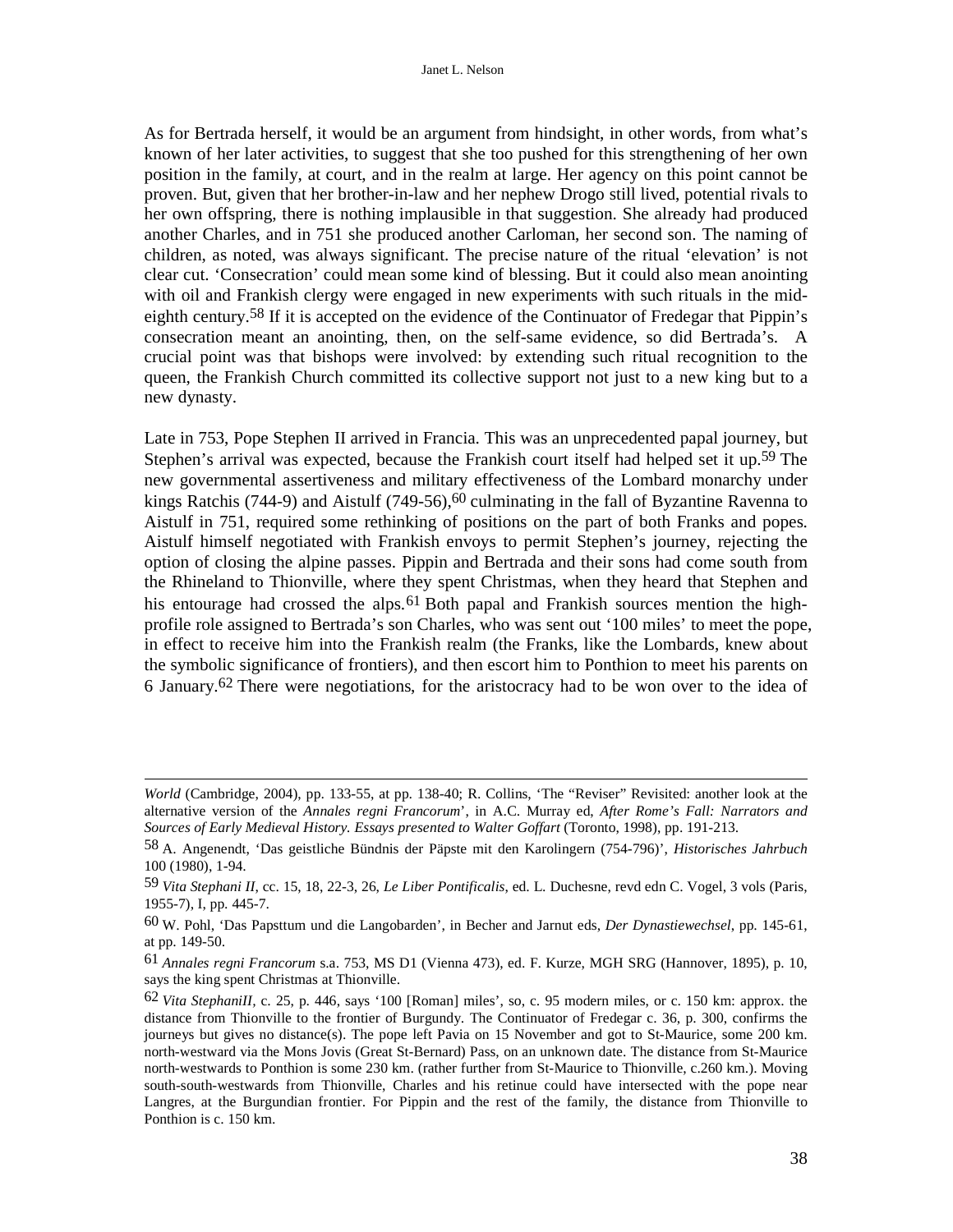As for Bertrada herself, it would be an argument from hindsight, in other words, from what's known of her later activities, to suggest that she too pushed for this strengthening of her own position in the family, at court, and in the realm at large. Her agency on this point cannot be proven. But, given that her brother-in-law and her nephew Drogo still lived, potential rivals to her own offspring, there is nothing implausible in that suggestion. She already had produced another Charles, and in 751 she produced another Carloman, her second son. The naming of children, as noted, was always significant. The precise nature of the ritual 'elevation' is not clear cut. 'Consecration' could mean some kind of blessing. But it could also mean anointing with oil and Frankish clergy were engaged in new experiments with such rituals in the mid-eighth century.[58] If it is accepted on the evidence of the Continuator of Fredegar that Pippin's consecration meant an anointing, then, on the self-same evidence, so did Bertrada's. A crucial point was that bishops were involved: by extending such ritual recognition to the queen, the Frankish Church committed its collective support not just to a new king but to a new dynasty.

Late in 753, Pope Stephen II arrived in Francia. This was an unprecedented papal journey, but Stephen's arrival was expected, because the Frankish court itself had helped set it up.[59] The new governmental assertiveness and military effectiveness of the Lombard monarchy under kings Ratchis (744-9) and Aistulf (749-56),[60] culminating in the fall of Byzantine Ravenna to Aistulf in 751, required some rethinking of positions on the part of both Franks and popes. Aistulf himself negotiated with Frankish envoys to permit Stephen's journey, rejecting the option of closing the alpine passes. Pippin and Bertrada and their sons had come south from the Rhineland to Thionville, where they spent Christmas, when they heard that Stephen and his entourage had crossed the alps.[61] Both papal and Frankish sources mention the high-profile role assigned to Bertrada's son Charles, who was sent out '100 miles' to meet the pope, in effect to receive him into the Frankish realm (the Franks, like the Lombards, knew about the symbolic significance of frontiers), and then escort him to Ponthion to meet his parents on 6 January.[62] There were negotiations, for the aristocracy had to be won over to the idea of

---

*World* (Cambridge, 2004), pp. 133-55, at pp. 138-40; R. Collins, 'The "Reviser" Revisited: another look at the alternative version of the *Annales regni Francorum*', in A.C. Murray ed, *After Rome's Fall: Narrators and Sources of Early Medieval History. Essays presented to Walter Goffart* (Toronto, 1998), pp. 191-213.

58 A. Angenendt, 'Das geistliche Bündnis der Päpste mit den Karolingern (754-796)', *Historisches Jahrbuch* 100 (1980), 1-94.

59 *Vita Stephani II*, cc. 15, 18, 22-3, 26, *Le Liber Pontificalis*, ed. L. Duchesne, revd edn C. Vogel, 3 vols (Paris, 1955-7), I, pp. 445-7.

60 W. Pohl, 'Das Papsttum und die Langobarden', in Becher and Jarnut eds, *Der Dynastiewechsel*, pp. 145-61, at pp. 149-50.

61 *Annales regni Francorum* s.a. 753, MS D1 (Vienna 473), ed. F. Kurze, MGH SRG (Hannover, 1895), p. 10, says the king spent Christmas at Thionville.

62 *Vita StephaniII*, c. 25, p. 446, says '100 [Roman] miles', so, c. 95 modern miles, or c. 150 km: approx. the distance from Thionville to the frontier of Burgundy. The Continuator of Fredegar c. 36, p. 300, confirms the journeys but gives no distance(s). The pope left Pavia on 15 November and got to St-Maurice, some 200 km. north-westward via the Mons Jovis (Great St-Bernard) Pass, on an unknown date. The distance from St-Maurice north-westwards to Ponthion is some 230 km. (rather further from St-Maurice to Thionville, c.260 km.). Moving south-south-westwards from Thionville, Charles and his retinue could have intersected with the pope near Langres, at the Burgundian frontier. For Pippin and the rest of the family, the distance from Thionville to Ponthion is c. 150 km.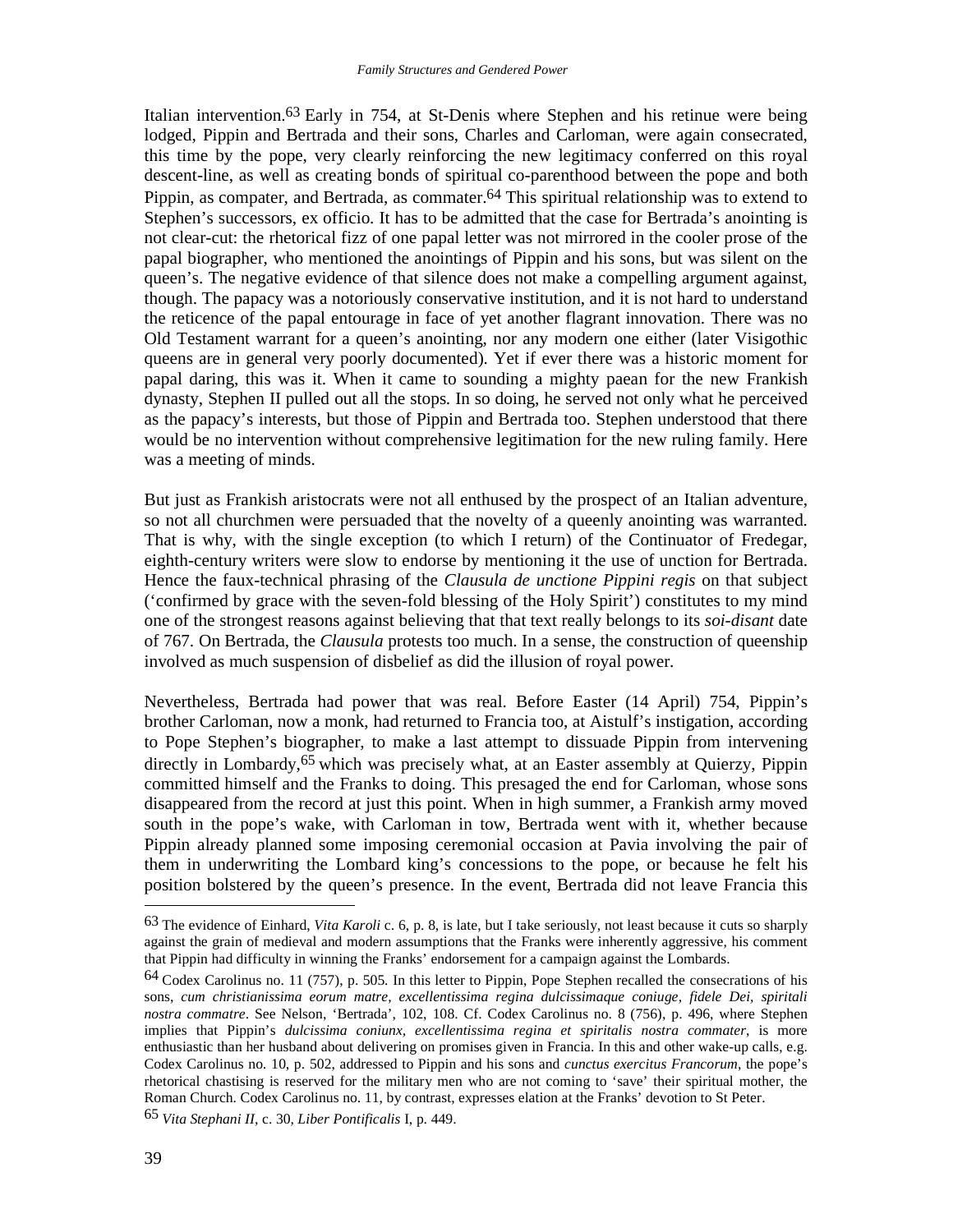Italian intervention.[63] Early in 754, at St-Denis where Stephen and his retinue were being lodged, Pippin and Bertrada and their sons, Charles and Carloman, were again consecrated, this time by the pope, very clearly reinforcing the new legitimacy conferred on this royal descent-line, as well as creating bonds of spiritual co-parenthood between the pope and both Pippin, as compater, and Bertrada, as commater.[64] This spiritual relationship was to extend to Stephen's successors, ex officio. It has to be admitted that the case for Bertrada's anointing is not clear-cut: the rhetorical fizz of one papal letter was not mirrored in the cooler prose of the papal biographer, who mentioned the anointings of Pippin and his sons, but was silent on the queen's. The negative evidence of that silence does not make a compelling argument against, though. The papacy was a notoriously conservative institution, and it is not hard to understand the reticence of the papal entourage in face of yet another flagrant innovation. There was no Old Testament warrant for a queen's anointing, nor any modern one either (later Visigothic queens are in general very poorly documented). Yet if ever there was a historic moment for papal daring, this was it. When it came to sounding a mighty paean for the new Frankish dynasty, Stephen II pulled out all the stops. In so doing, he served not only what he perceived as the papacy's interests, but those of Pippin and Bertrada too. Stephen understood that there would be no intervention without comprehensive legitimation for the new ruling family. Here was a meeting of minds.

But just as Frankish aristocrats were not all enthused by the prospect of an Italian adventure, so not all churchmen were persuaded that the novelty of a queenly anointing was warranted. That is why, with the single exception (to which I return) of the Continuator of Fredegar, eighth-century writers were slow to endorse by mentioning it the use of unction for Bertrada. Hence the faux-technical phrasing of the *Clausula de unctione Pippini regis* on that subject ('confirmed by grace with the seven-fold blessing of the Holy Spirit') constitutes to my mind one of the strongest reasons against believing that that text really belongs to its *soi-disant* date of 767. On Bertrada, the *Clausula* protests too much. In a sense, the construction of queenship involved as much suspension of disbelief as did the illusion of royal power.

Nevertheless, Bertrada had power that was real. Before Easter (14 April) 754, Pippin's brother Carloman, now a monk, had returned to Francia too, at Aistulf's instigation, according to Pope Stephen's biographer, to make a last attempt to dissuade Pippin from intervening directly in Lombardy,[65] which was precisely what, at an Easter assembly at Quierzy, Pippin committed himself and the Franks to doing. This presaged the end for Carloman, whose sons disappeared from the record at just this point. When in high summer, a Frankish army moved south in the pope's wake, with Carloman in tow, Bertrada went with it, whether because Pippin already planned some imposing ceremonial occasion at Pavia involving the pair of them in underwriting the Lombard king's concessions to the pope, or because he felt his position bolstered by the queen's presence. In the event, Bertrada did not leave Francia this

---

[63] The evidence of Einhard, *Vita Karoli* c. 6, p. 8, is late, but I take seriously, not least because it cuts so sharply against the grain of medieval and modern assumptions that the Franks were inherently aggressive, his comment that Pippin had difficulty in winning the Franks' endorsement for a campaign against the Lombards.

[64] Codex Carolinus no. 11 (757), p. 505. In this letter to Pippin, Pope Stephen recalled the consecrations of his sons, *cum christianissima eorum matre, excellentissima regina dulcissimaque coniuge, fidele Dei, spiritali nostra commatre*. See Nelson, 'Bertrada', 102, 108. Cf. Codex Carolinus no. 8 (756), p. 496, where Stephen implies that Pippin's *dulcissima coniunx, excellentissima regina et spiritalis nostra commater*, is more enthusiastic than her husband about delivering on promises given in Francia. In this and other wake-up calls, e.g. Codex Carolinus no. 10, p. 502, addressed to Pippin and his sons and *cunctus exercitus Francorum*, the pope's rhetorical chastising is reserved for the military men who are not coming to 'save' their spiritual mother, the Roman Church. Codex Carolinus no. 11, by contrast, expresses elation at the Franks' devotion to St Peter.

[65] *Vita Stephani II*, c. 30, *Liber Pontificalis* I, p. 449.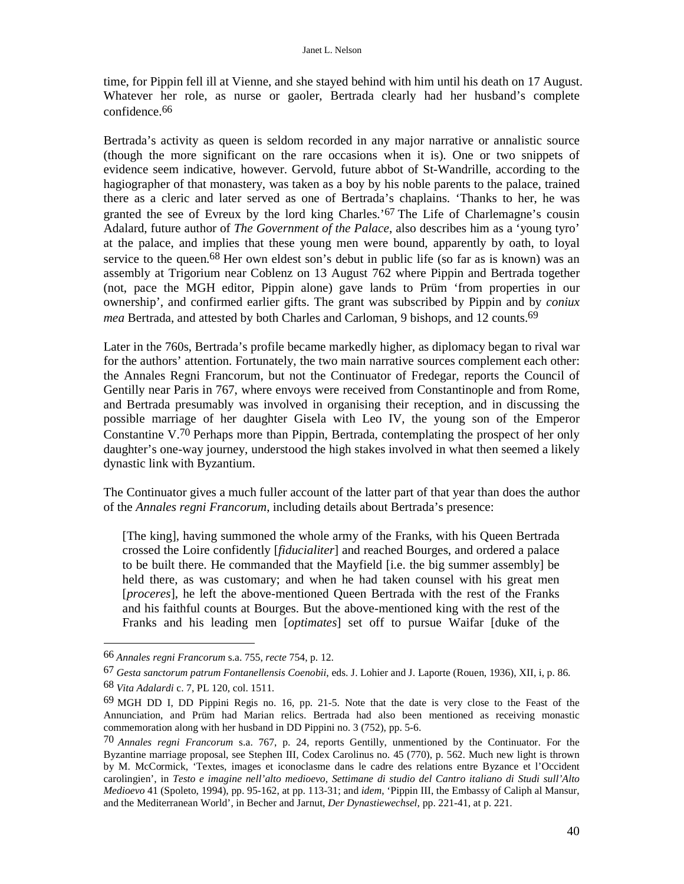time, for Pippin fell ill at Vienne, and she stayed behind with him until his death on 17 August. Whatever her role, as nurse or gaoler, Bertrada clearly had her husband's complete confidence.[66]

Bertrada's activity as queen is seldom recorded in any major narrative or annalistic source (though the more significant on the rare occasions when it is). One or two snippets of evidence seem indicative, however. Gervold, future abbot of St-Wandrille, according to the hagiographer of that monastery, was taken as a boy by his noble parents to the palace, trained there as a cleric and later served as one of Bertrada's chaplains. 'Thanks to her, he was granted the see of Evreux by the lord king Charles.'[67] The Life of Charlemagne's cousin Adalard, future author of *The Government of the Palace*, also describes him as a 'young tyro' at the palace, and implies that these young men were bound, apparently by oath, to loyal service to the queen.[68] Her own eldest son's debut in public life (so far as is known) was an assembly at Trigorium near Coblenz on 13 August 762 where Pippin and Bertrada together (not, pace the MGH editor, Pippin alone) gave lands to Prüm 'from properties in our ownership', and confirmed earlier gifts. The grant was subscribed by Pippin and by *coniux mea* Bertrada, and attested by both Charles and Carloman, 9 bishops, and 12 counts.[69]

Later in the 760s, Bertrada's profile became markedly higher, as diplomacy began to rival war for the authors' attention. Fortunately, the two main narrative sources complement each other: the Annales Regni Francorum, but not the Continuator of Fredegar, reports the Council of Gentilly near Paris in 767, where envoys were received from Constantinople and from Rome, and Bertrada presumably was involved in organising their reception, and in discussing the possible marriage of her daughter Gisela with Leo IV, the young son of the Emperor Constantine V.[70] Perhaps more than Pippin, Bertrada, contemplating the prospect of her only daughter's one-way journey, understood the high stakes involved in what then seemed a likely dynastic link with Byzantium.

The Continuator gives a much fuller account of the latter part of that year than does the author of the *Annales regni Francorum*, including details about Bertrada's presence:

> [The king], having summoned the whole army of the Franks, with his Queen Bertrada crossed the Loire confidently [*fiducialiter*] and reached Bourges, and ordered a palace to be built there. He commanded that the Mayfield [i.e. the big summer assembly] be held there, as was customary; and when he had taken counsel with his great men [*proceres*], he left the above-mentioned Queen Bertrada with the rest of the Franks and his faithful counts at Bourges. But the above-mentioned king with the rest of the Franks and his leading men [*optimates*] set off to pursue Waifar [duke of the

---

66 *Annales regni Francorum* s.a. 755, *recte* 754, p. 12.

67 *Gesta sanctorum patrum Fontanellensis Coenobii*, eds. J. Lohier and J. Laporte (Rouen, 1936), XII, i, p. 86.

68 *Vita Adalardi* c. 7, PL 120, col. 1511.

69 MGH DD I, DD Pippini Regis no. 16, pp. 21-5. Note that the date is very close to the Feast of the Annunciation, and Prüm had Marian relics. Bertrada had also been mentioned as receiving monastic commemoration along with her husband in DD Pippini no. 3 (752), pp. 5-6.

70 *Annales regni Francorum* s.a. 767, p. 24, reports Gentilly, unmentioned by the Continuator. For the Byzantine marriage proposal, see Stephen III, Codex Carolinus no. 45 (770), p. 562. Much new light is thrown by M. McCormick, 'Textes, images et iconoclasme dans le cadre des relations entre Byzance et l'Occident carolingien', in *Testo e imagine nell'alto medioevo, Settimane di studio del Cantro italiano di Studi sull'Alto Medioevo* 41 (Spoleto, 1994), pp. 95-162, at pp. 113-31; and *idem*, 'Pippin III, the Embassy of Caliph al Mansur, and the Mediterranean World', in Becher and Jarnut, *Der Dynastiewechsel*, pp. 221-41, at p. 221.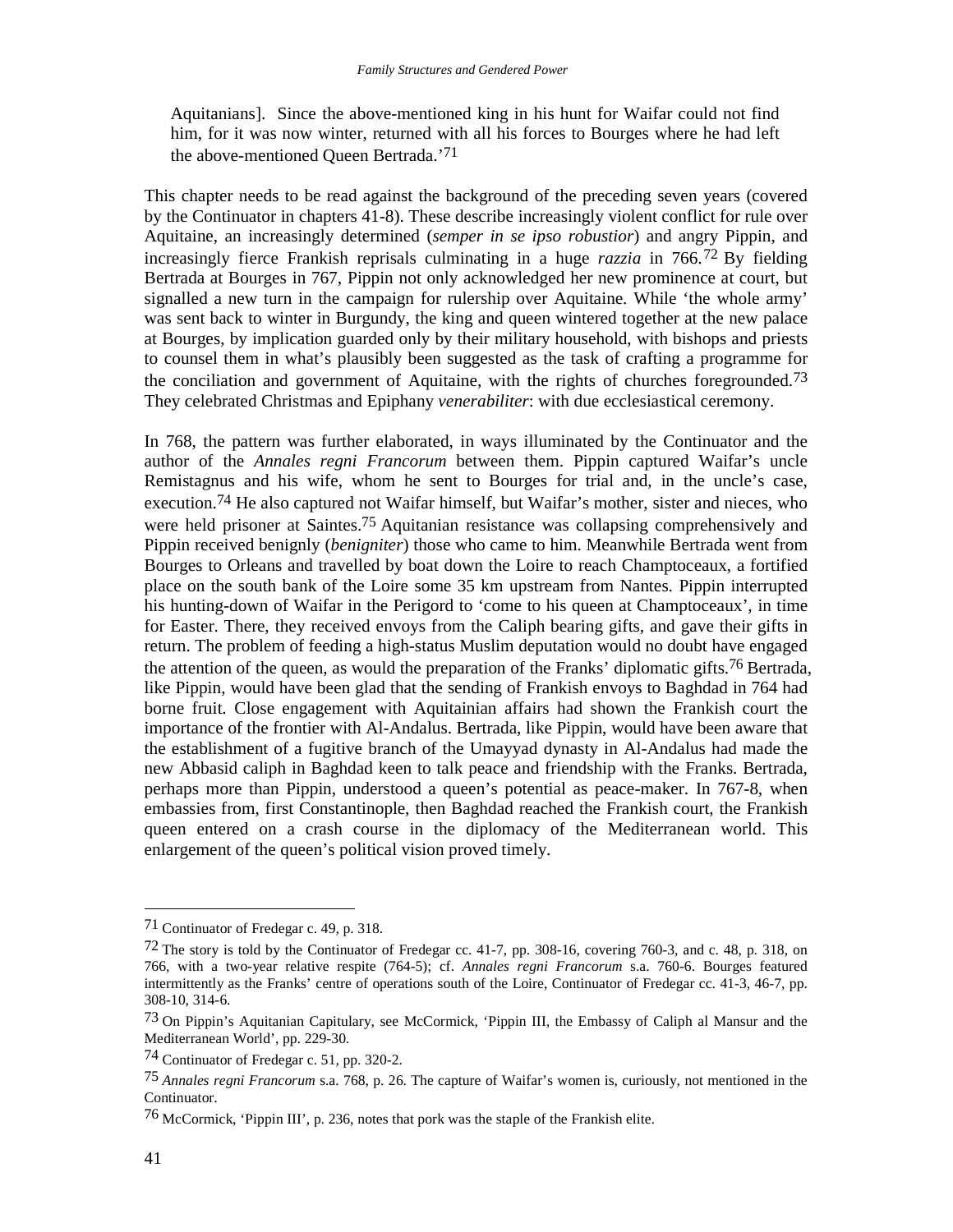Aquitanians]. Since the above-mentioned king in his hunt for Waifar could not find him, for it was now winter, returned with all his forces to Bourges where he had left the above-mentioned Queen Bertrada.'[71]

This chapter needs to be read against the background of the preceding seven years (covered by the Continuator in chapters 41-8). These describe increasingly violent conflict for rule over Aquitaine, an increasingly determined (*semper in se ipso robustior*) and angry Pippin, and increasingly fierce Frankish reprisals culminating in a huge *razzia* in 766.[72] By fielding Bertrada at Bourges in 767, Pippin not only acknowledged her new prominence at court, but signalled a new turn in the campaign for rulership over Aquitaine. While 'the whole army' was sent back to winter in Burgundy, the king and queen wintered together at the new palace at Bourges, by implication guarded only by their military household, with bishops and priests to counsel them in what's plausibly been suggested as the task of crafting a programme for the conciliation and government of Aquitaine, with the rights of churches foregrounded.[73] They celebrated Christmas and Epiphany *venerabiliter*: with due ecclesiastical ceremony.

In 768, the pattern was further elaborated, in ways illuminated by the Continuator and the author of the *Annales regni Francorum* between them. Pippin captured Waifar's uncle Remistagnus and his wife, whom he sent to Bourges for trial and, in the uncle's case, execution.[74] He also captured not Waifar himself, but Waifar's mother, sister and nieces, who were held prisoner at Saintes.[75] Aquitanian resistance was collapsing comprehensively and Pippin received benignly (*benigniter*) those who came to him. Meanwhile Bertrada went from Bourges to Orleans and travelled by boat down the Loire to reach Champtoceaux, a fortified place on the south bank of the Loire some 35 km upstream from Nantes. Pippin interrupted his hunting-down of Waifar in the Perigord to 'come to his queen at Champtoceaux', in time for Easter. There, they received envoys from the Caliph bearing gifts, and gave their gifts in return. The problem of feeding a high-status Muslim deputation would no doubt have engaged the attention of the queen, as would the preparation of the Franks' diplomatic gifts.[76] Bertrada, like Pippin, would have been glad that the sending of Frankish envoys to Baghdad in 764 had borne fruit. Close engagement with Aquitainian affairs had shown the Frankish court the importance of the frontier with Al-Andalus. Bertrada, like Pippin, would have been aware that the establishment of a fugitive branch of the Umayyad dynasty in Al-Andalus had made the new Abbasid caliph in Baghdad keen to talk peace and friendship with the Franks. Bertrada, perhaps more than Pippin, understood a queen's potential as peace-maker. In 767-8, when embassies from, first Constantinople, then Baghdad reached the Frankish court, the Frankish queen entered on a crash course in the diplomacy of the Mediterranean world. This enlargement of the queen's political vision proved timely.

---

[71] Continuator of Fredegar c. 49, p. 318.

[72] The story is told by the Continuator of Fredegar cc. 41-7, pp. 308-16, covering 760-3, and c. 48, p. 318, on 766, with a two-year relative respite (764-5); cf. *Annales regni Francorum* s.a. 760-6. Bourges featured intermittently as the Franks' centre of operations south of the Loire, Continuator of Fredegar cc. 41-3, 46-7, pp. 308-10, 314-6.

[73] On Pippin's Aquitanian Capitulary, see McCormick, 'Pippin III, the Embassy of Caliph al Mansur and the Mediterranean World', pp. 229-30.

[74] Continuator of Fredegar c. 51, pp. 320-2.

[75] *Annales regni Francorum* s.a. 768, p. 26. The capture of Waifar's women is, curiously, not mentioned in the Continuator.

[76] McCormick, 'Pippin III', p. 236, notes that pork was the staple of the Frankish elite.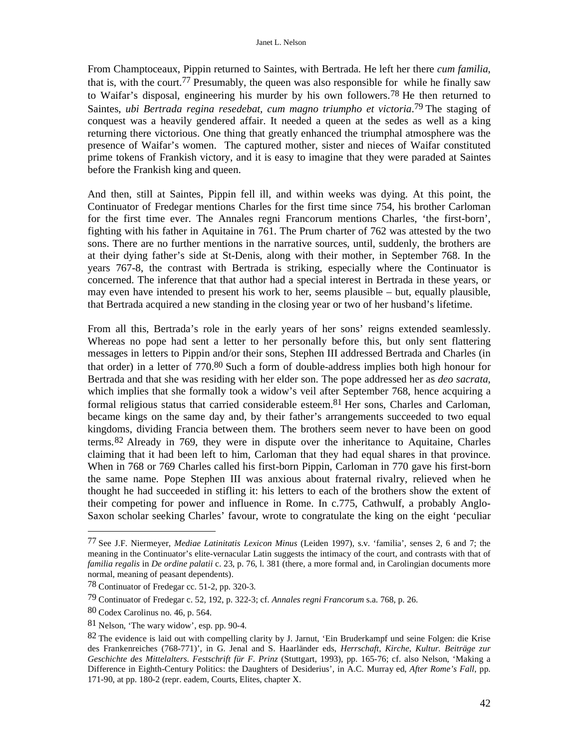From Champtoceaux, Pippin returned to Saintes, with Bertrada. He left her there *cum familia*, that is, with the court.[77] Presumably, the queen was also responsible for while he finally saw to Waifar's disposal, engineering his murder by his own followers.[78] He then returned to Saintes, *ubi Bertrada regina resedebat, cum magno triumpho et victoria*.[79] The staging of conquest was a heavily gendered affair. It needed a queen at the sedes as well as a king returning there victorious. One thing that greatly enhanced the triumphal atmosphere was the presence of Waifar's women. The captured mother, sister and nieces of Waifar constituted prime tokens of Frankish victory, and it is easy to imagine that they were paraded at Saintes before the Frankish king and queen.

And then, still at Saintes, Pippin fell ill, and within weeks was dying. At this point, the Continuator of Fredegar mentions Charles for the first time since 754, his brother Carloman for the first time ever. The Annales regni Francorum mentions Charles, 'the first-born', fighting with his father in Aquitaine in 761. The Prum charter of 762 was attested by the two sons. There are no further mentions in the narrative sources, until, suddenly, the brothers are at their dying father's side at St-Denis, along with their mother, in September 768. In the years 767-8, the contrast with Bertrada is striking, especially where the Continuator is concerned. The inference that that author had a special interest in Bertrada in these years, or may even have intended to present his work to her, seems plausible – but, equally plausible, that Bertrada acquired a new standing in the closing year or two of her husband's lifetime.

From all this, Bertrada's role in the early years of her sons' reigns extended seamlessly. Whereas no pope had sent a letter to her personally before this, but only sent flattering messages in letters to Pippin and/or their sons, Stephen III addressed Bertrada and Charles (in that order) in a letter of 770.[80] Such a form of double-address implies both high honour for Bertrada and that she was residing with her elder son. The pope addressed her as *deo sacrata*, which implies that she formally took a widow's veil after September 768, hence acquiring a formal religious status that carried considerable esteem.[81] Her sons, Charles and Carloman, became kings on the same day and, by their father's arrangements succeeded to two equal kingdoms, dividing Francia between them. The brothers seem never to have been on good terms.[82] Already in 769, they were in dispute over the inheritance to Aquitaine, Charles claiming that it had been left to him, Carloman that they had equal shares in that province. When in 768 or 769 Charles called his first-born Pippin, Carloman in 770 gave his first-born the same name. Pope Stephen III was anxious about fraternal rivalry, relieved when he thought he had succeeded in stifling it: his letters to each of the brothers show the extent of their competing for power and influence in Rome. In c.775, Cathwulf, a probably Anglo-Saxon scholar seeking Charles' favour, wrote to congratulate the king on the eight 'peculiar

---

[77] See J.F. Niermeyer, *Mediae Latinitatis Lexicon Minus* (Leiden 1997), s.v. 'familia', senses 2, 6 and 7; the meaning in the Continuator's elite-vernacular Latin suggests the intimacy of the court, and contrasts with that of *familia regalis* in *De ordine palatii* c. 23, p. 76, l. 381 (there, a more formal and, in Carolingian documents more normal, meaning of peasant dependents).

[78] Continuator of Fredegar cc. 51-2, pp. 320-3.

[79] Continuator of Fredegar c. 52, 192, p. 322-3; cf. *Annales regni Francorum* s.a. 768, p. 26.

[80] Codex Carolinus no. 46, p. 564.

[81] Nelson, 'The wary widow', esp. pp. 90-4.

[82] The evidence is laid out with compelling clarity by J. Jarnut, 'Ein Bruderkampf und seine Folgen: die Krise des Frankenreiches (768-771)', in G. Jenal and S. Haarländer eds, *Herrschaft, Kirche, Kultur. Beiträge zur Geschichte des Mittelalters. Festschrift für F. Prinz* (Stuttgart, 1993), pp. 165-76; cf. also Nelson, 'Making a Difference in Eighth-Century Politics: the Daughters of Desiderius', in A.C. Murray ed, *After Rome's Fall*, pp. 171-90, at pp. 180-2 (repr. eadem, Courts, Elites, chapter X.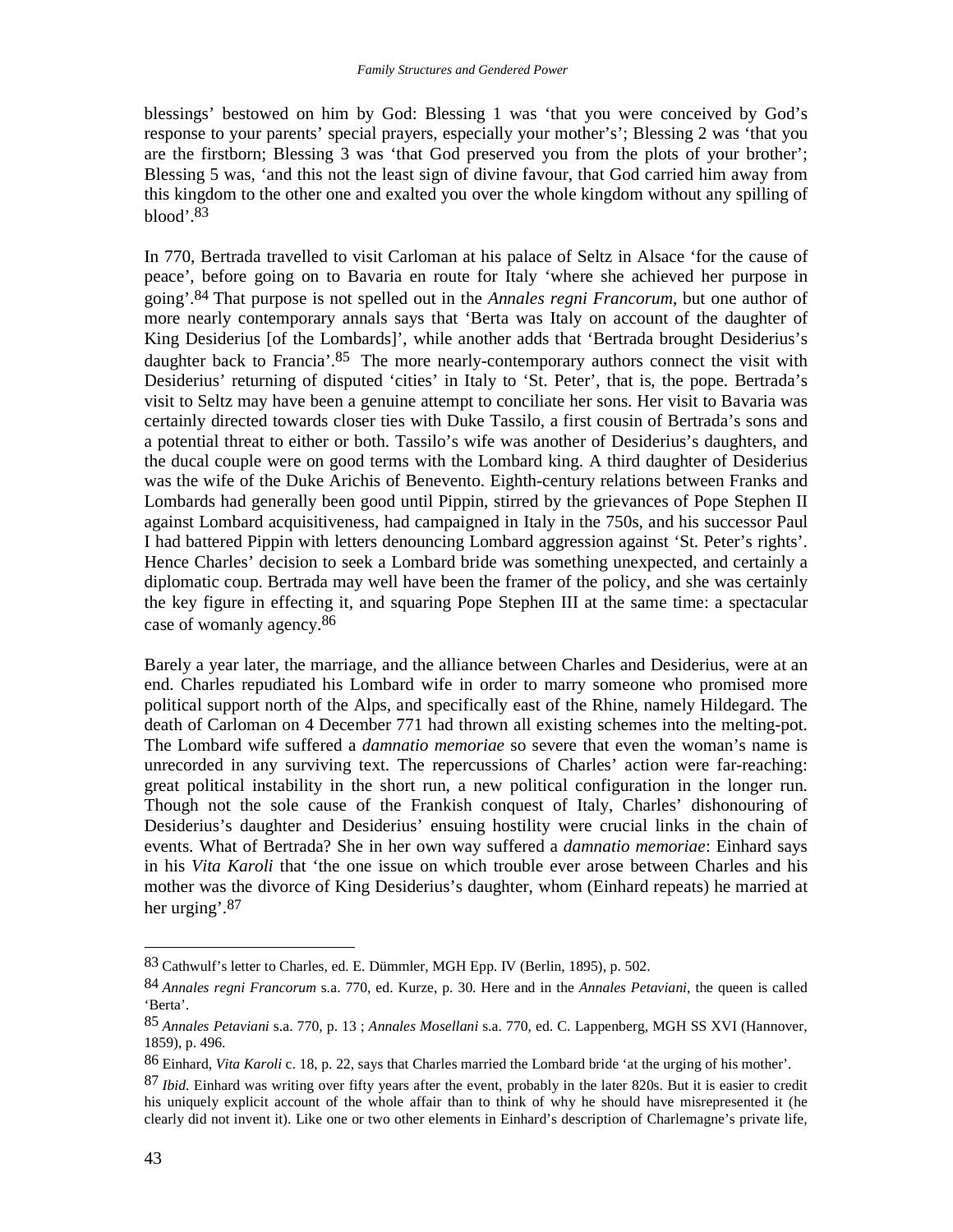blessings' bestowed on him by God: Blessing 1 was 'that you were conceived by God's response to your parents' special prayers, especially your mother's'; Blessing 2 was 'that you are the firstborn; Blessing 3 was 'that God preserved you from the plots of your brother'; Blessing 5 was, 'and this not the least sign of divine favour, that God carried him away from this kingdom to the other one and exalted you over the whole kingdom without any spilling of blood'.[83]

In 770, Bertrada travelled to visit Carloman at his palace of Seltz in Alsace 'for the cause of peace', before going on to Bavaria en route for Italy 'where she achieved her purpose in going'.[84] That purpose is not spelled out in the *Annales regni Francorum*, but one author of more nearly contemporary annals says that 'Berta was Italy on account of the daughter of King Desiderius [of the Lombards]', while another adds that 'Bertrada brought Desiderius's daughter back to Francia'.[85] The more nearly-contemporary authors connect the visit with Desiderius' returning of disputed 'cities' in Italy to 'St. Peter', that is, the pope. Bertrada's visit to Seltz may have been a genuine attempt to conciliate her sons. Her visit to Bavaria was certainly directed towards closer ties with Duke Tassilo, a first cousin of Bertrada's sons and a potential threat to either or both. Tassilo's wife was another of Desiderius's daughters, and the ducal couple were on good terms with the Lombard king. A third daughter of Desiderius was the wife of the Duke Arichis of Benevento. Eighth-century relations between Franks and Lombards had generally been good until Pippin, stirred by the grievances of Pope Stephen II against Lombard acquisitiveness, had campaigned in Italy in the 750s, and his successor Paul I had battered Pippin with letters denouncing Lombard aggression against 'St. Peter's rights'. Hence Charles' decision to seek a Lombard bride was something unexpected, and certainly a diplomatic coup. Bertrada may well have been the framer of the policy, and she was certainly the key figure in effecting it, and squaring Pope Stephen III at the same time: a spectacular case of womanly agency.[86]

Barely a year later, the marriage, and the alliance between Charles and Desiderius, were at an end. Charles repudiated his Lombard wife in order to marry someone who promised more political support north of the Alps, and specifically east of the Rhine, namely Hildegard. The death of Carloman on 4 December 771 had thrown all existing schemes into the melting-pot. The Lombard wife suffered a *damnatio memoriae* so severe that even the woman's name is unrecorded in any surviving text. The repercussions of Charles' action were far-reaching: great political instability in the short run, a new political configuration in the longer run. Though not the sole cause of the Frankish conquest of Italy, Charles' dishonouring of Desiderius's daughter and Desiderius' ensuing hostility were crucial links in the chain of events. What of Bertrada? She in her own way suffered a *damnatio memoriae*: Einhard says in his *Vita Karoli* that 'the one issue on which trouble ever arose between Charles and his mother was the divorce of King Desiderius's daughter, whom (Einhard repeats) he married at her urging'.[87]

---

[83] Cathwulf's letter to Charles, ed. E. Dümmler, MGH Epp. IV (Berlin, 1895), p. 502.

[84] *Annales regni Francorum* s.a. 770, ed. Kurze, p. 30. Here and in the *Annales Petaviani*, the queen is called 'Berta'.

[85] *Annales Petaviani* s.a. 770, p. 13 ; *Annales Mosellani* s.a. 770, ed. C. Lappenberg, MGH SS XVI (Hannover, 1859), p. 496.

[86] Einhard, *Vita Karoli* c. 18, p. 22, says that Charles married the Lombard bride 'at the urging of his mother'.

[87] *Ibid.* Einhard was writing over fifty years after the event, probably in the later 820s. But it is easier to credit his uniquely explicit account of the whole affair than to think of why he should have misrepresented it (he clearly did not invent it). Like one or two other elements in Einhard's description of Charlemagne's private life,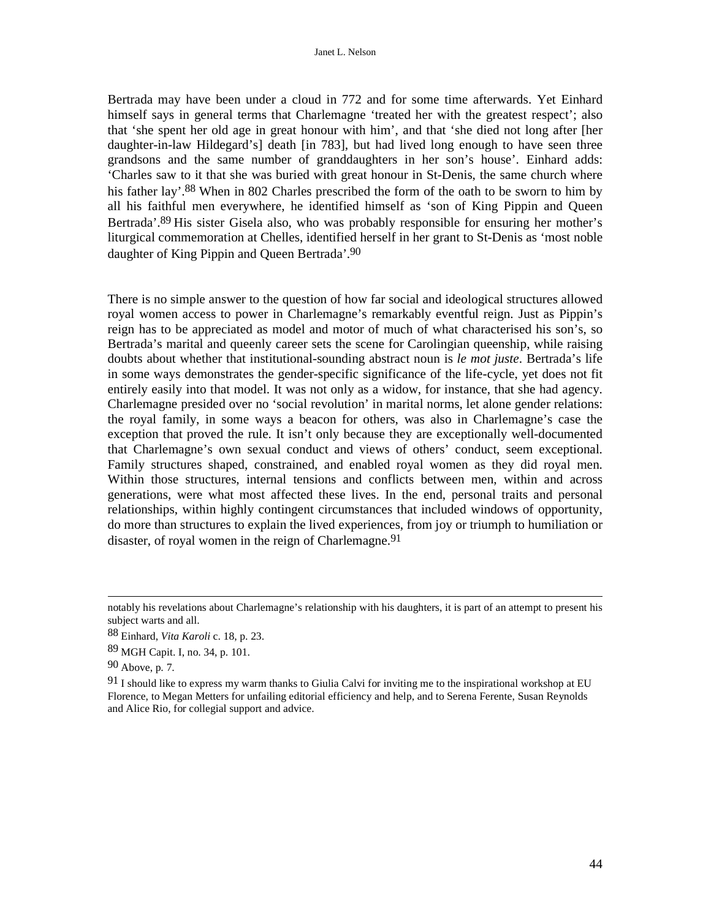Bertrada may have been under a cloud in 772 and for some time afterwards. Yet Einhard himself says in general terms that Charlemagne 'treated her with the greatest respect'; also that 'she spent her old age in great honour with him', and that 'she died not long after [her daughter-in-law Hildegard's] death [in 783], but had lived long enough to have seen three grandsons and the same number of granddaughters in her son's house'. Einhard adds: 'Charles saw to it that she was buried with great honour in St-Denis, the same church where his father lay'.[88] When in 802 Charles prescribed the form of the oath to be sworn to him by all his faithful men everywhere, he identified himself as 'son of King Pippin and Queen Bertrada'.[89] His sister Gisela also, who was probably responsible for ensuring her mother's liturgical commemoration at Chelles, identified herself in her grant to St-Denis as 'most noble daughter of King Pippin and Queen Bertrada'.[90]

There is no simple answer to the question of how far social and ideological structures allowed royal women access to power in Charlemagne's remarkably eventful reign. Just as Pippin's reign has to be appreciated as model and motor of much of what characterised his son's, so Bertrada's marital and queenly career sets the scene for Carolingian queenship, while raising doubts about whether that institutional-sounding abstract noun is *le mot juste*. Bertrada's life in some ways demonstrates the gender-specific significance of the life-cycle, yet does not fit entirely easily into that model. It was not only as a widow, for instance, that she had agency. Charlemagne presided over no 'social revolution' in marital norms, let alone gender relations: the royal family, in some ways a beacon for others, was also in Charlemagne's case the exception that proved the rule. It isn't only because they are exceptionally well-documented that Charlemagne's own sexual conduct and views of others' conduct, seem exceptional. Family structures shaped, constrained, and enabled royal women as they did royal men. Within those structures, internal tensions and conflicts between men, within and across generations, were what most affected these lives. In the end, personal traits and personal relationships, within highly contingent circumstances that included windows of opportunity, do more than structures to explain the lived experiences, from joy or triumph to humiliation or disaster, of royal women in the reign of Charlemagne.[91]

---

notably his revelations about Charlemagne's relationship with his daughters, it is part of an attempt to present his subject warts and all.

[88] Einhard, *Vita Karoli* c. 18, p. 23.

[89] MGH Capit. I, no. 34, p. 101.

[90] Above, p. 7.

[91] I should like to express my warm thanks to Giulia Calvi for inviting me to the inspirational workshop at EU Florence, to Megan Metters for unfailing editorial efficiency and help, and to Serena Ferente, Susan Reynolds and Alice Rio, for collegial support and advice.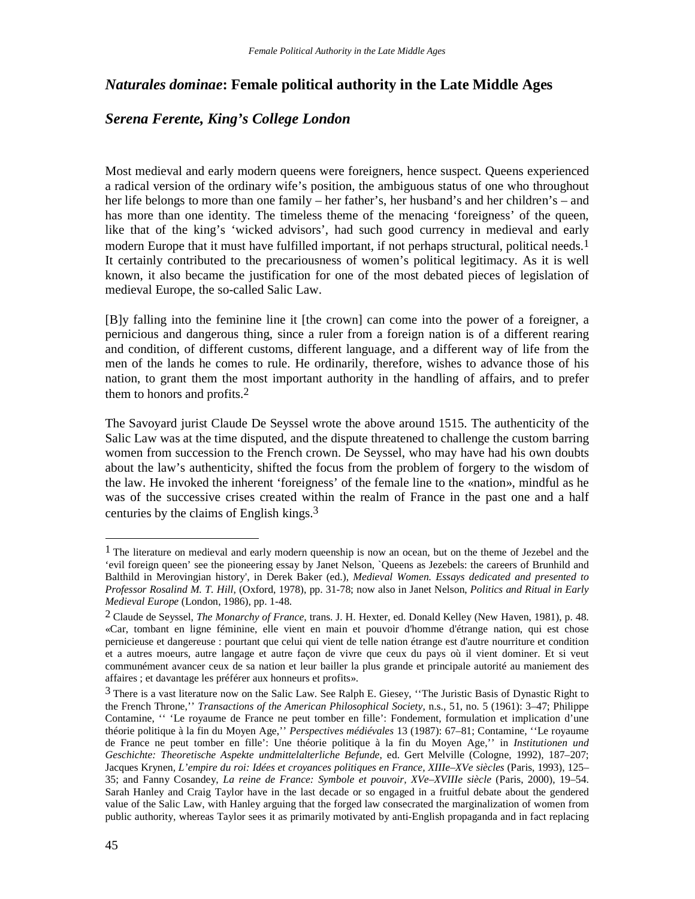## *Naturales dominae*: Female political authority in the Late Middle Ages

### *Serena Ferente, King's College London*

Most medieval and early modern queens were foreigners, hence suspect. Queens experienced a radical version of the ordinary wife's position, the ambiguous status of one who throughout her life belongs to more than one family – her father's, her husband's and her children's – and has more than one identity. The timeless theme of the menacing 'foreigness' of the queen, like that of the king's 'wicked advisors', had such good currency in medieval and early modern Europe that it must have fulfilled important, if not perhaps structural, political needs.[1] It certainly contributed to the precariousness of women's political legitimacy. As it is well known, it also became the justification for one of the most debated pieces of legislation of medieval Europe, the so-called Salic Law.

[B]y falling into the feminine line it [the crown] can come into the power of a foreigner, a pernicious and dangerous thing, since a ruler from a foreign nation is of a different rearing and condition, of different customs, different language, and a different way of life from the men of the lands he comes to rule. He ordinarily, therefore, wishes to advance those of his nation, to grant them the most important authority in the handling of affairs, and to prefer them to honors and profits.[2]

The Savoyard jurist Claude De Seyssel wrote the above around 1515. The authenticity of the Salic Law was at the time disputed, and the dispute threatened to challenge the custom barring women from succession to the French crown. De Seyssel, who may have had his own doubts about the law's authenticity, shifted the focus from the problem of forgery to the wisdom of the law. He invoked the inherent 'foreigness' of the female line to the «nation», mindful as he was of the successive crises created within the realm of France in the past one and a half centuries by the claims of English kings.[3]

---

[1] The literature on medieval and early modern queenship is now an ocean, but on the theme of Jezebel and the 'evil foreign queen' see the pioneering essay by Janet Nelson, `Queens as Jezebels: the careers of Brunhild and Balthild in Merovingian history', in Derek Baker (ed.), *Medieval Women. Essays dedicated and presented to Professor Rosalind M. T. Hill*, (Oxford, 1978), pp. 31-78; now also in Janet Nelson, *Politics and Ritual in Early Medieval Europe* (London, 1986), pp. 1-48.

[2] Claude de Seyssel, *The Monarchy of France,* trans. J. H. Hexter, ed. Donald Kelley (New Haven, 1981), p. 48. «Car, tombant en ligne féminine, elle vient en main et pouvoir d'homme d'étrange nation, qui est chose pernicieuse et dangereuse : pourtant que celui qui vient de telle nation étrange est d'autre nourriture et condition et a autres moeurs, autre langage et autre façon de vivre que ceux du pays où il vient dominer. Et si veut communément avancer ceux de sa nation et leur bailler la plus grande et principale autorité au maniement des affaires ; et davantage les préférer aux honneurs et profits».

[3] There is a vast literature now on the Salic Law. See Ralph E. Giesey, ''The Juristic Basis of Dynastic Right to the French Throne,'' *Transactions of the American Philosophical Society,* n.s., 51, no. 5 (1961): 3–47; Philippe Contamine, '' 'Le royaume de France ne peut tomber en fille': Fondement, formulation et implication d'une théorie politique à la fin du Moyen Age,'' *Perspectives médiévales* 13 (1987): 67–81; Contamine, ''Le royaume de France ne peut tomber en fille': Une théorie politique à la fin du Moyen Age,'' in *Institutionen und Geschichte: Theoretische Aspekte undmittelalterliche Befunde*, ed. Gert Melville (Cologne, 1992), 187–207; Jacques Krynen, *L'empire du roi: Idées et croyances politiques en France, XIIIe–XVe siècles* (Paris, 1993), 125–35; and Fanny Cosandey, *La reine de France: Symbole et pouvoir, XVe–XVIIIe siècle* (Paris, 2000), 19–54. Sarah Hanley and Craig Taylor have in the last decade or so engaged in a fruitful debate about the gendered value of the Salic Law, with Hanley arguing that the forged law consecrated the marginalization of women from public authority, whereas Taylor sees it as primarily motivated by anti-English propaganda and in fact replacing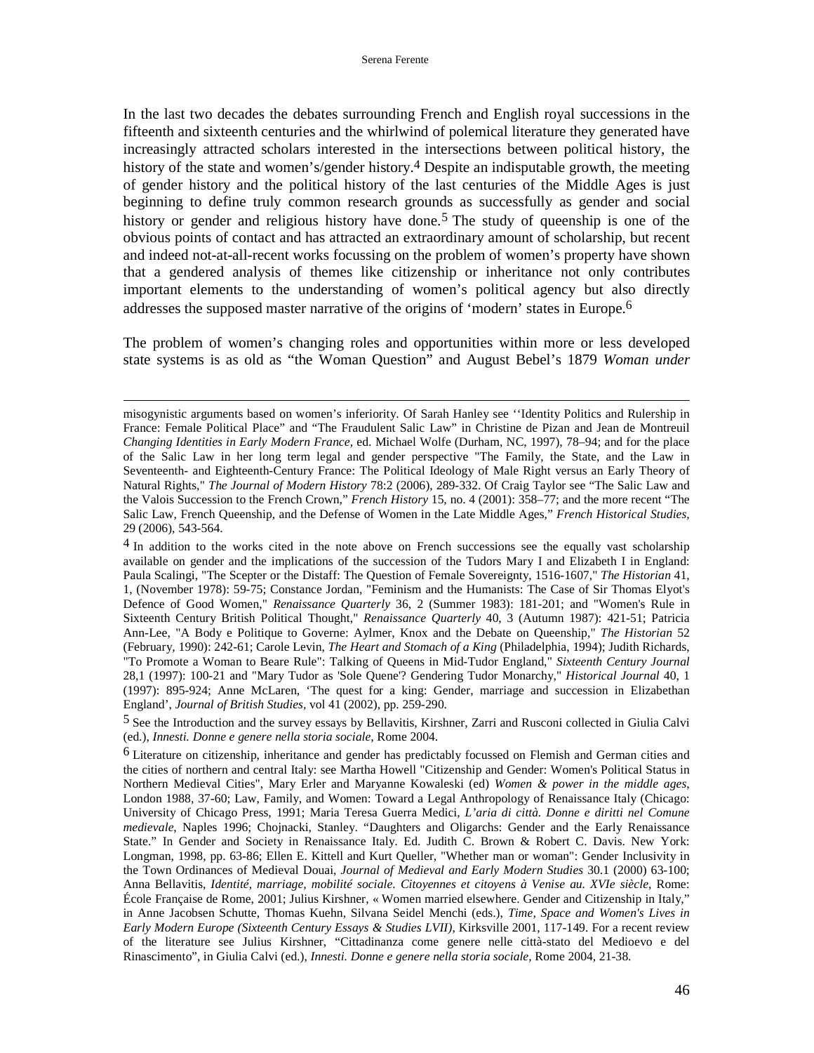In the last two decades the debates surrounding French and English royal successions in the fifteenth and sixteenth centuries and the whirlwind of polemical literature they generated have increasingly attracted scholars interested in the intersections between political history, the history of the state and women's/gender history.[4] Despite an indisputable growth, the meeting of gender history and the political history of the last centuries of the Middle Ages is just beginning to define truly common research grounds as successfully as gender and social history or gender and religious history have done.[5] The study of queenship is one of the obvious points of contact and has attracted an extraordinary amount of scholarship, but recent and indeed not-at-all-recent works focussing on the problem of women's property have shown that a gendered analysis of themes like citizenship or inheritance not only contributes important elements to the understanding of women's political agency but also directly addresses the supposed master narrative of the origins of 'modern' states in Europe.[6]

The problem of women's changing roles and opportunities within more or less developed state systems is as old as "the Woman Question" and August Bebel's 1879 *Woman under*

---

misogynistic arguments based on women's inferiority. Of Sarah Hanley see ''Identity Politics and Rulership in France: Female Political Place" and "The Fraudulent Salic Law" in Christine de Pizan and Jean de Montreuil *Changing Identities in Early Modern France*, ed. Michael Wolfe (Durham, NC, 1997), 78–94; and for the place of the Salic Law in her long term legal and gender perspective "The Family, the State, and the Law in Seventeenth- and Eighteenth-Century France: The Political Ideology of Male Right versus an Early Theory of Natural Rights," *The Journal of Modern History* 78:2 (2006), 289-332. Of Craig Taylor see "The Salic Law and the Valois Succession to the French Crown," *French History* 15, no. 4 (2001): 358–77; and the more recent "The Salic Law, French Queenship, and the Defense of Women in the Late Middle Ages," *French Historical Studies*, 29 (2006), 543-564.

[4] In addition to the works cited in the note above on French successions see the equally vast scholarship available on gender and the implications of the succession of the Tudors Mary I and Elizabeth I in England: Paula Scalingi, "The Scepter or the Distaff: The Question of Female Sovereignty, 1516-1607," *The Historian* 41, 1, (November 1978): 59-75; Constance Jordan, "Feminism and the Humanists: The Case of Sir Thomas Elyot's Defence of Good Women," *Renaissance Quarterly* 36, 2 (Summer 1983): 181-201; and "Women's Rule in Sixteenth Century British Political Thought," *Renaissance Quarterly* 40, 3 (Autumn 1987): 421-51; Patricia Ann-Lee, "A Body e Politique to Governe: Aylmer, Knox and the Debate on Queenship," *The Historian* 52 (February, 1990): 242-61; Carole Levin, *The Heart and Stomach of a King* (Philadelphia, 1994); Judith Richards, "To Promote a Woman to Beare Rule": Talking of Queens in Mid-Tudor England," *Sixteenth Century Journal* 28,1 (1997): 100-21 and "Mary Tudor as 'Sole Quene'? Gendering Tudor Monarchy," *Historical Journal* 40, 1 (1997): 895-924; Anne McLaren, 'The quest for a king: Gender, marriage and succession in Elizabethan England', *Journal of British Studies*, vol 41 (2002), pp. 259-290.

[5] See the Introduction and the survey essays by Bellavitis, Kirshner, Zarri and Rusconi collected in Giulia Calvi (ed.), *Innesti. Donne e genere nella storia sociale*, Rome 2004.

[6] Literature on citizenship, inheritance and gender has predictably focussed on Flemish and German cities and the cities of northern and central Italy: see Martha Howell "Citizenship and Gender: Women's Political Status in Northern Medieval Cities", Mary Erler and Maryanne Kowaleski (ed) *Women & power in the middle ages*, London 1988, 37-60; Law, Family, and Women: Toward a Legal Anthropology of Renaissance Italy (Chicago: University of Chicago Press, 1991; Maria Teresa Guerra Medici, *L'aria di città. Donne e diritti nel Comune medievale*, Naples 1996; Chojnacki, Stanley. "Daughters and Oligarchs: Gender and the Early Renaissance State." In Gender and Society in Renaissance Italy. Ed. Judith C. Brown & Robert C. Davis. New York: Longman, 1998, pp. 63-86; Ellen E. Kittell and Kurt Queller, "Whether man or woman": Gender Inclusivity in the Town Ordinances of Medieval Douai, *Journal of Medieval and Early Modern Studies* 30.1 (2000) 63-100; Anna Bellavitis, *Identité, marriage, mobilité sociale. Citoyennes et citoyens à Venise au. XVIe siècle*, Rome: École Française de Rome, 2001; Julius Kirshner, « Women married elsewhere. Gender and Citizenship in Italy," in Anne Jacobsen Schutte, Thomas Kuehn, Silvana Seidel Menchi (eds.), *Time, Space and Women's Lives in Early Modern Europe (Sixteenth Century Essays & Studies LVII)*, Kirksville 2001, 117-149. For a recent review of the literature see Julius Kirshner, "Cittadinanza come genere nelle città-stato del Medioevo e del Rinascimento", in Giulia Calvi (ed.), *Innesti. Donne e genere nella storia sociale*, Rome 2004, 21-38.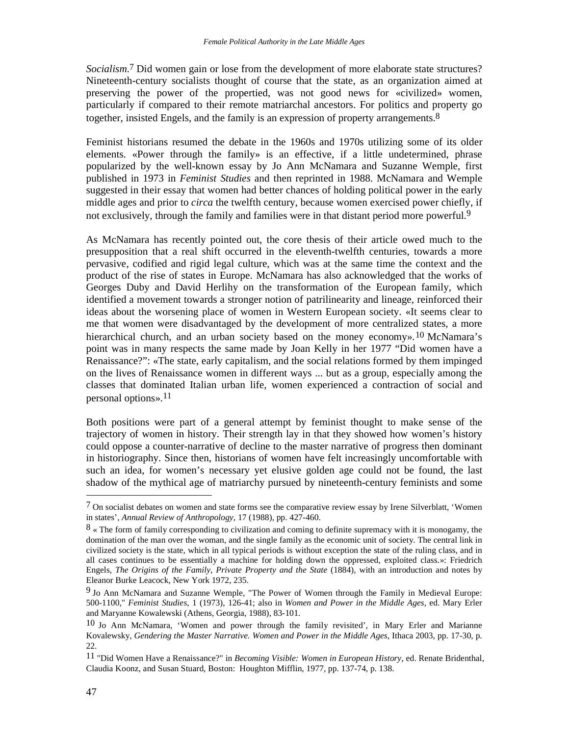*Socialism*.[7] Did women gain or lose from the development of more elaborate state structures? Nineteenth-century socialists thought of course that the state, as an organization aimed at preserving the power of the propertied, was not good news for «civilized» women, particularly if compared to their remote matriarchal ancestors. For politics and property go together, insisted Engels, and the family is an expression of property arrangements.[8]

Feminist historians resumed the debate in the 1960s and 1970s utilizing some of its older elements. «Power through the family» is an effective, if a little undetermined, phrase popularized by the well-known essay by Jo Ann McNamara and Suzanne Wemple, first published in 1973 in *Feminist Studies* and then reprinted in 1988. McNamara and Wemple suggested in their essay that women had better chances of holding political power in the early middle ages and prior to *circa* the twelfth century, because women exercised power chiefly, if not exclusively, through the family and families were in that distant period more powerful.[9]

As McNamara has recently pointed out, the core thesis of their article owed much to the presupposition that a real shift occurred in the eleventh-twelfth centuries, towards a more pervasive, codified and rigid legal culture, which was at the same time the context and the product of the rise of states in Europe. McNamara has also acknowledged that the works of Georges Duby and David Herlihy on the transformation of the European family, which identified a movement towards a stronger notion of patrilinearity and lineage, reinforced their ideas about the worsening place of women in Western European society. «It seems clear to me that women were disadvantaged by the development of more centralized states, a more hierarchical church, and an urban society based on the money economy».[10] McNamara's point was in many respects the same made by Joan Kelly in her 1977 "Did women have a Renaissance?": «The state, early capitalism, and the social relations formed by them impinged on the lives of Renaissance women in different ways ... but as a group, especially among the classes that dominated Italian urban life, women experienced a contraction of social and personal options».[11]

Both positions were part of a general attempt by feminist thought to make sense of the trajectory of women in history. Their strength lay in that they showed how women's history could oppose a counter-narrative of decline to the master narrative of progress then dominant in historiography. Since then, historians of women have felt increasingly uncomfortable with such an idea, for women's necessary yet elusive golden age could not be found, the last shadow of the mythical age of matriarchy pursued by nineteenth-century feminists and some

---

[7] On socialist debates on women and state forms see the comparative review essay by Irene Silverblatt, 'Women in states', *Annual Review of Anthropology*, 17 (1988), pp. 427-460.

[8] « The form of family corresponding to civilization and coming to definite supremacy with it is monogamy, the domination of the man over the woman, and the single family as the economic unit of society. The central link in civilized society is the state, which in all typical periods is without exception the state of the ruling class, and in all cases continues to be essentially a machine for holding down the oppressed, exploited class.»: Friedrich Engels, *The Origins of the Family, Private Property and the State* (1884), with an introduction and notes by Eleanor Burke Leacock, New York 1972, 235.

[9] Jo Ann McNamara and Suzanne Wemple, "The Power of Women through the Family in Medieval Europe: 500-1100," *Feminist Studies*, 1 (1973), 126-41; also in *Women and Power in the Middle Ages*, ed. Mary Erler and Maryanne Kowalewski (Athens, Georgia, 1988), 83-101.

[10] Jo Ann McNamara, 'Women and power through the family revisited', in Mary Erler and Marianne Kovalewsky, *Gendering the Master Narrative. Women and Power in the Middle Ages*, Ithaca 2003, pp. 17-30, p. 22.

[11] "Did Women Have a Renaissance?" in *Becoming Visible: Women in European History*, ed. Renate Bridenthal, Claudia Koonz, and Susan Stuard, Boston: Houghton Mifflin, 1977, pp. 137-74, p. 138.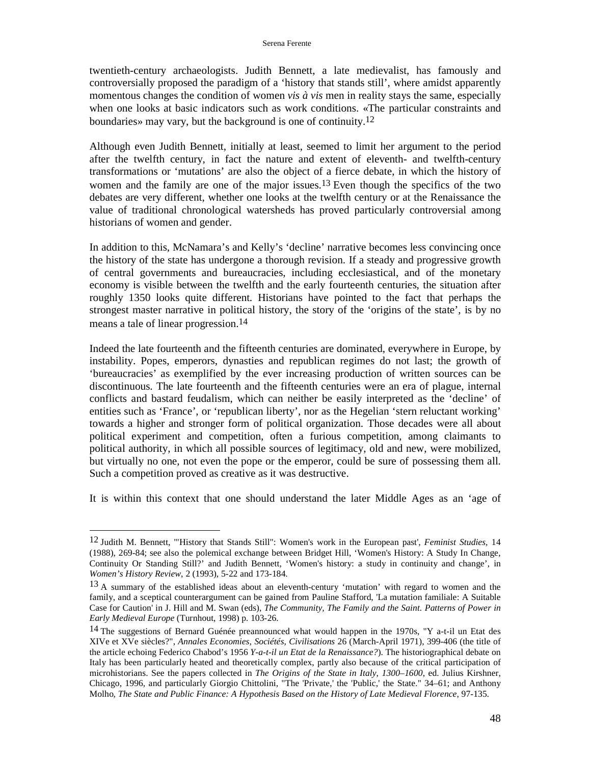twentieth-century archaeologists. Judith Bennett, a late medievalist, has famously and controversially proposed the paradigm of a 'history that stands still', where amidst apparently momentous changes the condition of women *vis à vis* men in reality stays the same, especially when one looks at basic indicators such as work conditions. «The particular constraints and boundaries» may vary, but the background is one of continuity.[12]

Although even Judith Bennett, initially at least, seemed to limit her argument to the period after the twelfth century, in fact the nature and extent of eleventh- and twelfth-century transformations or 'mutations' are also the object of a fierce debate, in which the history of women and the family are one of the major issues.[13] Even though the specifics of the two debates are very different, whether one looks at the twelfth century or at the Renaissance the value of traditional chronological watersheds has proved particularly controversial among historians of women and gender.

In addition to this, McNamara's and Kelly's 'decline' narrative becomes less convincing once the history of the state has undergone a thorough revision. If a steady and progressive growth of central governments and bureaucracies, including ecclesiastical, and of the monetary economy is visible between the twelfth and the early fourteenth centuries, the situation after roughly 1350 looks quite different. Historians have pointed to the fact that perhaps the strongest master narrative in political history, the story of the 'origins of the state', is by no means a tale of linear progression.[14]

Indeed the late fourteenth and the fifteenth centuries are dominated, everywhere in Europe, by instability. Popes, emperors, dynasties and republican regimes do not last; the growth of 'bureaucracies' as exemplified by the ever increasing production of written sources can be discontinuous. The late fourteenth and the fifteenth centuries were an era of plague, internal conflicts and bastard feudalism, which can neither be easily interpreted as the 'decline' of entities such as 'France', or 'republican liberty', nor as the Hegelian 'stern reluctant working' towards a higher and stronger form of political organization. Those decades were all about political experiment and competition, often a furious competition, among claimants to political authority, in which all possible sources of legitimacy, old and new, were mobilized, but virtually no one, not even the pope or the emperor, could be sure of possessing them all. Such a competition proved as creative as it was destructive.

It is within this context that one should understand the later Middle Ages as an 'age of

---

[12] Judith M. Bennett, '"History that Stands Still": Women's work in the European past', *Feminist Studies*, 14 (1988), 269-84; see also the polemical exchange between Bridget Hill, 'Women's History: A Study In Change, Continuity Or Standing Still?' and Judith Bennett, 'Women's history: a study in continuity and change', in *Women's History Review*, 2 (1993), 5-22 and 173-184.

[13] A summary of the established ideas about an eleventh-century 'mutation' with regard to women and the family, and a sceptical counterargument can be gained from Pauline Stafford, 'La mutation familiale: A Suitable Case for Caution' in J. Hill and M. Swan (eds), *The Community, The Family and the Saint. Patterns of Power in Early Medieval Europe* (Turnhout, 1998) p. 103-26.

[14] The suggestions of Bernard Guénée preannounced what would happen in the 1970s, "Y a-t-il un Etat des XIVe et XVe siècles?", *Annales Economies, Sociétés, Civilisations* 26 (March-April 1971), 399-406 (the title of the article echoing Federico Chabod's 1956 *Y-a-t-il un Etat de la Renaissance?*). The historiographical debate on Italy has been particularly heated and theoretically complex, partly also because of the critical participation of microhistorians. See the papers collected in *The Origins of the State in Italy, 1300–1600*, ed. Julius Kirshner, Chicago, 1996, and particularly Giorgio Chittolini, "The 'Private,' the 'Public,' the State." 34–61; and Anthony Molho, *The State and Public Finance: A Hypothesis Based on the History of Late Medieval Florence*, 97-135.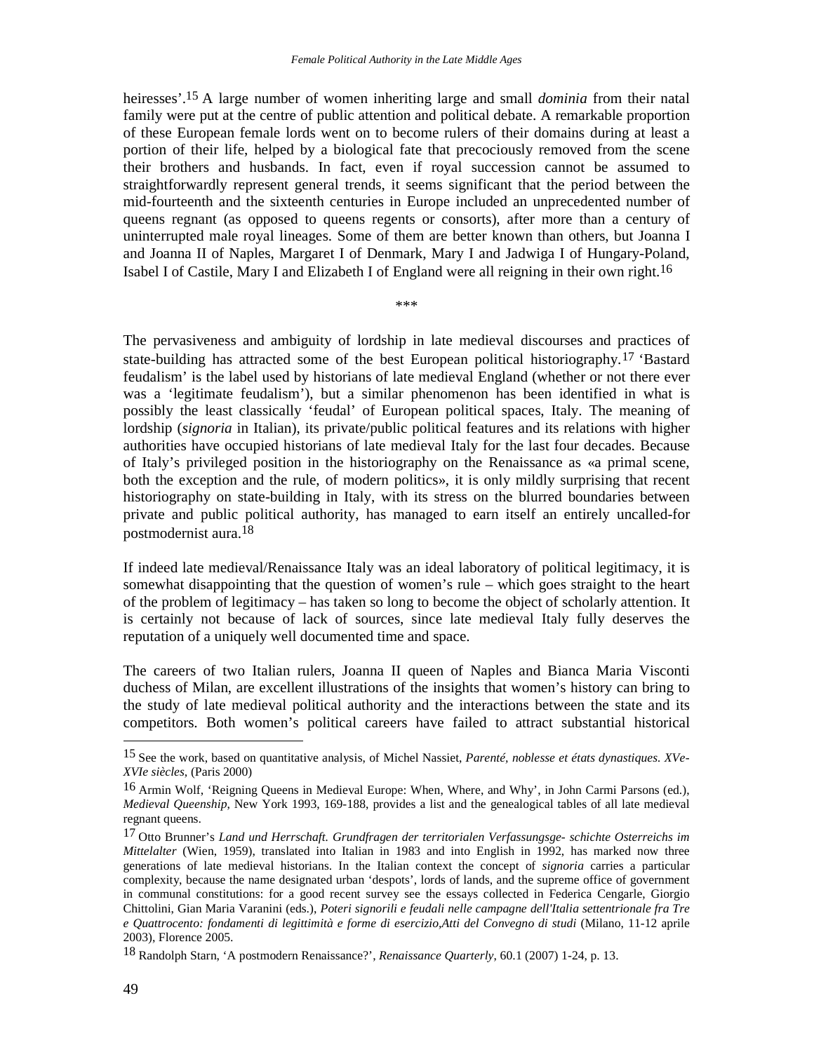heiresses'.[15] A large number of women inheriting large and small *dominia* from their natal family were put at the centre of public attention and political debate. A remarkable proportion of these European female lords went on to become rulers of their domains during at least a portion of their life, helped by a biological fate that precociously removed from the scene their brothers and husbands. In fact, even if royal succession cannot be assumed to straightforwardly represent general trends, it seems significant that the period between the mid-fourteenth and the sixteenth centuries in Europe included an unprecedented number of queens regnant (as opposed to queens regents or consorts), after more than a century of uninterrupted male royal lineages. Some of them are better known than others, but Joanna I and Joanna II of Naples, Margaret I of Denmark, Mary I and Jadwiga I of Hungary-Poland, Isabel I of Castile, Mary I and Elizabeth I of England were all reigning in their own right.[16]

***

The pervasiveness and ambiguity of lordship in late medieval discourses and practices of state-building has attracted some of the best European political historiography.[17] 'Bastard feudalism' is the label used by historians of late medieval England (whether or not there ever was a 'legitimate feudalism'), but a similar phenomenon has been identified in what is possibly the least classically 'feudal' of European political spaces, Italy. The meaning of lordship (*signoria* in Italian), its private/public political features and its relations with higher authorities have occupied historians of late medieval Italy for the last four decades. Because of Italy's privileged position in the historiography on the Renaissance as «a primal scene, both the exception and the rule, of modern politics», it is only mildly surprising that recent historiography on state-building in Italy, with its stress on the blurred boundaries between private and public political authority, has managed to earn itself an entirely uncalled-for postmodernist aura.[18]

If indeed late medieval/Renaissance Italy was an ideal laboratory of political legitimacy, it is somewhat disappointing that the question of women's rule – which goes straight to the heart of the problem of legitimacy – has taken so long to become the object of scholarly attention. It is certainly not because of lack of sources, since late medieval Italy fully deserves the reputation of a uniquely well documented time and space.

The careers of two Italian rulers, Joanna II queen of Naples and Bianca Maria Visconti duchess of Milan, are excellent illustrations of the insights that women's history can bring to the study of late medieval political authority and the interactions between the state and its competitors. Both women's political careers have failed to attract substantial historical

---

[15] See the work, based on quantitative analysis, of Michel Nassiet, *Parenté, noblesse et états dynastiques. XVe-XVIe siècles*, (Paris 2000)

[16] Armin Wolf, 'Reigning Queens in Medieval Europe: When, Where, and Why', in John Carmi Parsons (ed.), *Medieval Queenship*, New York 1993, 169-188, provides a list and the genealogical tables of all late medieval regnant queens.

[17] Otto Brunner's *Land und Herrschaft. Grundfragen der territorialen Verfassungsge- schichte Osterreichs im Mittelalter* (Wien, 1959), translated into Italian in 1983 and into English in 1992, has marked now three generations of late medieval historians. In the Italian context the concept of *signoria* carries a particular complexity, because the name designated urban 'despots', lords of lands, and the supreme office of government in communal constitutions: for a good recent survey see the essays collected in Federica Cengarle, Giorgio Chittolini, Gian Maria Varanini (eds.), *Poteri signorili e feudali nelle campagne dell'Italia settentrionale fra Tre e Quattrocento: fondamenti di legittimità e forme di esercizio,Atti del Convegno di studi* (Milano, 11-12 aprile 2003), Florence 2005.

[18] Randolph Starn, 'A postmodern Renaissance?', *Renaissance Quarterly*, 60.1 (2007) 1-24, p. 13.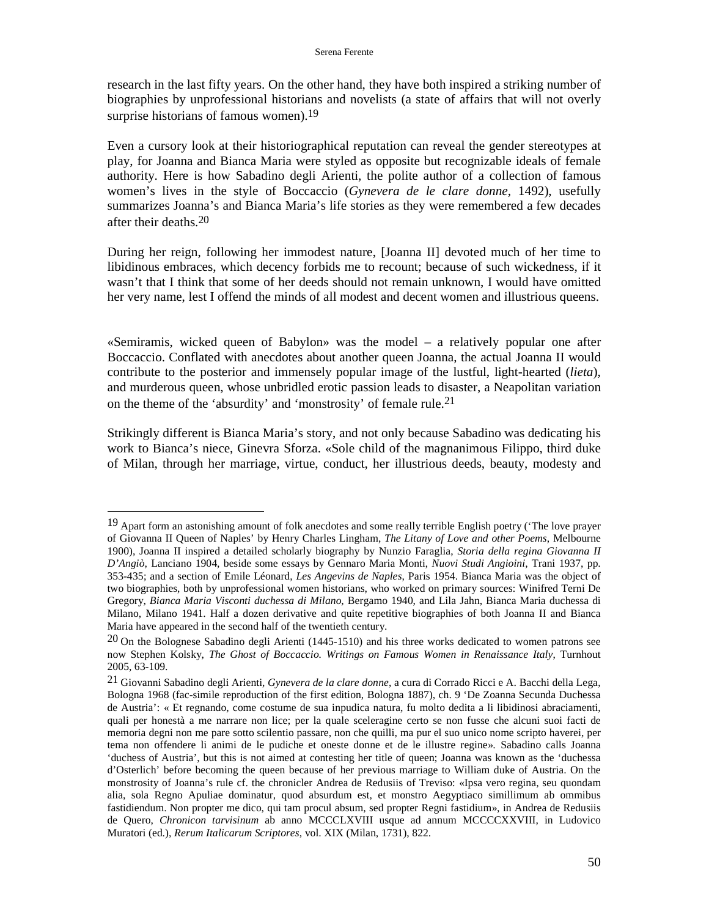research in the last fifty years. On the other hand, they have both inspired a striking number of biographies by unprofessional historians and novelists (a state of affairs that will not overly surprise historians of famous women).[19]

Even a cursory look at their historiographical reputation can reveal the gender stereotypes at play, for Joanna and Bianca Maria were styled as opposite but recognizable ideals of female authority. Here is how Sabadino degli Arienti, the polite author of a collection of famous women's lives in the style of Boccaccio (*Gynevera de le clare donne*, 1492), usefully summarizes Joanna's and Bianca Maria's life stories as they were remembered a few decades after their deaths.[20]

During her reign, following her immodest nature, [Joanna II] devoted much of her time to libidinous embraces, which decency forbids me to recount; because of such wickedness, if it wasn't that I think that some of her deeds should not remain unknown, I would have omitted her very name, lest I offend the minds of all modest and decent women and illustrious queens.

«Semiramis, wicked queen of Babylon» was the model – a relatively popular one after Boccaccio. Conflated with anecdotes about another queen Joanna, the actual Joanna II would contribute to the posterior and immensely popular image of the lustful, light-hearted (*lieta*), and murderous queen, whose unbridled erotic passion leads to disaster, a Neapolitan variation on the theme of the 'absurdity' and 'monstrosity' of female rule.[21]

Strikingly different is Bianca Maria's story, and not only because Sabadino was dedicating his work to Bianca's niece, Ginevra Sforza. «Sole child of the magnanimous Filippo, third duke of Milan, through her marriage, virtue, conduct, her illustrious deeds, beauty, modesty and

---

[19] Apart form an astonishing amount of folk anecdotes and some really terrible English poetry ('The love prayer of Giovanna II Queen of Naples' by Henry Charles Lingham, *The Litany of Love and other Poems*, Melbourne 1900), Joanna II inspired a detailed scholarly biography by Nunzio Faraglia, *Storia della regina Giovanna II D'Angiò*, Lanciano 1904, beside some essays by Gennaro Maria Monti, *Nuovi Studi Angioini*, Trani 1937, pp. 353-435; and a section of Emile Léonard, *Les Angevins de Naples*, Paris 1954. Bianca Maria was the object of two biographies, both by unprofessional women historians, who worked on primary sources: Winifred Terni De Gregory, *Bianca Maria Visconti duchessa di Milano*, Bergamo 1940, and Lila Jahn, Bianca Maria duchessa di Milano, Milano 1941. Half a dozen derivative and quite repetitive biographies of both Joanna II and Bianca Maria have appeared in the second half of the twentieth century.

[20] On the Bolognese Sabadino degli Arienti (1445-1510) and his three works dedicated to women patrons see now Stephen Kolsky, *The Ghost of Boccaccio. Writings on Famous Women in Renaissance Italy*, Turnhout 2005, 63-109.

[21] Giovanni Sabadino degli Arienti, *Gynevera de la clare donne*, a cura di Corrado Ricci e A. Bacchi della Lega, Bologna 1968 (fac-simile reproduction of the first edition, Bologna 1887), ch. 9 'De Zoanna Secunda Duchessa de Austria': « Et regnando, come costume de sua inpudica natura, fu molto dedita a li libidinosi abraciamenti, quali per honestà a me narrare non lice; per la quale sceleragine certo se non fusse che alcuni suoi facti de memoria degni non me pare sotto scilentio passare, non che quilli, ma pur el suo unico nome scripto haverei, per tema non offendere li animi de le pudiche et oneste donne et de le illustre regine». Sabadino calls Joanna 'duchess of Austria', but this is not aimed at contesting her title of queen; Joanna was known as the 'duchessa d'Osterlich' before becoming the queen because of her previous marriage to William duke of Austria. On the monstrosity of Joanna's rule cf. the chronicler Andrea de Redusiis of Treviso: «Ipsa vero regina, seu quondam alia, sola Regno Apuliae dominatur, quod absurdum est, et monstro Aegyptiaco simillimum ab ommibus fastidiendum. Non propter me dico, qui tam procul absum, sed propter Regni fastidium», in Andrea de Redusiis de Quero, *Chronicon tarvisinum* ab anno MCCCLXVIII usque ad annum MCCCCXXVIII, in Ludovico Muratori (ed.), *Rerum Italicarum Scriptores*, vol. XIX (Milan, 1731), 822.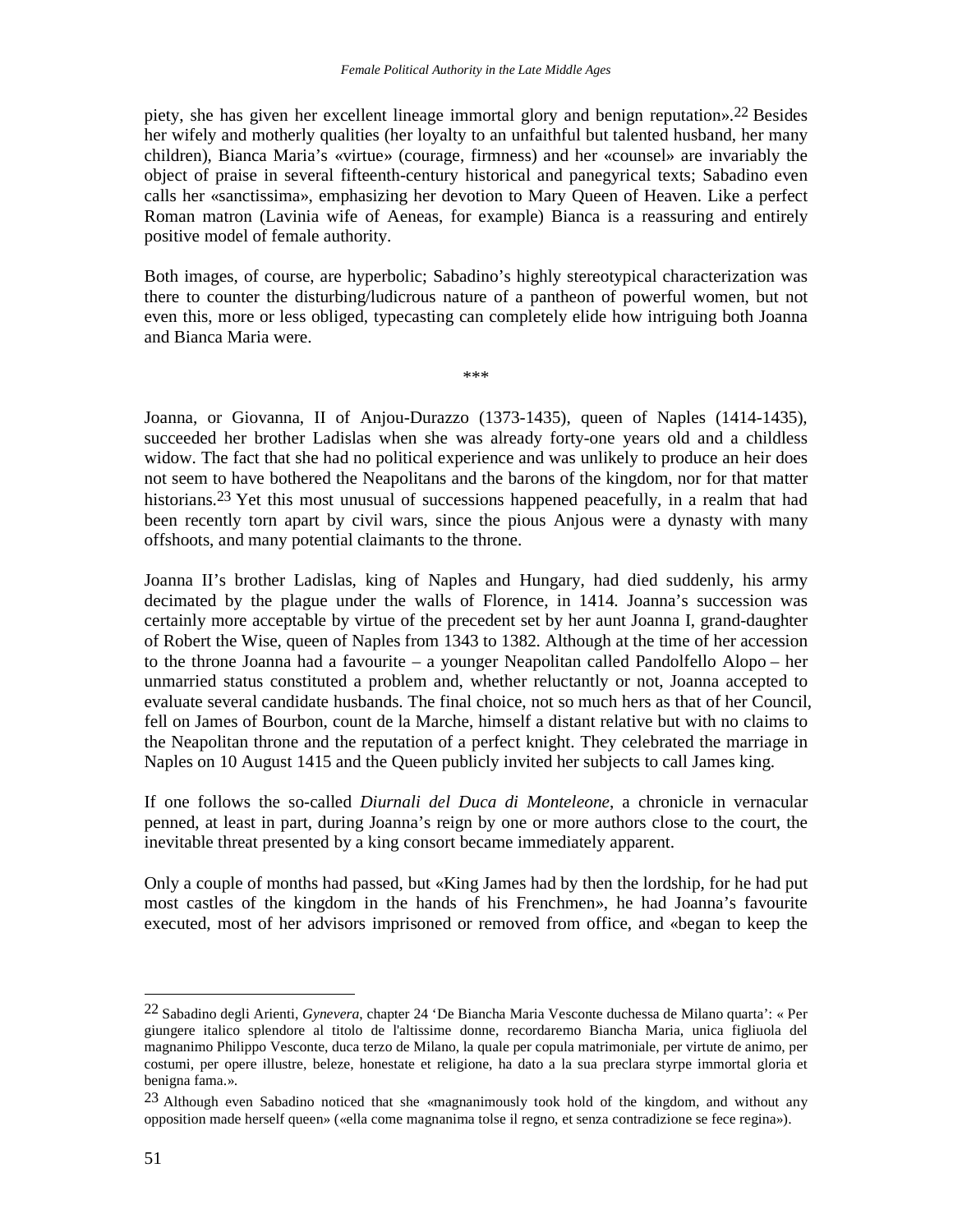piety, she has given her excellent lineage immortal glory and benign reputation».[22] Besides her wifely and motherly qualities (her loyalty to an unfaithful but talented husband, her many children), Bianca Maria's «virtue» (courage, firmness) and her «counsel» are invariably the object of praise in several fifteenth-century historical and panegyrical texts; Sabadino even calls her «sanctissima», emphasizing her devotion to Mary Queen of Heaven. Like a perfect Roman matron (Lavinia wife of Aeneas, for example) Bianca is a reassuring and entirely positive model of female authority.

Both images, of course, are hyperbolic; Sabadino's highly stereotypical characterization was there to counter the disturbing/ludicrous nature of a pantheon of powerful women, but not even this, more or less obliged, typecasting can completely elide how intriguing both Joanna and Bianca Maria were.

***

Joanna, or Giovanna, II of Anjou-Durazzo (1373-1435), queen of Naples (1414-1435), succeeded her brother Ladislas when she was already forty-one years old and a childless widow. The fact that she had no political experience and was unlikely to produce an heir does not seem to have bothered the Neapolitans and the barons of the kingdom, nor for that matter historians.[23] Yet this most unusual of successions happened peacefully, in a realm that had been recently torn apart by civil wars, since the pious Anjous were a dynasty with many offshoots, and many potential claimants to the throne.

Joanna II's brother Ladislas, king of Naples and Hungary, had died suddenly, his army decimated by the plague under the walls of Florence, in 1414. Joanna's succession was certainly more acceptable by virtue of the precedent set by her aunt Joanna I, grand-daughter of Robert the Wise, queen of Naples from 1343 to 1382. Although at the time of her accession to the throne Joanna had a favourite – a younger Neapolitan called Pandolfello Alopo – her unmarried status constituted a problem and, whether reluctantly or not, Joanna accepted to evaluate several candidate husbands. The final choice, not so much hers as that of her Council, fell on James of Bourbon, count de la Marche, himself a distant relative but with no claims to the Neapolitan throne and the reputation of a perfect knight. They celebrated the marriage in Naples on 10 August 1415 and the Queen publicly invited her subjects to call James king.

If one follows the so-called *Diurnali del Duca di Monteleone*, a chronicle in vernacular penned, at least in part, during Joanna's reign by one or more authors close to the court, the inevitable threat presented by a king consort became immediately apparent.

Only a couple of months had passed, but «King James had by then the lordship, for he had put most castles of the kingdom in the hands of his Frenchmen», he had Joanna's favourite executed, most of her advisors imprisoned or removed from office, and «began to keep the

---

[22] Sabadino degli Arienti, *Gynevera*, chapter 24 'De Biancha Maria Vesconte duchessa de Milano quarta': « Per giungere italico splendore al titolo de l'altissime donne, recordaremo Biancha Maria, unica figliuola del magnanimo Philippo Vesconte, duca terzo de Milano, la quale per copula matrimoniale, per virtute de animo, per costumi, per opere illustre, beleze, honestate et religione, ha dato a la sua preclara styrpe immortal gloria et benigna fama.».

[23] Although even Sabadino noticed that she «magnanimously took hold of the kingdom, and without any opposition made herself queen» («ella come magnanima tolse il regno, et senza contradizione se fece regina»).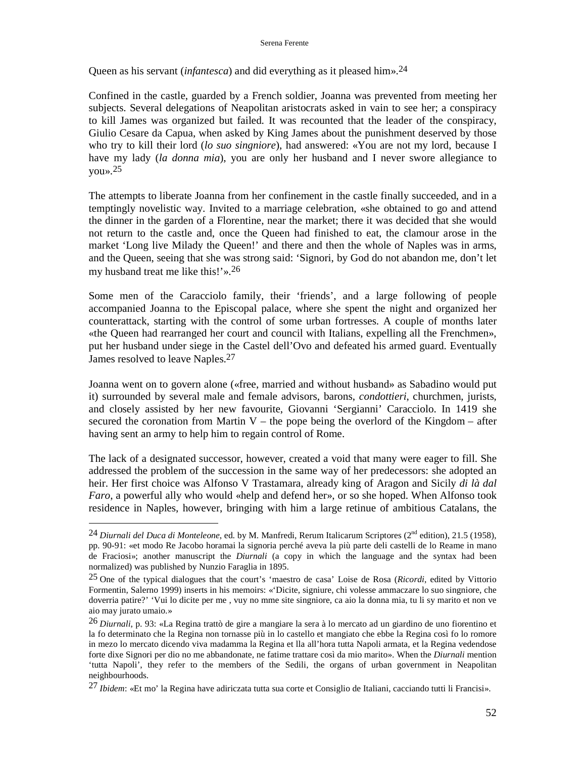Queen as his servant (*infantesca*) and did everything as it pleased him».[24]

Confined in the castle, guarded by a French soldier, Joanna was prevented from meeting her subjects. Several delegations of Neapolitan aristocrats asked in vain to see her; a conspiracy to kill James was organized but failed. It was recounted that the leader of the conspiracy, Giulio Cesare da Capua, when asked by King James about the punishment deserved by those who try to kill their lord (*lo suo singniore*), had answered: «You are not my lord, because I have my lady (*la donna mia*), you are only her husband and I never swore allegiance to you».[25]

The attempts to liberate Joanna from her confinement in the castle finally succeeded, and in a temptingly novelistic way. Invited to a marriage celebration, «she obtained to go and attend the dinner in the garden of a Florentine, near the market; there it was decided that she would not return to the castle and, once the Queen had finished to eat, the clamour arose in the market 'Long live Milady the Queen!' and there and then the whole of Naples was in arms, and the Queen, seeing that she was strong said: 'Signori, by God do not abandon me, don't let my husband treat me like this!'».[26]

Some men of the Caracciolo family, their 'friends', and a large following of people accompanied Joanna to the Episcopal palace, where she spent the night and organized her counterattack, starting with the control of some urban fortresses. A couple of months later «the Queen had rearranged her court and council with Italians, expelling all the Frenchmen», put her husband under siege in the Castel dell'Ovo and defeated his armed guard. Eventually James resolved to leave Naples.[27]

Joanna went on to govern alone («free, married and without husband» as Sabadino would put it) surrounded by several male and female advisors, barons, *condottieri*, churchmen, jurists, and closely assisted by her new favourite, Giovanni 'Sergianni' Caracciolo. In 1419 she secured the coronation from Martin V – the pope being the overlord of the Kingdom – after having sent an army to help him to regain control of Rome.

The lack of a designated successor, however, created a void that many were eager to fill. She addressed the problem of the succession in the same way of her predecessors: she adopted an heir. Her first choice was Alfonso V Trastamara, already king of Aragon and Sicily *di là dal Faro*, a powerful ally who would «help and defend her», or so she hoped. When Alfonso took residence in Naples, however, bringing with him a large retinue of ambitious Catalans, the

---

[24] *Diurnali del Duca di Monteleone*, ed. by M. Manfredi, Rerum Italicarum Scriptores (2nd edition), 21.5 (1958), pp. 90-91: «et modo Re Jacobo horamai la signoria perché aveva la più parte deli castelli de lo Reame in mano de Fraciosi»; another manuscript the *Diurnali* (a copy in which the language and the syntax had been normalized) was published by Nunzio Faraglia in 1895.

[25] One of the typical dialogues that the court's 'maestro de casa' Loise de Rosa (*Ricordi*, edited by Vittorio Formentin, Salerno 1999) inserts in his memoirs: «'Dicite, signiure, chi volesse ammaczare lo suo singniore, che doverria patire?' 'Vui lo dicite per me , vuy no mme site singniore, ca aio la donna mia, tu li sy marito et non ve aio may jurato umaio.»

[26] *Diurnali*, p. 93: «La Regina trattò de gire a mangiare la sera à lo mercato ad un giardino de uno fiorentino et la fo determinato che la Regina non tornasse più in lo castello et mangiato che ebbe la Regina così fo lo romore in mezo lo mercato dicendo viva madamma la Regina et lla all'hora tutta Napoli armata, et la Regina vedendose forte dixe Signori per dio no me abbandonate, ne fatime trattare così da mio marito». When the *Diurnali* mention 'tutta Napoli', they refer to the members of the Sedili, the organs of urban government in Neapolitan neighbourhoods.

[27] *Ibidem*: «Et mo' la Regina have adiriczata tutta sua corte et Consiglio de Italiani, cacciando tutti li Francisi».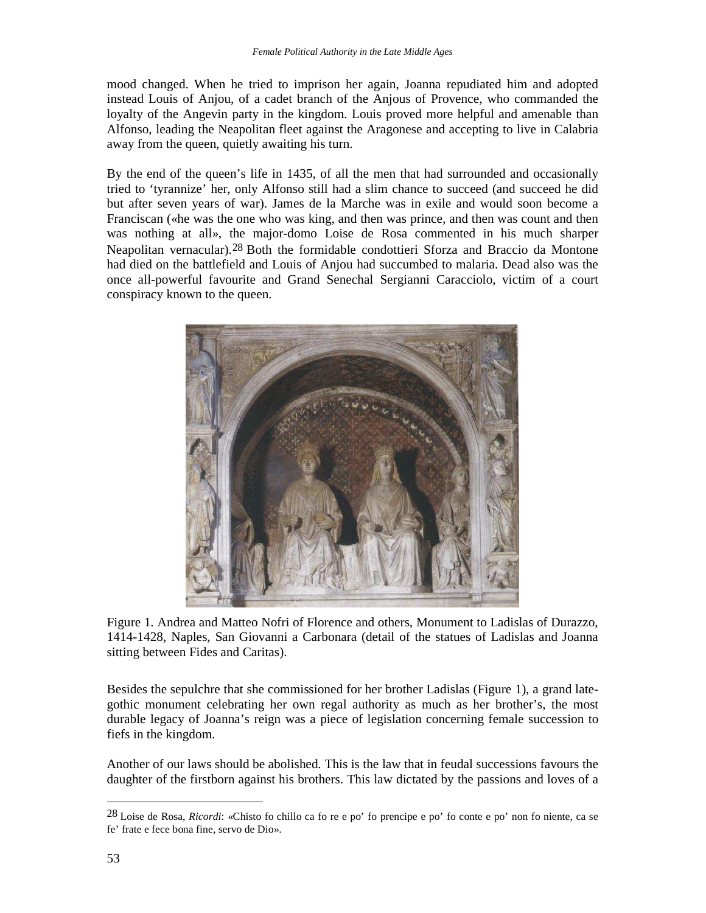mood changed. When he tried to imprison her again, Joanna repudiated him and adopted instead Louis of Anjou, of a cadet branch of the Anjous of Provence, who commanded the loyalty of the Angevin party in the kingdom. Louis proved more helpful and amenable than Alfonso, leading the Neapolitan fleet against the Aragonese and accepting to live in Calabria away from the queen, quietly awaiting his turn.

By the end of the queen's life in 1435, of all the men that had surrounded and occasionally tried to 'tyrannize' her, only Alfonso still had a slim chance to succeed (and succeed he did but after seven years of war). James de la Marche was in exile and would soon become a Franciscan («he was the one who was king, and then was prince, and then was count and then was nothing at all», the major-domo Loise de Rosa commented in his much sharper Neapolitan vernacular).[28] Both the formidable condottieri Sforza and Braccio da Montone had died on the battlefield and Louis of Anjou had succumbed to malaria. Dead also was the once all-powerful favourite and Grand Senechal Sergianni Caracciolo, victim of a court conspiracy known to the queen.

Figure 1. Andrea and Matteo Nofri of Florence and others, Monument to Ladislas of Durazzo, 1414-1428, Naples, San Giovanni a Carbonara (detail of the statues of Ladislas and Joanna sitting between Fides and Caritas).

Besides the sepulchre that she commissioned for her brother Ladislas (Figure 1), a grand late-gothic monument celebrating her own regal authority as much as her brother's, the most durable legacy of Joanna's reign was a piece of legislation concerning female succession to fiefs in the kingdom.

Another of our laws should be abolished. This is the law that in feudal successions favours the daughter of the firstborn against his brothers. This law dictated by the passions and loves of a

[28] Loise de Rosa, *Ricordi*: «Chisto fo chillo ca fo re e po' fo prencipe e po' fo conte e po' non fo niente, ca se fe' frate e fece bona fine, servo de Dio».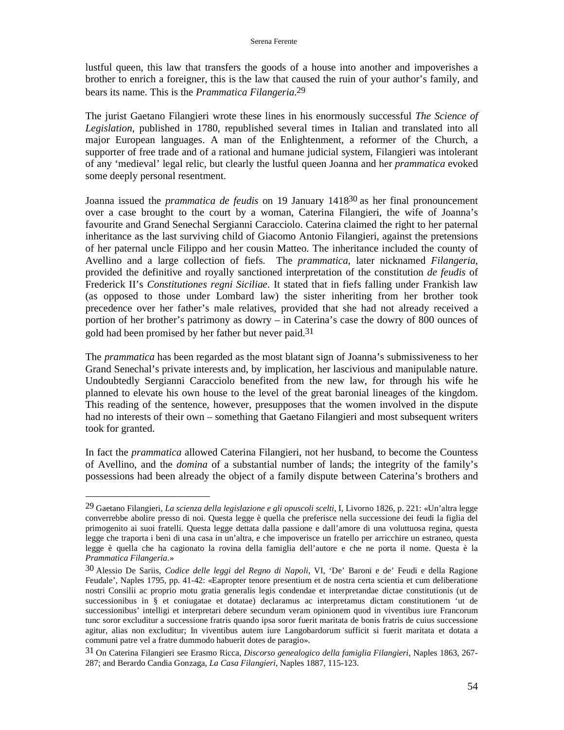lustful queen, this law that transfers the goods of a house into another and impoverishes a brother to enrich a foreigner, this is the law that caused the ruin of your author's family, and bears its name. This is the *Prammatica Filangeria*.[29]

The jurist Gaetano Filangieri wrote these lines in his enormously successful *The Science of Legislation*, published in 1780, republished several times in Italian and translated into all major European languages. A man of the Enlightenment, a reformer of the Church, a supporter of free trade and of a rational and humane judicial system, Filangieri was intolerant of any 'medieval' legal relic, but clearly the lustful queen Joanna and her *prammatica* evoked some deeply personal resentment.

Joanna issued the *prammatica de feudis* on 19 January 1418[30] as her final pronouncement over a case brought to the court by a woman, Caterina Filangieri, the wife of Joanna's favourite and Grand Senechal Sergianni Caracciolo. Caterina claimed the right to her paternal inheritance as the last surviving child of Giacomo Antonio Filangieri, against the pretensions of her paternal uncle Filippo and her cousin Matteo. The inheritance included the county of Avellino and a large collection of fiefs. The *prammatica*, later nicknamed *Filangeria*, provided the definitive and royally sanctioned interpretation of the constitution *de feudis* of Frederick II's *Constitutiones regni Siciliae*. It stated that in fiefs falling under Frankish law (as opposed to those under Lombard law) the sister inheriting from her brother took precedence over her father's male relatives, provided that she had not already received a portion of her brother's patrimony as dowry – in Caterina's case the dowry of 800 ounces of gold had been promised by her father but never paid.[31]

The *prammatica* has been regarded as the most blatant sign of Joanna's submissiveness to her Grand Senechal's private interests and, by implication, her lascivious and manipulable nature. Undoubtedly Sergianni Caracciolo benefited from the new law, for through his wife he planned to elevate his own house to the level of the great baronial lineages of the kingdom. This reading of the sentence, however, presupposes that the women involved in the dispute had no interests of their own – something that Gaetano Filangieri and most subsequent writers took for granted.

In fact the *prammatica* allowed Caterina Filangieri, not her husband, to become the Countess of Avellino, and the *domina* of a substantial number of lands; the integrity of the family's possessions had been already the object of a family dispute between Caterina's brothers and

---

[29] Gaetano Filangieri, *La scienza della legislazione e gli opuscoli scelti*, I, Livorno 1826, p. 221: «Un'altra legge converrebbe abolire presso di noi. Questa legge è quella che preferisce nella successione dei feudi la figlia del primogenito ai suoi fratelli. Questa legge dettata dalla passione e dall'amore di una voluttuosa regina, questa legge che traporta i beni di una casa in un'altra, e che impoverisce un fratello per arricchire un estraneo, questa legge è quella che ha cagionato la rovina della famiglia dell'autore e che ne porta il nome. Questa è la *Prammatica Filangeria*.»

[30] Alessio De Sariis, *Codice delle leggi del Regno di Napoli*, VI, 'De' Baroni e de' Feudi e della Ragione Feudale', Naples 1795, pp. 41-42: «Eapropter tenore presentium et de nostra certa scientia et cum deliberatione nostri Consilii ac proprio motu gratia generalis legis condendae et interpretandae dictae constitutionis (ut de successionibus in § et coniugatae et dotatae) declaramus ac interpretamus dictam constitutionem 'ut de successionibus' intelligi et interpretari debere secundum veram opinionem quod in viventibus iure Francorum tunc soror excluditur a successione fratris quando ipsa soror fuerit maritata de bonis fratris de cuius successione agitur, alias non excluditur; In viventibus autem iure Langobardorum sufficit si fuerit maritata et dotata a communi patre vel a fratre dummodo habuerit dotes de paragio».

[31] On Caterina Filangieri see Erasmo Ricca, *Discorso genealogico della famiglia Filangieri*, Naples 1863, 267-287; and Berardo Candia Gonzaga, *La Casa Filangieri*, Naples 1887, 115-123.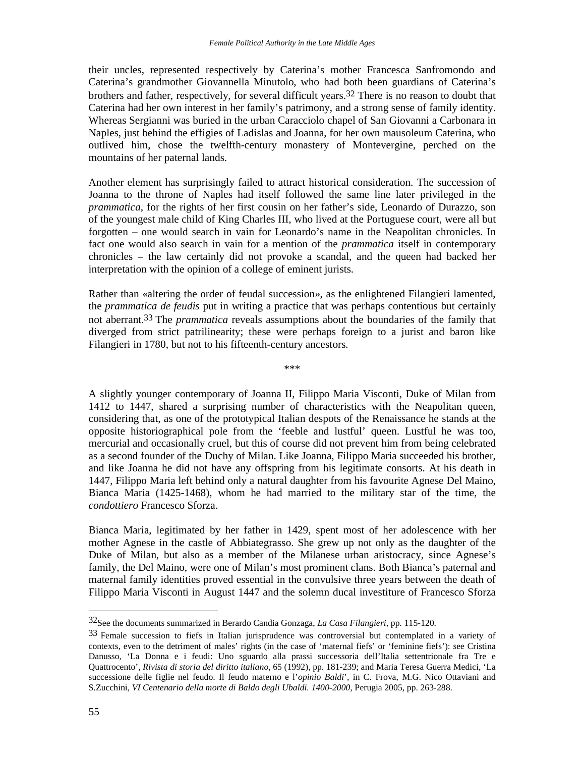their uncles, represented respectively by Caterina's mother Francesca Sanfromondo and Caterina's grandmother Giovannella Minutolo, who had both been guardians of Caterina's brothers and father, respectively, for several difficult years.[32] There is no reason to doubt that Caterina had her own interest in her family's patrimony, and a strong sense of family identity. Whereas Sergianni was buried in the urban Caracciolo chapel of San Giovanni a Carbonara in Naples, just behind the effigies of Ladislas and Joanna, for her own mausoleum Caterina, who outlived him, chose the twelfth-century monastery of Montevergine, perched on the mountains of her paternal lands.

Another element has surprisingly failed to attract historical consideration. The succession of Joanna to the throne of Naples had itself followed the same line later privileged in the *prammatica*, for the rights of her first cousin on her father's side, Leonardo of Durazzo, son of the youngest male child of King Charles III, who lived at the Portuguese court, were all but forgotten – one would search in vain for Leonardo's name in the Neapolitan chronicles. In fact one would also search in vain for a mention of the *prammatica* itself in contemporary chronicles – the law certainly did not provoke a scandal, and the queen had backed her interpretation with the opinion of a college of eminent jurists.

Rather than «altering the order of feudal succession», as the enlightened Filangieri lamented, the *prammatica de feudis* put in writing a practice that was perhaps contentious but certainly not aberrant.[33] The *prammatica* reveals assumptions about the boundaries of the family that diverged from strict patrilinearity; these were perhaps foreign to a jurist and baron like Filangieri in 1780, but not to his fifteenth-century ancestors.

\*\*\*

A slightly younger contemporary of Joanna II, Filippo Maria Visconti, Duke of Milan from 1412 to 1447, shared a surprising number of characteristics with the Neapolitan queen, considering that, as one of the prototypical Italian despots of the Renaissance he stands at the opposite historiographical pole from the 'feeble and lustful' queen. Lustful he was too, mercurial and occasionally cruel, but this of course did not prevent him from being celebrated as a second founder of the Duchy of Milan. Like Joanna, Filippo Maria succeeded his brother, and like Joanna he did not have any offspring from his legitimate consorts. At his death in 1447, Filippo Maria left behind only a natural daughter from his favourite Agnese Del Maino, Bianca Maria (1425-1468), whom he had married to the military star of the time, the *condottiero* Francesco Sforza.

Bianca Maria, legitimated by her father in 1429, spent most of her adolescence with her mother Agnese in the castle of Abbiategrasso. She grew up not only as the daughter of the Duke of Milan, but also as a member of the Milanese urban aristocracy, since Agnese's family, the Del Maino, were one of Milan's most prominent clans. Both Bianca's paternal and maternal family identities proved essential in the convulsive three years between the death of Filippo Maria Visconti in August 1447 and the solemn ducal investiture of Francesco Sforza

---

[32] See the documents summarized in Berardo Candia Gonzaga, *La Casa Filangieri*, pp. 115-120.

[33] Female succession to fiefs in Italian jurisprudence was controversial but contemplated in a variety of contexts, even to the detriment of males' rights (in the case of 'maternal fiefs' or 'feminine fiefs'): see Cristina Danusso, 'La Donna e i feudi: Uno sguardo alla prassi successoria dell'Italia settentrionale fra Tre e Quattrocento', *Rivista di storia del diritto italiano*, 65 (1992), pp. 181-239; and Maria Teresa Guerra Medici, 'La successione delle figlie nel feudo. Il feudo materno e l'*opinio Baldi*', in C. Frova, M.G. Nico Ottaviani and S.Zucchini, *VI Centenario della morte di Baldo degli Ubaldi. 1400-2000*, Perugia 2005, pp. 263-288.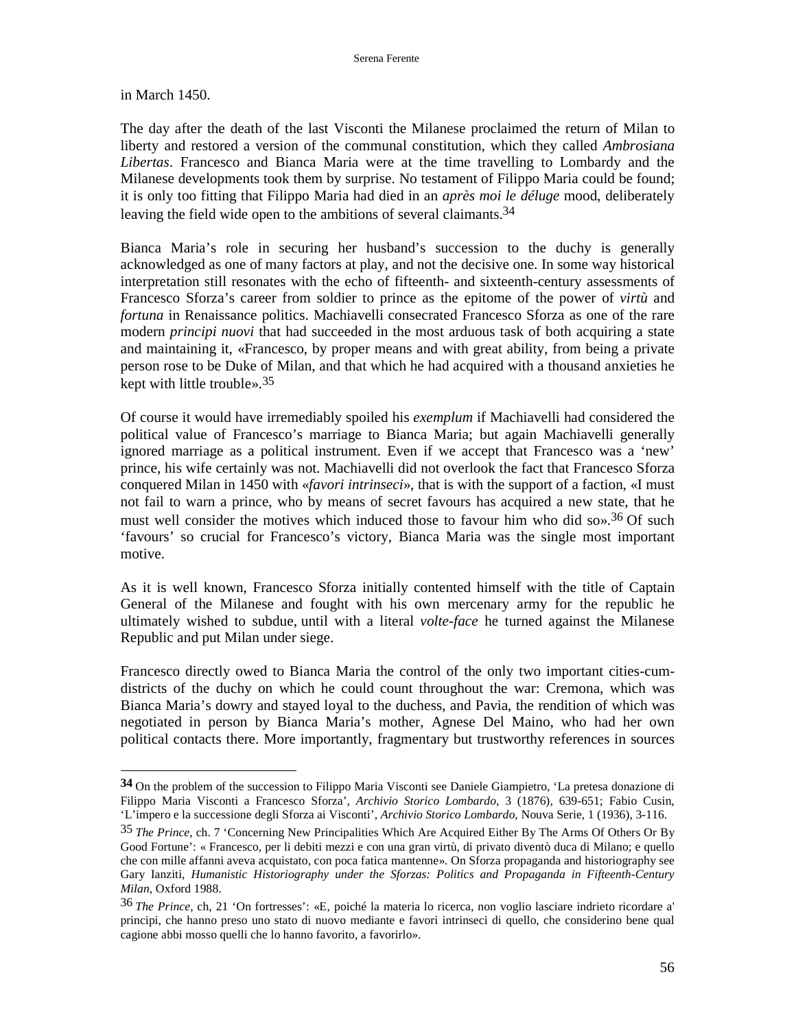in March 1450.

The day after the death of the last Visconti the Milanese proclaimed the return of Milan to liberty and restored a version of the communal constitution, which they called *Ambrosiana Libertas*. Francesco and Bianca Maria were at the time travelling to Lombardy and the Milanese developments took them by surprise. No testament of Filippo Maria could be found; it is only too fitting that Filippo Maria had died in an *après moi le déluge* mood, deliberately leaving the field wide open to the ambitions of several claimants.[34]

Bianca Maria's role in securing her husband's succession to the duchy is generally acknowledged as one of many factors at play, and not the decisive one. In some way historical interpretation still resonates with the echo of fifteenth- and sixteenth-century assessments of Francesco Sforza's career from soldier to prince as the epitome of the power of *virtù* and *fortuna* in Renaissance politics. Machiavelli consecrated Francesco Sforza as one of the rare modern *principi nuovi* that had succeeded in the most arduous task of both acquiring a state and maintaining it, «Francesco, by proper means and with great ability, from being a private person rose to be Duke of Milan, and that which he had acquired with a thousand anxieties he kept with little trouble».[35]

Of course it would have irremediably spoiled his *exemplum* if Machiavelli had considered the political value of Francesco's marriage to Bianca Maria; but again Machiavelli generally ignored marriage as a political instrument. Even if we accept that Francesco was a 'new' prince, his wife certainly was not. Machiavelli did not overlook the fact that Francesco Sforza conquered Milan in 1450 with «*favori intrinseci*», that is with the support of a faction, «I must not fail to warn a prince, who by means of secret favours has acquired a new state, that he must well consider the motives which induced those to favour him who did so».[36] Of such 'favours' so crucial for Francesco's victory, Bianca Maria was the single most important motive.

As it is well known, Francesco Sforza initially contented himself with the title of Captain General of the Milanese and fought with his own mercenary army for the republic he ultimately wished to subdue, until with a literal *volte-face* he turned against the Milanese Republic and put Milan under siege.

Francesco directly owed to Bianca Maria the control of the only two important cities-cum-districts of the duchy on which he could count throughout the war: Cremona, which was Bianca Maria's dowry and stayed loyal to the duchess, and Pavia, the rendition of which was negotiated in person by Bianca Maria's mother, Agnese Del Maino, who had her own political contacts there. More importantly, fragmentary but trustworthy references in sources

---

**34** On the problem of the succession to Filippo Maria Visconti see Daniele Giampietro, 'La pretesa donazione di Filippo Maria Visconti a Francesco Sforza', *Archivio Storico Lombardo*, 3 (1876), 639-651; Fabio Cusin, 'L'impero e la successione degli Sforza ai Visconti', *Archivio Storico Lombardo*, Nouva Serie, 1 (1936), 3-116.

35 *The Prince*, ch. 7 'Concerning New Principalities Which Are Acquired Either By The Arms Of Others Or By Good Fortune': « Francesco, per li debiti mezzi e con una gran virtù, di privato diventò duca di Milano; e quello che con mille affanni aveva acquistato, con poca fatica mantenne». On Sforza propaganda and historiography see Gary Ianziti, *Humanistic Historiography under the Sforzas: Politics and Propaganda in Fifteenth-Century Milan*, Oxford 1988.

36 *The Prince*, ch, 21 'On fortresses': «E, poiché la materia lo ricerca, non voglio lasciare indrieto ricordare a' principi, che hanno preso uno stato di nuovo mediante e favori intrinseci di quello, che considerino bene qual cagione abbi mosso quelli che lo hanno favorito, a favorirlo».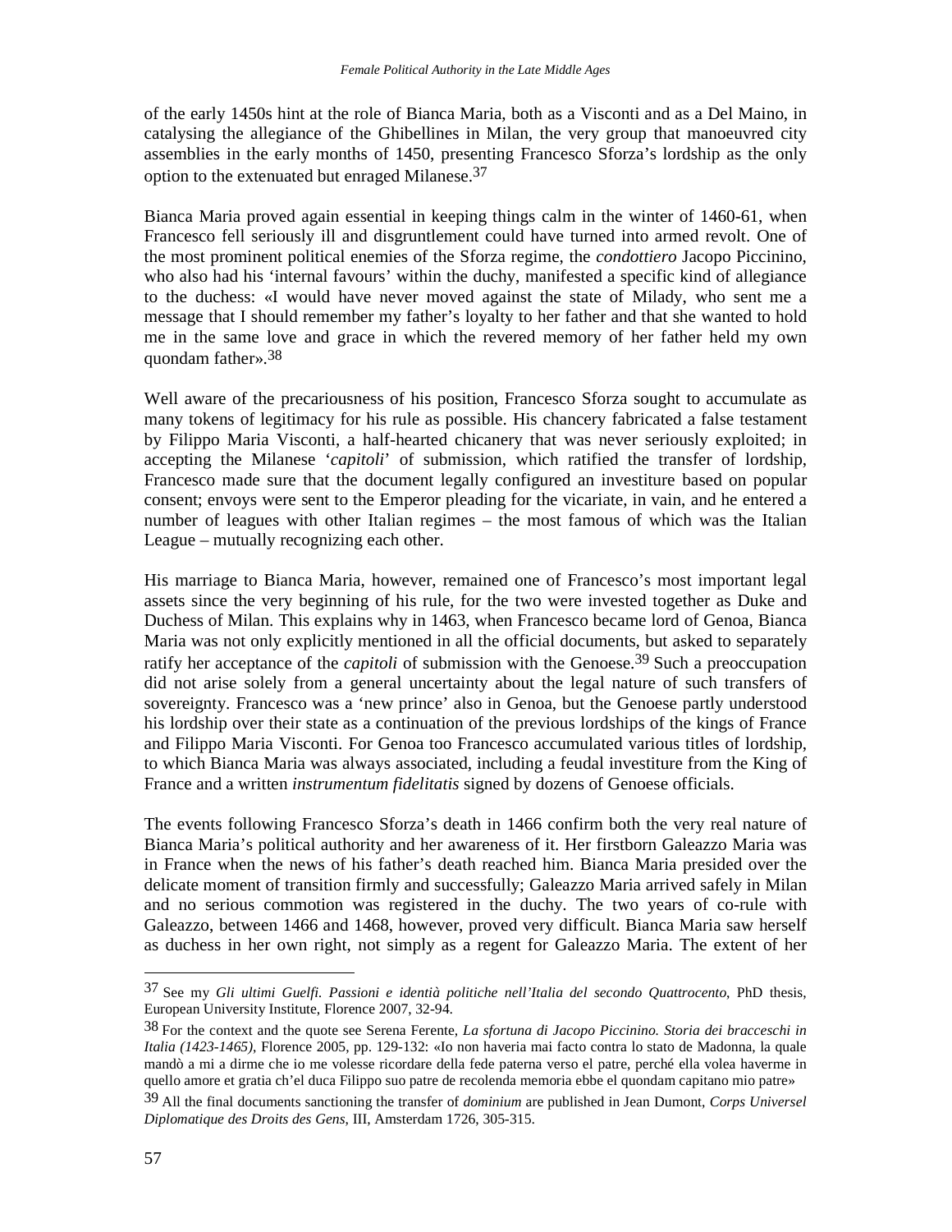of the early 1450s hint at the role of Bianca Maria, both as a Visconti and as a Del Maino, in catalysing the allegiance of the Ghibellines in Milan, the very group that manoeuvred city assemblies in the early months of 1450, presenting Francesco Sforza's lordship as the only option to the extenuated but enraged Milanese.[37]

Bianca Maria proved again essential in keeping things calm in the winter of 1460-61, when Francesco fell seriously ill and disgruntlement could have turned into armed revolt. One of the most prominent political enemies of the Sforza regime, the *condottiero* Jacopo Piccinino, who also had his 'internal favours' within the duchy, manifested a specific kind of allegiance to the duchess: «I would have never moved against the state of Milady, who sent me a message that I should remember my father's loyalty to her father and that she wanted to hold me in the same love and grace in which the revered memory of her father held my own quondam father».[38]

Well aware of the precariousness of his position, Francesco Sforza sought to accumulate as many tokens of legitimacy for his rule as possible. His chancery fabricated a false testament by Filippo Maria Visconti, a half-hearted chicanery that was never seriously exploited; in accepting the Milanese '*capitoli*' of submission, which ratified the transfer of lordship, Francesco made sure that the document legally configured an investiture based on popular consent; envoys were sent to the Emperor pleading for the vicariate, in vain, and he entered a number of leagues with other Italian regimes – the most famous of which was the Italian League – mutually recognizing each other.

His marriage to Bianca Maria, however, remained one of Francesco's most important legal assets since the very beginning of his rule, for the two were invested together as Duke and Duchess of Milan. This explains why in 1463, when Francesco became lord of Genoa, Bianca Maria was not only explicitly mentioned in all the official documents, but asked to separately ratify her acceptance of the *capitoli* of submission with the Genoese.[39] Such a preoccupation did not arise solely from a general uncertainty about the legal nature of such transfers of sovereignty. Francesco was a 'new prince' also in Genoa, but the Genoese partly understood his lordship over their state as a continuation of the previous lordships of the kings of France and Filippo Maria Visconti. For Genoa too Francesco accumulated various titles of lordship, to which Bianca Maria was always associated, including a feudal investiture from the King of France and a written *instrumentum fidelitatis* signed by dozens of Genoese officials.

The events following Francesco Sforza's death in 1466 confirm both the very real nature of Bianca Maria's political authority and her awareness of it. Her firstborn Galeazzo Maria was in France when the news of his father's death reached him. Bianca Maria presided over the delicate moment of transition firmly and successfully; Galeazzo Maria arrived safely in Milan and no serious commotion was registered in the duchy. The two years of co-rule with Galeazzo, between 1466 and 1468, however, proved very difficult. Bianca Maria saw herself as duchess in her own right, not simply as a regent for Galeazzo Maria. The extent of her

---

[37] See my *Gli ultimi Guelfi. Passioni e identità politiche nell'Italia del secondo Quattrocento*, PhD thesis, European University Institute, Florence 2007, 32-94.

[38] For the context and the quote see Serena Ferente, *La sfortuna di Jacopo Piccinino. Storia dei bracceschi in Italia (1423-1465)*, Florence 2005, pp. 129-132: «Io non haveria mai facto contra lo stato de Madonna, la quale mandò a mi a dirme che io me volesse ricordare della fede paterna verso el patre, perché ella volea haverme in quello amore et gratia ch'el duca Filippo suo patre de recolenda memoria ebbe el quondam capitano mio patre»

[39] All the final documents sanctioning the transfer of *dominium* are published in Jean Dumont, *Corps Universel Diplomatique des Droits des Gens*, III, Amsterdam 1726, 305-315.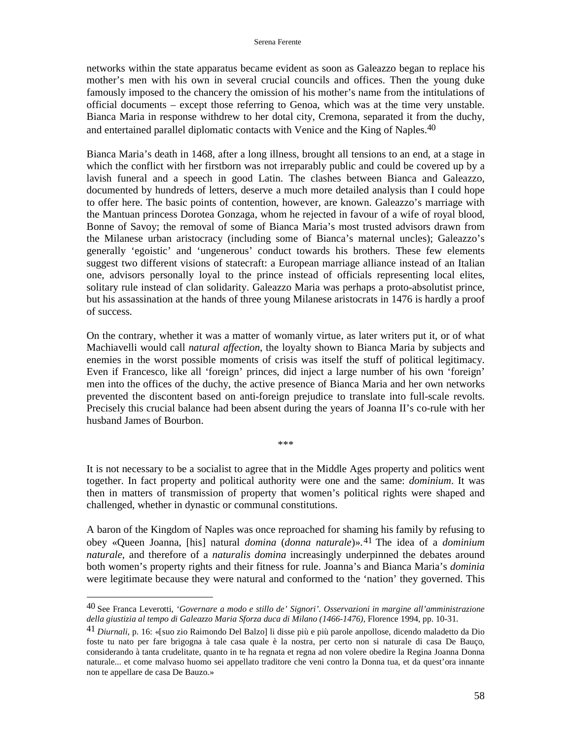networks within the state apparatus became evident as soon as Galeazzo began to replace his mother's men with his own in several crucial councils and offices. Then the young duke famously imposed to the chancery the omission of his mother's name from the intitulations of official documents – except those referring to Genoa, which was at the time very unstable. Bianca Maria in response withdrew to her dotal city, Cremona, separated it from the duchy, and entertained parallel diplomatic contacts with Venice and the King of Naples.[40]

Bianca Maria's death in 1468, after a long illness, brought all tensions to an end, at a stage in which the conflict with her firstborn was not irreparably public and could be covered up by a lavish funeral and a speech in good Latin. The clashes between Bianca and Galeazzo, documented by hundreds of letters, deserve a much more detailed analysis than I could hope to offer here. The basic points of contention, however, are known. Galeazzo's marriage with the Mantuan princess Dorotea Gonzaga, whom he rejected in favour of a wife of royal blood, Bonne of Savoy; the removal of some of Bianca Maria's most trusted advisors drawn from the Milanese urban aristocracy (including some of Bianca's maternal uncles); Galeazzo's generally 'egoistic' and 'ungenerous' conduct towards his brothers. These few elements suggest two different visions of statecraft: a European marriage alliance instead of an Italian one, advisors personally loyal to the prince instead of officials representing local elites, solitary rule instead of clan solidarity. Galeazzo Maria was perhaps a proto-absolutist prince, but his assassination at the hands of three young Milanese aristocrats in 1476 is hardly a proof of success.

On the contrary, whether it was a matter of womanly virtue, as later writers put it, or of what Machiavelli would call *natural affection*, the loyalty shown to Bianca Maria by subjects and enemies in the worst possible moments of crisis was itself the stuff of political legitimacy. Even if Francesco, like all 'foreign' princes, did inject a large number of his own 'foreign' men into the offices of the duchy, the active presence of Bianca Maria and her own networks prevented the discontent based on anti-foreign prejudice to translate into full-scale revolts. Precisely this crucial balance had been absent during the years of Joanna II's co-rule with her husband James of Bourbon.

\*\*\*

It is not necessary to be a socialist to agree that in the Middle Ages property and politics went together. In fact property and political authority were one and the same: *dominium*. It was then in matters of transmission of property that women's political rights were shaped and challenged, whether in dynastic or communal constitutions.

A baron of the Kingdom of Naples was once reproached for shaming his family by refusing to obey «Queen Joanna, [his] natural *domina* (*donna naturale*)».[41] The idea of a *dominium naturale*, and therefore of a *naturalis domina* increasingly underpinned the debates around both women's property rights and their fitness for rule. Joanna's and Bianca Maria's *dominia* were legitimate because they were natural and conformed to the 'nation' they governed. This

---

[40] See Franca Leverotti, *'Governare a modo e stillo de' Signori'. Osservazioni in margine all'amministrazione della giustizia al tempo di Galeazzo Maria Sforza duca di Milano (1466-1476)*, Florence 1994, pp. 10-31.

[41] *Diurnali*, p. 16: «[suo zio Raimondo Del Balzo] li disse più e più parole anpollose, dicendo maladetto da Dio foste tu nato per fare brigogna à tale casa quale è la nostra, per certo non si naturale de casa De Bauço, considerando à tanta crudelitate, quanto in te ha regnata et regna ad non volere obedire la Regina Joanna Donna naturale... et come malvaso huomo sei appellato traditore che veni contro la Donna tua, et da quest'ora innante non te appellare de casa De Bauzo.»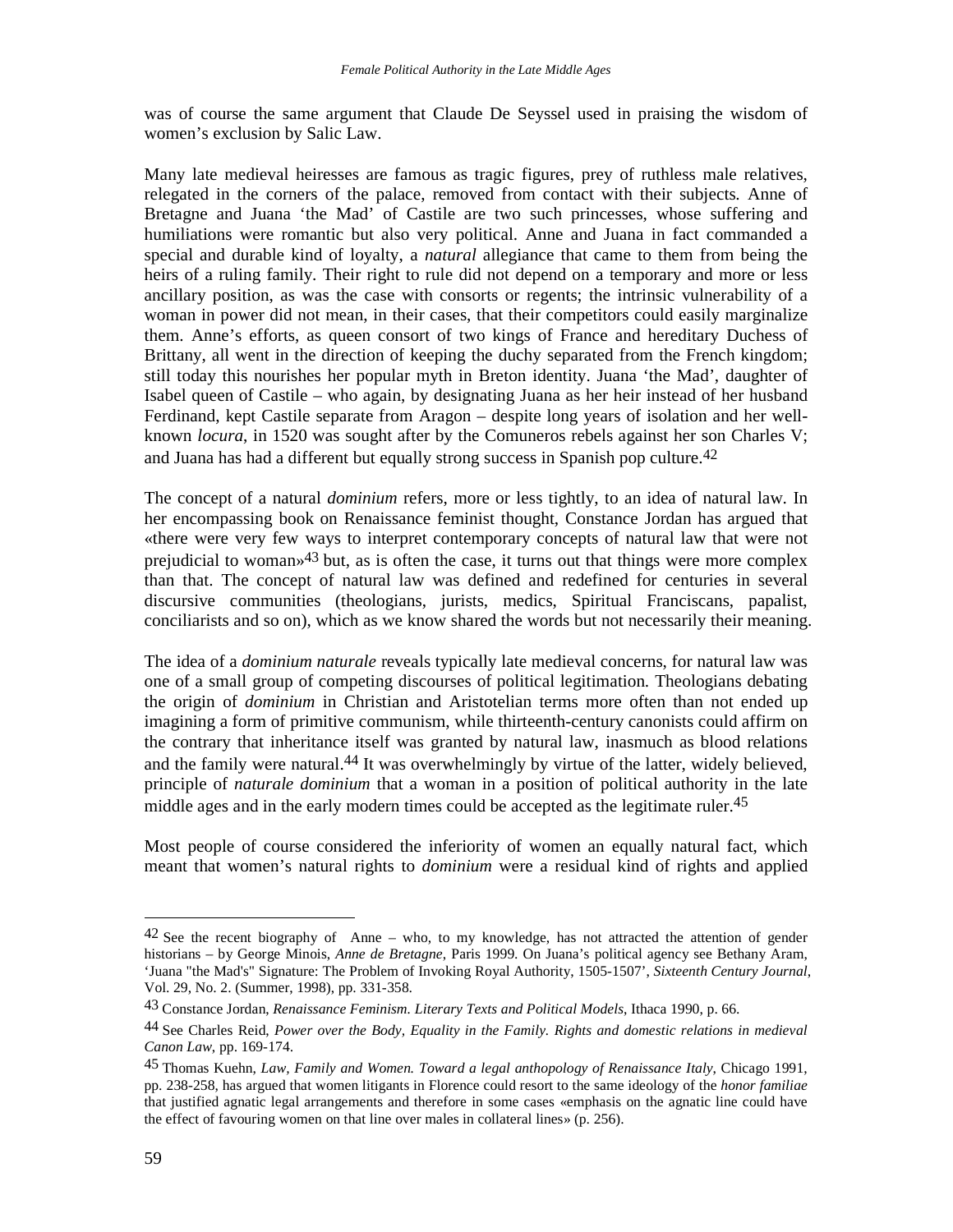was of course the same argument that Claude De Seyssel used in praising the wisdom of women's exclusion by Salic Law.

Many late medieval heiresses are famous as tragic figures, prey of ruthless male relatives, relegated in the corners of the palace, removed from contact with their subjects. Anne of Bretagne and Juana 'the Mad' of Castile are two such princesses, whose suffering and humiliations were romantic but also very political. Anne and Juana in fact commanded a special and durable kind of loyalty, a *natural* allegiance that came to them from being the heirs of a ruling family. Their right to rule did not depend on a temporary and more or less ancillary position, as was the case with consorts or regents; the intrinsic vulnerability of a woman in power did not mean, in their cases, that their competitors could easily marginalize them. Anne's efforts, as queen consort of two kings of France and hereditary Duchess of Brittany, all went in the direction of keeping the duchy separated from the French kingdom; still today this nourishes her popular myth in Breton identity. Juana 'the Mad', daughter of Isabel queen of Castile – who again, by designating Juana as her heir instead of her husband Ferdinand, kept Castile separate from Aragon – despite long years of isolation and her well-known *locura*, in 1520 was sought after by the Comuneros rebels against her son Charles V; and Juana has had a different but equally strong success in Spanish pop culture.[42]

The concept of a natural *dominium* refers, more or less tightly, to an idea of natural law. In her encompassing book on Renaissance feminist thought, Constance Jordan has argued that «there were very few ways to interpret contemporary concepts of natural law that were not prejudicial to woman»[43] but, as is often the case, it turns out that things were more complex than that. The concept of natural law was defined and redefined for centuries in several discursive communities (theologians, jurists, medics, Spiritual Franciscans, papalist, conciliarists and so on), which as we know shared the words but not necessarily their meaning.

The idea of a *dominium naturale* reveals typically late medieval concerns, for natural law was one of a small group of competing discourses of political legitimation. Theologians debating the origin of *dominium* in Christian and Aristotelian terms more often than not ended up imagining a form of primitive communism, while thirteenth-century canonists could affirm on the contrary that inheritance itself was granted by natural law, inasmuch as blood relations and the family were natural.[44] It was overwhelmingly by virtue of the latter, widely believed, principle of *naturale dominium* that a woman in a position of political authority in the late middle ages and in the early modern times could be accepted as the legitimate ruler.[45]

Most people of course considered the inferiority of women an equally natural fact, which meant that women's natural rights to *dominium* were a residual kind of rights and applied

---

[42] See the recent biography of Anne – who, to my knowledge, has not attracted the attention of gender historians – by George Minois, *Anne de Bretagne*, Paris 1999. On Juana's political agency see Bethany Aram, 'Juana "the Mad's" Signature: The Problem of Invoking Royal Authority, 1505-1507', *Sixteenth Century Journal*, Vol. 29, No. 2. (Summer, 1998), pp. 331-358.

[43] Constance Jordan, *Renaissance Feminism. Literary Texts and Political Models*, Ithaca 1990, p. 66.

[44] See Charles Reid, *Power over the Body, Equality in the Family. Rights and domestic relations in medieval Canon Law*, pp. 169-174.

[45] Thomas Kuehn, *Law, Family and Women. Toward a legal anthopology of Renaissance Italy*, Chicago 1991, pp. 238-258, has argued that women litigants in Florence could resort to the same ideology of the *honor familiae* that justified agnatic legal arrangements and therefore in some cases «emphasis on the agnatic line could have the effect of favouring women on that line over males in collateral lines» (p. 256).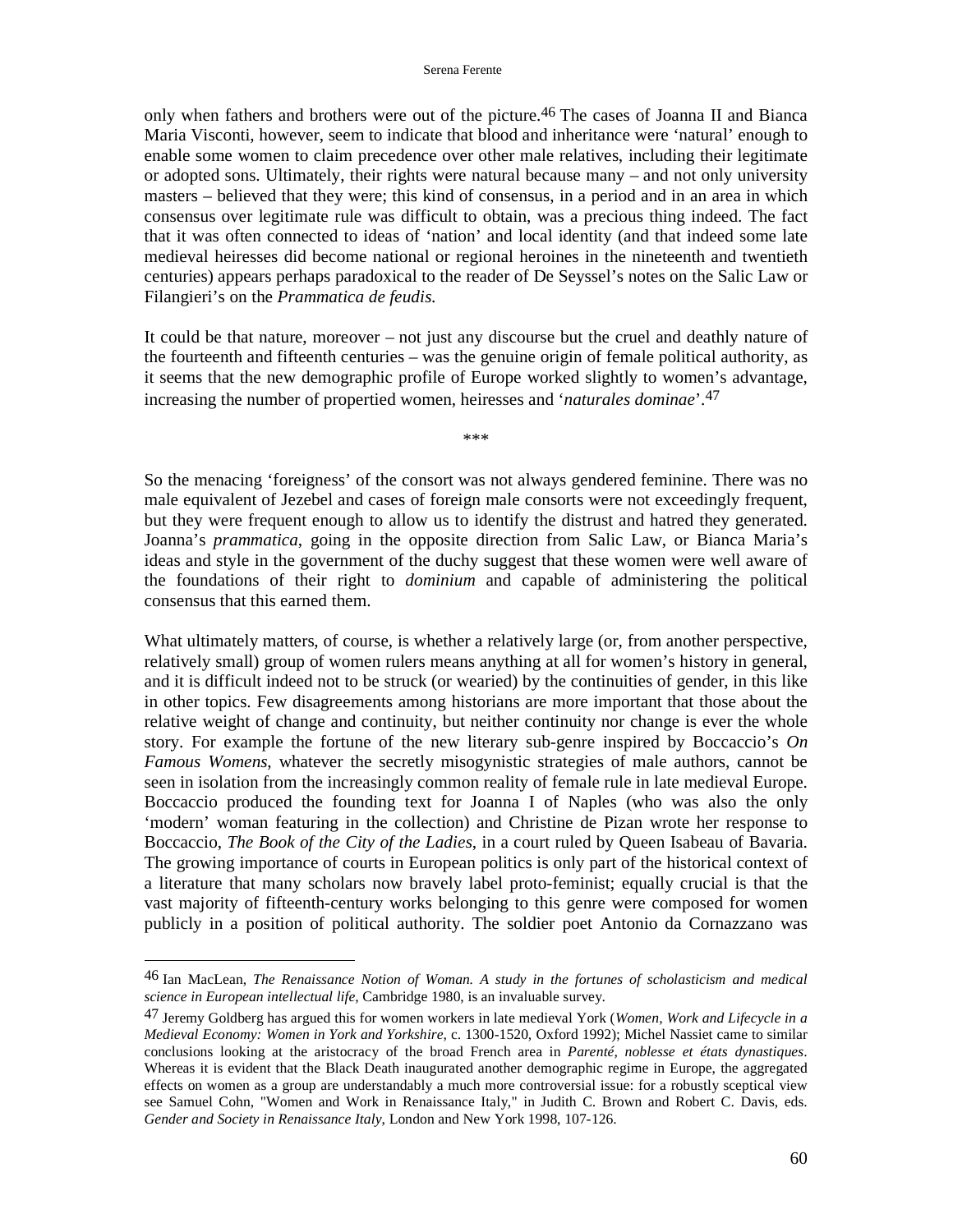only when fathers and brothers were out of the picture.[46] The cases of Joanna II and Bianca Maria Visconti, however, seem to indicate that blood and inheritance were 'natural' enough to enable some women to claim precedence over other male relatives, including their legitimate or adopted sons. Ultimately, their rights were natural because many – and not only university masters – believed that they were; this kind of consensus, in a period and in an area in which consensus over legitimate rule was difficult to obtain, was a precious thing indeed. The fact that it was often connected to ideas of 'nation' and local identity (and that indeed some late medieval heiresses did become national or regional heroines in the nineteenth and twentieth centuries) appears perhaps paradoxical to the reader of De Seyssel's notes on the Salic Law or Filangieri's on the *Prammatica de feudis.*

It could be that nature, moreover – not just any discourse but the cruel and deathly nature of the fourteenth and fifteenth centuries – was the genuine origin of female political authority, as it seems that the new demographic profile of Europe worked slightly to women's advantage, increasing the number of propertied women, heiresses and '*naturales dominae*'.[47]

\*\*\*

So the menacing 'foreigness' of the consort was not always gendered feminine. There was no male equivalent of Jezebel and cases of foreign male consorts were not exceedingly frequent, but they were frequent enough to allow us to identify the distrust and hatred they generated. Joanna's *prammatica*, going in the opposite direction from Salic Law, or Bianca Maria's ideas and style in the government of the duchy suggest that these women were well aware of the foundations of their right to *dominium* and capable of administering the political consensus that this earned them.

What ultimately matters, of course, is whether a relatively large (or, from another perspective, relatively small) group of women rulers means anything at all for women's history in general, and it is difficult indeed not to be struck (or wearied) by the continuities of gender, in this like in other topics. Few disagreements among historians are more important that those about the relative weight of change and continuity, but neither continuity nor change is ever the whole story. For example the fortune of the new literary sub-genre inspired by Boccaccio's *On Famous Womens*, whatever the secretly misogynistic strategies of male authors, cannot be seen in isolation from the increasingly common reality of female rule in late medieval Europe. Boccaccio produced the founding text for Joanna I of Naples (who was also the only 'modern' woman featuring in the collection) and Christine de Pizan wrote her response to Boccaccio, *The Book of the City of the Ladies*, in a court ruled by Queen Isabeau of Bavaria. The growing importance of courts in European politics is only part of the historical context of a literature that many scholars now bravely label proto-feminist; equally crucial is that the vast majority of fifteenth-century works belonging to this genre were composed for women publicly in a position of political authority. The soldier poet Antonio da Cornazzano was

---

[46] Ian MacLean, *The Renaissance Notion of Woman. A study in the fortunes of scholasticism and medical science in European intellectual life*, Cambridge 1980, is an invaluable survey.

[47] Jeremy Goldberg has argued this for women workers in late medieval York (*Women, Work and Lifecycle in a Medieval Economy: Women in York and Yorkshire*, c. 1300-1520, Oxford 1992); Michel Nassiet came to similar conclusions looking at the aristocracy of the broad French area in *Parenté, noblesse et états dynastiques*. Whereas it is evident that the Black Death inaugurated another demographic regime in Europe, the aggregated effects on women as a group are understandably a much more controversial issue: for a robustly sceptical view see Samuel Cohn, "Women and Work in Renaissance Italy," in Judith C. Brown and Robert C. Davis, eds. *Gender and Society in Renaissance Italy,* London and New York 1998, 107-126.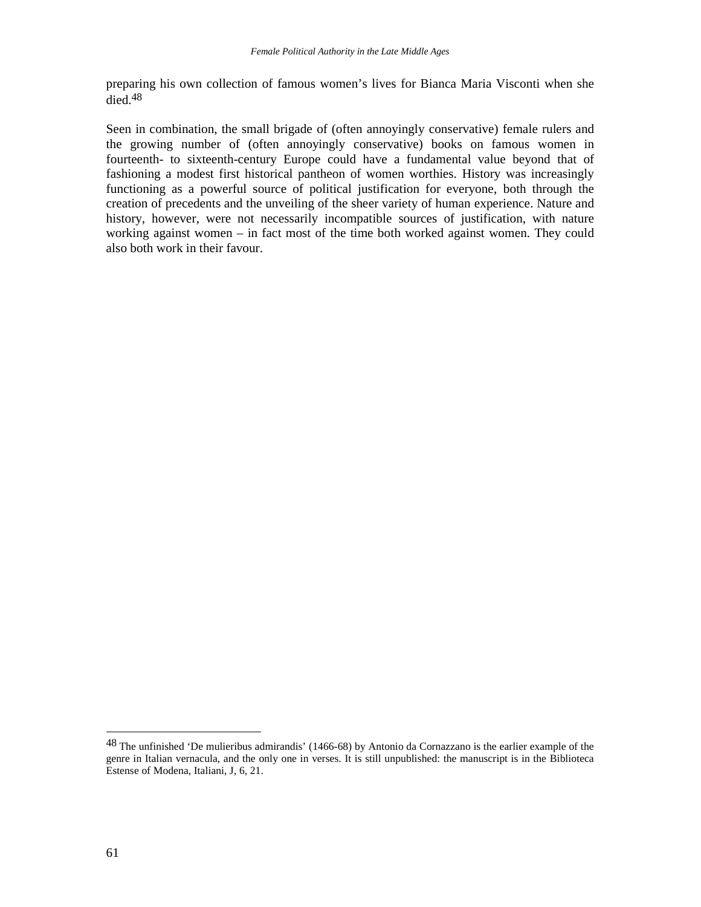preparing his own collection of famous women's lives for Bianca Maria Visconti when she died.[48]

Seen in combination, the small brigade of (often annoyingly conservative) female rulers and the growing number of (often annoyingly conservative) books on famous women in fourteenth- to sixteenth-century Europe could have a fundamental value beyond that of fashioning a modest first historical pantheon of women worthies. History was increasingly functioning as a powerful source of political justification for everyone, both through the creation of precedents and the unveiling of the sheer variety of human experience. Nature and history, however, were not necessarily incompatible sources of justification, with nature working against women – in fact most of the time both worked against women. They could also both work in their favour.

---

[48] The unfinished 'De mulieribus admirandis' (1466-68) by Antonio da Cornazzano is the earlier example of the genre in Italian vernacula, and the only one in verses. It is still unpublished: the manuscript is in the Biblioteca Estense of Modena, Italiani, J, 6, 21.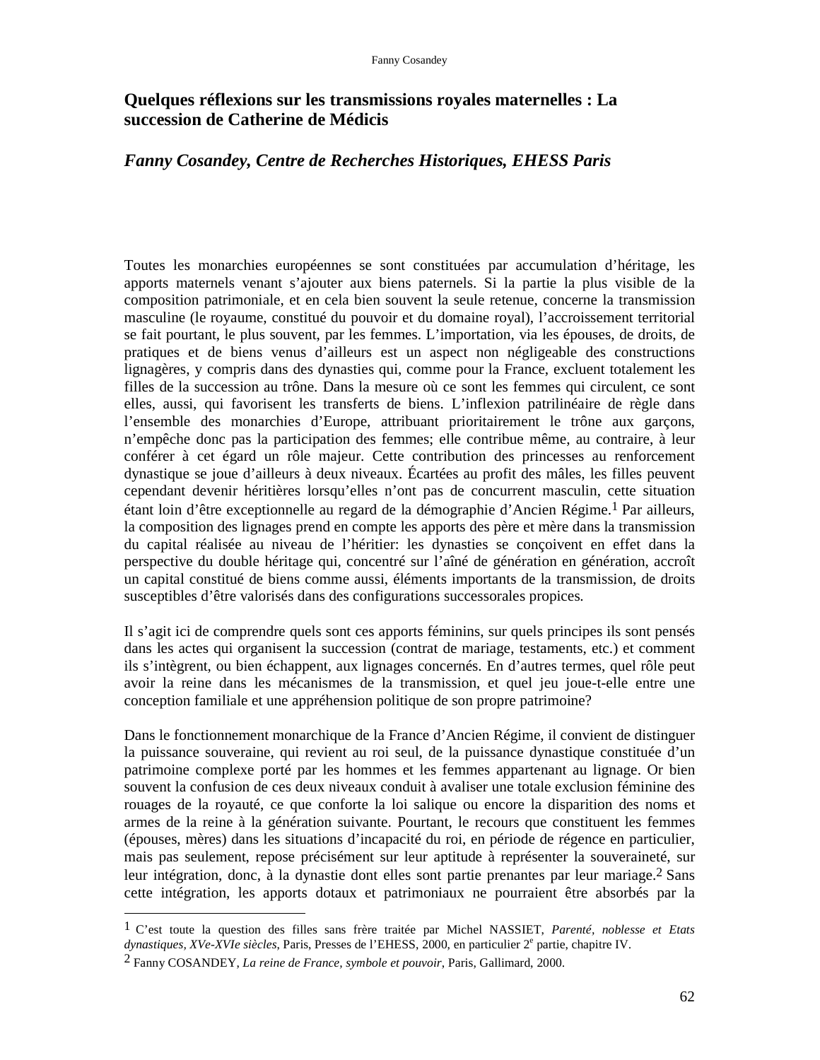# Quelques réflexions sur les transmissions royales maternelles : La succession de Catherine de Médicis

## *Fanny Cosandey, Centre de Recherches Historiques, EHESS Paris*

Toutes les monarchies européennes se sont constituées par accumulation d'héritage, les apports maternels venant s'ajouter aux biens paternels. Si la partie la plus visible de la composition patrimoniale, et en cela bien souvent la seule retenue, concerne la transmission masculine (le royaume, constitué du pouvoir et du domaine royal), l'accroissement territorial se fait pourtant, le plus souvent, par les femmes. L'importation, via les épouses, de droits, de pratiques et de biens venus d'ailleurs est un aspect non négligeable des constructions lignagères, y compris dans des dynasties qui, comme pour la France, excluent totalement les filles de la succession au trône. Dans la mesure où ce sont les femmes qui circulent, ce sont elles, aussi, qui favorisent les transferts de biens. L'inflexion patrilinéaire de règle dans l'ensemble des monarchies d'Europe, attribuant prioritairement le trône aux garçons, n'empêche donc pas la participation des femmes; elle contribue même, au contraire, à leur conférer à cet égard un rôle majeur. Cette contribution des princesses au renforcement dynastique se joue d'ailleurs à deux niveaux. Écartées au profit des mâles, les filles peuvent cependant devenir héritières lorsqu'elles n'ont pas de concurrent masculin, cette situation étant loin d'être exceptionnelle au regard de la démographie d'Ancien Régime.[1] Par ailleurs, la composition des lignages prend en compte les apports des père et mère dans la transmission du capital réalisée au niveau de l'héritier: les dynasties se conçoivent en effet dans la perspective du double héritage qui, concentré sur l'aîné de génération en génération, accroît un capital constitué de biens comme aussi, éléments importants de la transmission, de droits susceptibles d'être valorisés dans des configurations successorales propices.

Il s'agit ici de comprendre quels sont ces apports féminins, sur quels principes ils sont pensés dans les actes qui organisent la succession (contrat de mariage, testaments, etc.) et comment ils s'intègrent, ou bien échappent, aux lignages concernés. En d'autres termes, quel rôle peut avoir la reine dans les mécanismes de la transmission, et quel jeu joue-t-elle entre une conception familiale et une appréhension politique de son propre patrimoine?

Dans le fonctionnement monarchique de la France d'Ancien Régime, il convient de distinguer la puissance souveraine, qui revient au roi seul, de la puissance dynastique constituée d'un patrimoine complexe porté par les hommes et les femmes appartenant au lignage. Or bien souvent la confusion de ces deux niveaux conduit à avaliser une totale exclusion féminine des rouages de la royauté, ce que conforte la loi salique ou encore la disparition des noms et armes de la reine à la génération suivante. Pourtant, le recours que constituent les femmes (épouses, mères) dans les situations d'incapacité du roi, en période de régence en particulier, mais pas seulement, repose précisément sur leur aptitude à représenter la souveraineté, sur leur intégration, donc, à la dynastie dont elles sont partie prenantes par leur mariage.[2] Sans cette intégration, les apports dotaux et patrimoniaux ne pourraient être absorbés par la

---

[1] C'est toute la question des filles sans frère traitée par Michel NASSIET, *Parenté, noblesse et Etats dynastiques, XVe-XVIe siècles*, Paris, Presses de l'EHESS, 2000, en particulier 2e partie, chapitre IV.

[2] Fanny COSANDEY, *La reine de France, symbole et pouvoir*, Paris, Gallimard, 2000.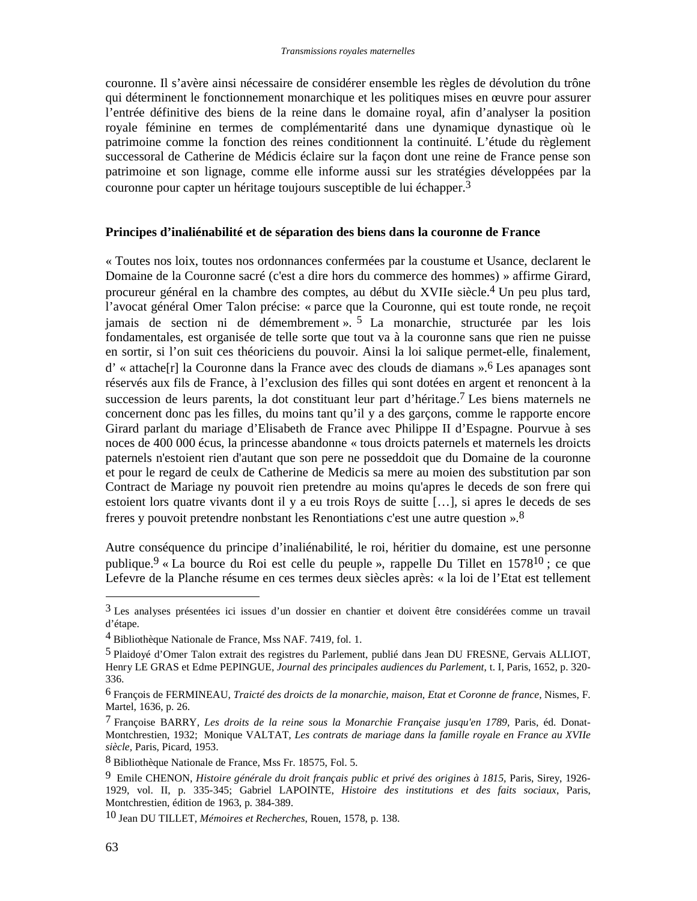couronne. Il s'avère ainsi nécessaire de considérer ensemble les règles de dévolution du trône qui déterminent le fonctionnement monarchique et les politiques mises en œuvre pour assurer l'entrée définitive des biens de la reine dans le domaine royal, afin d'analyser la position royale féminine en termes de complémentarité dans une dynamique dynastique où le patrimoine comme la fonction des reines conditionnent la continuité. L'étude du règlement successoral de Catherine de Médicis éclaire sur la façon dont une reine de France pense son patrimoine et son lignage, comme elle informe aussi sur les stratégies développées par la couronne pour capter un héritage toujours susceptible de lui échapper.[3]

## Principes d'inaliénabilité et de séparation des biens dans la couronne de France

« Toutes nos loix, toutes nos ordonnances confermées par la coustume et Usance, declarent le Domaine de la Couronne sacré (c'est a dire hors du commerce des hommes) » affirme Girard, procureur général en la chambre des comptes, au début du XVIIe siècle.[4] Un peu plus tard, l'avocat général Omer Talon précise: « parce que la Couronne, qui est toute ronde, ne reçoit jamais de section ni de démembrement ».[5] La monarchie, structurée par les lois fondamentales, est organisée de telle sorte que tout va à la couronne sans que rien ne puisse en sortir, si l'on suit ces théoriciens du pouvoir. Ainsi la loi salique permet-elle, finalement, d' « attache[r] la Couronne dans la France avec des clouds de diamans ».[6] Les apanages sont réservés aux fils de France, à l'exclusion des filles qui sont dotées en argent et renoncent à la succession de leurs parents, la dot constituant leur part d'héritage.[7] Les biens maternels ne concernent donc pas les filles, du moins tant qu'il y a des garçons, comme le rapporte encore Girard parlant du mariage d'Elisabeth de France avec Philippe II d'Espagne. Pourvue à ses noces de 400 000 écus, la princesse abandonne « tous droicts paternels et maternels les droicts paternels n'estoient rien d'autant que son pere ne posseddoit que du Domaine de la couronne et pour le regard de ceulx de Catherine de Medicis sa mere au moien des substitution par son Contract de Mariage ny pouvoit rien pretendre au moins qu'apres le deceds de son frere qui estoient lors quatre vivants dont il y a eu trois Roys de suitte […], si apres le deceds de ses freres y pouvoit pretendre nonbstant les Renontiations c'est une autre question ».[8]

Autre conséquence du principe d'inaliénabilité, le roi, héritier du domaine, est une personne publique.[9] « La bource du Roi est celle du peuple », rappelle Du Tillet en 1578[10] ; ce que Lefevre de la Planche résume en ces termes deux siècles après: « la loi de l'Etat est tellement

---

[3] Les analyses présentées ici issues d'un dossier en chantier et doivent être considérées comme un travail d'étape.

[4] Bibliothèque Nationale de France, Mss NAF. 7419, fol. 1.

[5] Plaidoyé d'Omer Talon extrait des registres du Parlement, publié dans Jean DU FRESNE, Gervais ALLIOT, Henry LE GRAS et Edme PEPINGUE, *Journal des principales audiences du Parlement*, t. I, Paris, 1652, p. 320-336.

[6] François de FERMINEAU, *Traicté des droicts de la monarchie, maison, Etat et Coronne de france*, Nismes, F. Martel, 1636, p. 26.

[7] Françoise BARRY, *Les droits de la reine sous la Monarchie Française jusqu'en 1789*, Paris, éd. Donat-Montchrestien, 1932; Monique VALTAT, *Les contrats de mariage dans la famille royale en France au XVIIe siècle*, Paris, Picard, 1953.

[8] Bibliothèque Nationale de France, Mss Fr. 18575, Fol. 5.

[9] Emile CHENON, *Histoire générale du droit français public et privé des origines à 1815*, Paris, Sirey, 1926-1929, vol. II, p. 335-345; Gabriel LAPOINTE, *Histoire des institutions et des faits sociaux*, Paris, Montchrestien, édition de 1963, p. 384-389.

[10] Jean DU TILLET, *Mémoires et Recherches*, Rouen, 1578, p. 138.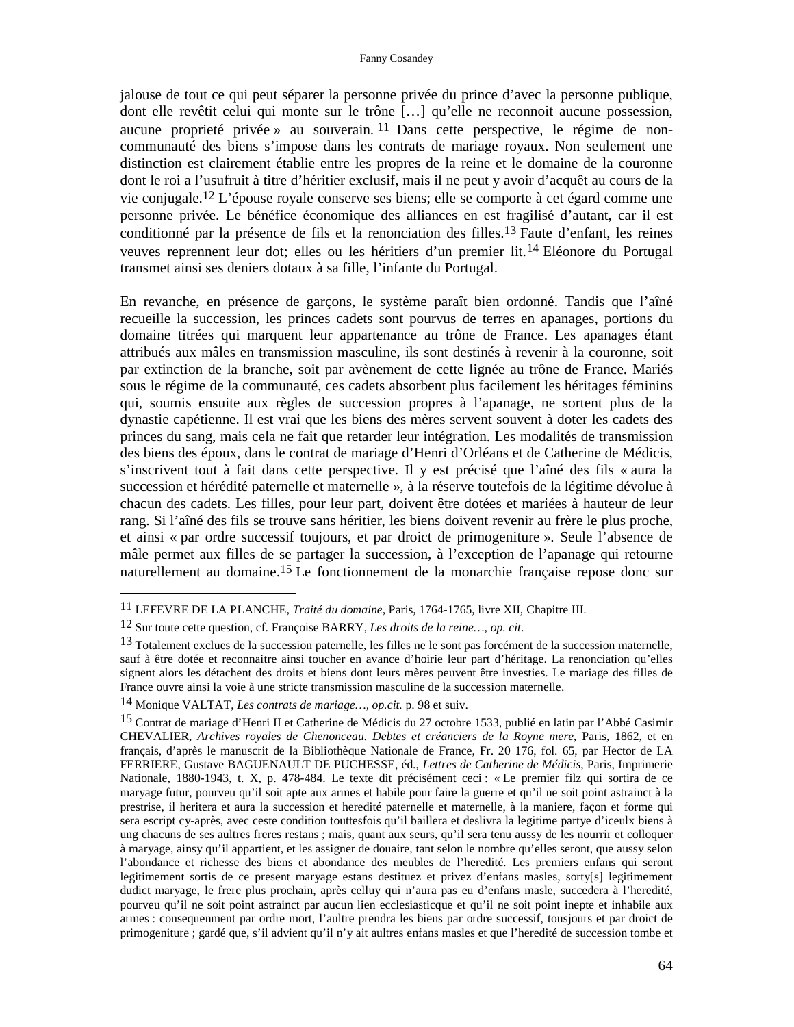jalouse de tout ce qui peut séparer la personne privée du prince d'avec la personne publique, dont elle revêtit celui qui monte sur le trône […] qu'elle ne reconnoit aucune possession, aucune proprieté privée » au souverain.[11] Dans cette perspective, le régime de non-communauté des biens s'impose dans les contrats de mariage royaux. Non seulement une distinction est clairement établie entre les propres de la reine et le domaine de la couronne dont le roi a l'usufruit à titre d'héritier exclusif, mais il ne peut y avoir d'acquêt au cours de la vie conjugale.[12] L'épouse royale conserve ses biens; elle se comporte à cet égard comme une personne privée. Le bénéfice économique des alliances en est fragilisé d'autant, car il est conditionné par la présence de fils et la renonciation des filles.[13] Faute d'enfant, les reines veuves reprennent leur dot; elles ou les héritiers d'un premier lit.[14] Eléonore du Portugal transmet ainsi ses deniers dotaux à sa fille, l'infante du Portugal.

En revanche, en présence de garçons, le système paraît bien ordonné. Tandis que l'aîné recueille la succession, les princes cadets sont pourvus de terres en apanages, portions du domaine titrées qui marquent leur appartenance au trône de France. Les apanages étant attribués aux mâles en transmission masculine, ils sont destinés à revenir à la couronne, soit par extinction de la branche, soit par avènement de cette lignée au trône de France. Mariés sous le régime de la communauté, ces cadets absorbent plus facilement les héritages féminins qui, soumis ensuite aux règles de succession propres à l'apanage, ne sortent plus de la dynastie capétienne. Il est vrai que les biens des mères servent souvent à doter les cadets des princes du sang, mais cela ne fait que retarder leur intégration. Les modalités de transmission des biens des époux, dans le contrat de mariage d'Henri d'Orléans et de Catherine de Médicis, s'inscrivent tout à fait dans cette perspective. Il y est précisé que l'aîné des fils « aura la succession et hérédité paternelle et maternelle », à la réserve toutefois de la légitime dévolue à chacun des cadets. Les filles, pour leur part, doivent être dotées et mariées à hauteur de leur rang. Si l'aîné des fils se trouve sans héritier, les biens doivent revenir au frère le plus proche, et ainsi « par ordre successif toujours, et par droict de primogeniture ». Seule l'absence de mâle permet aux filles de se partager la succession, à l'exception de l'apanage qui retourne naturellement au domaine.[15] Le fonctionnement de la monarchie française repose donc sur

---

[11] LEFEVRE DE LA PLANCHE, *Traité du domaine*, Paris, 1764-1765, livre XII, Chapitre III.

[12] Sur toute cette question, cf. Françoise BARRY, *Les droits de la reine…, op. cit*.

[13] Totalement exclues de la succession paternelle, les filles ne le sont pas forcément de la succession maternelle, sauf à être dotée et reconnaitre ainsi toucher en avance d'hoirie leur part d'héritage. La renonciation qu'elles signent alors les détachent des droits et biens dont leurs mères peuvent être investies. Le mariage des filles de France ouvre ainsi la voie à une stricte transmission masculine de la succession maternelle.

[14] Monique VALTAT, *Les contrats de mariage…, op.cit.* p. 98 et suiv.

[15] Contrat de mariage d'Henri II et Catherine de Médicis du 27 octobre 1533, publié en latin par l'Abbé Casimir CHEVALIER, *Archives royales de Chenonceau. Debtes et créanciers de la Royne mere*, Paris, 1862, et en français, d'après le manuscrit de la Bibliothèque Nationale de France, Fr. 20 176, fol. 65, par Hector de LA FERRIERE, Gustave BAGUENAULT DE PUCHESSE, éd., *Lettres de Catherine de Médicis*, Paris, Imprimerie Nationale, 1880-1943, t. X, p. 478-484. Le texte dit précisément ceci : « Le premier filz qui sortira de ce maryage futur, pourveu qu'il soit apte aux armes et habile pour faire la guerre et qu'il ne soit point astrainct à la prestrise, il heritera et aura la succession et heredité paternelle et maternelle, à la maniere, façon et forme qui sera escript cy-après, avec ceste condition touttesfois qu'il baillera et deslivra la legitime partye d'iceulx biens à ung chacuns de ses aultres freres restans ; mais, quant aux seurs, qu'il sera tenu aussy de les nourrir et colloquer à maryage, ainsy qu'il appartient, et les assigner de douaire, tant selon le nombre qu'elles seront, que aussy selon l'abondance et richesse des biens et abondance des meubles de l'heredité. Les premiers enfans qui seront legitimement sortis de ce present maryage estans destituez et privez d'enfans masles, sorty[s] legitimement dudict maryage, le frere plus prochain, après celluy qui n'aura pas eu d'enfans masle, succedera à l'heredité, pourveu qu'il ne soit point astrainct par aucun lien ecclesiasticque et qu'il ne soit point inepte et inhabile aux armes : consequenment par ordre mort, l'aultre prendra les biens par ordre successif, tousjours et par droict de primogeniture ; gardé que, s'il advient qu'il n'y ait aultres enfans masles et que l'heredité de succession tombe et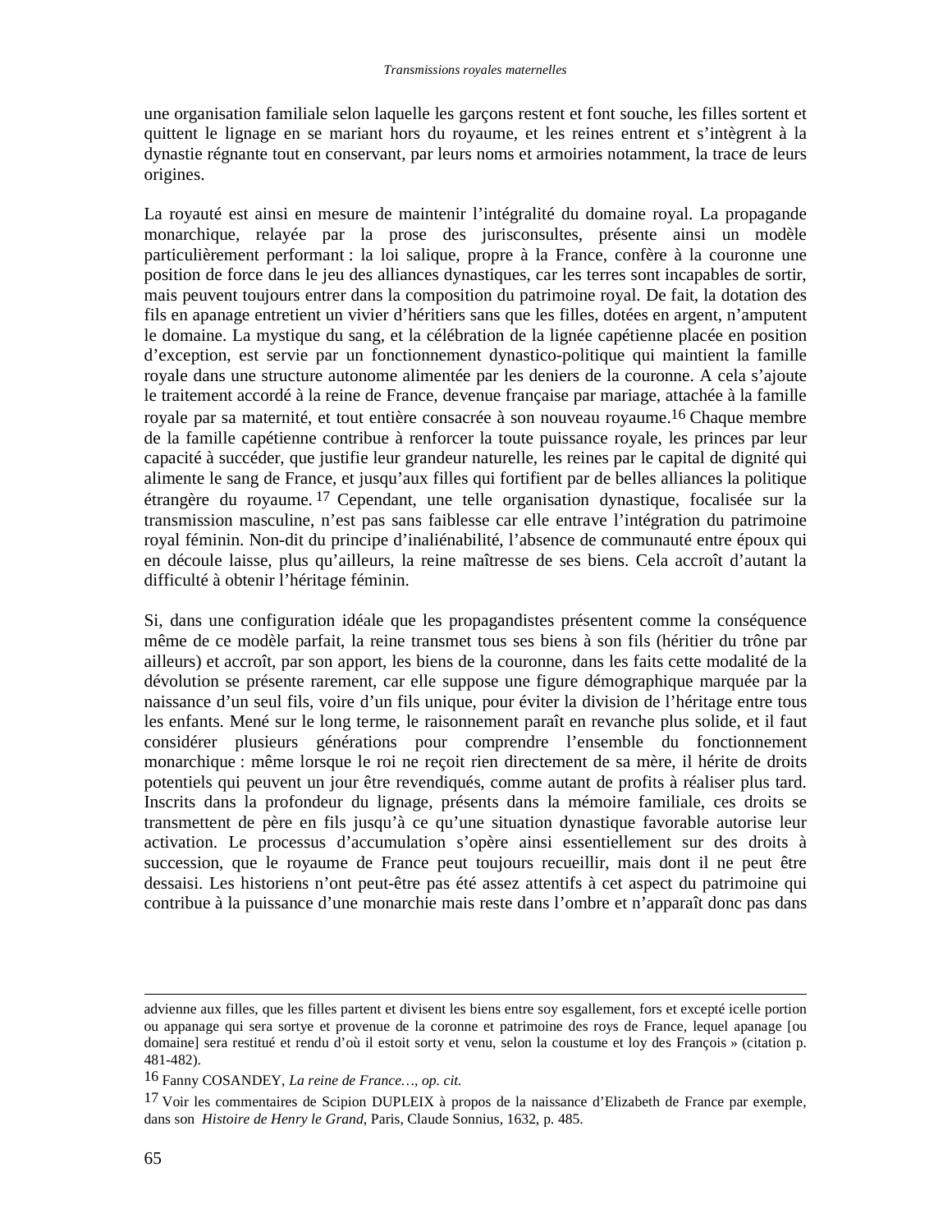une organisation familiale selon laquelle les garçons restent et font souche, les filles sortent et quittent le lignage en se mariant hors du royaume, et les reines entrent et s'intègrent à la dynastie régnante tout en conservant, par leurs noms et armoiries notamment, la trace de leurs origines.

La royauté est ainsi en mesure de maintenir l'intégralité du domaine royal. La propagande monarchique, relayée par la prose des jurisconsultes, présente ainsi un modèle particulièrement performant : la loi salique, propre à la France, confère à la couronne une position de force dans le jeu des alliances dynastiques, car les terres sont incapables de sortir, mais peuvent toujours entrer dans la composition du patrimoine royal. De fait, la dotation des fils en apanage entretient un vivier d'héritiers sans que les filles, dotées en argent, n'amputent le domaine. La mystique du sang, et la célébration de la lignée capétienne placée en position d'exception, est servie par un fonctionnement dynastico-politique qui maintient la famille royale dans une structure autonome alimentée par les deniers de la couronne. A cela s'ajoute le traitement accordé à la reine de France, devenue française par mariage, attachée à la famille royale par sa maternité, et tout entière consacrée à son nouveau royaume.[16] Chaque membre de la famille capétienne contribue à renforcer la toute puissance royale, les princes par leur capacité à succéder, que justifie leur grandeur naturelle, les reines par le capital de dignité qui alimente le sang de France, et jusqu'aux filles qui fortifient par de belles alliances la politique étrangère du royaume.[17] Cependant, une telle organisation dynastique, focalisée sur la transmission masculine, n'est pas sans faiblesse car elle entrave l'intégration du patrimoine royal féminin. Non-dit du principe d'inaliénabilité, l'absence de communauté entre époux qui en découle laisse, plus qu'ailleurs, la reine maîtresse de ses biens. Cela accroît d'autant la difficulté à obtenir l'héritage féminin.

Si, dans une configuration idéale que les propagandistes présentent comme la conséquence même de ce modèle parfait, la reine transmet tous ses biens à son fils (héritier du trône par ailleurs) et accroît, par son apport, les biens de la couronne, dans les faits cette modalité de la dévolution se présente rarement, car elle suppose une figure démographique marquée par la naissance d'un seul fils, voire d'un fils unique, pour éviter la division de l'héritage entre tous les enfants. Mené sur le long terme, le raisonnement paraît en revanche plus solide, et il faut considérer plusieurs générations pour comprendre l'ensemble du fonctionnement monarchique : même lorsque le roi ne reçoit rien directement de sa mère, il hérite de droits potentiels qui peuvent un jour être revendiqués, comme autant de profits à réaliser plus tard. Inscrits dans la profondeur du lignage, présents dans la mémoire familiale, ces droits se transmettent de père en fils jusqu'à ce qu'une situation dynastique favorable autorise leur activation. Le processus d'accumulation s'opère ainsi essentiellement sur des droits à succession, que le royaume de France peut toujours recueillir, mais dont il ne peut être dessaisi. Les historiens n'ont peut-être pas été assez attentifs à cet aspect du patrimoine qui contribue à la puissance d'une monarchie mais reste dans l'ombre et n'apparaît donc pas dans

---

advienne aux filles, que les filles partent et divisent les biens entre soy esgallement, fors et excepté icelle portion ou appanage qui sera sortye et provenue de la coronne et patrimoine des roys de France, lequel apanage [ou domaine] sera restitué et rendu d'où il estoit sorty et venu, selon la coustume et loy des François » (citation p. 481-482).

[16] Fanny COSANDEY, *La reine de France…, op. cit.*

[17] Voir les commentaires de Scipion DUPLEIX à propos de la naissance d'Elizabeth de France par exemple, dans son *Histoire de Henry le Grand*, Paris, Claude Sonnius, 1632, p. 485.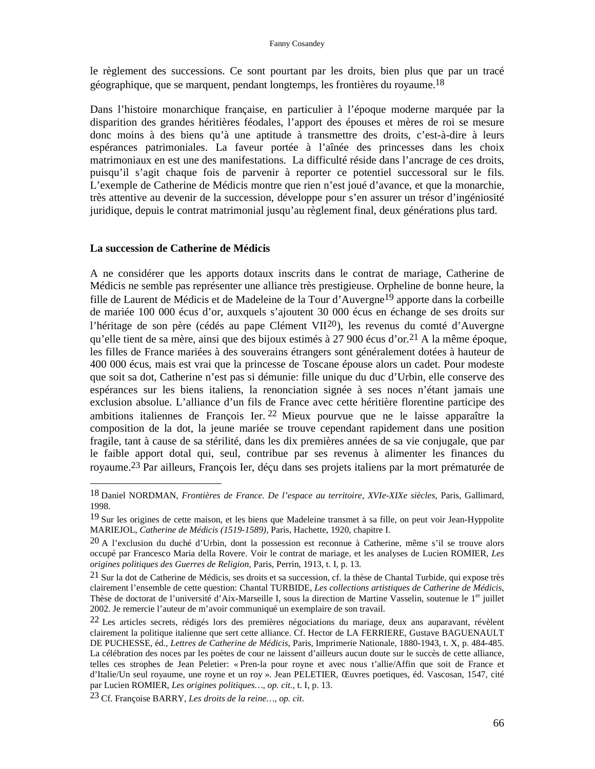le règlement des successions. Ce sont pourtant par les droits, bien plus que par un tracé géographique, que se marquent, pendant longtemps, les frontières du royaume.[18]

Dans l'histoire monarchique française, en particulier à l'époque moderne marquée par la disparition des grandes héritières féodales, l'apport des épouses et mères de roi se mesure donc moins à des biens qu'à une aptitude à transmettre des droits, c'est-à-dire à leurs espérances patrimoniales. La faveur portée à l'aînée des princesses dans les choix matrimoniaux en est une des manifestations. La difficulté réside dans l'ancrage de ces droits, puisqu'il s'agit chaque fois de parvenir à reporter ce potentiel successoral sur le fils. L'exemple de Catherine de Médicis montre que rien n'est joué d'avance, et que la monarchie, très attentive au devenir de la succession, développe pour s'en assurer un trésor d'ingéniosité juridique, depuis le contrat matrimonial jusqu'au règlement final, deux générations plus tard.

### La succession de Catherine de Médicis

A ne considérer que les apports dotaux inscrits dans le contrat de mariage, Catherine de Médicis ne semble pas représenter une alliance très prestigieuse. Orpheline de bonne heure, la fille de Laurent de Médicis et de Madeleine de la Tour d'Auvergne[19] apporte dans la corbeille de mariée 100 000 écus d'or, auxquels s'ajoutent 30 000 écus en échange de ses droits sur l'héritage de son père (cédés au pape Clément VII[20]), les revenus du comté d'Auvergne qu'elle tient de sa mère, ainsi que des bijoux estimés à 27 900 écus d'or.[21] A la même époque, les filles de France mariées à des souverains étrangers sont généralement dotées à hauteur de 400 000 écus, mais est vrai que la princesse de Toscane épouse alors un cadet. Pour modeste que soit sa dot, Catherine n'est pas si démunie: fille unique du duc d'Urbin, elle conserve des espérances sur les biens italiens, la renonciation signée à ses noces n'étant jamais une exclusion absolue. L'alliance d'un fils de France avec cette héritière florentine participe des ambitions italiennes de François Ier.[22] Mieux pourvue que ne le laisse apparaître la composition de la dot, la jeune mariée se trouve cependant rapidement dans une position fragile, tant à cause de sa stérilité, dans les dix premières années de sa vie conjugale, que par le faible apport dotal qui, seul, contribue par ses revenus à alimenter les finances du royaume.[23] Par ailleurs, François Ier, déçu dans ses projets italiens par la mort prématurée de

---

[18] Daniel NORDMAN, *Frontières de France. De l'espace au territoire, XVIe-XIXe siècles*, Paris, Gallimard, 1998.

[19] Sur les origines de cette maison, et les biens que Madeleine transmet à sa fille, on peut voir Jean-Hyppolite MARIEJOL, *Catherine de Médicis (1519-1589)*, Paris, Hachette, 1920, chapitre I.

[20] A l'exclusion du duché d'Urbin, dont la possession est reconnue à Catherine, même s'il se trouve alors occupé par Francesco Maria della Rovere. Voir le contrat de mariage, et les analyses de Lucien ROMIER, *Les origines politiques des Guerres de Religion*, Paris, Perrin, 1913, t. I, p. 13.

[21] Sur la dot de Catherine de Médicis, ses droits et sa succession, cf. la thèse de Chantal Turbide, qui expose très clairement l'ensemble de cette question: Chantal TURBIDE, *Les collections artistiques de Catherine de Médicis*, Thèse de doctorat de l'université d'Aix-Marseille I, sous la direction de Martine Vasselin, soutenue le 1er juillet 2002. Je remercie l'auteur de m'avoir communiqué un exemplaire de son travail.

[22] Les articles secrets, rédigés lors des premières négociations du mariage, deux ans auparavant, révèlent clairement la politique italienne que sert cette alliance. Cf. Hector de LA FERRIERE, Gustave BAGUENAULT DE PUCHESSE, éd., *Lettres de Catherine de Médicis*, Paris, Imprimerie Nationale, 1880-1943, t. X, p. 484-485. La célébration des noces par les poètes de cour ne laissent d'ailleurs aucun doute sur le succès de cette alliance, telles ces strophes de Jean Peletier: « Pren-la pour royne et avec nous t'allie/Affin que soit de France et d'Italie/Un seul royaume, une royne et un roy ». Jean PELETIER, Œuvres poetiques, éd. Vascosan, 1547, cité par Lucien ROMIER, *Les origines politiques…, op. cit.*, t. I, p. 13.

[23] Cf. Françoise BARRY, *Les droits de la reine…, op. cit*.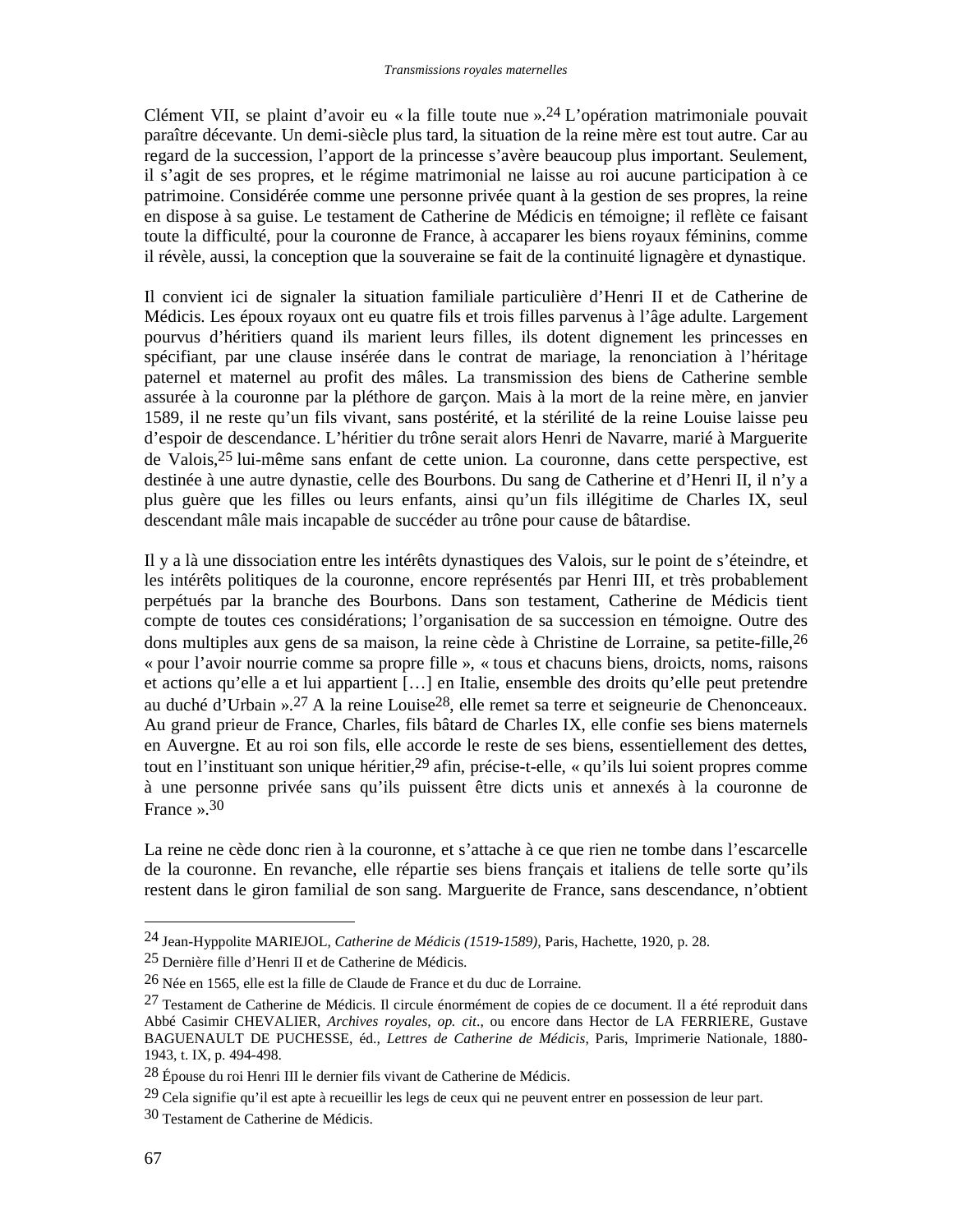Clément VII, se plaint d'avoir eu « la fille toute nue ».[24] L'opération matrimoniale pouvait paraître décevante. Un demi-siècle plus tard, la situation de la reine mère est tout autre. Car au regard de la succession, l'apport de la princesse s'avère beaucoup plus important. Seulement, il s'agit de ses propres, et le régime matrimonial ne laisse au roi aucune participation à ce patrimoine. Considérée comme une personne privée quant à la gestion de ses propres, la reine en dispose à sa guise. Le testament de Catherine de Médicis en témoigne; il reflète ce faisant toute la difficulté, pour la couronne de France, à accaparer les biens royaux féminins, comme il révèle, aussi, la conception que la souveraine se fait de la continuité lignagère et dynastique.

Il convient ici de signaler la situation familiale particulière d'Henri II et de Catherine de Médicis. Les époux royaux ont eu quatre fils et trois filles parvenus à l'âge adulte. Largement pourvus d'héritiers quand ils marient leurs filles, ils dotent dignement les princesses en spécifiant, par une clause insérée dans le contrat de mariage, la renonciation à l'héritage paternel et maternel au profit des mâles. La transmission des biens de Catherine semble assurée à la couronne par la pléthore de garçon. Mais à la mort de la reine mère, en janvier 1589, il ne reste qu'un fils vivant, sans postérité, et la stérilité de la reine Louise laisse peu d'espoir de descendance. L'héritier du trône serait alors Henri de Navarre, marié à Marguerite de Valois,[25] lui-même sans enfant de cette union. La couronne, dans cette perspective, est destinée à une autre dynastie, celle des Bourbons. Du sang de Catherine et d'Henri II, il n'y a plus guère que les filles ou leurs enfants, ainsi qu'un fils illégitime de Charles IX, seul descendant mâle mais incapable de succéder au trône pour cause de bâtardise.

Il y a là une dissociation entre les intérêts dynastiques des Valois, sur le point de s'éteindre, et les intérêts politiques de la couronne, encore représentés par Henri III, et très probablement perpétués par la branche des Bourbons. Dans son testament, Catherine de Médicis tient compte de toutes ces considérations; l'organisation de sa succession en témoigne. Outre des dons multiples aux gens de sa maison, la reine cède à Christine de Lorraine, sa petite-fille,[26] « pour l'avoir nourrie comme sa propre fille », « tous et chacuns biens, droicts, noms, raisons et actions qu'elle a et lui appartient […] en Italie, ensemble des droits qu'elle peut pretendre au duché d'Urbain ».[27] A la reine Louise[28], elle remet sa terre et seigneurie de Chenonceaux. Au grand prieur de France, Charles, fils bâtard de Charles IX, elle confie ses biens maternels en Auvergne. Et au roi son fils, elle accorde le reste de ses biens, essentiellement des dettes, tout en l'instituant son unique héritier,[29] afin, précise-t-elle, « qu'ils lui soient propres comme à une personne privée sans qu'ils puissent être dicts unis et annexés à la couronne de France ».[30]

La reine ne cède donc rien à la couronne, et s'attache à ce que rien ne tombe dans l'escarcelle de la couronne. En revanche, elle répartie ses biens français et italiens de telle sorte qu'ils restent dans le giron familial de son sang. Marguerite de France, sans descendance, n'obtient

---

[24] Jean-Hyppolite MARIEJOL, *Catherine de Médicis (1519-1589)*, Paris, Hachette, 1920, p. 28.

[25] Dernière fille d'Henri II et de Catherine de Médicis.

[26] Née en 1565, elle est la fille de Claude de France et du duc de Lorraine.

[27] Testament de Catherine de Médicis. Il circule énormément de copies de ce document. Il a été reproduit dans Abbé Casimir CHEVALIER, *Archives royales, op. cit.*, ou encore dans Hector de LA FERRIERE, Gustave BAGUENAULT DE PUCHESSE, éd., *Lettres de Catherine de Médicis*, Paris, Imprimerie Nationale, 1880-1943, t. IX, p. 494-498.

[28] Épouse du roi Henri III le dernier fils vivant de Catherine de Médicis.

[29] Cela signifie qu'il est apte à recueillir les legs de ceux qui ne peuvent entrer en possession de leur part.

[30] Testament de Catherine de Médicis.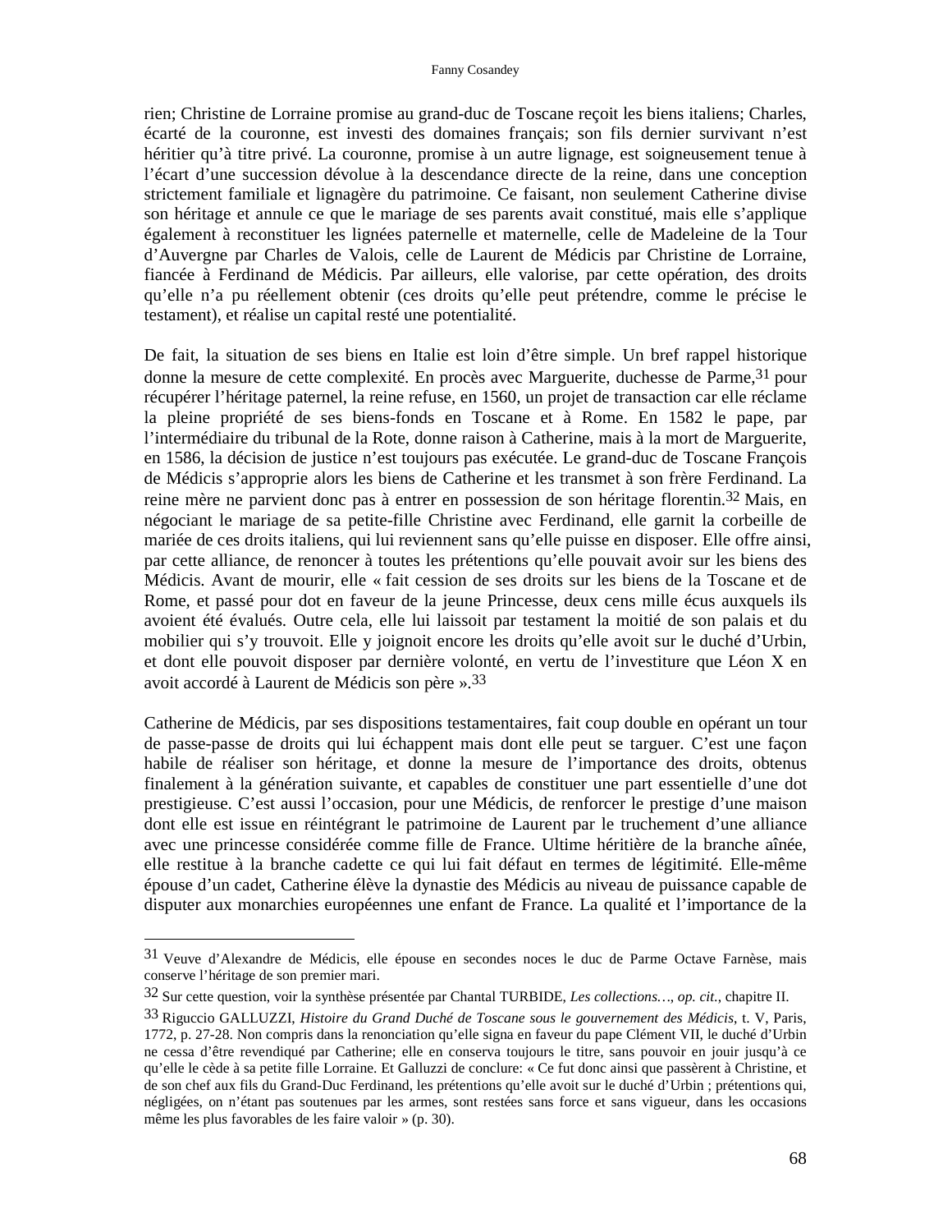rien; Christine de Lorraine promise au grand-duc de Toscane reçoit les biens italiens; Charles, écarté de la couronne, est investi des domaines français; son fils dernier survivant n'est héritier qu'à titre privé. La couronne, promise à un autre lignage, est soigneusement tenue à l'écart d'une succession dévolue à la descendance directe de la reine, dans une conception strictement familiale et lignagère du patrimoine. Ce faisant, non seulement Catherine divise son héritage et annule ce que le mariage de ses parents avait constitué, mais elle s'applique également à reconstituer les lignées paternelle et maternelle, celle de Madeleine de la Tour d'Auvergne par Charles de Valois, celle de Laurent de Médicis par Christine de Lorraine, fiancée à Ferdinand de Médicis. Par ailleurs, elle valorise, par cette opération, des droits qu'elle n'a pu réellement obtenir (ces droits qu'elle peut prétendre, comme le précise le testament), et réalise un capital resté une potentialité.

De fait, la situation de ses biens en Italie est loin d'être simple. Un bref rappel historique donne la mesure de cette complexité. En procès avec Marguerite, duchesse de Parme,[31] pour récupérer l'héritage paternel, la reine refuse, en 1560, un projet de transaction car elle réclame la pleine propriété de ses biens-fonds en Toscane et à Rome. En 1582 le pape, par l'intermédiaire du tribunal de la Rote, donne raison à Catherine, mais à la mort de Marguerite, en 1586, la décision de justice n'est toujours pas exécutée. Le grand-duc de Toscane François de Médicis s'approprie alors les biens de Catherine et les transmet à son frère Ferdinand. La reine mère ne parvient donc pas à entrer en possession de son héritage florentin.[32] Mais, en négociant le mariage de sa petite-fille Christine avec Ferdinand, elle garnit la corbeille de mariée de ces droits italiens, qui lui reviennent sans qu'elle puisse en disposer. Elle offre ainsi, par cette alliance, de renoncer à toutes les prétentions qu'elle pouvait avoir sur les biens des Médicis. Avant de mourir, elle « fait cession de ses droits sur les biens de la Toscane et de Rome, et passé pour dot en faveur de la jeune Princesse, deux cens mille écus auxquels ils avoient été évalués. Outre cela, elle lui laissoit par testament la moitié de son palais et du mobilier qui s'y trouvoit. Elle y joignoit encore les droits qu'elle avoit sur le duché d'Urbin, et dont elle pouvoit disposer par dernière volonté, en vertu de l'investiture que Léon X en avoit accordé à Laurent de Médicis son père ».[33]

Catherine de Médicis, par ses dispositions testamentaires, fait coup double en opérant un tour de passe-passe de droits qui lui échappent mais dont elle peut se targuer. C'est une façon habile de réaliser son héritage, et donne la mesure de l'importance des droits, obtenus finalement à la génération suivante, et capables de constituer une part essentielle d'une dot prestigieuse. C'est aussi l'occasion, pour une Médicis, de renforcer le prestige d'une maison dont elle est issue en réintégrant le patrimoine de Laurent par le truchement d'une alliance avec une princesse considérée comme fille de France. Ultime héritière de la branche aînée, elle restitue à la branche cadette ce qui lui fait défaut en termes de légitimité. Elle-même épouse d'un cadet, Catherine élève la dynastie des Médicis au niveau de puissance capable de disputer aux monarchies européennes une enfant de France. La qualité et l'importance de la

---

[31] Veuve d'Alexandre de Médicis, elle épouse en secondes noces le duc de Parme Octave Farnèse, mais conserve l'héritage de son premier mari.

[32] Sur cette question, voir la synthèse présentée par Chantal TURBIDE, *Les collections…*, *op. cit.*, chapitre II.

[33] Riguccio GALLUZZI, *Histoire du Grand Duché de Toscane sous le gouvernement des Médicis*, t. V, Paris, 1772, p. 27-28. Non compris dans la renonciation qu'elle signa en faveur du pape Clément VII, le duché d'Urbin ne cessa d'être revendiqué par Catherine; elle en conserva toujours le titre, sans pouvoir en jouir jusqu'à ce qu'elle le cède à sa petite fille Lorraine. Et Galluzzi de conclure: « Ce fut donc ainsi que passèrent à Christine, et de son chef aux fils du Grand-Duc Ferdinand, les prétentions qu'elle avoit sur le duché d'Urbin ; prétentions qui, négligées, on n'étant pas soutenues par les armes, sont restées sans force et sans vigueur, dans les occasions même les plus favorables de les faire valoir » (p. 30).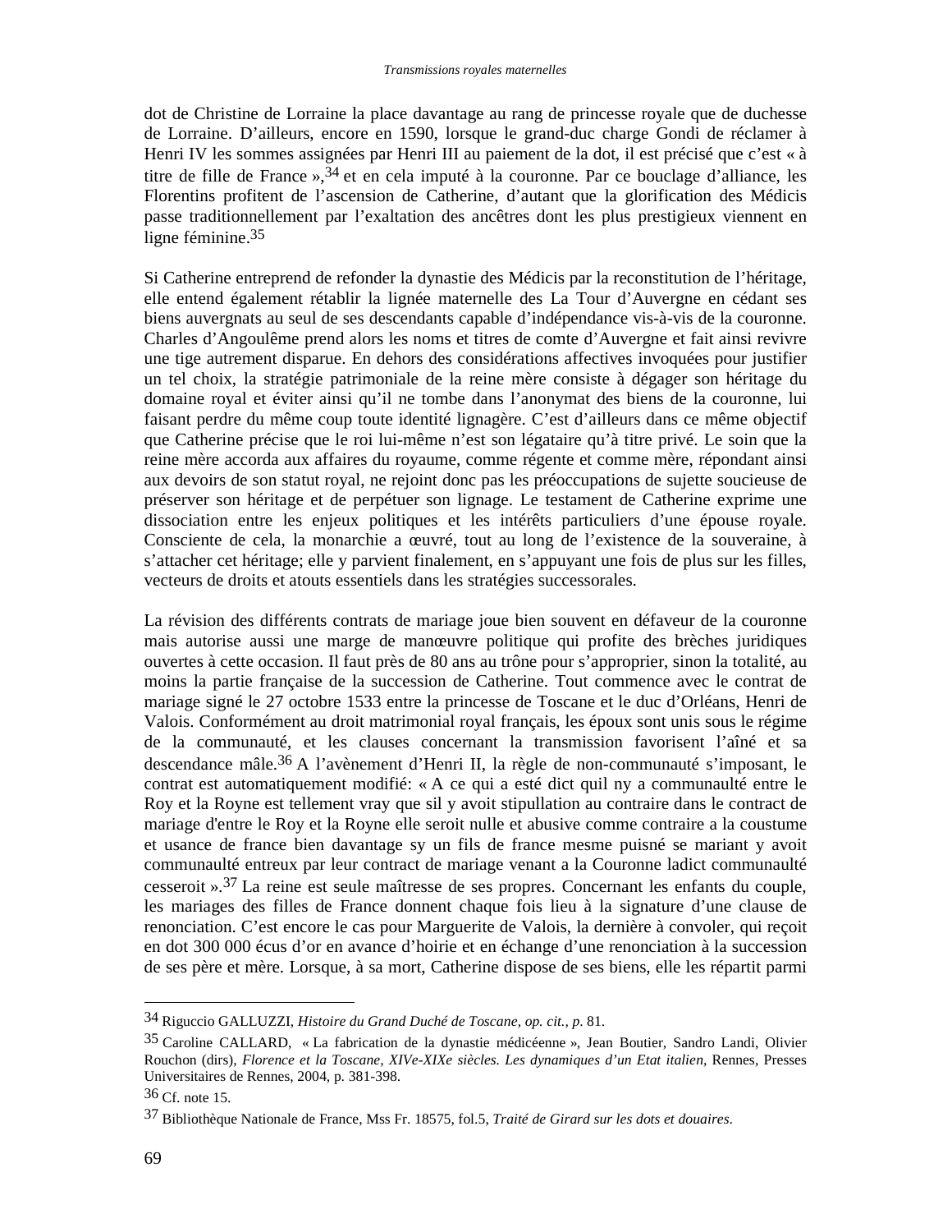dot de Christine de Lorraine la place davantage au rang de princesse royale que de duchesse de Lorraine. D'ailleurs, encore en 1590, lorsque le grand-duc charge Gondi de réclamer à Henri IV les sommes assignées par Henri III au paiement de la dot, il est précisé que c'est « à titre de fille de France »,[34] et en cela imputé à la couronne. Par ce bouclage d'alliance, les Florentins profitent de l'ascension de Catherine, d'autant que la glorification des Médicis passe traditionnellement par l'exaltation des ancêtres dont les plus prestigieux viennent en ligne féminine.[35]

Si Catherine entreprend de refonder la dynastie des Médicis par la reconstitution de l'héritage, elle entend également rétablir la lignée maternelle des La Tour d'Auvergne en cédant ses biens auvergnats au seul de ses descendants capable d'indépendance vis-à-vis de la couronne. Charles d'Angoulême prend alors les noms et titres de comte d'Auvergne et fait ainsi revivre une tige autrement disparue. En dehors des considérations affectives invoquées pour justifier un tel choix, la stratégie patrimoniale de la reine mère consiste à dégager son héritage du domaine royal et éviter ainsi qu'il ne tombe dans l'anonymat des biens de la couronne, lui faisant perdre du même coup toute identité lignagère. C'est d'ailleurs dans ce même objectif que Catherine précise que le roi lui-même n'est son légataire qu'à titre privé. Le soin que la reine mère accorda aux affaires du royaume, comme régente et comme mère, répondant ainsi aux devoirs de son statut royal, ne rejoint donc pas les préoccupations de sujette soucieuse de préserver son héritage et de perpétuer son lignage. Le testament de Catherine exprime une dissociation entre les enjeux politiques et les intérêts particuliers d'une épouse royale. Consciente de cela, la monarchie a œuvré, tout au long de l'existence de la souveraine, à s'attacher cet héritage; elle y parvient finalement, en s'appuyant une fois de plus sur les filles, vecteurs de droits et atouts essentiels dans les stratégies successorales.

La révision des différents contrats de mariage joue bien souvent en défaveur de la couronne mais autorise aussi une marge de manœuvre politique qui profite des brèches juridiques ouvertes à cette occasion. Il faut près de 80 ans au trône pour s'approprier, sinon la totalité, au moins la partie française de la succession de Catherine. Tout commence avec le contrat de mariage signé le 27 octobre 1533 entre la princesse de Toscane et le duc d'Orléans, Henri de Valois. Conformément au droit matrimonial royal français, les époux sont unis sous le régime de la communauté, et les clauses concernant la transmission favorisent l'aîné et sa descendance mâle.[36] A l'avènement d'Henri II, la règle de non-communauté s'imposant, le contrat est automatiquement modifié: « A ce qui a esté dict quil ny a communaulté entre le Roy et la Royne est tellement vray que sil y avoit stipullation au contraire dans le contract de mariage d'entre le Roy et la Royne elle seroit nulle et abusive comme contraire a la coustume et usance de france bien davantage sy un fils de france mesme puisné se mariant y avoit communaulté entreux par leur contract de mariage venant a la Couronne ladict communaulté cesseroit ».[37] La reine est seule maîtresse de ses propres. Concernant les enfants du couple, les mariages des filles de France donnent chaque fois lieu à la signature d'une clause de renonciation. C'est encore le cas pour Marguerite de Valois, la dernière à convoler, qui reçoit en dot 300 000 écus d'or en avance d'hoirie et en échange d'une renonciation à la succession de ses père et mère. Lorsque, à sa mort, Catherine dispose de ses biens, elle les répartit parmi

---

[34] Riguccio GALLUZZI, *Histoire du Grand Duché de Toscane*, *op. cit.*, *p*. 81.

[35] Caroline CALLARD, « La fabrication de la dynastie médicéenne », Jean Boutier, Sandro Landi, Olivier Rouchon (dirs), *Florence et la Toscane, XIVe-XIXe siècles. Les dynamiques d'un Etat italien*, Rennes, Presses Universitaires de Rennes, 2004, p. 381-398.

[36] Cf. note 15.

[37] Bibliothèque Nationale de France, Mss Fr. 18575, fol.5, *Traité de Girard sur les dots et douaires*.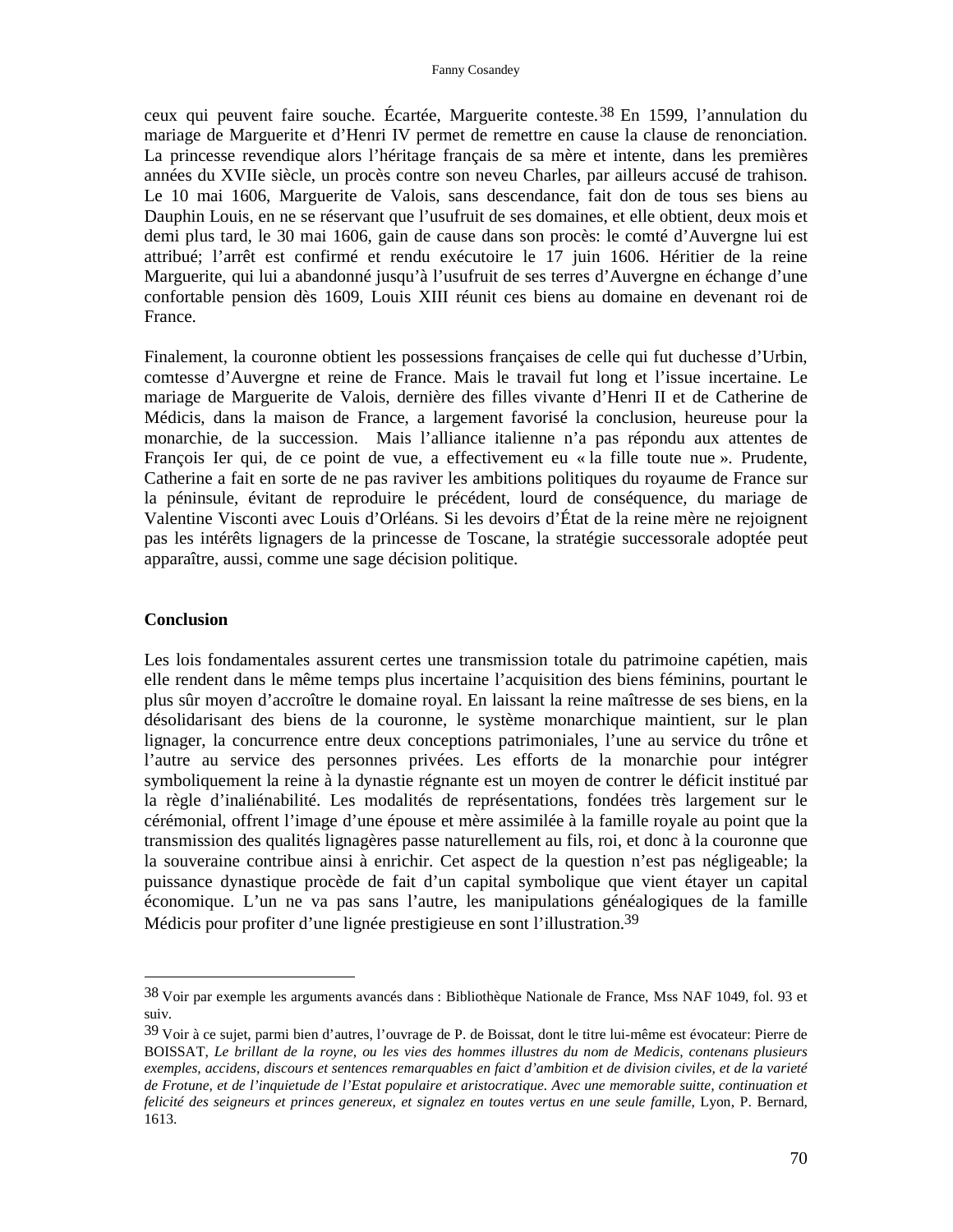ceux qui peuvent faire souche. Écartée, Marguerite conteste.[38] En 1599, l'annulation du mariage de Marguerite et d'Henri IV permet de remettre en cause la clause de renonciation. La princesse revendique alors l'héritage français de sa mère et intente, dans les premières années du XVIIe siècle, un procès contre son neveu Charles, par ailleurs accusé de trahison. Le 10 mai 1606, Marguerite de Valois, sans descendance, fait don de tous ses biens au Dauphin Louis, en ne se réservant que l'usufruit de ses domaines, et elle obtient, deux mois et demi plus tard, le 30 mai 1606, gain de cause dans son procès: le comté d'Auvergne lui est attribué; l'arrêt est confirmé et rendu exécutoire le 17 juin 1606. Héritier de la reine Marguerite, qui lui a abandonné jusqu'à l'usufruit de ses terres d'Auvergne en échange d'une confortable pension dès 1609, Louis XIII réunit ces biens au domaine en devenant roi de France.

Finalement, la couronne obtient les possessions françaises de celle qui fut duchesse d'Urbin, comtesse d'Auvergne et reine de France. Mais le travail fut long et l'issue incertaine. Le mariage de Marguerite de Valois, dernière des filles vivante d'Henri II et de Catherine de Médicis, dans la maison de France, a largement favorisé la conclusion, heureuse pour la monarchie, de la succession. Mais l'alliance italienne n'a pas répondu aux attentes de François Ier qui, de ce point de vue, a effectivement eu « la fille toute nue ». Prudente, Catherine a fait en sorte de ne pas raviver les ambitions politiques du royaume de France sur la péninsule, évitant de reproduire le précédent, lourd de conséquence, du mariage de Valentine Visconti avec Louis d'Orléans. Si les devoirs d'État de la reine mère ne rejoignent pas les intérêts lignagers de la princesse de Toscane, la stratégie successorale adoptée peut apparaître, aussi, comme une sage décision politique.

## Conclusion

Les lois fondamentales assurent certes une transmission totale du patrimoine capétien, mais elle rendent dans le même temps plus incertaine l'acquisition des biens féminins, pourtant le plus sûr moyen d'accroître le domaine royal. En laissant la reine maîtresse de ses biens, en la désolidarisant des biens de la couronne, le système monarchique maintient, sur le plan lignager, la concurrence entre deux conceptions patrimoniales, l'une au service du trône et l'autre au service des personnes privées. Les efforts de la monarchie pour intégrer symboliquement la reine à la dynastie régnante est un moyen de contrer le déficit institué par la règle d'inaliénabilité. Les modalités de représentations, fondées très largement sur le cérémonial, offrent l'image d'une épouse et mère assimilée à la famille royale au point que la transmission des qualités lignagères passe naturellement au fils, roi, et donc à la couronne que la souveraine contribue ainsi à enrichir. Cet aspect de la question n'est pas négligeable; la puissance dynastique procède de fait d'un capital symbolique que vient étayer un capital économique. L'un ne va pas sans l'autre, les manipulations généalogiques de la famille Médicis pour profiter d'une lignée prestigieuse en sont l'illustration.[39]

---

[38] Voir par exemple les arguments avancés dans : Bibliothèque Nationale de France, Mss NAF 1049, fol. 93 et suiv.

[39] Voir à ce sujet, parmi bien d'autres, l'ouvrage de P. de Boissat, dont le titre lui-même est évocateur: Pierre de BOISSAT, *Le brillant de la royne, ou les vies des hommes illustres du nom de Medicis, contenans plusieurs exemples, accidens, discours et sentences remarquables en faict d'ambition et de division civiles, et de la varieté de Frotune, et de l'inquietude de l'Estat populaire et aristocratique. Avec une memorable suitte, continuation et felicité des seigneurs et princes genereux, et signalez en toutes vertus en une seule famille*, Lyon, P. Bernard, 1613.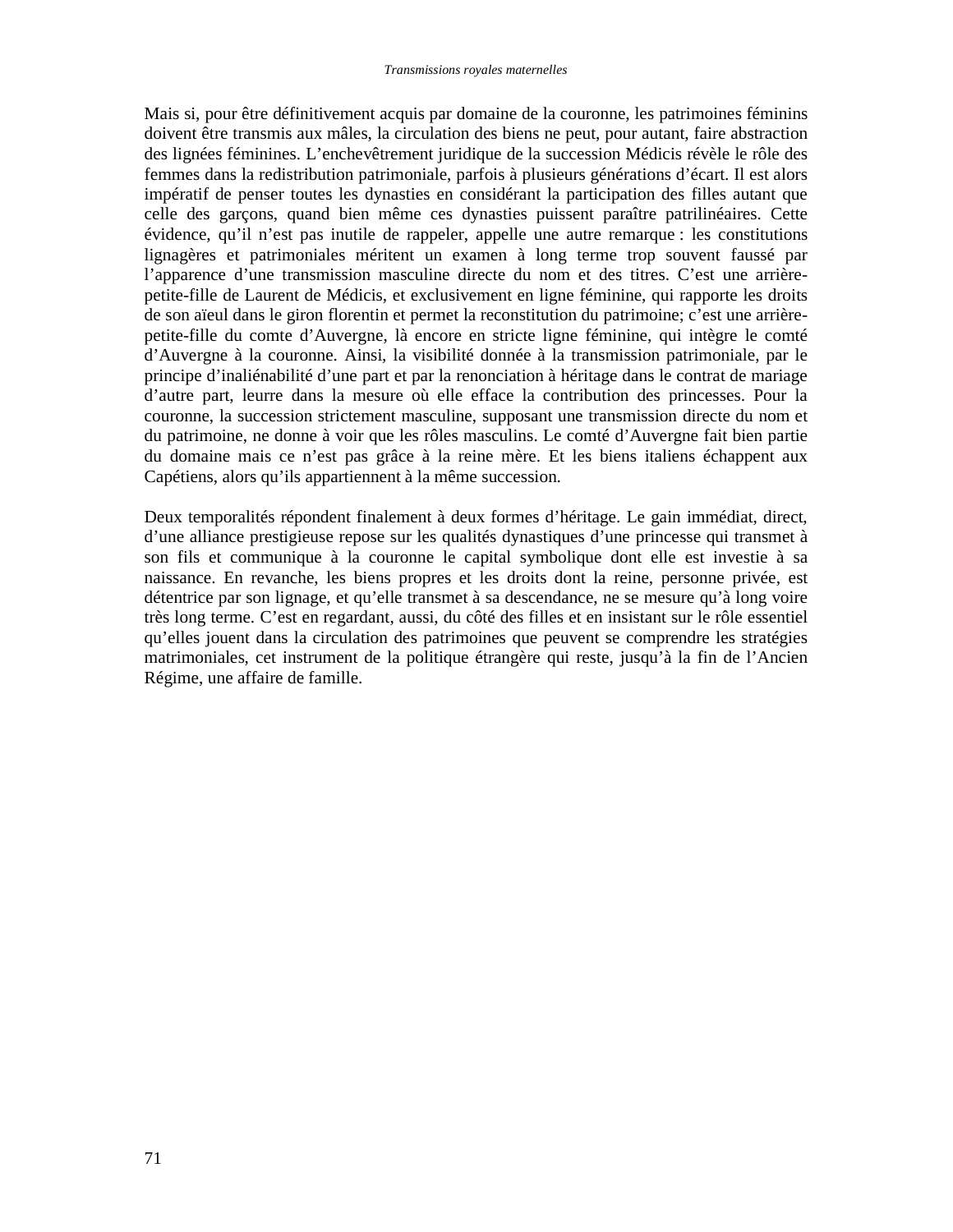Mais si, pour être définitivement acquis par domaine de la couronne, les patrimoines féminins doivent être transmis aux mâles, la circulation des biens ne peut, pour autant, faire abstraction des lignées féminines. L'enchevêtrement juridique de la succession Médicis révèle le rôle des femmes dans la redistribution patrimoniale, parfois à plusieurs générations d'écart. Il est alors impératif de penser toutes les dynasties en considérant la participation des filles autant que celle des garçons, quand bien même ces dynasties puissent paraître patrilinéaires. Cette évidence, qu'il n'est pas inutile de rappeler, appelle une autre remarque : les constitutions lignagères et patrimoniales méritent un examen à long terme trop souvent faussé par l'apparence d'une transmission masculine directe du nom et des titres. C'est une arrière-petite-fille de Laurent de Médicis, et exclusivement en ligne féminine, qui rapporte les droits de son aïeul dans le giron florentin et permet la reconstitution du patrimoine; c'est une arrière-petite-fille du comte d'Auvergne, là encore en stricte ligne féminine, qui intègre le comté d'Auvergne à la couronne. Ainsi, la visibilité donnée à la transmission patrimoniale, par le principe d'inaliénabilité d'une part et par la renonciation à héritage dans le contrat de mariage d'autre part, leurre dans la mesure où elle efface la contribution des princesses. Pour la couronne, la succession strictement masculine, supposant une transmission directe du nom et du patrimoine, ne donne à voir que les rôles masculins. Le comté d'Auvergne fait bien partie du domaine mais ce n'est pas grâce à la reine mère. Et les biens italiens échappent aux Capétiens, alors qu'ils appartiennent à la même succession.

Deux temporalités répondent finalement à deux formes d'héritage. Le gain immédiat, direct, d'une alliance prestigieuse repose sur les qualités dynastiques d'une princesse qui transmet à son fils et communique à la couronne le capital symbolique dont elle est investie à sa naissance. En revanche, les biens propres et les droits dont la reine, personne privée, est détentrice par son lignage, et qu'elle transmet à sa descendance, ne se mesure qu'à long voire très long terme. C'est en regardant, aussi, du côté des filles et en insistant sur le rôle essentiel qu'elles jouent dans la circulation des patrimoines que peuvent se comprendre les stratégies matrimoniales, cet instrument de la politique étrangère qui reste, jusqu'à la fin de l'Ancien Régime, une affaire de famille.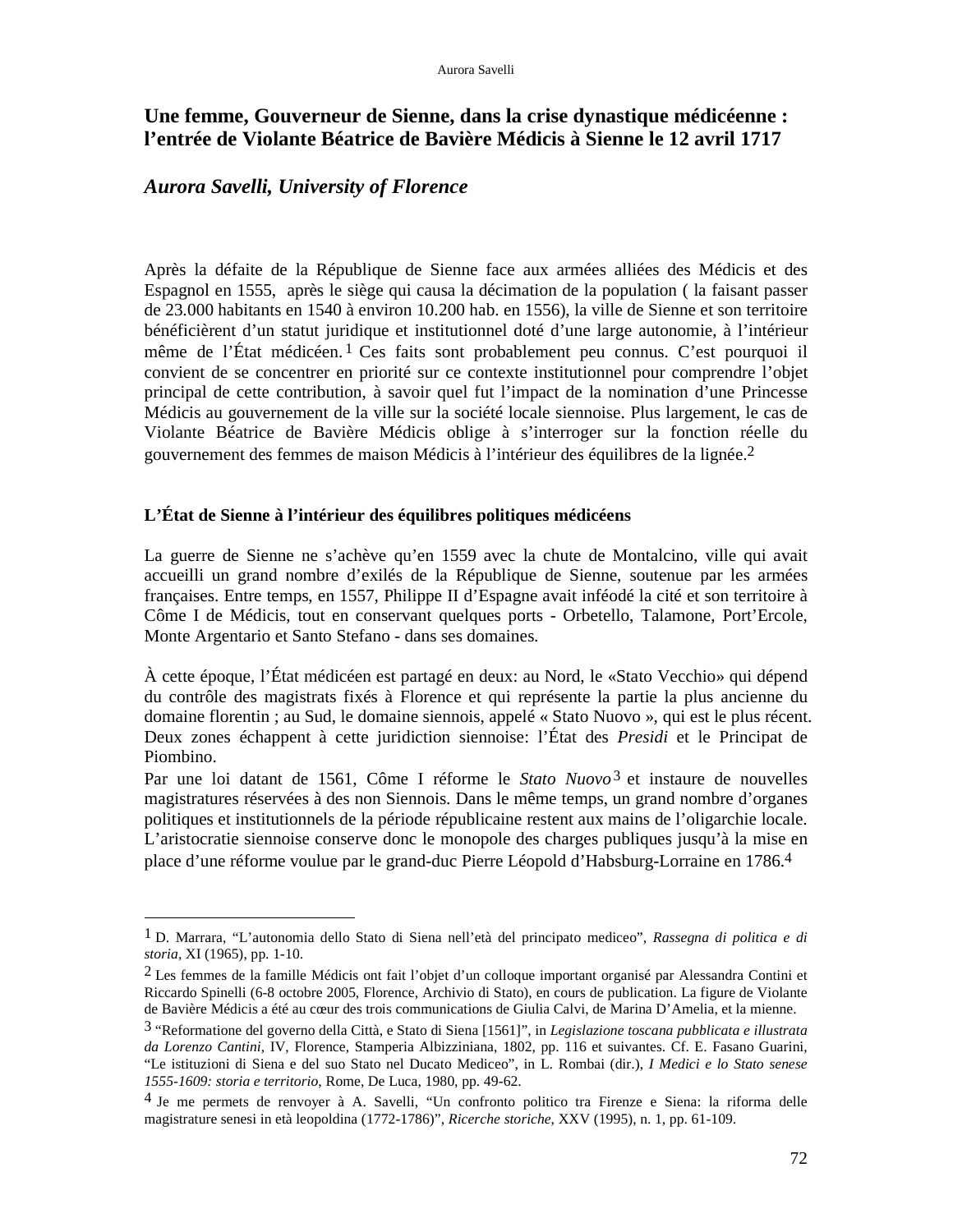# Une femme, Gouverneur de Sienne, dans la crise dynastique médicéenne : l'entrée de Violante Béatrice de Bavière Médicis à Sienne le 12 avril 1717

## *Aurora Savelli, University of Florence*

Après la défaite de la République de Sienne face aux armées alliées des Médicis et des Espagnol en 1555, après le siège qui causa la décimation de la population ( la faisant passer de 23.000 habitants en 1540 à environ 10.200 hab. en 1556), la ville de Sienne et son territoire bénéficièrent d'un statut juridique et institutionnel doté d'une large autonomie, à l'intérieur même de l'État médicéen.[1] Ces faits sont probablement peu connus. C'est pourquoi il convient de se concentrer en priorité sur ce contexte institutionnel pour comprendre l'objet principal de cette contribution, à savoir quel fut l'impact de la nomination d'une Princesse Médicis au gouvernement de la ville sur la société locale siennoise. Plus largement, le cas de Violante Béatrice de Bavière Médicis oblige à s'interroger sur la fonction réelle du gouvernement des femmes de maison Médicis à l'intérieur des équilibres de la lignée.[2]

### L'État de Sienne à l'intérieur des équilibres politiques médicéens

La guerre de Sienne ne s'achève qu'en 1559 avec la chute de Montalcino, ville qui avait accueilli un grand nombre d'exilés de la République de Sienne, soutenue par les armées françaises. Entre temps, en 1557, Philippe II d'Espagne avait inféodé la cité et son territoire à Côme I de Médicis, tout en conservant quelques ports - Orbetello, Talamone, Port'Ercole, Monte Argentario et Santo Stefano - dans ses domaines.

À cette époque, l'État médicéen est partagé en deux: au Nord, le «Stato Vecchio» qui dépend du contrôle des magistrats fixés à Florence et qui représente la partie la plus ancienne du domaine florentin ; au Sud, le domaine siennois, appelé « Stato Nuovo », qui est le plus récent. Deux zones échappent à cette juridiction siennoise: l'État des *Presidi* et le Principat de Piombino.

Par une loi datant de 1561, Côme I réforme le *Stato Nuovo*[3] et instaure de nouvelles magistratures réservées à des non Siennois. Dans le même temps, un grand nombre d'organes politiques et institutionnels de la période républicaine restent aux mains de l'oligarchie locale. L'aristocratie siennoise conserve donc le monopole des charges publiques jusqu'à la mise en place d'une réforme voulue par le grand-duc Pierre Léopold d'Habsburg-Lorraine en 1786.[4]

---

[1] D. Marrara, "L'autonomia dello Stato di Siena nell'età del principato mediceo", *Rassegna di politica e di storia*, XI (1965), pp. 1-10.

[2] Les femmes de la famille Médicis ont fait l'objet d'un colloque important organisé par Alessandra Contini et Riccardo Spinelli (6-8 octobre 2005, Florence, Archivio di Stato), en cours de publication. La figure de Violante de Bavière Médicis a été au cœur des trois communications de Giulia Calvi, de Marina D'Amelia, et la mienne.

[3] "Reformatione del governo della Città, e Stato di Siena [1561]", in *Legislazione toscana pubblicata e illustrata da Lorenzo Cantini*, IV, Florence, Stamperia Albizziniana, 1802, pp. 116 et suivantes. Cf. E. Fasano Guarini, "Le istituzioni di Siena e del suo Stato nel Ducato Mediceo", in L. Rombai (dir.), *I Medici e lo Stato senese 1555-1609: storia e territorio*, Rome, De Luca, 1980, pp. 49-62.

[4] Je me permets de renvoyer à A. Savelli, "Un confronto politico tra Firenze e Siena: la riforma delle magistrature senesi in età leopoldina (1772-1786)", *Ricerche storiche*, XXV (1995), n. 1, pp. 61-109.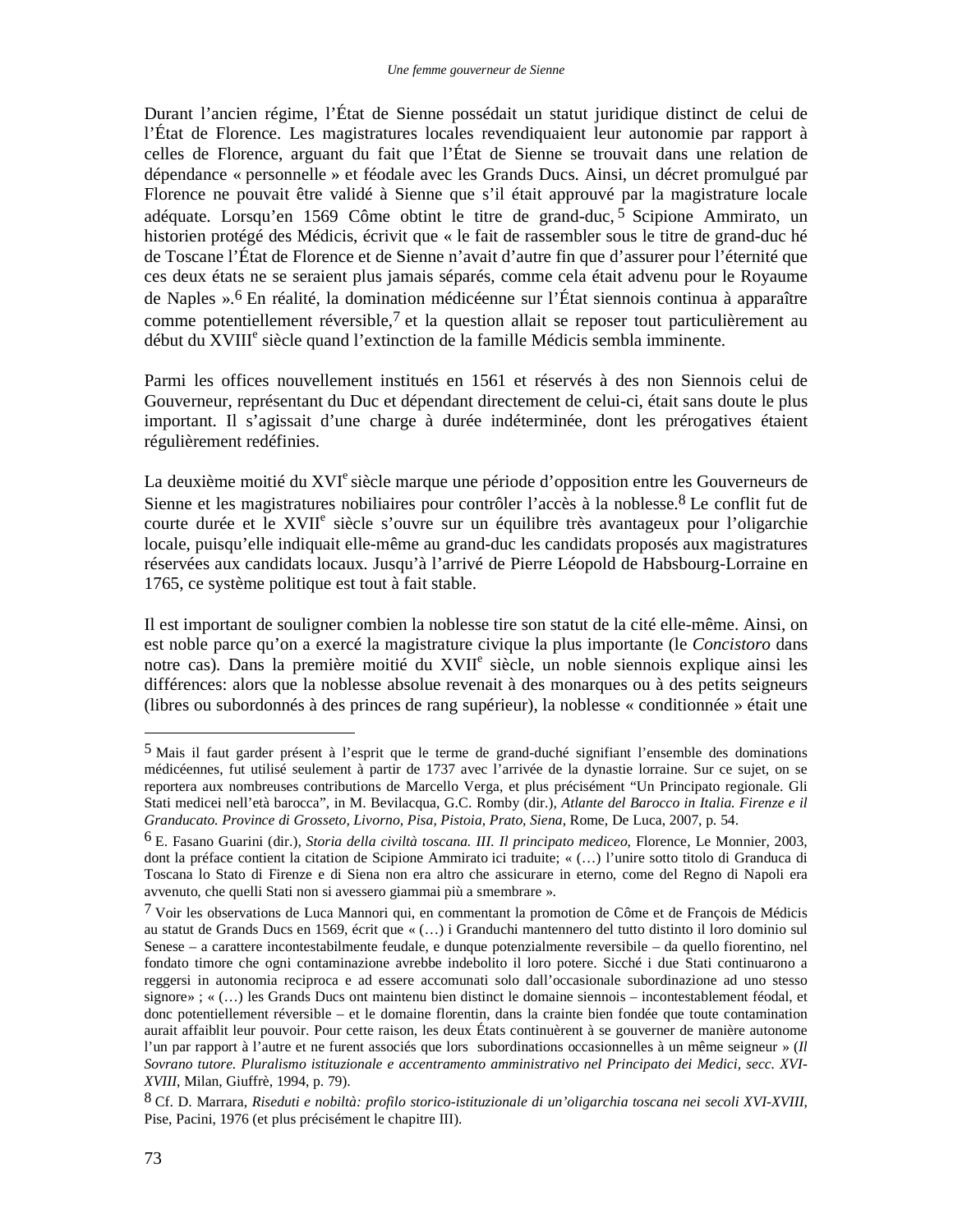Durant l'ancien régime, l'État de Sienne possédait un statut juridique distinct de celui de l'État de Florence. Les magistratures locales revendiquaient leur autonomie par rapport à celles de Florence, arguant du fait que l'État de Sienne se trouvait dans une relation de dépendance « personnelle » et féodale avec les Grands Ducs. Ainsi, un décret promulgué par Florence ne pouvait être validé à Sienne que s'il était approuvé par la magistrature locale adéquate. Lorsqu'en 1569 Côme obtint le titre de grand-duc,[5] Scipione Ammirato, un historien protégé des Médicis, écrivit que « le fait de rassembler sous le titre de grand-duc hé de Toscane l'État de Florence et de Sienne n'avait d'autre fin que d'assurer pour l'éternité que ces deux états ne se seraient plus jamais séparés, comme cela était advenu pour le Royaume de Naples ».[6] En réalité, la domination médicéenne sur l'État siennois continua à apparaître comme potentiellement réversible,[7] et la question allait se reposer tout particulièrement au début du XVIII[e] siècle quand l'extinction de la famille Médicis sembla imminente.

Parmi les offices nouvellement institués en 1561 et réservés à des non Siennois celui de Gouverneur, représentant du Duc et dépendant directement de celui-ci, était sans doute le plus important. Il s'agissait d'une charge à durée indéterminée, dont les prérogatives étaient régulièrement redéfinies.

La deuxième moitié du XVI[e] siècle marque une période d'opposition entre les Gouverneurs de Sienne et les magistratures nobiliaires pour contrôler l'accès à la noblesse.[8] Le conflit fut de courte durée et le XVII[e] siècle s'ouvre sur un équilibre très avantageux pour l'oligarchie locale, puisqu'elle indiquait elle-même au grand-duc les candidats proposés aux magistratures réservées aux candidats locaux. Jusqu'à l'arrivé de Pierre Léopold de Habsbourg-Lorraine en 1765, ce système politique est tout à fait stable.

Il est important de souligner combien la noblesse tire son statut de la cité elle-même. Ainsi, on est noble parce qu'on a exercé la magistrature civique la plus importante (le *Concistoro* dans notre cas). Dans la première moitié du XVII[e] siècle, un noble siennois explique ainsi les différences: alors que la noblesse absolue revenait à des monarques ou à des petits seigneurs (libres ou subordonnés à des princes de rang supérieur), la noblesse « conditionnée » était une

---

[5] Mais il faut garder présent à l'esprit que le terme de grand-duché signifiant l'ensemble des dominations médicéennes, fut utilisé seulement à partir de 1737 avec l'arrivée de la dynastie lorraine. Sur ce sujet, on se reportera aux nombreuses contributions de Marcello Verga, et plus précisément "Un Principato regionale. Gli Stati medicei nell'età barocca", in M. Bevilacqua, G.C. Romby (dir.), *Atlante del Barocco in Italia. Firenze e il Granducato. Province di Grosseto, Livorno, Pisa, Pistoia, Prato, Siena*, Rome, De Luca, 2007, p. 54.

[6] E. Fasano Guarini (dir.), *Storia della civiltà toscana. III. Il principato mediceo*, Florence, Le Monnier, 2003, dont la préface contient la citation de Scipione Ammirato ici traduite; « (…) l'unire sotto titolo di Granduca di Toscana lo Stato di Firenze e di Siena non era altro che assicurare in eterno, come del Regno di Napoli era avvenuto, che quelli Stati non si avessero giammai più a smembrare ».

[7] Voir les observations de Luca Mannori qui, en commentant la promotion de Côme et de François de Médicis au statut de Grands Ducs en 1569, écrit que « (…) i Granduchi mantennero del tutto distinto il loro dominio sul Senese – a carattere incontestabilmente feudale, e dunque potenzialmente reversibile – da quello fiorentino, nel fondato timore che ogni contaminazione avrebbe indebolito il loro potere. Sicché i due Stati continuarono a reggersi in autonomia reciproca e ad essere accomunati solo dall'occasionale subordinazione ad uno stesso signore» ; « (…) les Grands Ducs ont maintenu bien distinct le domaine siennois – incontestablement féodal, et donc potentiellement réversible – et le domaine florentin, dans la crainte bien fondée que toute contamination aurait affaiblit leur pouvoir. Pour cette raison, les deux États continuèrent à se gouverner de manière autonome l'un par rapport à l'autre et ne furent associés que lors subordinations occasionnelles à un même seigneur » (*Il Sovrano tutore. Pluralismo istituzionale e accentramento amministrativo nel Principato dei Medici, secc. XVI-XVIII*, Milan, Giuffrè, 1994, p. 79).

[8] Cf. D. Marrara, *Riseduti e nobiltà: profilo storico-istituzionale di un'oligarchia toscana nei secoli XVI-XVIII*, Pise, Pacini, 1976 (et plus précisément le chapitre III).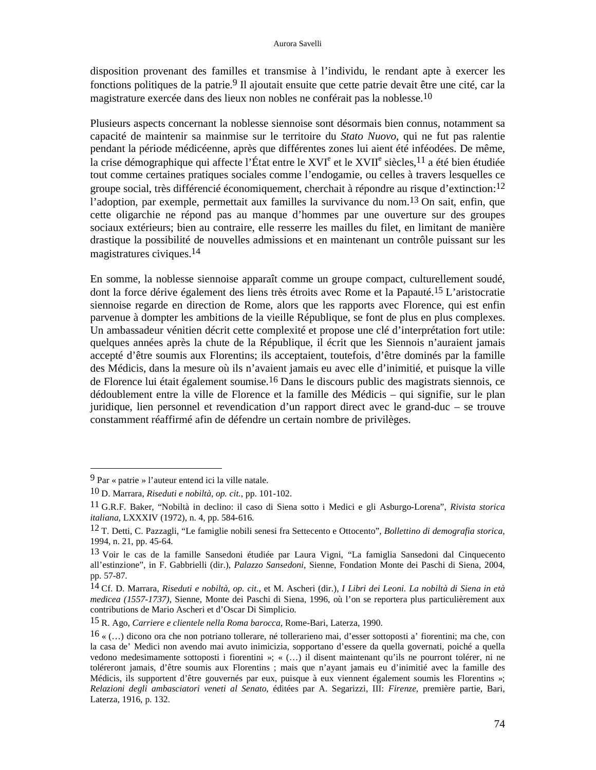disposition provenant des familles et transmise à l'individu, le rendant apte à exercer les fonctions politiques de la patrie.[9] Il ajoutait ensuite que cette patrie devait être une cité, car la magistrature exercée dans des lieux non nobles ne conférait pas la noblesse.[10]

Plusieurs aspects concernant la noblesse siennoise sont désormais bien connus, notamment sa capacité de maintenir sa mainmise sur le territoire du *Stato Nuovo*, qui ne fut pas ralentie pendant la période médicéenne, après que différentes zones lui aient été inféodées. De même, la crise démographique qui affecte l'État entre le XVI[e] et le XVII[e] siècles,[11] a été bien étudiée tout comme certaines pratiques sociales comme l'endogamie, ou celles à travers lesquelles ce groupe social, très différencié économiquement, cherchait à répondre au risque d'extinction:[12] l'adoption, par exemple, permettait aux familles la survivance du nom.[13] On sait, enfin, que cette oligarchie ne répond pas au manque d'hommes par une ouverture sur des groupes sociaux extérieurs; bien au contraire, elle resserre les mailles du filet, en limitant de manière drastique la possibilité de nouvelles admissions et en maintenant un contrôle puissant sur les magistratures civiques.[14]

En somme, la noblesse siennoise apparaît comme un groupe compact, culturellement soudé, dont la force dérive également des liens très étroits avec Rome et la Papauté.[15] L'aristocratie siennoise regarde en direction de Rome, alors que les rapports avec Florence, qui est enfin parvenue à dompter les ambitions de la vieille République, se font de plus en plus complexes. Un ambassadeur vénitien décrit cette complexité et propose une clé d'interprétation fort utile: quelques années après la chute de la République, il écrit que les Siennois n'auraient jamais accepté d'être soumis aux Florentins; ils acceptaient, toutefois, d'être dominés par la famille des Médicis, dans la mesure où ils n'avaient jamais eu avec elle d'inimitié, et puisque la ville de Florence lui était également soumise.[16] Dans le discours public des magistrats siennois, ce dédoublement entre la ville de Florence et la famille des Médicis – qui signifie, sur le plan juridique, lien personnel et revendication d'un rapport direct avec le grand-duc – se trouve constamment réaffirmé afin de défendre un certain nombre de privilèges.

---

[9] Par « patrie » l'auteur entend ici la ville natale.

[10] D. Marrara, *Riseduti e nobiltà*, *op. cit.*, pp. 101-102.

[11] G.R.F. Baker, "Nobiltà in declino: il caso di Siena sotto i Medici e gli Asburgo-Lorena", *Rivista storica italiana*, LXXXIV (1972), n. 4, pp. 584-616.

[12] T. Detti, C. Pazzagli, "Le famiglie nobili senesi fra Settecento e Ottocento", *Bollettino di demografia storica*, 1994, n. 21, pp. 45-64.

[13] Voir le cas de la famille Sansedoni étudiée par Laura Vigni, "La famiglia Sansedoni dal Cinquecento all'estinzione", in F. Gabbrielli (dir.), *Palazzo Sansedoni*, Sienne, Fondation Monte dei Paschi di Siena, 2004, pp. 57-87.

[14] Cf. D. Marrara, *Riseduti e nobiltà*, *op. cit.*, et M. Ascheri (dir.), *I Libri dei Leoni. La nobiltà di Siena in età medicea (1557-1737)*, Sienne, Monte dei Paschi di Siena, 1996, où l'on se reportera plus particulièrement aux contributions de Mario Ascheri et d'Oscar Di Simplicio.

[15] R. Ago, *Carriere e clientele nella Roma barocca*, Rome-Bari, Laterza, 1990.

[16] « (…) dicono ora che non potriano tollerare, né tollerarieno mai, d'esser sottoposti a' fiorentini; ma che, con la casa de' Medici non avendo mai avuto inimicizia, sopportano d'essere da quella governati, poiché a quella vedono medesimamente sottoposti i fiorentini »; « (…) il disent maintenant qu'ils ne pourront tolérer, ni ne toléreront jamais, d'être soumis aux Florentins ; mais que n'ayant jamais eu d'inimitié avec la famille des Médicis, ils supportent d'être gouvernés par eux, puisque à eux viennent également soumis les Florentins »; *Relazioni degli ambasciatori veneti al Senato*, éditées par A. Segarizzi, III: *Firenze*, première partie, Bari, Laterza, 1916, p. 132.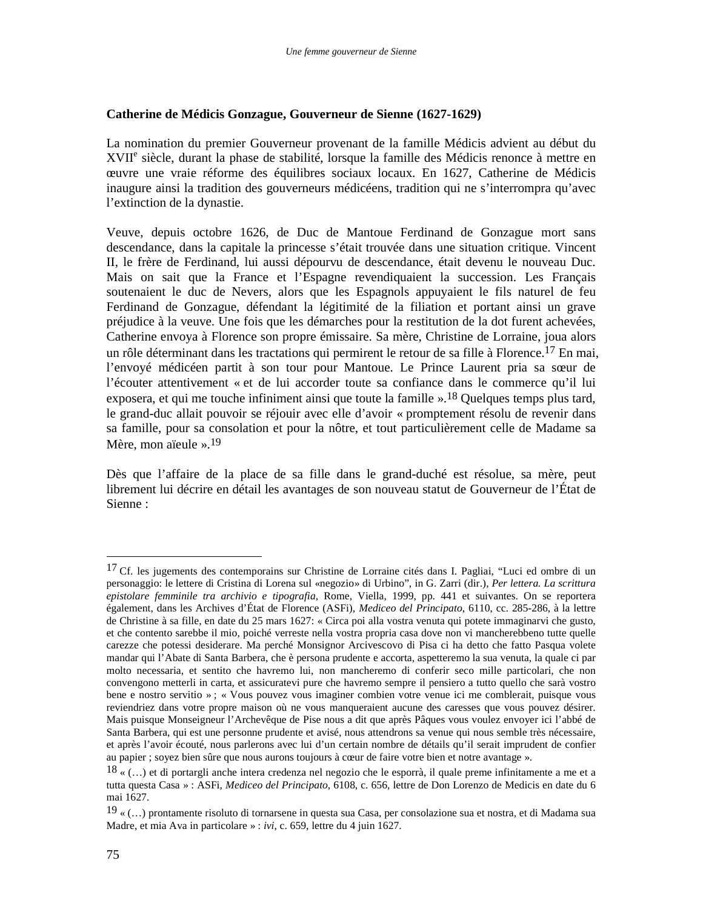**Catherine de Médicis Gonzague, Gouverneur de Sienne (1627-1629)**

La nomination du premier Gouverneur provenant de la famille Médicis advient au début du XVII$^{e}$ siècle, durant la phase de stabilité, lorsque la famille des Médicis renonce à mettre en œuvre une vraie réforme des équilibres sociaux locaux. En 1627, Catherine de Médicis inaugure ainsi la tradition des gouverneurs médicéens, tradition qui ne s'interrompra qu'avec l'extinction de la dynastie.

Veuve, depuis octobre 1626, de Duc de Mantoue Ferdinand de Gonzague mort sans descendance, dans la capitale la princesse s'était trouvée dans une situation critique. Vincent II, le frère de Ferdinand, lui aussi dépourvu de descendance, était devenu le nouveau Duc. Mais on sait que la France et l'Espagne revendiquaient la succession. Les Français soutenaient le duc de Nevers, alors que les Espagnols appuyaient le fils naturel de feu Ferdinand de Gonzague, défendant la légitimité de la filiation et portant ainsi un grave préjudice à la veuve. Une fois que les démarches pour la restitution de la dot furent achevées, Catherine envoya à Florence son propre émissaire. Sa mère, Christine de Lorraine, joua alors un rôle déterminant dans les tractations qui permirent le retour de sa fille à Florence.[17] En mai, l'envoyé médicéen partit à son tour pour Mantoue. Le Prince Laurent pria sa sœur de l'écouter attentivement « et de lui accorder toute sa confiance dans le commerce qu'il lui exposera, et qui me touche infiniment ainsi que toute la famille ».[18] Quelques temps plus tard, le grand-duc allait pouvoir se réjouir avec elle d'avoir « promptement résolu de revenir dans sa famille, pour sa consolation et pour la nôtre, et tout particulièrement celle de Madame sa Mère, mon aïeule ».[19]

Dès que l'affaire de la place de sa fille dans le grand-duché est résolue, sa mère, peut librement lui décrire en détail les avantages de son nouveau statut de Gouverneur de l'État de Sienne :

---

[17] Cf. les jugements des contemporains sur Christine de Lorraine cités dans I. Pagliai, "Luci ed ombre di un personaggio: le lettere di Cristina di Lorena sul «negozio» di Urbino", in G. Zarri (dir.), *Per lettera. La scrittura epistolare femminile tra archivio e tipografia*, Rome, Viella, 1999, pp. 441 et suivantes. On se reportera également, dans les Archives d'État de Florence (ASFi), *Mediceo del Principato*, 6110, cc. 285-286, à la lettre de Christine à sa fille, en date du 25 mars 1627: « Circa poi alla vostra venuta qui potete immaginarvi che gusto, et che contento sarebbe il mio, poiché verreste nella vostra propria casa dove non vi mancherebbeno tutte quelle carezze che potessi desiderare. Ma perché Monsignor Arcivescovo di Pisa ci ha detto che fatto Pasqua volete mandar qui l'Abate di Santa Barbera, che è persona prudente e accorta, aspetteremo la sua venuta, la quale ci par molto necessaria, et sentito che havremo lui, non mancheremo di conferir seco mille particolari, che non convengono metterli in carta, et assicuratevi pure che havremo sempre il pensiero a tutto quello che sarà vostro bene e nostro servitio » ; « Vous pouvez vous imaginer combien votre venue ici me comblerait, puisque vous reviendriez dans votre propre maison où ne vous manqueraient aucune des caresses que vous pouvez désirer. Mais puisque Monseigneur l'Archevêque de Pise nous a dit que après Pâques vous voulez envoyer ici l'abbé de Santa Barbera, qui est une personne prudente et avisé, nous attendrons sa venue qui nous semble très nécessaire, et après l'avoir écouté, nous parlerons avec lui d'un certain nombre de détails qu'il serait imprudent de confier au papier ; soyez bien sûre que nous aurons toujours à cœur de faire votre bien et notre avantage ».

[18] « (…) et di portargli anche intera credenza nel negozio che le esporrà, il quale preme infinitamente a me et a tutta questa Casa » : ASFi, *Mediceo del Principato*, 6108, c. 656, lettre de Don Lorenzo de Medicis en date du 6 mai 1627.

[19] « (…) prontamente risoluto di tornarsene in questa sua Casa, per consolazione sua et nostra, et di Madama sua Madre, et mia Ava in particolare » : *ivi*, c. 659, lettre du 4 juin 1627.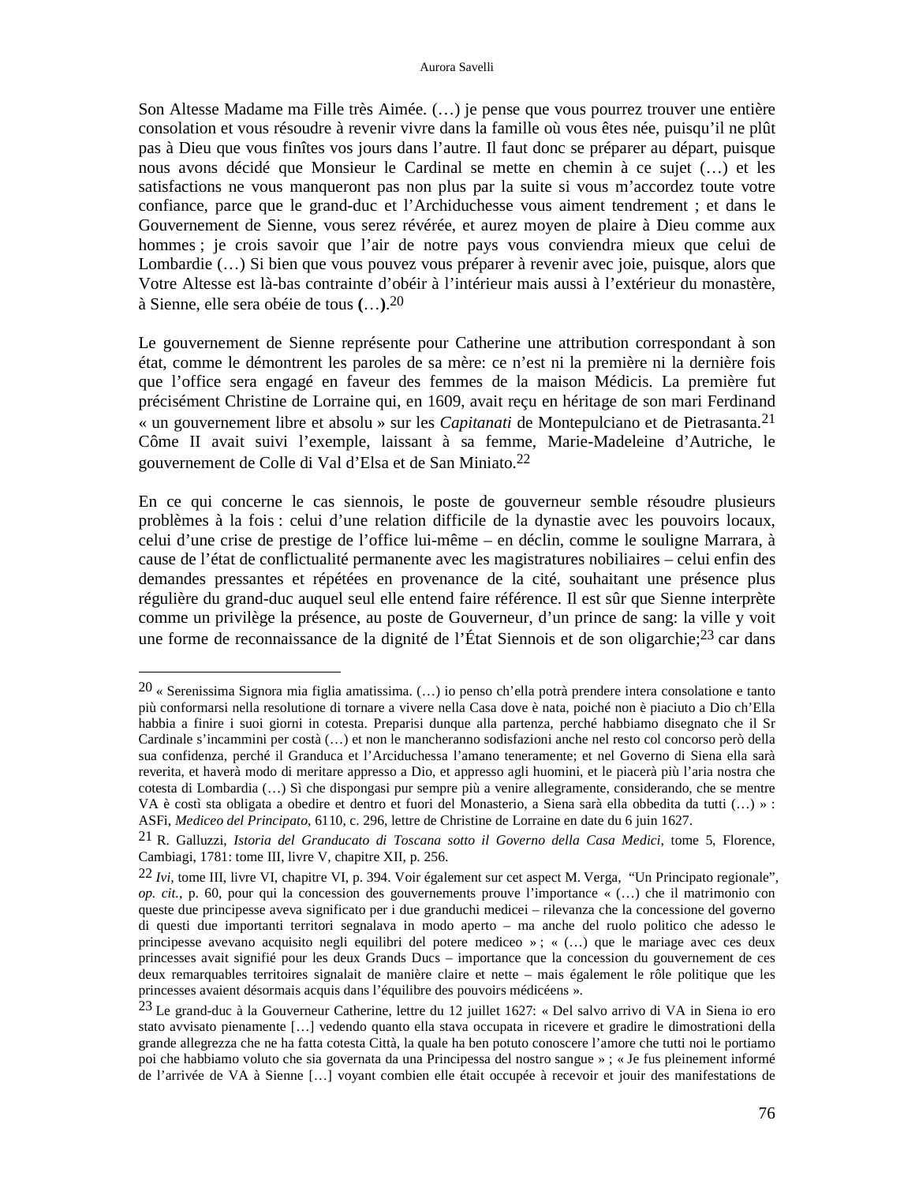Son Altesse Madame ma Fille très Aimée. (…) je pense que vous pourrez trouver une entière consolation et vous résoudre à revenir vivre dans la famille où vous êtes née, puisqu'il ne plût pas à Dieu que vous finîtes vos jours dans l'autre. Il faut donc se préparer au départ, puisque nous avons décidé que Monsieur le Cardinal se mette en chemin à ce sujet (…) et les satisfactions ne vous manqueront pas non plus par la suite si vous m'accordez toute votre confiance, parce que le grand-duc et l'Archiduchesse vous aiment tendrement ; et dans le Gouvernement de Sienne, vous serez révérée, et aurez moyen de plaire à Dieu comme aux hommes ; je crois savoir que l'air de notre pays vous conviendra mieux que celui de Lombardie (…) Si bien que vous pouvez vous préparer à revenir avec joie, puisque, alors que Votre Altesse est là-bas contrainte d'obéir à l'intérieur mais aussi à l'extérieur du monastère, à Sienne, elle sera obéie de tous **(**…**)**.[20]

Le gouvernement de Sienne représente pour Catherine une attribution correspondant à son état, comme le démontrent les paroles de sa mère: ce n'est ni la première ni la dernière fois que l'office sera engagé en faveur des femmes de la maison Médicis. La première fut précisément Christine de Lorraine qui, en 1609, avait reçu en héritage de son mari Ferdinand « un gouvernement libre et absolu » sur les *Capitanati* de Montepulciano et de Pietrasanta.[21] Côme II avait suivi l'exemple, laissant à sa femme, Marie-Madeleine d'Autriche, le gouvernement de Colle di Val d'Elsa et de San Miniato.[22]

En ce qui concerne le cas siennois, le poste de gouverneur semble résoudre plusieurs problèmes à la fois : celui d'une relation difficile de la dynastie avec les pouvoirs locaux, celui d'une crise de prestige de l'office lui-même – en déclin, comme le souligne Marrara, à cause de l'état de conflictualité permanente avec les magistratures nobiliaires – celui enfin des demandes pressantes et répétées en provenance de la cité, souhaitant une présence plus régulière du grand-duc auquel seul elle entend faire référence. Il est sûr que Sienne interprète comme un privilège la présence, au poste de Gouverneur, d'un prince de sang: la ville y voit une forme de reconnaissance de la dignité de l'État Siennois et de son oligarchie;[23] car dans

---

[20] « Serenissima Signora mia figlia amatissima. (…) io penso ch'ella potrà prendere intera consolatione e tanto più conformarsi nella resolutione di tornare a vivere nella Casa dove è nata, poiché non è piaciuto a Dio ch'Ella habbia a finire i suoi giorni in cotesta. Preparisi dunque alla partenza, perché habbiamo disegnato che il Sr Cardinale s'incammini per costà (…) et non le mancheranno sodisfazioni anche nel resto col concorso però della sua confidenza, perché il Granduca et l'Arciduchessa l'amano teneramente; et nel Governo di Siena ella sarà reverita, et haverà modo di meritare appresso a Dio, et appresso agli huomini, et le piacerà più l'aria nostra che cotesta di Lombardia (…) Sì che dispongasi pur sempre più a venire allegramente, considerando, che se mentre VA è costì sta obligata a obedire et dentro et fuori del Monasterio, a Siena sarà ella obbedita da tutti (…) » : ASFi, *Mediceo del Principato*, 6110, c. 296, lettre de Christine de Lorraine en date du 6 juin 1627.

[21] R. Galluzzi, *Istoria del Granducato di Toscana sotto il Governo della Casa Medici*, tome 5, Florence, Cambiagi, 1781: tome III, livre V, chapitre XII, p. 256.

[22] *Ivi*, tome III, livre VI, chapitre VI, p. 394. Voir également sur cet aspect M. Verga, "Un Principato regionale", *op. cit.*, p. 60, pour qui la concession des gouvernements prouve l'importance « (…) che il matrimonio con queste due principesse aveva significato per i due granduchi medicei – rilevanza che la concessione del governo di questi due importanti territori segnalava in modo aperto – ma anche del ruolo politico che adesso le principesse avevano acquisito negli equilibri del potere mediceo » ; « (…) que le mariage avec ces deux princesses avait signifié pour les deux Grands Ducs – importance que la concession du gouvernement de ces deux remarquables territoires signalait de manière claire et nette – mais également le rôle politique que les princesses avaient désormais acquis dans l'équilibre des pouvoirs médicéens ».

[23] Le grand-duc à la Gouverneur Catherine, lettre du 12 juillet 1627: « Del salvo arrivo di VA in Siena io ero stato avvisato pienamente […] vedendo quanto ella stava occupata in ricevere et gradire le dimostrationi della grande allegrezza che ne ha fatta cotesta Città, la quale ha ben potuto conoscere l'amore che tutti noi le portiamo poi che habbiamo voluto che sia governata da una Principessa del nostro sangue » ; « Je fus pleinement informé de l'arrivée de VA à Sienne […] voyant combien elle était occupée à recevoir et jouir des manifestations de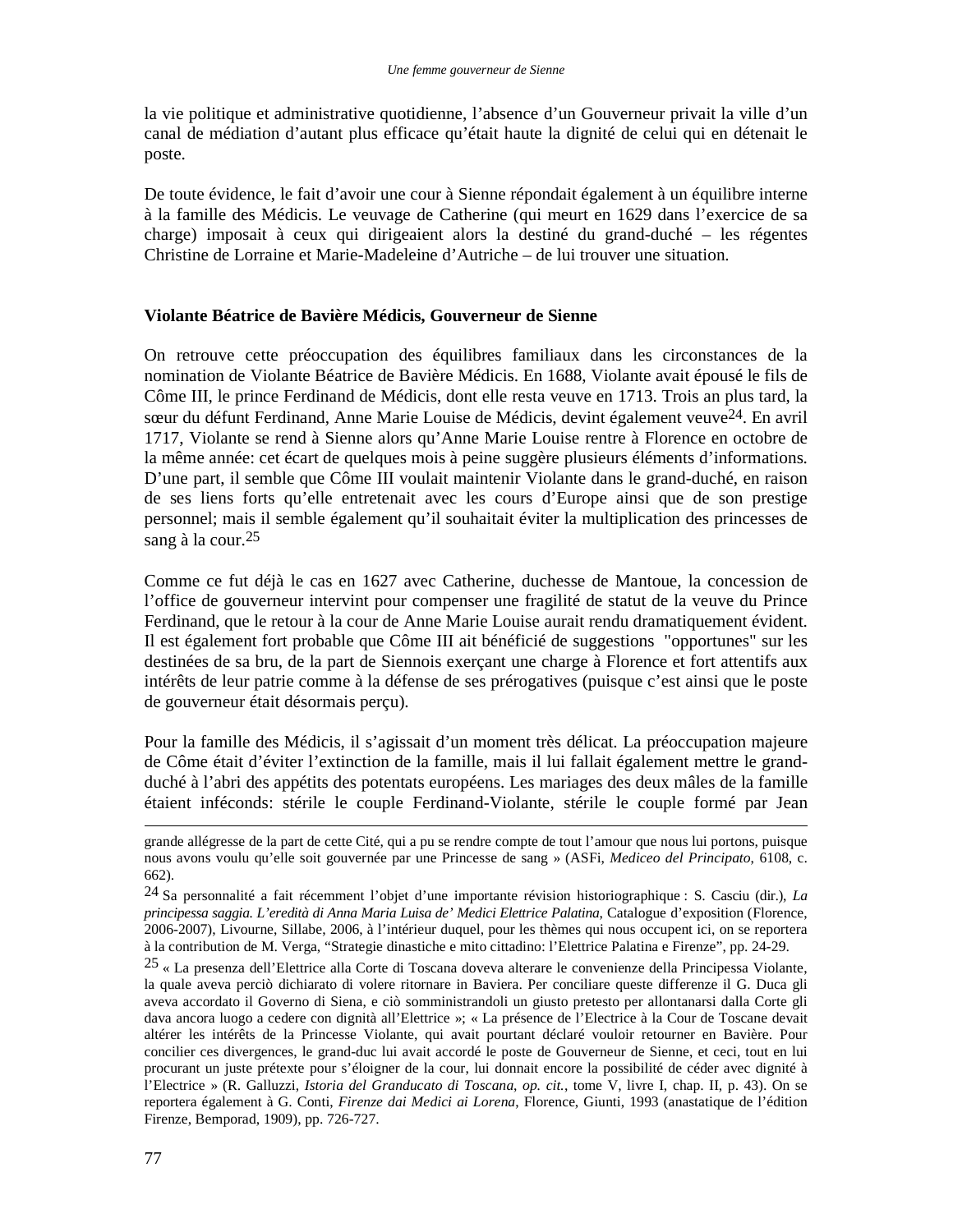la vie politique et administrative quotidienne, l'absence d'un Gouverneur privait la ville d'un canal de médiation d'autant plus efficace qu'était haute la dignité de celui qui en détenait le poste.

De toute évidence, le fait d'avoir une cour à Sienne répondait également à un équilibre interne à la famille des Médicis. Le veuvage de Catherine (qui meurt en 1629 dans l'exercice de sa charge) imposait à ceux qui dirigeaient alors la destiné du grand-duché – les régentes Christine de Lorraine et Marie-Madeleine d'Autriche – de lui trouver une situation.

**Violante Béatrice de Bavière Médicis, Gouverneur de Sienne**

On retrouve cette préoccupation des équilibres familiaux dans les circonstances de la nomination de Violante Béatrice de Bavière Médicis. En 1688, Violante avait épousé le fils de Côme III, le prince Ferdinand de Médicis, dont elle resta veuve en 1713. Trois an plus tard, la sœur du défunt Ferdinand, Anne Marie Louise de Médicis, devint également veuve[24]. En avril 1717, Violante se rend à Sienne alors qu'Anne Marie Louise rentre à Florence en octobre de la même année: cet écart de quelques mois à peine suggère plusieurs éléments d'informations. D'une part, il semble que Côme III voulait maintenir Violante dans le grand-duché, en raison de ses liens forts qu'elle entretenait avec les cours d'Europe ainsi que de son prestige personnel; mais il semble également qu'il souhaitait éviter la multiplication des princesses de sang à la cour.[25]

Comme ce fut déjà le cas en 1627 avec Catherine, duchesse de Mantoue, la concession de l'office de gouverneur intervint pour compenser une fragilité de statut de la veuve du Prince Ferdinand, que le retour à la cour de Anne Marie Louise aurait rendu dramatiquement évident. Il est également fort probable que Côme III ait bénéficié de suggestions "opportunes" sur les destinées de sa bru, de la part de Siennois exerçant une charge à Florence et fort attentifs aux intérêts de leur patrie comme à la défense de ses prérogatives (puisque c'est ainsi que le poste de gouverneur était désormais perçu).

Pour la famille des Médicis, il s'agissait d'un moment très délicat. La préoccupation majeure de Côme était d'éviter l'extinction de la famille, mais il lui fallait également mettre le grand-duché à l'abri des appétits des potentats européens. Les mariages des deux mâles de la famille étaient inféconds: stérile le couple Ferdinand-Violante, stérile le couple formé par Jean

---

grande allégresse de la part de cette Cité, qui a pu se rendre compte de tout l'amour que nous lui portons, puisque nous avons voulu qu'elle soit gouvernée par une Princesse de sang » (ASFi, *Mediceo del Principato*, 6108, c. 662).

[24] Sa personnalité a fait récemment l'objet d'une importante révision historiographique : S. Casciu (dir.), *La principessa saggia. L'eredità di Anna Maria Luisa de' Medici Elettrice Palatina*, Catalogue d'exposition (Florence, 2006-2007), Livourne, Sillabe, 2006, à l'intérieur duquel, pour les thèmes qui nous occupent ici, on se reportera à la contribution de M. Verga, "Strategie dinastiche e mito cittadino: l'Elettrice Palatina e Firenze", pp. 24-29.

[25] « La presenza dell'Elettrice alla Corte di Toscana doveva alterare le convenienze della Principessa Violante, la quale aveva perciò dichiarato di volere ritornare in Baviera. Per conciliare queste differenze il G. Duca gli aveva accordato il Governo di Siena, e ciò somministrandoli un giusto pretesto per allontanarsi dalla Corte gli dava ancora luogo a cedere con dignità all'Elettrice »; « La présence de l'Electrice à la Cour de Toscane devait altérer les intérêts de la Princesse Violante, qui avait pourtant déclaré vouloir retourner en Bavière. Pour concilier ces divergences, le grand-duc lui avait accordé le poste de Gouverneur de Sienne, et ceci, tout en lui procurant un juste prétexte pour s'éloigner de la cour, lui donnait encore la possibilité de céder avec dignité à l'Electrice » (R. Galluzzi, *Istoria del Granducato di Toscana*, *op. cit.*, tome V, livre I, chap. II, p. 43). On se reportera également à G. Conti, *Firenze dai Medici ai Lorena*, Florence, Giunti, 1993 (anastatique de l'édition Firenze, Bemporad, 1909), pp. 726-727.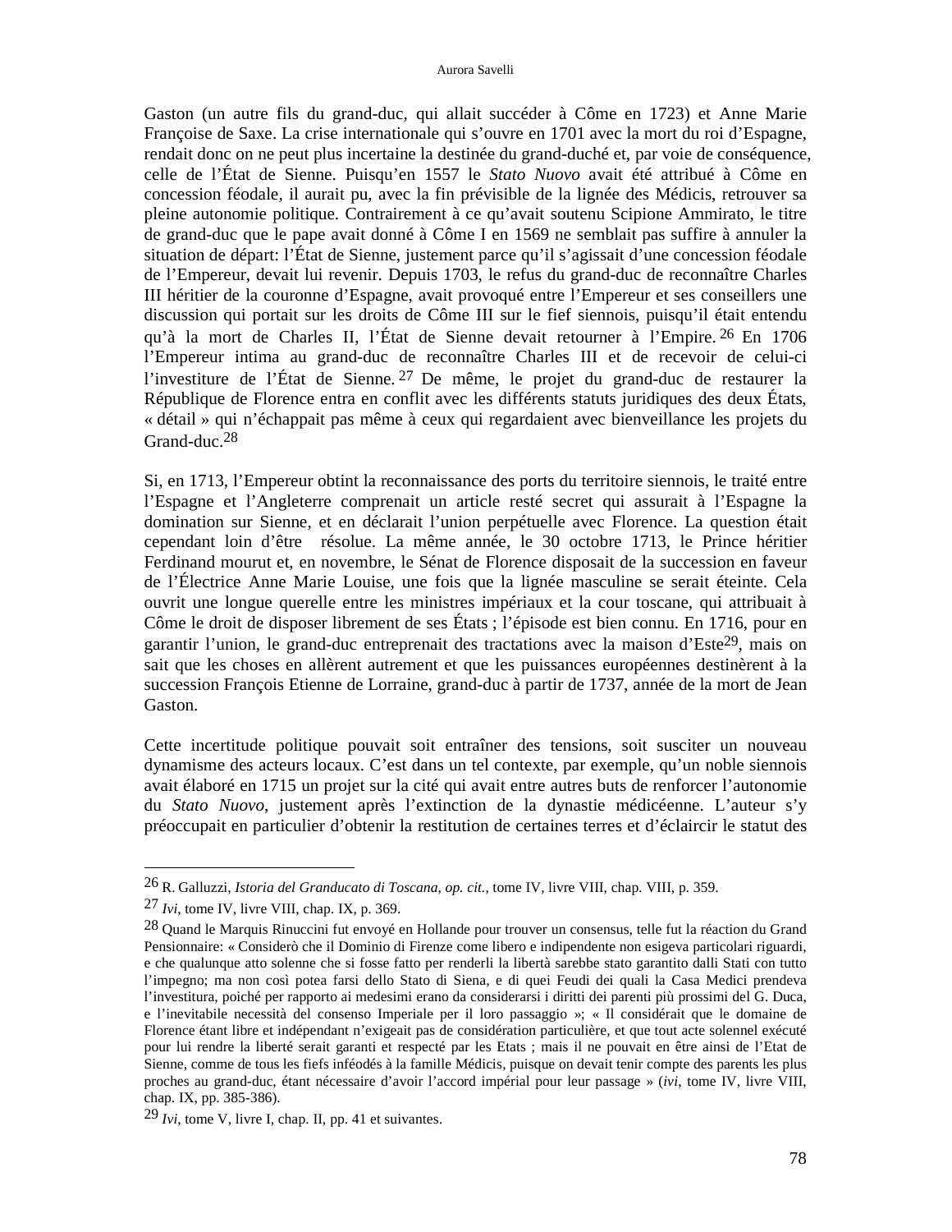Gaston (un autre fils du grand-duc, qui allait succéder à Côme en 1723) et Anne Marie Françoise de Saxe. La crise internationale qui s'ouvre en 1701 avec la mort du roi d'Espagne, rendait donc on ne peut plus incertaine la destinée du grand-duché et, par voie de conséquence, celle de l'État de Sienne. Puisqu'en 1557 le *Stato Nuovo* avait été attribué à Côme en concession féodale, il aurait pu, avec la fin prévisible de la lignée des Médicis, retrouver sa pleine autonomie politique. Contrairement à ce qu'avait soutenu Scipione Ammirato, le titre de grand-duc que le pape avait donné à Côme I en 1569 ne semblait pas suffire à annuler la situation de départ: l'État de Sienne, justement parce qu'il s'agissait d'une concession féodale de l'Empereur, devait lui revenir. Depuis 1703, le refus du grand-duc de reconnaître Charles III héritier de la couronne d'Espagne, avait provoqué entre l'Empereur et ses conseillers une discussion qui portait sur les droits de Côme III sur le fief siennois, puisqu'il était entendu qu'à la mort de Charles II, l'État de Sienne devait retourner à l'Empire.[26] En 1706 l'Empereur intima au grand-duc de reconnaître Charles III et de recevoir de celui-ci l'investiture de l'État de Sienne.[27] De même, le projet du grand-duc de restaurer la République de Florence entra en conflit avec les différents statuts juridiques des deux États, « détail » qui n'échappait pas même à ceux qui regardaient avec bienveillance les projets du Grand-duc.[28]

Si, en 1713, l'Empereur obtint la reconnaissance des ports du territoire siennois, le traité entre l'Espagne et l'Angleterre comprenait un article resté secret qui assurait à l'Espagne la domination sur Sienne, et en déclarait l'union perpétuelle avec Florence. La question était cependant loin d'être résolue. La même année, le 30 octobre 1713, le Prince héritier Ferdinand mourut et, en novembre, le Sénat de Florence disposait de la succession en faveur de l'Électrice Anne Marie Louise, une fois que la lignée masculine se serait éteinte. Cela ouvrit une longue querelle entre les ministres impériaux et la cour toscane, qui attribuait à Côme le droit de disposer librement de ses États ; l'épisode est bien connu. En 1716, pour en garantir l'union, le grand-duc entreprenait des tractations avec la maison d'Este[29], mais on sait que les choses en allèrent autrement et que les puissances européennes destinèrent à la succession François Etienne de Lorraine, grand-duc à partir de 1737, année de la mort de Jean Gaston.

Cette incertitude politique pouvait soit entraîner des tensions, soit susciter un nouveau dynamisme des acteurs locaux. C'est dans un tel contexte, par exemple, qu'un noble siennois avait élaboré en 1715 un projet sur la cité qui avait entre autres buts de renforcer l'autonomie du *Stato Nuovo*, justement après l'extinction de la dynastie médicéenne. L'auteur s'y préoccupait en particulier d'obtenir la restitution de certaines terres et d'éclaircir le statut des

---

[26] R. Galluzzi, *Istoria del Granducato di Toscana, op. cit.*, tome IV, livre VIII, chap. VIII, p. 359.

[27] *Ivi*, tome IV, livre VIII, chap. IX, p. 369.

[28] Quand le Marquis Rinuccini fut envoyé en Hollande pour trouver un consensus, telle fut la réaction du Grand Pensionnaire: « Considerò che il Dominio di Firenze come libero e indipendente non esigeva particolari riguardi, e che qualunque atto solenne che si fosse fatto per renderli la libertà sarebbe stato garantito dalli Stati con tutto l'impegno; ma non così potea farsi dello Stato di Siena, e di quei Feudi dei quali la Casa Medici prendeva l'investitura, poiché per rapporto ai medesimi erano da considerarsi i diritti dei parenti più prossimi del G. Duca, e l'inevitabile necessità del consenso Imperiale per il loro passaggio »; « Il considérait que le domaine de Florence étant libre et indépendant n'exigeait pas de considération particulière, et que tout acte solennel exécuté pour lui rendre la liberté serait garanti et respecté par les Etats ; mais il ne pouvait en être ainsi de l'Etat de Sienne, comme de tous les fiefs inféodés à la famille Médicis, puisque on devait tenir compte des parents les plus proches au grand-duc, étant nécessaire d'avoir l'accord impérial pour leur passage » (*ivi*, tome IV, livre VIII, chap. IX, pp. 385-386).

[29] *Ivi*, tome V, livre I, chap. II, pp. 41 et suivantes.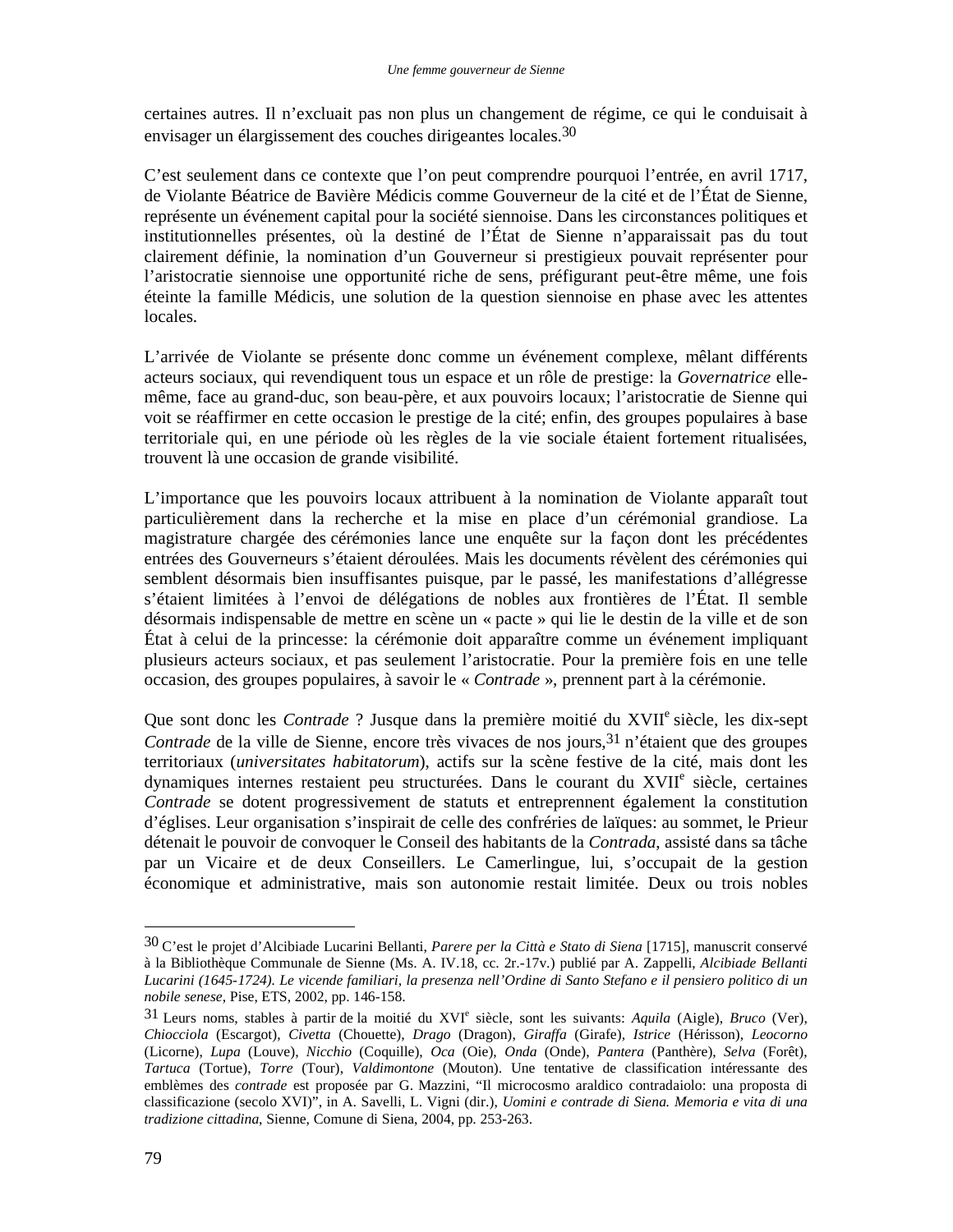certaines autres. Il n'excluait pas non plus un changement de régime, ce qui le conduisait à envisager un élargissement des couches dirigeantes locales.[30]

C'est seulement dans ce contexte que l'on peut comprendre pourquoi l'entrée, en avril 1717, de Violante Béatrice de Bavière Médicis comme Gouverneur de la cité et de l'État de Sienne, représente un événement capital pour la société siennoise. Dans les circonstances politiques et institutionnelles présentes, où la destiné de l'État de Sienne n'apparaissait pas du tout clairement définie, la nomination d'un Gouverneur si prestigieux pouvait représenter pour l'aristocratie siennoise une opportunité riche de sens, préfigurant peut-être même, une fois éteinte la famille Médicis, une solution de la question siennoise en phase avec les attentes locales.

L'arrivée de Violante se présente donc comme un événement complexe, mêlant différents acteurs sociaux, qui revendiquent tous un espace et un rôle de prestige: la *Governatrice* elle-même, face au grand-duc, son beau-père, et aux pouvoirs locaux; l'aristocratie de Sienne qui voit se réaffirmer en cette occasion le prestige de la cité; enfin, des groupes populaires à base territoriale qui, en une période où les règles de la vie sociale étaient fortement ritualisées, trouvent là une occasion de grande visibilité.

L'importance que les pouvoirs locaux attribuent à la nomination de Violante apparaît tout particulièrement dans la recherche et la mise en place d'un cérémonial grandiose. La magistrature chargée des cérémonies lance une enquête sur la façon dont les précédentes entrées des Gouverneurs s'étaient déroulées. Mais les documents révèlent des cérémonies qui semblent désormais bien insuffisantes puisque, par le passé, les manifestations d'allégresse s'étaient limitées à l'envoi de délégations de nobles aux frontières de l'État. Il semble désormais indispensable de mettre en scène un « pacte » qui lie le destin de la ville et de son État à celui de la princesse: la cérémonie doit apparaître comme un événement impliquant plusieurs acteurs sociaux, et pas seulement l'aristocratie. Pour la première fois en une telle occasion, des groupes populaires, à savoir le « *Contrade* », prennent part à la cérémonie.

Que sont donc les *Contrade* ? Jusque dans la première moitié du XVII^e siècle, les dix-sept *Contrade* de la ville de Sienne, encore très vivaces de nos jours,[31] n'étaient que des groupes territoriaux (*universitates habitatorum*), actifs sur la scène festive de la cité, mais dont les dynamiques internes restaient peu structurées. Dans le courant du XVII^e siècle, certaines *Contrade* se dotent progressivement de statuts et entreprennent également la constitution d'églises. Leur organisation s'inspirait de celle des confréries de laïques: au sommet, le Prieur détenait le pouvoir de convoquer le Conseil des habitants de la *Contrada*, assisté dans sa tâche par un Vicaire et de deux Conseillers. Le Camerlingue, lui, s'occupait de la gestion économique et administrative, mais son autonomie restait limitée. Deux ou trois nobles

---

[30] C'est le projet d'Alcibiade Lucarini Bellanti, *Parere per la Città e Stato di Siena* [1715], manuscrit conservé à la Bibliothèque Communale de Sienne (Ms. A. IV.18, cc. 2r.-17v.) publié par A. Zappelli, *Alcibiade Bellanti Lucarini (1645-1724). Le vicende familiari, la presenza nell'Ordine di Santo Stefano e il pensiero politico di un nobile senese*, Pise, ETS, 2002, pp. 146-158.

[31] Leurs noms, stables à partir de la moitié du XVI^e siècle, sont les suivants: *Aquila* (Aigle), *Bruco* (Ver), *Chiocciola* (Escargot), *Civetta* (Chouette), *Drago* (Dragon), *Giraffa* (Girafe), *Istrice* (Hérisson), *Leocorno* (Licorne), *Lupa* (Louve), *Nicchio* (Coquille), *Oca* (Oie), *Onda* (Onde), *Pantera* (Panthère), *Selva* (Forêt), *Tartuca* (Tortue), *Torre* (Tour), *Valdimontone* (Mouton). Une tentative de classification intéressante des emblèmes des *contrade* est proposée par G. Mazzini, "Il microcosmo araldico contradaiolo: una proposta di classificazione (secolo XVI)", in A. Savelli, L. Vigni (dir.), *Uomini e contrade di Siena. Memoria e vita di una tradizione cittadina*, Sienne, Comune di Siena, 2004, pp. 253-263.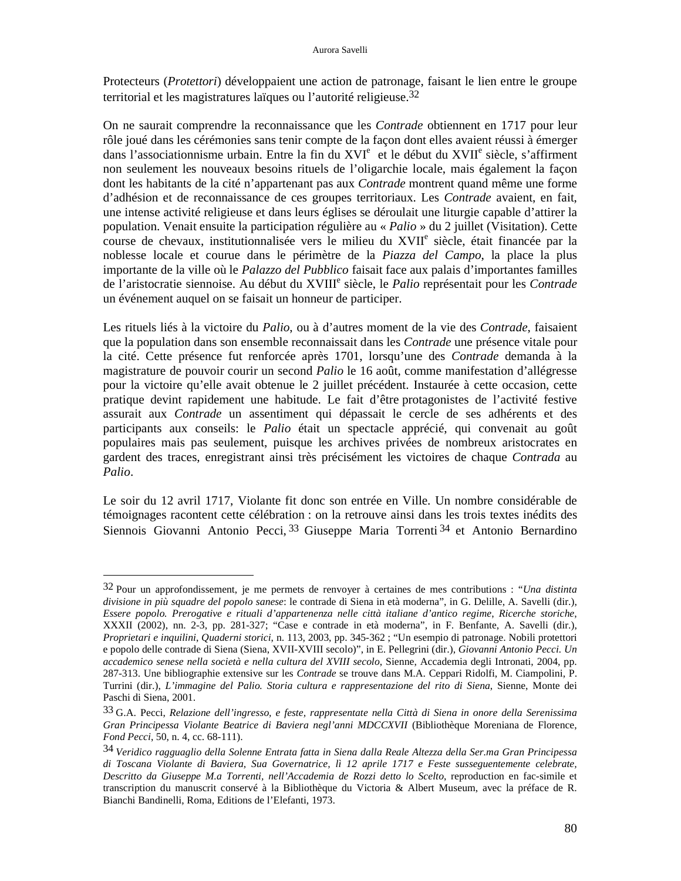Protecteurs (*Protettori*) développaient une action de patronage, faisant le lien entre le groupe territorial et les magistratures laïques ou l'autorité religieuse.[32]

On ne saurait comprendre la reconnaissance que les *Contrade* obtiennent en 1717 pour leur rôle joué dans les cérémonies sans tenir compte de la façon dont elles avaient réussi à émerger dans l'associationnisme urbain. Entre la fin du XVI^e^ et le début du XVII^e^ siècle, s'affirment non seulement les nouveaux besoins rituels de l'oligarchie locale, mais également la façon dont les habitants de la cité n'appartenant pas aux *Contrade* montrent quand même une forme d'adhésion et de reconnaissance de ces groupes territoriaux. Les *Contrade* avaient, en fait, une intense activité religieuse et dans leurs églises se déroulait une liturgie capable d'attirer la population. Venait ensuite la participation régulière au « *Palio* » du 2 juillet (Visitation). Cette course de chevaux, institutionnalisée vers le milieu du XVII^e^ siècle, était financée par la noblesse locale et courue dans le périmètre de la *Piazza del Campo*, la place la plus importante de la ville où le *Palazzo del Pubblico* faisait face aux palais d'importantes familles de l'aristocratie siennoise. Au début du XVIII^e^ siècle, le *Palio* représentait pour les *Contrade* un événement auquel on se faisait un honneur de participer.

Les rituels liés à la victoire du *Palio*, ou à d'autres moment de la vie des *Contrade*, faisaient que la population dans son ensemble reconnaissait dans les *Contrade* une présence vitale pour la cité. Cette présence fut renforcée après 1701, lorsqu'une des *Contrade* demanda à la magistrature de pouvoir courir un second *Palio* le 16 août, comme manifestation d'allégresse pour la victoire qu'elle avait obtenue le 2 juillet précédent. Instaurée à cette occasion, cette pratique devint rapidement une habitude. Le fait d'être protagonistes de l'activité festive assurait aux *Contrade* un assentiment qui dépassait le cercle de ses adhérents et des participants aux conseils: le *Palio* était un spectacle apprécié, qui convenait au goût populaires mais pas seulement, puisque les archives privées de nombreux aristocrates en gardent des traces, enregistrant ainsi très précisément les victoires de chaque *Contrada* au *Palio*.

Le soir du 12 avril 1717, Violante fit donc son entrée en Ville. Un nombre considérable de témoignages racontent cette célébration : on la retrouve ainsi dans les trois textes inédits des Siennois Giovanni Antonio Pecci,[33] Giuseppe Maria Torrenti[34] et Antonio Bernardino

---

[32] Pour un approfondissement, je me permets de renvoyer à certaines de mes contributions : "*Una distinta divisione in più squadre del popolo sanese*: le contrade di Siena in età moderna", in G. Delille, A. Savelli (dir.), *Essere popolo. Prerogative e rituali d'appartenenza nelle città italiane d'antico regime*, *Ricerche storiche*, XXXII (2002), nn. 2-3, pp. 281-327; "Case e contrade in età moderna", in F. Benfante, A. Savelli (dir.), *Proprietari e inquilini*, *Quaderni storici*, n. 113, 2003, pp. 345-362 ; "Un esempio di patronage. Nobili protettori e popolo delle contrade di Siena (Siena, XVII-XVIII secolo)", in E. Pellegrini (dir.), *Giovanni Antonio Pecci. Un accademico senese nella società e nella cultura del XVIII secolo*, Sienne, Accademia degli Intronati, 2004, pp. 287-313. Une bibliographie extensive sur les *Contrade* se trouve dans M.A. Ceppari Ridolfi, M. Ciampolini, P. Turrini (dir.), *L'immagine del Palio. Storia cultura e rappresentazione del rito di Siena*, Sienne, Monte dei Paschi di Siena, 2001.

[33] G.A. Pecci, *Relazione dell'ingresso, e feste, rappresentate nella Città di Siena in onore della Serenissima Gran Principessa Violante Beatrice di Baviera negl'anni MDCCXVII* (Bibliothèque Moreniana de Florence, *Fond Pecci*, 50, n. 4, cc. 68-111).

[34] *Veridico ragguaglio della Solenne Entrata fatta in Siena dalla Reale Altezza della Ser.ma Gran Principessa di Toscana Violante di Baviera, Sua Governatrice, lì 12 aprile 1717 e Feste susseguentemente celebrate, Descritto da Giuseppe M.a Torrenti, nell'Accademia de Rozzi detto lo Scelto*, reproduction en fac-simile et transcription du manuscrit conservé à la Bibliothèque du Victoria & Albert Museum, avec la préface de R. Bianchi Bandinelli, Roma, Editions de l'Elefanti, 1973.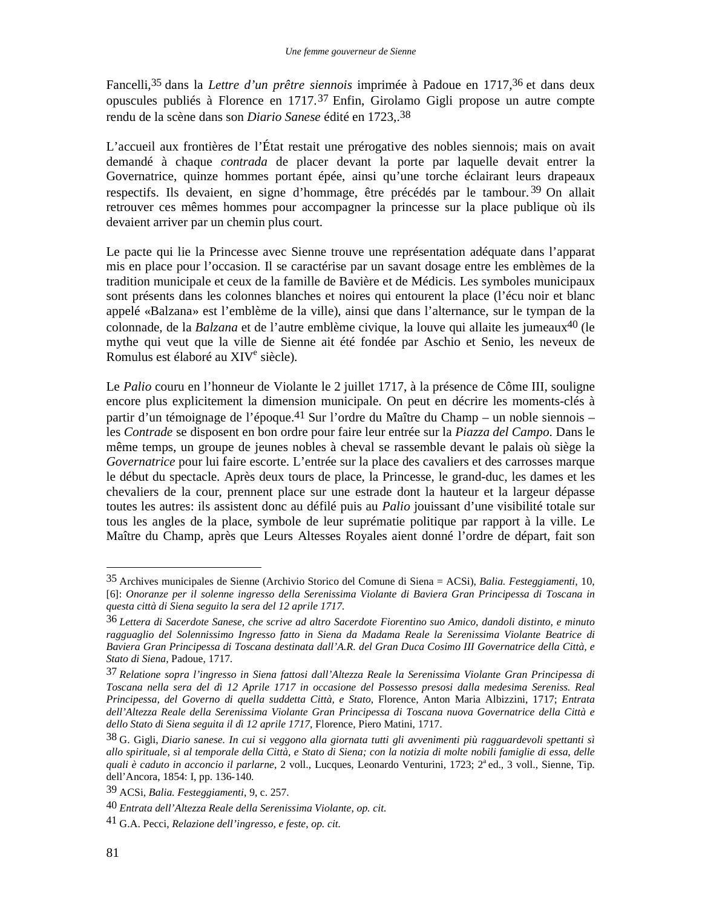Fancelli,[35] dans la *Lettre d'un prêtre siennois* imprimée à Padoue en 1717,[36] et dans deux opuscules publiés à Florence en 1717.[37] Enfin, Girolamo Gigli propose un autre compte rendu de la scène dans son *Diario Sanese* édité en 1723,.[38]

L'accueil aux frontières de l'État restait une prérogative des nobles siennois; mais on avait demandé à chaque *contrada* de placer devant la porte par laquelle devait entrer la Governatrice, quinze hommes portant épée, ainsi qu'une torche éclairant leurs drapeaux respectifs. Ils devaient, en signe d'hommage, être précédés par le tambour.[39] On allait retrouver ces mêmes hommes pour accompagner la princesse sur la place publique où ils devaient arriver par un chemin plus court.

Le pacte qui lie la Princesse avec Sienne trouve une représentation adéquate dans l'apparat mis en place pour l'occasion. Il se caractérise par un savant dosage entre les emblèmes de la tradition municipale et ceux de la famille de Bavière et de Médicis. Les symboles municipaux sont présents dans les colonnes blanches et noires qui entourent la place (l'écu noir et blanc appelé «Balzana» est l'emblème de la ville), ainsi que dans l'alternance, sur le tympan de la colonnade, de la *Balzana* et de l'autre emblème civique, la louve qui allaite les jumeaux[40] (le mythe qui veut que la ville de Sienne ait été fondée par Aschio et Senio, les neveux de Romulus est élaboré au XIV^e^ siècle).

Le *Palio* couru en l'honneur de Violante le 2 juillet 1717, à la présence de Côme III, souligne encore plus explicitement la dimension municipale. On peut en décrire les moments-clés à partir d'un témoignage de l'époque.[41] Sur l'ordre du Maître du Champ – un noble siennois – les *Contrade* se disposent en bon ordre pour faire leur entrée sur la *Piazza del Campo*. Dans le même temps, un groupe de jeunes nobles à cheval se rassemble devant le palais où siège la *Governatrice* pour lui faire escorte. L'entrée sur la place des cavaliers et des carrosses marque le début du spectacle. Après deux tours de place, la Princesse, le grand-duc, les dames et les chevaliers de la cour, prennent place sur une estrade dont la hauteur et la largeur dépasse toutes les autres: ils assistent donc au défilé puis au *Palio* jouissant d'une visibilité totale sur tous les angles de la place, symbole de leur suprématie politique par rapport à la ville. Le Maître du Champ, après que Leurs Altesses Royales aient donné l'ordre de départ, fait son

---

[35] Archives municipales de Sienne (Archivio Storico del Comune di Siena = ACSi), *Balia. Festeggiamenti*, 10, [6]: *Onoranze per il solenne ingresso della Serenissima Violante di Baviera Gran Principessa di Toscana in questa città di Siena seguito la sera del 12 aprile 1717.*

[36] *Lettera di Sacerdote Sanese, che scrive ad altro Sacerdote Fiorentino suo Amico, dandoli distinto, e minuto ragguaglio del Solennissimo Ingresso fatto in Siena da Madama Reale la Serenissima Violante Beatrice di Baviera Gran Principessa di Toscana destinata dall'A.R. del Gran Duca Cosimo III Governatrice della Città, e Stato di Siena*, Padoue, 1717.

[37] *Relatione sopra l'ingresso in Siena fattosi dall'Altezza Reale la Serenissima Violante Gran Principessa di Toscana nella sera del dì 12 Aprile 1717 in occasione del Possesso presosi dalla medesima Sereniss. Real Principessa, del Governo di quella suddetta Città, e Stato*, Florence, Anton Maria Albizzini, 1717; *Entrata dell'Altezza Reale della Serenissima Violante Gran Principessa di Toscana nuova Governatrice della Città e dello Stato di Siena seguita il dì 12 aprile 1717*, Florence, Piero Matini, 1717.

[38] G. Gigli, *Diario sanese. In cui si veggono alla giornata tutti gli avvenimenti più ragguardevoli spettanti sì allo spirituale, sì al temporale della Città, e Stato di Siena; con la notizia di molte nobili famiglie di essa, delle quali è caduto in acconcio il parlarne*, 2 voll., Lucques, Leonardo Venturini, 1723; 2^a^ ed., 3 voll., Sienne, Tip. dell'Ancora, 1854: I, pp. 136-140.

[39] ACSi, *Balia. Festeggiamenti*, 9, c. 257.

[40] *Entrata dell'Altezza Reale della Serenissima Violante, op. cit.*

[41] G.A. Pecci, *Relazione dell'ingresso, e feste*, *op. cit.*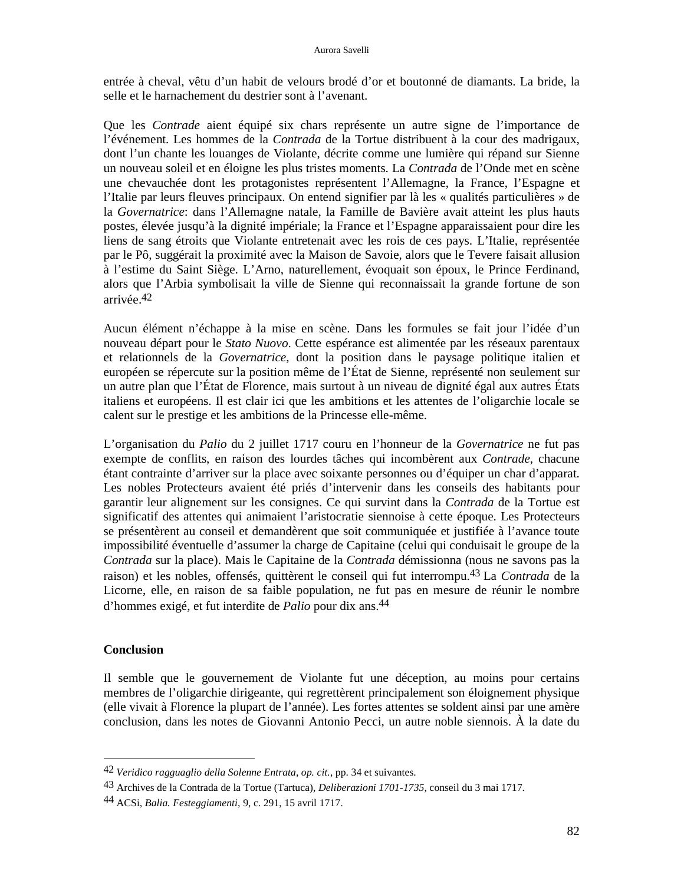entrée à cheval, vêtu d'un habit de velours brodé d'or et boutonné de diamants. La bride, la selle et le harnachement du destrier sont à l'avenant.

Que les *Contrade* aient équipé six chars représente un autre signe de l'importance de l'événement. Les hommes de la *Contrada* de la Tortue distribuent à la cour des madrigaux, dont l'un chante les louanges de Violante, décrite comme une lumière qui répand sur Sienne un nouveau soleil et en éloigne les plus tristes moments. La *Contrada* de l'Onde met en scène une chevauchée dont les protagonistes représentent l'Allemagne, la France, l'Espagne et l'Italie par leurs fleuves principaux. On entend signifier par là les « qualités particulières » de la *Governatrice*: dans l'Allemagne natale, la Famille de Bavière avait atteint les plus hauts postes, élevée jusqu'à la dignité impériale; la France et l'Espagne apparaissaient pour dire les liens de sang étroits que Violante entretenait avec les rois de ces pays. L'Italie, représentée par le Pô, suggérait la proximité avec la Maison de Savoie, alors que le Tevere faisait allusion à l'estime du Saint Siège. L'Arno, naturellement, évoquait son époux, le Prince Ferdinand, alors que l'Arbia symbolisait la ville de Sienne qui reconnaissait la grande fortune de son arrivée.[42]

Aucun élément n'échappe à la mise en scène. Dans les formules se fait jour l'idée d'un nouveau départ pour le *Stato Nuovo*. Cette espérance est alimentée par les réseaux parentaux et relationnels de la *Governatrice*, dont la position dans le paysage politique italien et européen se répercute sur la position même de l'État de Sienne, représenté non seulement sur un autre plan que l'État de Florence, mais surtout à un niveau de dignité égal aux autres États italiens et européens. Il est clair ici que les ambitions et les attentes de l'oligarchie locale se calent sur le prestige et les ambitions de la Princesse elle-même.

L'organisation du *Palio* du 2 juillet 1717 couru en l'honneur de la *Governatrice* ne fut pas exempte de conflits, en raison des lourdes tâches qui incombèrent aux *Contrade*, chacune étant contrainte d'arriver sur la place avec soixante personnes ou d'équiper un char d'apparat. Les nobles Protecteurs avaient été priés d'intervenir dans les conseils des habitants pour garantir leur alignement sur les consignes. Ce qui survint dans la *Contrada* de la Tortue est significatif des attentes qui animaient l'aristocratie siennoise à cette époque. Les Protecteurs se présentèrent au conseil et demandèrent que soit communiquée et justifiée à l'avance toute impossibilité éventuelle d'assumer la charge de Capitaine (celui qui conduisait le groupe de la *Contrada* sur la place). Mais le Capitaine de la *Contrada* démissionna (nous ne savons pas la raison) et les nobles, offensés, quittèrent le conseil qui fut interrompu.[43] La *Contrada* de la Licorne, elle, en raison de sa faible population, ne fut pas en mesure de réunir le nombre d'hommes exigé, et fut interdite de *Palio* pour dix ans.[44]

## Conclusion

Il semble que le gouvernement de Violante fut une déception, au moins pour certains membres de l'oligarchie dirigeante, qui regrettèrent principalement son éloignement physique (elle vivait à Florence la plupart de l'année). Les fortes attentes se soldent ainsi par une amère conclusion, dans les notes de Giovanni Antonio Pecci, un autre noble siennois. À la date du

---

[42] *Veridico ragguaglio della Solenne Entrata*, *op. cit.*, pp. 34 et suivantes.

[43] Archives de la Contrada de la Tortue (Tartuca), *Deliberazioni 1701-1735*, conseil du 3 mai 1717.

[44] ACSi, *Balia. Festeggiamenti*, 9, c. 291, 15 avril 1717.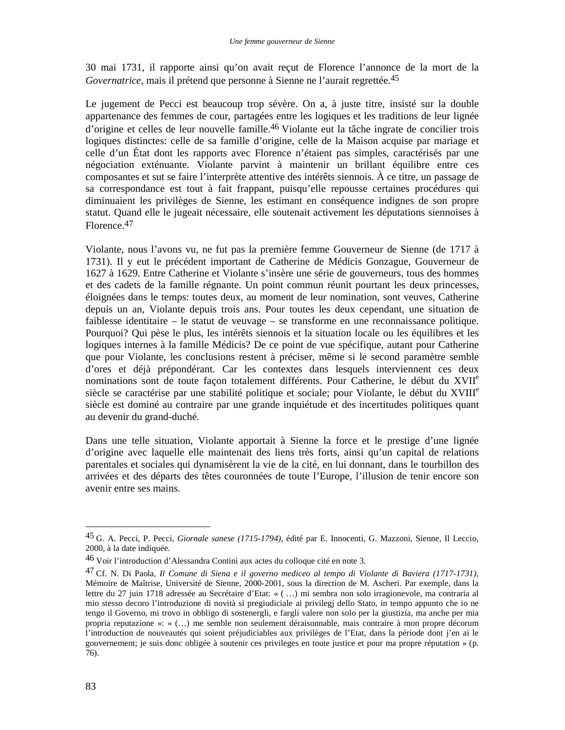30 mai 1731, il rapporte ainsi qu'on avait reçut de Florence l'annonce de la mort de la *Governatrice*, mais il prétend que personne à Sienne ne l'aurait regrettée.[45]

Le jugement de Pecci est beaucoup trop sévère. On a, à juste titre, insisté sur la double appartenance des femmes de cour, partagées entre les logiques et les traditions de leur lignée d'origine et celles de leur nouvelle famille.[46] Violante eut la tâche ingrate de concilier trois logiques distinctes: celle de sa famille d'origine, celle de la Maison acquise par mariage et celle d'un État dont les rapports avec Florence n'étaient pas simples, caractérisés par une négociation exténuante. Violante parvint à maintenir un brillant équilibre entre ces composantes et sut se faire l'interprète attentive des intérêts siennois. À ce titre, un passage de sa correspondance est tout à fait frappant, puisqu'elle repousse certaines procédures qui diminuaient les privilèges de Sienne, les estimant en conséquence indignes de son propre statut. Quand elle le jugeait nécessaire, elle soutenait activement les députations siennoises à Florence.[47]

Violante, nous l'avons vu, ne fut pas la première femme Gouverneur de Sienne (de 1717 à 1731). Il y eut le précédent important de Catherine de Médicis Gonzague, Gouverneur de 1627 à 1629. Entre Catherine et Violante s'insère une série de gouverneurs, tous des hommes et des cadets de la famille régnante. Un point commun réunit pourtant les deux princesses, éloignées dans le temps: toutes deux, au moment de leur nomination, sont veuves, Catherine depuis un an, Violante depuis trois ans. Pour toutes les deux cependant, une situation de faiblesse identitaire – le statut de veuvage – se transforme en une reconnaissance politique. Pourquoi? Qui pèse le plus, les intérêts siennois et la situation locale ou les équilibres et les logiques internes à la famille Médicis? De ce point de vue spécifique, autant pour Catherine que pour Violante, les conclusions restent à préciser, même si le second paramètre semble d'ores et déjà prépondérant. Car les contextes dans lesquels interviennent ces deux nominations sont de toute façon totalement différents. Pour Catherine, le début du XVII^e^ siècle se caractérise par une stabilité politique et sociale; pour Violante, le début du XVIII^e^ siècle est dominé au contraire par une grande inquiétude et des incertitudes politiques quant au devenir du grand-duché.

Dans une telle situation, Violante apportait à Sienne la force et le prestige d'une lignée d'origine avec laquelle elle maintenait des liens très forts, ainsi qu'un capital de relations parentales et sociales qui dynamisèrent la vie de la cité, en lui donnant, dans le tourbillon des arrivées et des départs des têtes couronnées de toute l'Europe, l'illusion de tenir encore son avenir entre ses mains.

---

[45] G. A. Pecci, P. Pecci, *Giornale sanese (1715-1794)*, édité par E. Innocenti, G. Mazzoni, Sienne, Il Leccio, 2000, à la date indiquée.

[46] Voir l'introduction d'Alessandra Contini aux actes du colloque cité en note 3.

[47] Cf. N. Di Paola, *Il Comune di Siena e il governo mediceo al tempo di Violante di Baviera (1717-1731)*, Mémoire de Maîtrise, Université de Sienne, 2000-2001, sous la direction de M. Ascheri. Par exemple, dans la lettre du 27 juin 1718 adressée au Secrétaire d'Etat: « ( …) mi sembra non solo irragionevole, ma contraria al mio stesso decoro l'introduzione di novità sì pregiudiciale ai privilegj dello Stato, in tempo appunto che io ne tengo il Governo, mi trovo in obbligo di sostenergli, e fargli valere non solo per la giustizia, ma anche per mia propria reputazione »: « (…) me semble non seulement déraisonnable, mais contraire à mon propre décorum l'introduction de nouveautés qui soient préjudiciables aux privilèges de l'Etat, dans la période dont j'en ai le gouvernement; je suis donc obligée à soutenir ces privileges en toute justice et pour ma propre réputation » (p. 76).